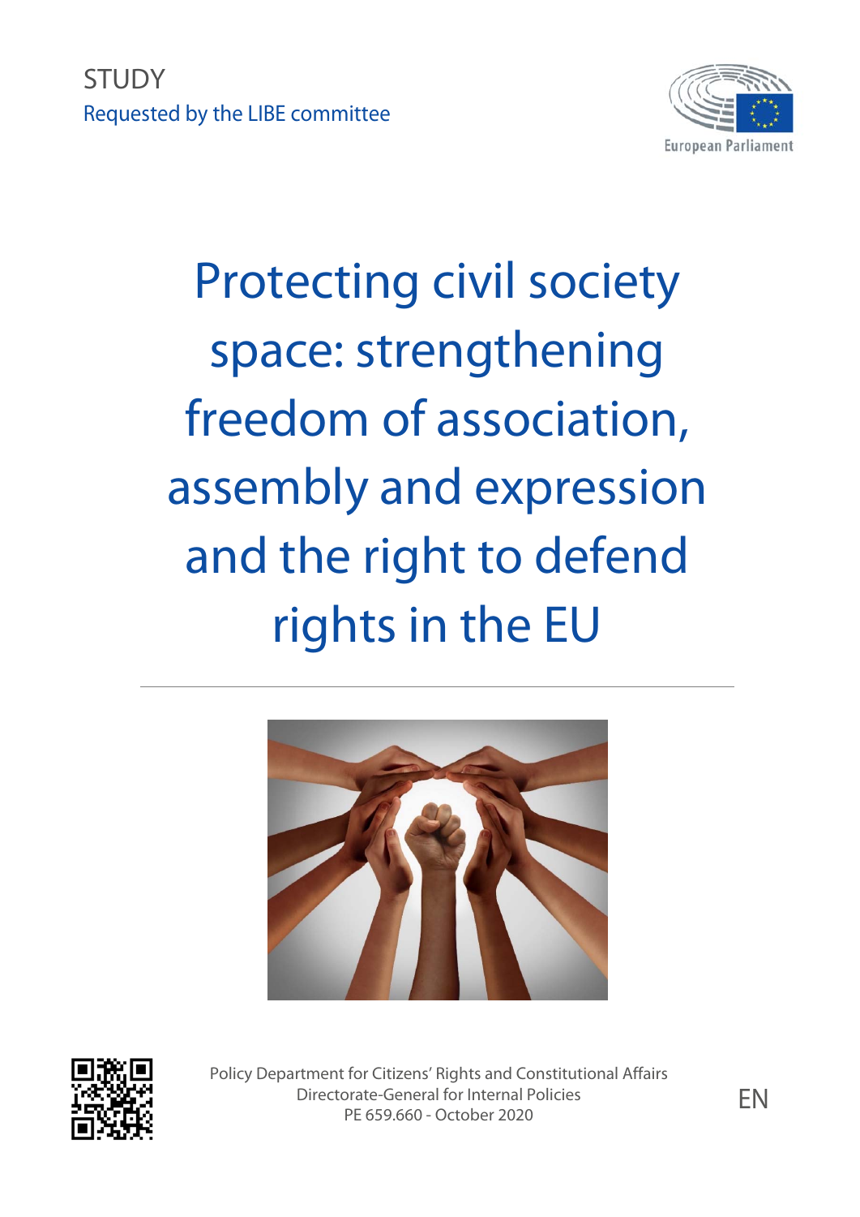STUDY

Requested by the LIBE committee

European Parliament

# Protecting civil society space: strengthening freedom of association, assembly and expression and the right to defend rights in the EU

Policy Department for Citizens' Rights and Constitutional Affairs
Directorate-General for Internal Policies
PE 659.660 - October 2020

EN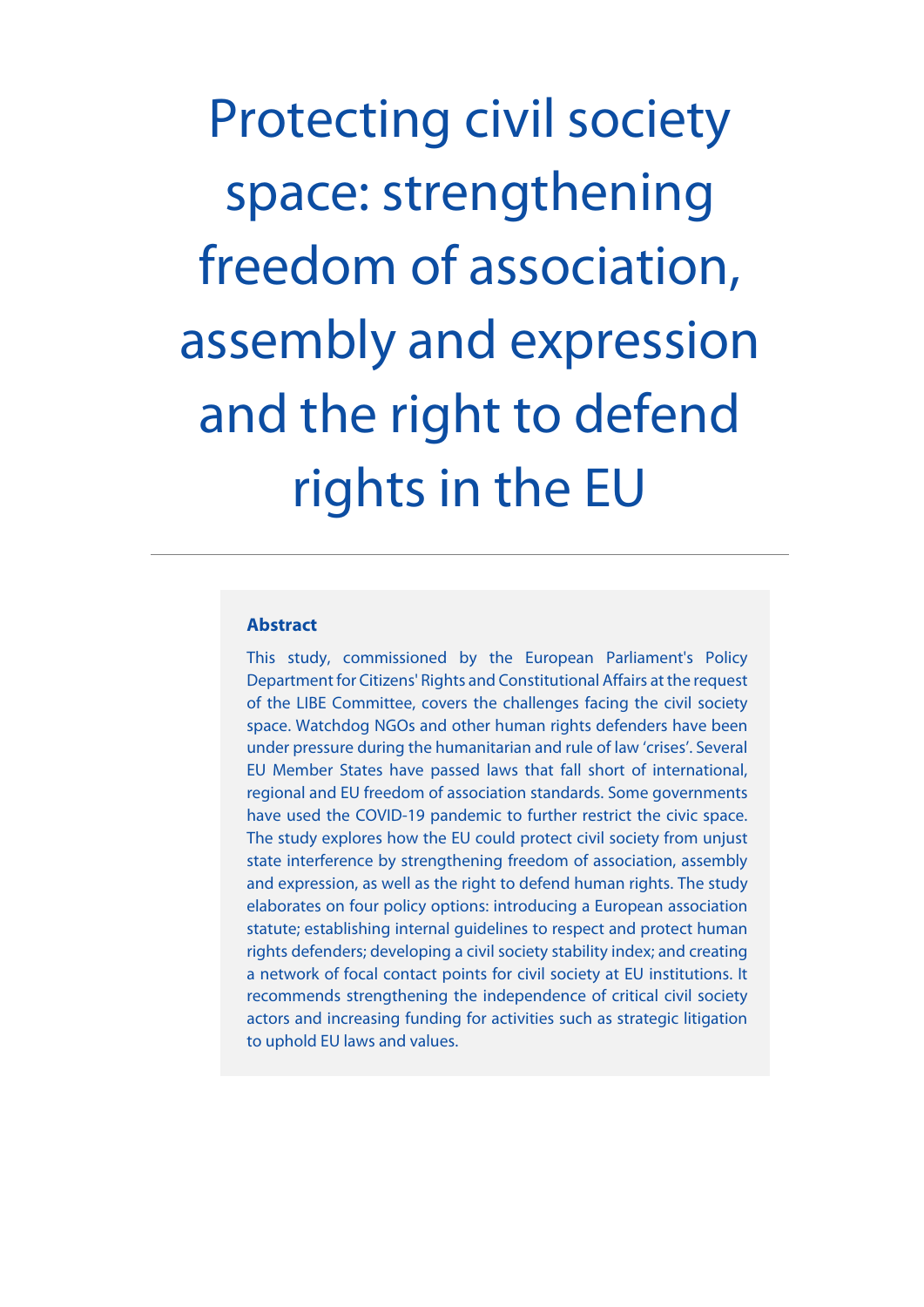# Protecting civil society space: strengthening freedom of association, assembly and expression and the right to defend rights in the EU

---

**Abstract**

This study, commissioned by the European Parliament's Policy Department for Citizens' Rights and Constitutional Affairs at the request of the LIBE Committee, covers the challenges facing the civil society space. Watchdog NGOs and other human rights defenders have been under pressure during the humanitarian and rule of law 'crises'. Several EU Member States have passed laws that fall short of international, regional and EU freedom of association standards. Some governments have used the COVID-19 pandemic to further restrict the civic space. The study explores how the EU could protect civil society from unjust state interference by strengthening freedom of association, assembly and expression, as well as the right to defend human rights. The study elaborates on four policy options: introducing a European association statute; establishing internal guidelines to respect and protect human rights defenders; developing a civil society stability index; and creating a network of focal contact points for civil society at EU institutions. It recommends strengthening the independence of critical civil society actors and increasing funding for activities such as strategic litigation to uphold EU laws and values.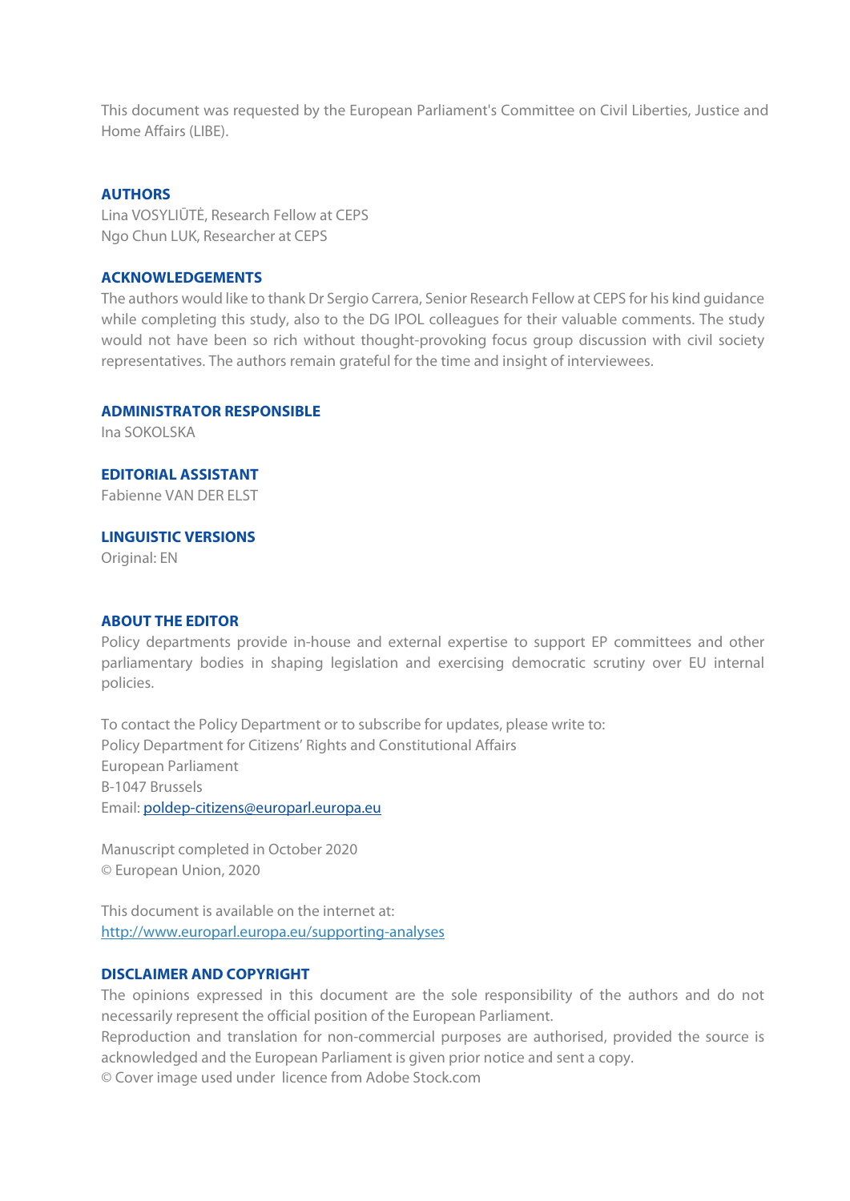This document was requested by the European Parliament's Committee on Civil Liberties, Justice and Home Affairs (LIBE).

**AUTHORS**

Lina VOSYLIŪTĖ, Research Fellow at CEPS
Ngo Chun LUK, Researcher at CEPS

**ACKNOWLEDGEMENTS**

The authors would like to thank Dr Sergio Carrera, Senior Research Fellow at CEPS for his kind guidance while completing this study, also to the DG IPOL colleagues for their valuable comments. The study would not have been so rich without thought-provoking focus group discussion with civil society representatives. The authors remain grateful for the time and insight of interviewees.

**ADMINISTRATOR RESPONSIBLE**

Ina SOKOLSKA

**EDITORIAL ASSISTANT**

Fabienne VAN DER ELST

**LINGUISTIC VERSIONS**

Original: EN

**ABOUT THE EDITOR**

Policy departments provide in-house and external expertise to support EP committees and other parliamentary bodies in shaping legislation and exercising democratic scrutiny over EU internal policies.

To contact the Policy Department or to subscribe for updates, please write to:
Policy Department for Citizens' Rights and Constitutional Affairs
European Parliament
B-1047 Brussels
Email: poldep-citizens@europarl.europa.eu

Manuscript completed in October 2020
© European Union, 2020

This document is available on the internet at:
http://www.europarl.europa.eu/supporting-analyses

**DISCLAIMER AND COPYRIGHT**

The opinions expressed in this document are the sole responsibility of the authors and do not necessarily represent the official position of the European Parliament.
Reproduction and translation for non-commercial purposes are authorised, provided the source is acknowledged and the European Parliament is given prior notice and sent a copy.
© Cover image used under licence from Adobe Stock.com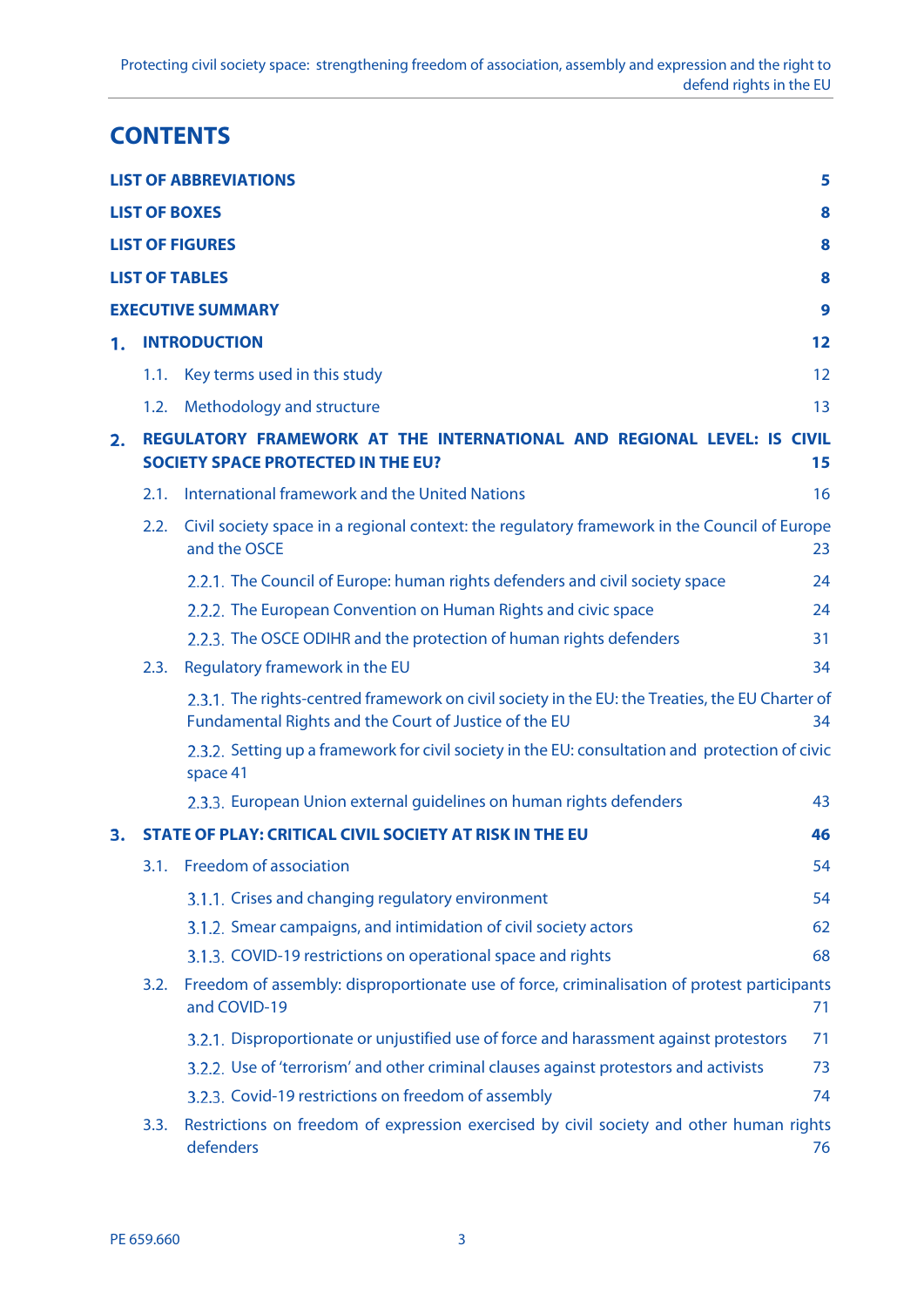# CONTENTS

**LIST OF ABBREVIATIONS** 5

**LIST OF BOXES** 8

**LIST OF FIGURES** 8

**LIST OF TABLES** 8

**EXECUTIVE SUMMARY** 9

**1. INTRODUCTION** 12

- 1.1. Key terms used in this study 12
- 1.2. Methodology and structure 13

**2. REGULATORY FRAMEWORK AT THE INTERNATIONAL AND REGIONAL LEVEL: IS CIVIL SOCIETY SPACE PROTECTED IN THE EU?** 15

- 2.1. International framework and the United Nations 16
- 2.2. Civil society space in a regional context: the regulatory framework in the Council of Europe and the OSCE 23
  - 2.2.1. The Council of Europe: human rights defenders and civil society space 24
  - 2.2.2. The European Convention on Human Rights and civic space 24
  - 2.2.3. The OSCE ODIHR and the protection of human rights defenders 31
- 2.3. Regulatory framework in the EU 34
  - 2.3.1. The rights-centred framework on civil society in the EU: the Treaties, the EU Charter of Fundamental Rights and the Court of Justice of the EU 34
  - 2.3.2. Setting up a framework for civil society in the EU: consultation and protection of civic space 41
  - 2.3.3. European Union external guidelines on human rights defenders 43

**3. STATE OF PLAY: CRITICAL CIVIL SOCIETY AT RISK IN THE EU** 46

- 3.1. Freedom of association 54
  - 3.1.1. Crises and changing regulatory environment 54
  - 3.1.2. Smear campaigns, and intimidation of civil society actors 62
  - 3.1.3. COVID-19 restrictions on operational space and rights 68
- 3.2. Freedom of assembly: disproportionate use of force, criminalisation of protest participants and COVID-19 71
  - 3.2.1. Disproportionate or unjustified use of force and harassment against protestors 71
  - 3.2.2. Use of 'terrorism' and other criminal clauses against protestors and activists 73
  - 3.2.3. Covid-19 restrictions on freedom of assembly 74
- 3.3. Restrictions on freedom of expression exercised by civil society and other human rights defenders 76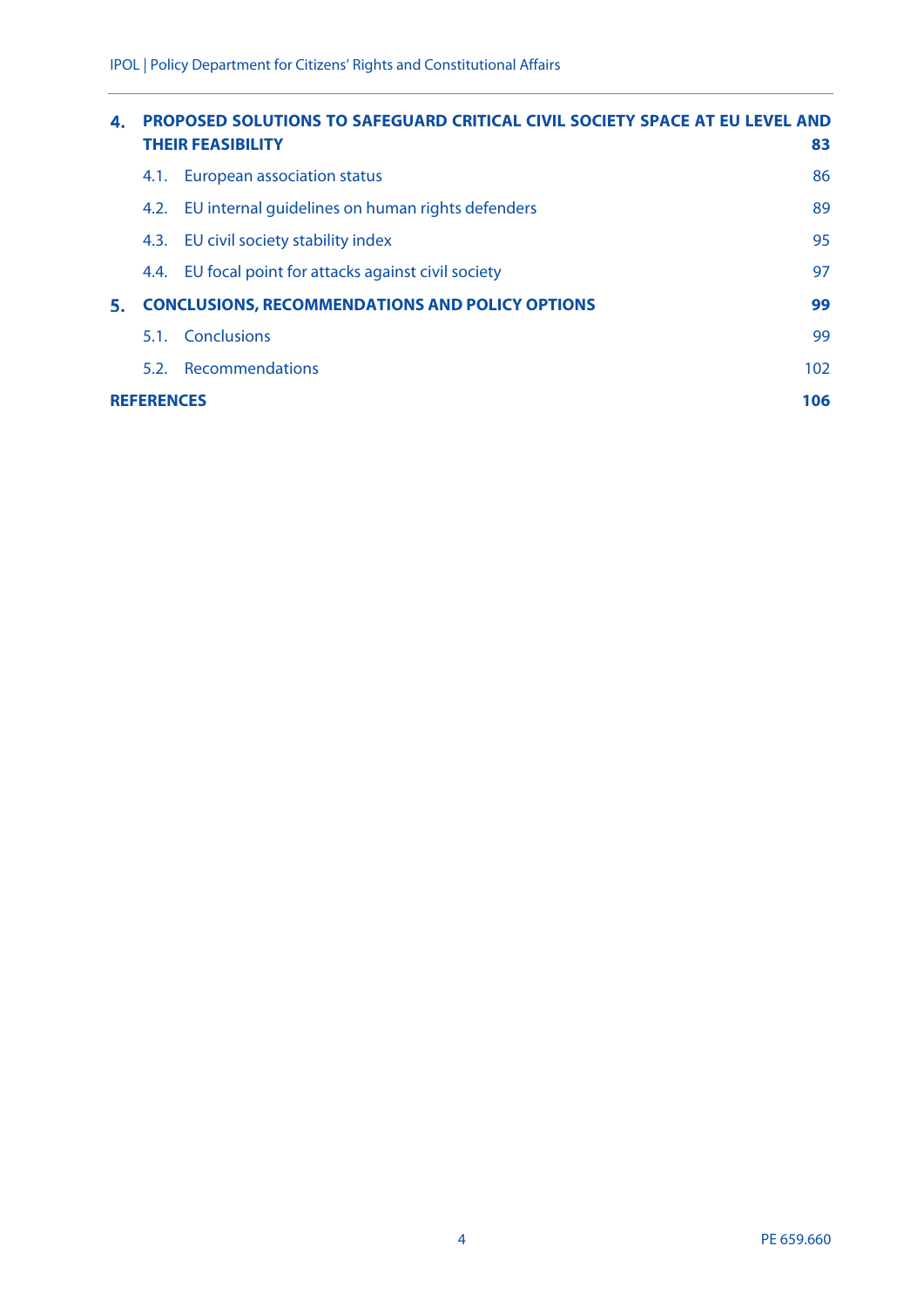**4. PROPOSED SOLUTIONS TO SAFEGUARD CRITICAL CIVIL SOCIETY SPACE AT EU LEVEL AND THEIR FEASIBILITY** **83**

4.1. European association status 86

4.2. EU internal guidelines on human rights defenders 89

4.3. EU civil society stability index 95

4.4. EU focal point for attacks against civil society 97

**5. CONCLUSIONS, RECOMMENDATIONS AND POLICY OPTIONS** **99**

5.1. Conclusions 99

5.2. Recommendations 102

**REFERENCES** **106**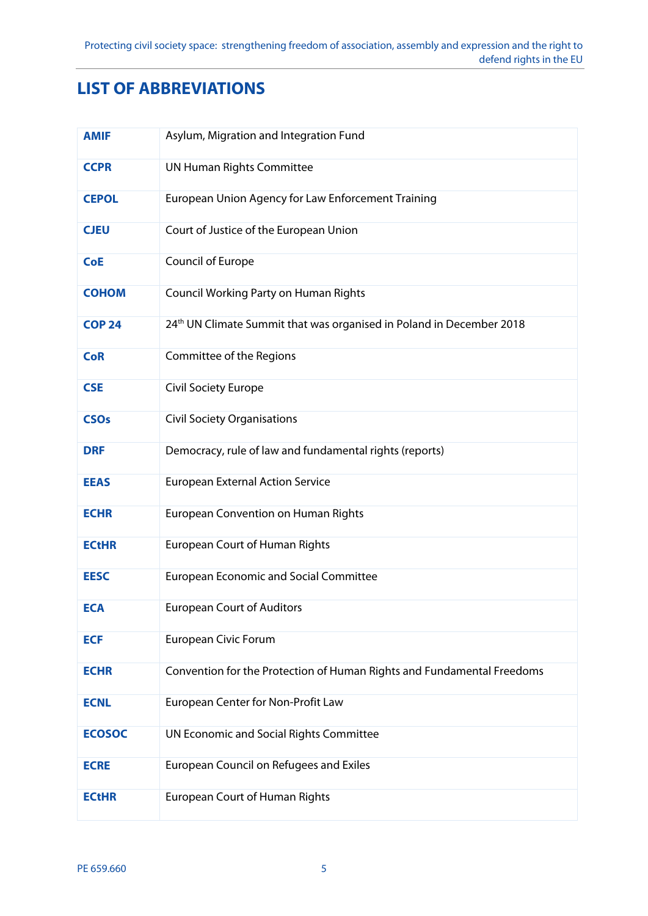# LIST OF ABBREVIATIONS

| | |
|---|---|
| **AMIF** | Asylum, Migration and Integration Fund |
| **CCPR** | UN Human Rights Committee |
| **CEPOL** | European Union Agency for Law Enforcement Training |
| **CJEU** | Court of Justice of the European Union |
| **CoE** | Council of Europe |
| **COHOM** | Council Working Party on Human Rights |
| **COP 24** | 24th UN Climate Summit that was organised in Poland in December 2018 |
| **CoR** | Committee of the Regions |
| **CSE** | Civil Society Europe |
| **CSOs** | Civil Society Organisations |
| **DRF** | Democracy, rule of law and fundamental rights (reports) |
| **EEAS** | European External Action Service |
| **ECHR** | European Convention on Human Rights |
| **ECtHR** | European Court of Human Rights |
| **EESC** | European Economic and Social Committee |
| **ECA** | European Court of Auditors |
| **ECF** | European Civic Forum |
| **ECHR** | Convention for the Protection of Human Rights and Fundamental Freedoms |
| **ECNL** | European Center for Non-Profit Law |
| **ECOSOC** | UN Economic and Social Rights Committee |
| **ECRE** | European Council on Refugees and Exiles |
| **ECtHR** | European Court of Human Rights |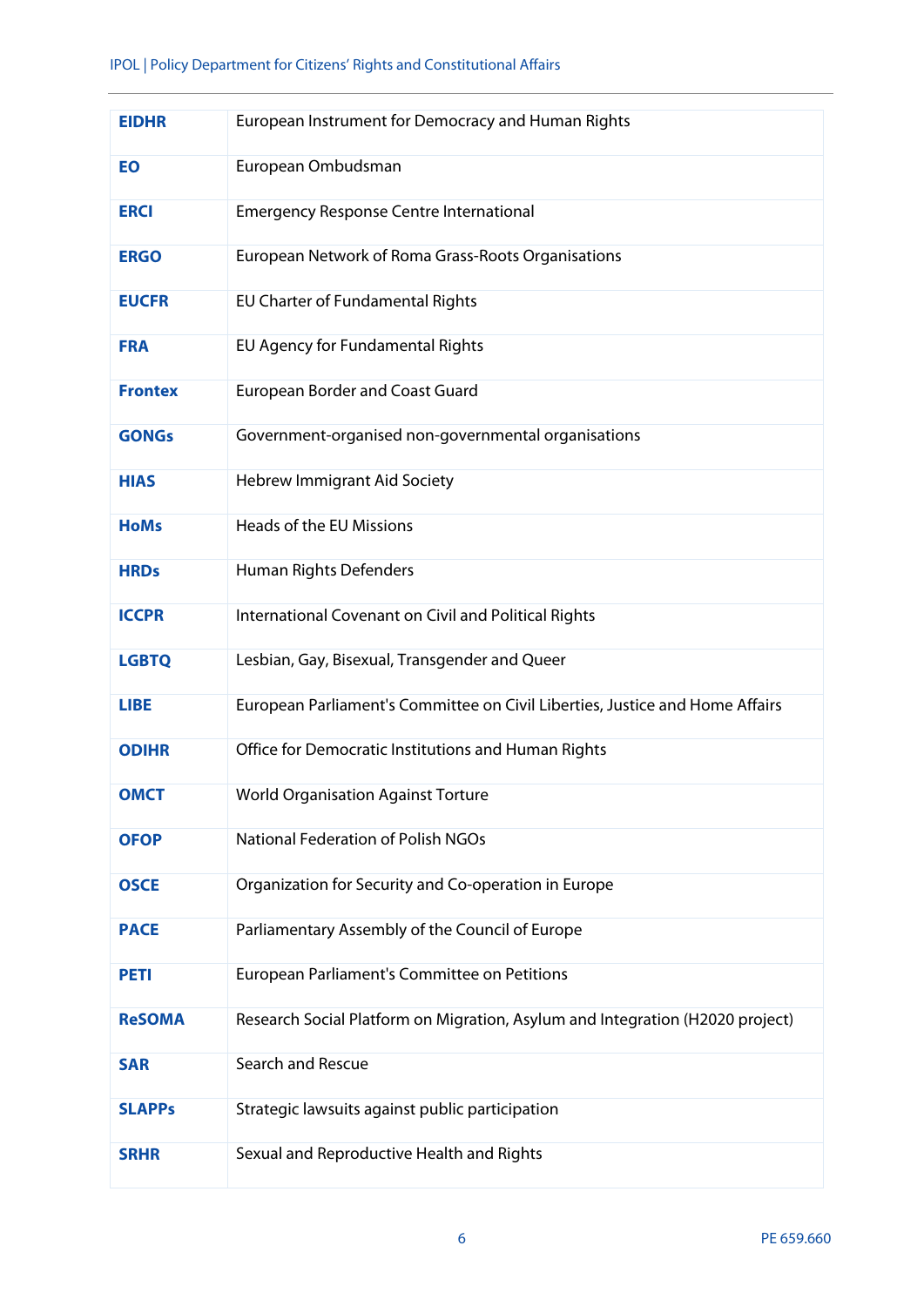| | |
|---|---|
| **EIDHR** | European Instrument for Democracy and Human Rights |
| **EO** | European Ombudsman |
| **ERCI** | Emergency Response Centre International |
| **ERGO** | European Network of Roma Grass-Roots Organisations |
| **EUCFR** | EU Charter of Fundamental Rights |
| **FRA** | EU Agency for Fundamental Rights |
| **Frontex** | European Border and Coast Guard |
| **GONGs** | Government-organised non-governmental organisations |
| **HIAS** | Hebrew Immigrant Aid Society |
| **HoMs** | Heads of the EU Missions |
| **HRDs** | Human Rights Defenders |
| **ICCPR** | International Covenant on Civil and Political Rights |
| **LGBTQ** | Lesbian, Gay, Bisexual, Transgender and Queer |
| **LIBE** | European Parliament's Committee on Civil Liberties, Justice and Home Affairs |
| **ODIHR** | Office for Democratic Institutions and Human Rights |
| **OMCT** | World Organisation Against Torture |
| **OFOP** | National Federation of Polish NGOs |
| **OSCE** | Organization for Security and Co-operation in Europe |
| **PACE** | Parliamentary Assembly of the Council of Europe |
| **PETI** | European Parliament's Committee on Petitions |
| **ReSOMA** | Research Social Platform on Migration, Asylum and Integration (H2020 project) |
| **SAR** | Search and Rescue |
| **SLAPPs** | Strategic lawsuits against public participation |
| **SRHR** | Sexual and Reproductive Health and Rights |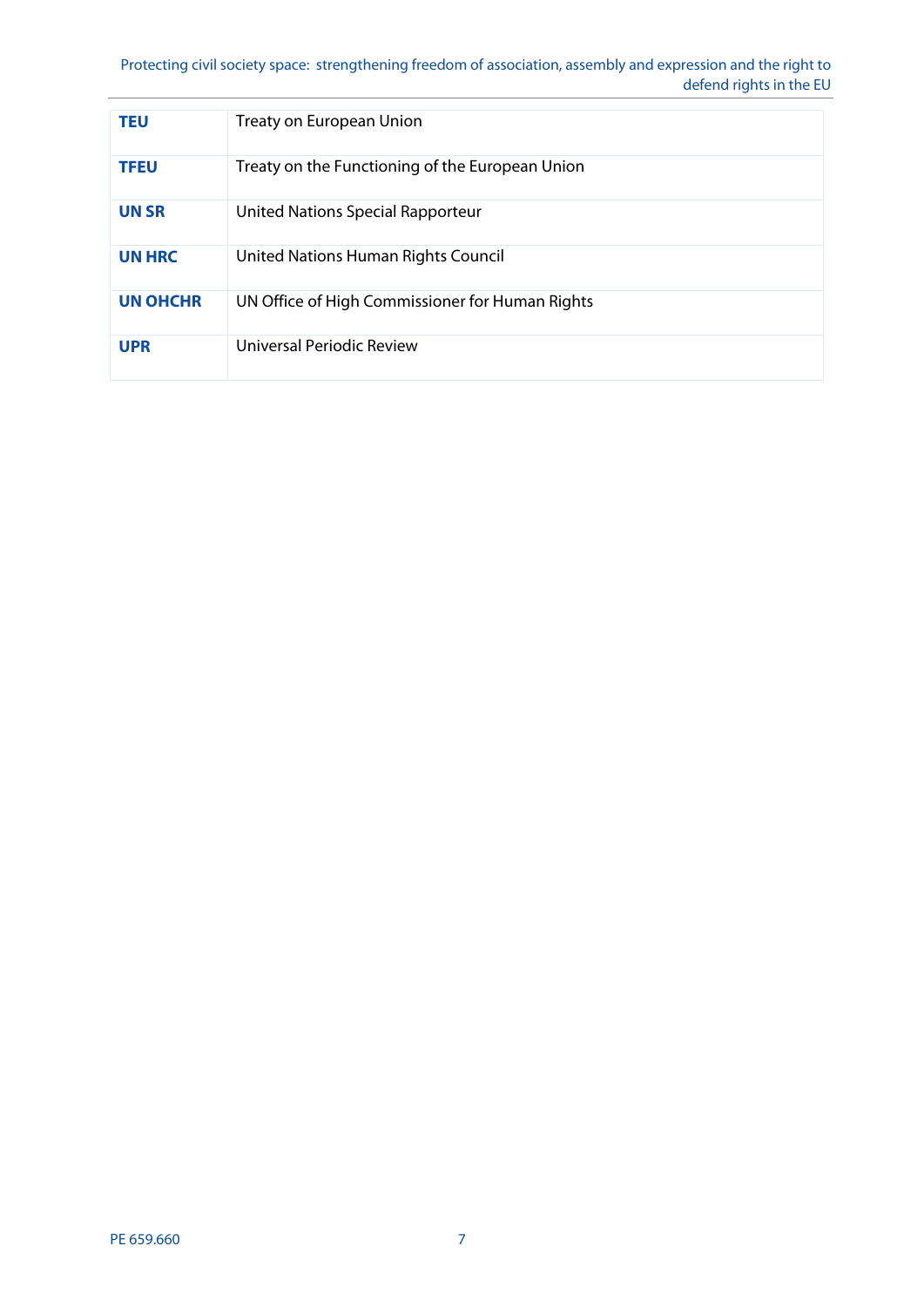| | |
|---|---|
| **TEU** | Treaty on European Union |
| **TFEU** | Treaty on the Functioning of the European Union |
| **UN SR** | United Nations Special Rapporteur |
| **UN HRC** | United Nations Human Rights Council |
| **UN OHCHR** | UN Office of High Commissioner for Human Rights |
| **UPR** | Universal Periodic Review |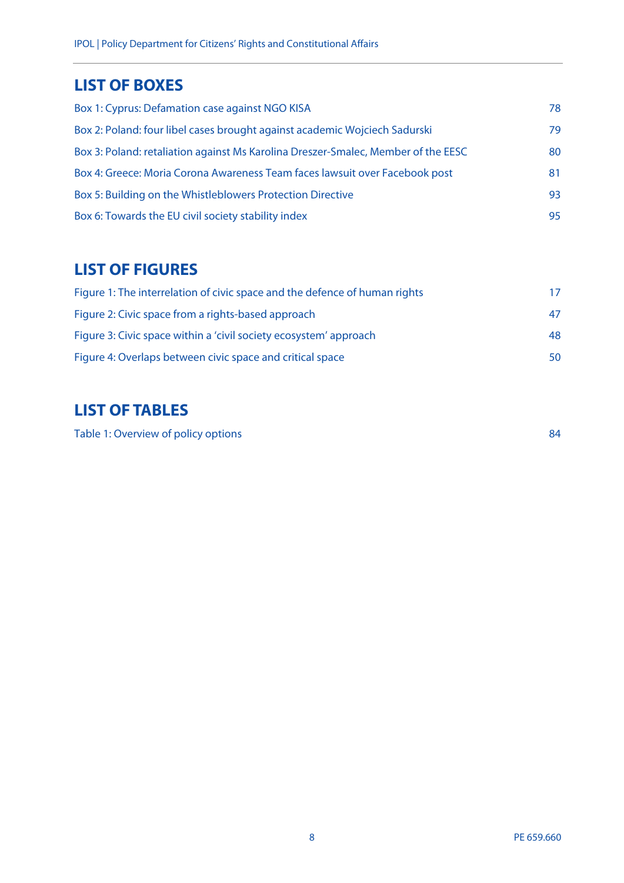## LIST OF BOXES

Box 1: Cyprus: Defamation case against NGO KISA 78

Box 2: Poland: four libel cases brought against academic Wojciech Sadurski 79

Box 3: Poland: retaliation against Ms Karolina Dreszer-Smalec, Member of the EESC 80

Box 4: Greece: Moria Corona Awareness Team faces lawsuit over Facebook post 81

Box 5: Building on the Whistleblowers Protection Directive 93

Box 6: Towards the EU civil society stability index 95

## LIST OF FIGURES

Figure 1: The interrelation of civic space and the defence of human rights 17

Figure 2: Civic space from a rights-based approach 47

Figure 3: Civic space within a 'civil society ecosystem' approach 48

Figure 4: Overlaps between civic space and critical space 50

## LIST OF TABLES

Table 1: Overview of policy options 84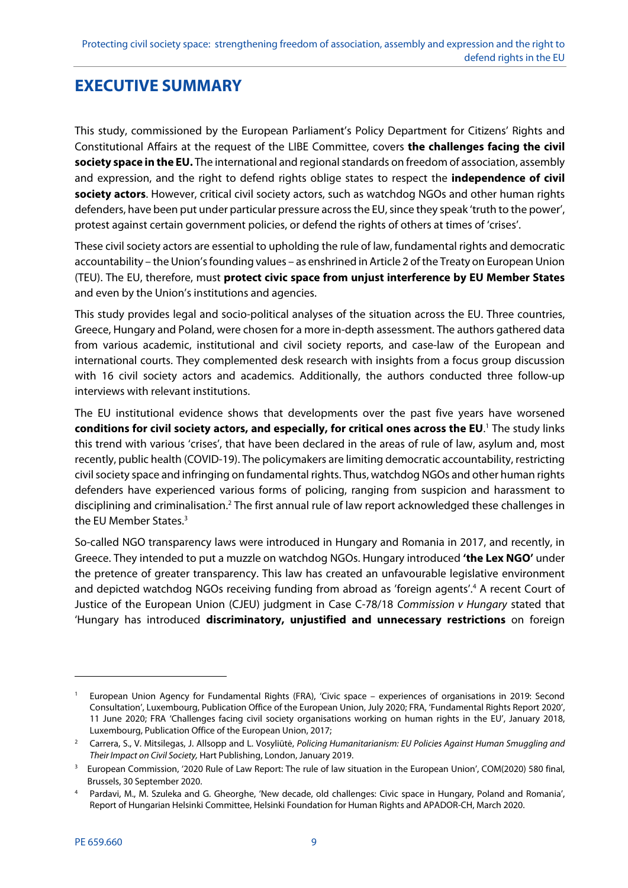# EXECUTIVE SUMMARY

This study, commissioned by the European Parliament's Policy Department for Citizens' Rights and Constitutional Affairs at the request of the LIBE Committee, covers **the challenges facing the civil society space in the EU.** The international and regional standards on freedom of association, assembly and expression, and the right to defend rights oblige states to respect the **independence of civil society actors**. However, critical civil society actors, such as watchdog NGOs and other human rights defenders, have been put under particular pressure across the EU, since they speak 'truth to the power', protest against certain government policies, or defend the rights of others at times of 'crises'.

These civil society actors are essential to upholding the rule of law, fundamental rights and democratic accountability – the Union's founding values – as enshrined in Article 2 of the Treaty on European Union (TEU). The EU, therefore, must **protect civic space from unjust interference by EU Member States** and even by the Union's institutions and agencies.

This study provides legal and socio-political analyses of the situation across the EU. Three countries, Greece, Hungary and Poland, were chosen for a more in-depth assessment. The authors gathered data from various academic, institutional and civil society reports, and case-law of the European and international courts. They complemented desk research with insights from a focus group discussion with 16 civil society actors and academics. Additionally, the authors conducted three follow-up interviews with relevant institutions.

The EU institutional evidence shows that developments over the past five years have worsened **conditions for civil society actors, and especially, for critical ones across the EU**.[1] The study links this trend with various 'crises', that have been declared in the areas of rule of law, asylum and, most recently, public health (COVID-19). The policymakers are limiting democratic accountability, restricting civil society space and infringing on fundamental rights. Thus, watchdog NGOs and other human rights defenders have experienced various forms of policing, ranging from suspicion and harassment to disciplining and criminalisation.[2] The first annual rule of law report acknowledged these challenges in the EU Member States.[3]

So-called NGO transparency laws were introduced in Hungary and Romania in 2017, and recently, in Greece. They intended to put a muzzle on watchdog NGOs. Hungary introduced **'the Lex NGO'** under the pretence of greater transparency. This law has created an unfavourable legislative environment and depicted watchdog NGOs receiving funding from abroad as 'foreign agents'.[4] A recent Court of Justice of the European Union (CJEU) judgment in Case C-78/18 *Commission v Hungary* stated that 'Hungary has introduced **discriminatory, unjustified and unnecessary restrictions** on foreign

---

[1] European Union Agency for Fundamental Rights (FRA), 'Civic space – experiences of organisations in 2019: Second Consultation', Luxembourg, Publication Office of the European Union, July 2020; FRA, 'Fundamental Rights Report 2020', 11 June 2020; FRA 'Challenges facing civil society organisations working on human rights in the EU', January 2018, Luxembourg, Publication Office of the European Union, 2017;

[2] Carrera, S., V. Mitsilegas, J. Allsopp and L. Vosyliūtė, *Policing Humanitarianism: EU Policies Against Human Smuggling and Their Impact on Civil Society,* Hart Publishing, London, January 2019.

[3] European Commission, '2020 Rule of Law Report: The rule of law situation in the European Union', COM(2020) 580 final, Brussels, 30 September 2020.

[4] Pardavi, M., M. Szuleka and G. Gheorghe, 'New decade, old challenges: Civic space in Hungary, Poland and Romania', Report of Hungarian Helsinki Committee, Helsinki Foundation for Human Rights and APADOR-CH, March 2020.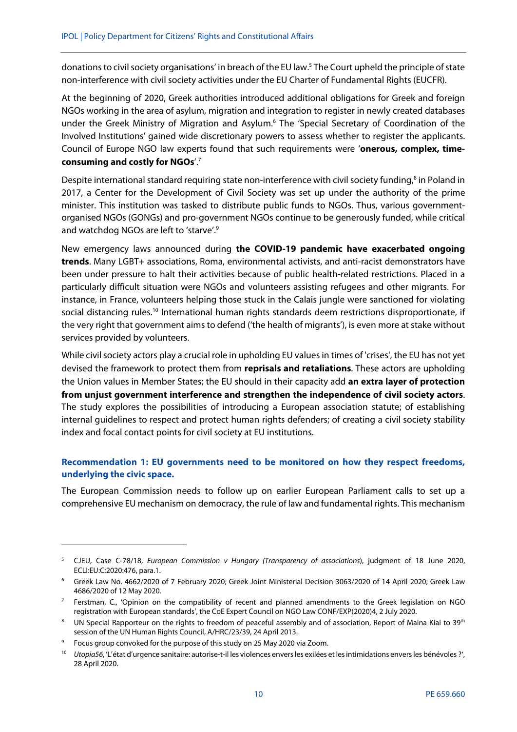donations to civil society organisations' in breach of the EU law.[5] The Court upheld the principle of state non-interference with civil society activities under the EU Charter of Fundamental Rights (EUCFR).

At the beginning of 2020, Greek authorities introduced additional obligations for Greek and foreign NGOs working in the area of asylum, migration and integration to register in newly created databases under the Greek Ministry of Migration and Asylum.[6] The 'Special Secretary of Coordination of the Involved Institutions' gained wide discretionary powers to assess whether to register the applicants. Council of Europe NGO law experts found that such requirements were '**onerous, complex, time-consuming and costly for NGOs**'.[7]

Despite international standard requiring state non-interference with civil society funding,[8] in Poland in 2017, a Center for the Development of Civil Society was set up under the authority of the prime minister. This institution was tasked to distribute public funds to NGOs. Thus, various government-organised NGOs (GONGs) and pro-government NGOs continue to be generously funded, while critical and watchdog NGOs are left to 'starve'.[9]

New emergency laws announced during **the COVID-19 pandemic have exacerbated ongoing trends**. Many LGBT+ associations, Roma, environmental activists, and anti-racist demonstrators have been under pressure to halt their activities because of public health-related restrictions. Placed in a particularly difficult situation were NGOs and volunteers assisting refugees and other migrants. For instance, in France, volunteers helping those stuck in the Calais jungle were sanctioned for violating social distancing rules.[10] International human rights standards deem restrictions disproportionate, if the very right that government aims to defend ('the health of migrants'), is even more at stake without services provided by volunteers.

While civil society actors play a crucial role in upholding EU values in times of 'crises', the EU has not yet devised the framework to protect them from **reprisals and retaliations**. These actors are upholding the Union values in Member States; the EU should in their capacity add **an extra layer of protection from unjust government interference and strengthen the independence of civil society actors**. The study explores the possibilities of introducing a European association statute; of establishing internal guidelines to respect and protect human rights defenders; of creating a civil society stability index and focal contact points for civil society at EU institutions.

### Recommendation 1: EU governments need to be monitored on how they respect freedoms, underlying the civic space.

The European Commission needs to follow up on earlier European Parliament calls to set up a comprehensive EU mechanism on democracy, the rule of law and fundamental rights. This mechanism

---

[5] CJEU, Case C-78/18, *European Commission v Hungary (Transparency of associations)*, judgment of 18 June 2020, ECLI:EU:C:2020:476, para.1.

[6] Greek Law No. 4662/2020 of 7 February 2020; Greek Joint Ministerial Decision 3063/2020 of 14 April 2020; Greek Law 4686/2020 of 12 May 2020.

[7] Ferstman, C., 'Opinion on the compatibility of recent and planned amendments to the Greek legislation on NGO registration with European standards', the CoE Expert Council on NGO Law CONF/EXP(2020)4, 2 July 2020.

[8] UN Special Rapporteur on the rights to freedom of peaceful assembly and of association, Report of Maina Kiai to 39th session of the UN Human Rights Council, A/HRC/23/39, 24 April 2013.

[9] Focus group convoked for the purpose of this study on 25 May 2020 via Zoom.

[10] *Utopia56*, 'L'état d'urgence sanitaire: autorise-t-il les violences envers les exilées et les intimidations envers les bénévoles ?', 28 April 2020.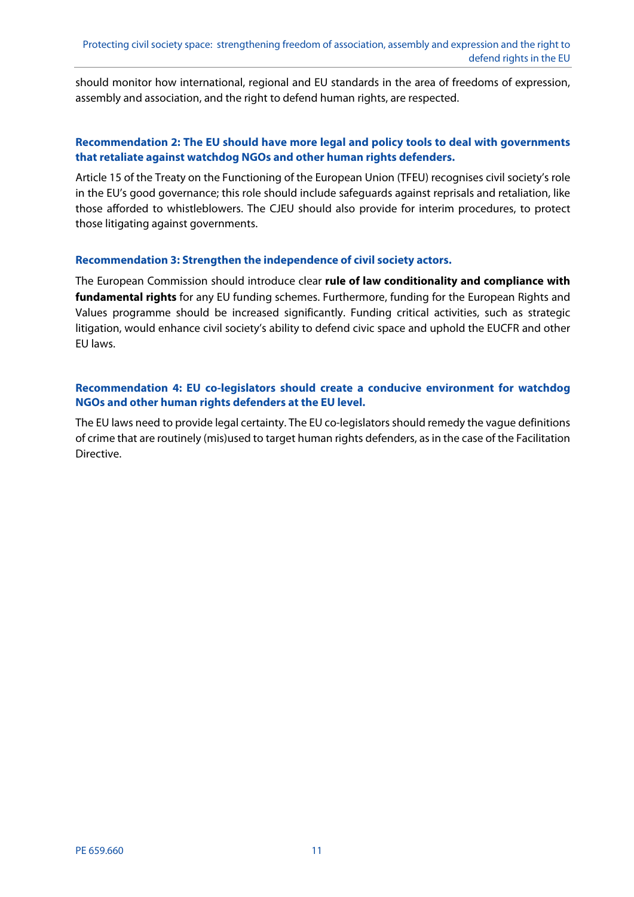should monitor how international, regional and EU standards in the area of freedoms of expression, assembly and association, and the right to defend human rights, are respected.

#### Recommendation 2: The EU should have more legal and policy tools to deal with governments that retaliate against watchdog NGOs and other human rights defenders.

Article 15 of the Treaty on the Functioning of the European Union (TFEU) recognises civil society's role in the EU's good governance; this role should include safeguards against reprisals and retaliation, like those afforded to whistleblowers. The CJEU should also provide for interim procedures, to protect those litigating against governments.

#### Recommendation 3: Strengthen the independence of civil society actors.

The European Commission should introduce clear **rule of law conditionality and compliance with fundamental rights** for any EU funding schemes. Furthermore, funding for the European Rights and Values programme should be increased significantly. Funding critical activities, such as strategic litigation, would enhance civil society's ability to defend civic space and uphold the EUCFR and other EU laws.

#### Recommendation 4: EU co-legislators should create a conducive environment for watchdog NGOs and other human rights defenders at the EU level.

The EU laws need to provide legal certainty. The EU co-legislators should remedy the vague definitions of crime that are routinely (mis)used to target human rights defenders, as in the case of the Facilitation Directive.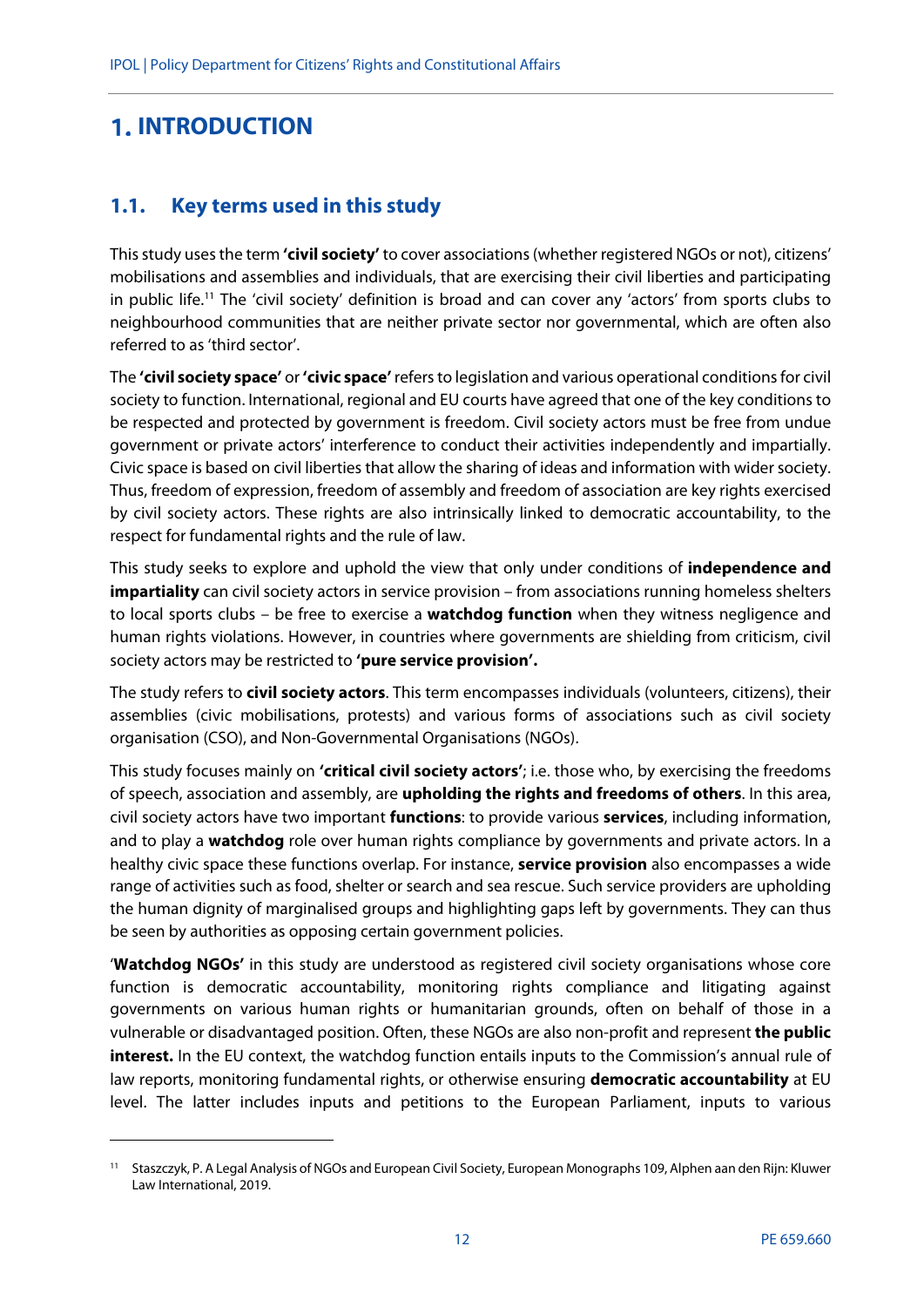# 1. INTRODUCTION

## 1.1. Key terms used in this study

This study uses the term **'civil society'** to cover associations (whether registered NGOs or not), citizens' mobilisations and assemblies and individuals, that are exercising their civil liberties and participating in public life.[11] The 'civil society' definition is broad and can cover any 'actors' from sports clubs to neighbourhood communities that are neither private sector nor governmental, which are often also referred to as 'third sector'.

The **'civil society space'** or **'civic space'** refers to legislation and various operational conditions for civil society to function. International, regional and EU courts have agreed that one of the key conditions to be respected and protected by government is freedom. Civil society actors must be free from undue government or private actors' interference to conduct their activities independently and impartially. Civic space is based on civil liberties that allow the sharing of ideas and information with wider society. Thus, freedom of expression, freedom of assembly and freedom of association are key rights exercised by civil society actors. These rights are also intrinsically linked to democratic accountability, to the respect for fundamental rights and the rule of law.

This study seeks to explore and uphold the view that only under conditions of **independence and impartiality** can civil society actors in service provision – from associations running homeless shelters to local sports clubs – be free to exercise a **watchdog function** when they witness negligence and human rights violations. However, in countries where governments are shielding from criticism, civil society actors may be restricted to **'pure service provision'.**

The study refers to **civil society actors**. This term encompasses individuals (volunteers, citizens), their assemblies (civic mobilisations, protests) and various forms of associations such as civil society organisation (CSO), and Non-Governmental Organisations (NGOs).

This study focuses mainly on **'critical civil society actors'**; i.e. those who, by exercising the freedoms of speech, association and assembly, are **upholding the rights and freedoms of others**. In this area, civil society actors have two important **functions**: to provide various **services**, including information, and to play a **watchdog** role over human rights compliance by governments and private actors. In a healthy civic space these functions overlap. For instance, **service provision** also encompasses a wide range of activities such as food, shelter or search and sea rescue. Such service providers are upholding the human dignity of marginalised groups and highlighting gaps left by governments. They can thus be seen by authorities as opposing certain government policies.

'**Watchdog NGOs'** in this study are understood as registered civil society organisations whose core function is democratic accountability, monitoring rights compliance and litigating against governments on various human rights or humanitarian grounds, often on behalf of those in a vulnerable or disadvantaged position. Often, these NGOs are also non-profit and represent **the public interest.** In the EU context, the watchdog function entails inputs to the Commission's annual rule of law reports, monitoring fundamental rights, or otherwise ensuring **democratic accountability** at EU level. The latter includes inputs and petitions to the European Parliament, inputs to various

[11] Staszczyk, P. A Legal Analysis of NGOs and European Civil Society, European Monographs 109, Alphen aan den Rijn: Kluwer Law International, 2019.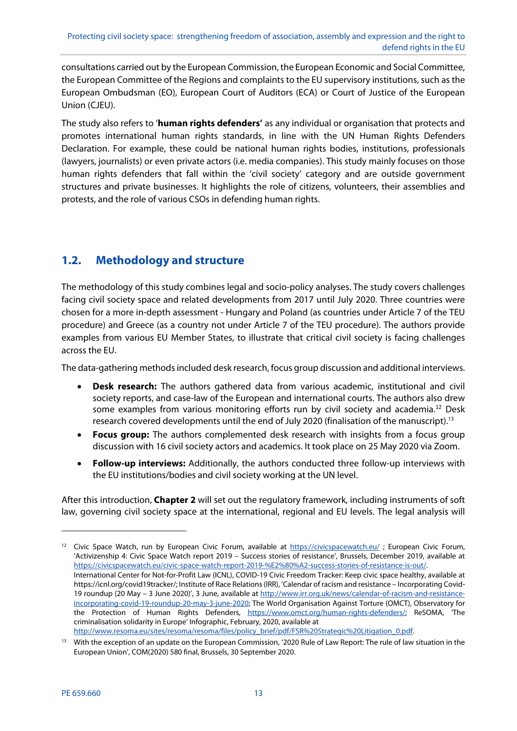consultations carried out by the European Commission, the European Economic and Social Committee, the European Committee of the Regions and complaints to the EU supervisory institutions, such as the European Ombudsman (EO), European Court of Auditors (ECA) or Court of Justice of the European Union (CJEU).

The study also refers to '**human rights defenders'** as any individual or organisation that protects and promotes international human rights standards, in line with the UN Human Rights Defenders Declaration. For example, these could be national human rights bodies, institutions, professionals (lawyers, journalists) or even private actors (i.e. media companies). This study mainly focuses on those human rights defenders that fall within the 'civil society' category and are outside government structures and private businesses. It highlights the role of citizens, volunteers, their assemblies and protests, and the role of various CSOs in defending human rights.

## 1.2. Methodology and structure

The methodology of this study combines legal and socio-policy analyses. The study covers challenges facing civil society space and related developments from 2017 until July 2020. Three countries were chosen for a more in-depth assessment - Hungary and Poland (as countries under Article 7 of the TEU procedure) and Greece (as a country not under Article 7 of the TEU procedure). The authors provide examples from various EU Member States, to illustrate that critical civil society is facing challenges across the EU.

The data-gathering methods included desk research, focus group discussion and additional interviews.

- **Desk research:** The authors gathered data from various academic, institutional and civil society reports, and case-law of the European and international courts. The authors also drew some examples from various monitoring efforts run by civil society and academia.[12] Desk research covered developments until the end of July 2020 (finalisation of the manuscript).[13]
- **Focus group:** The authors complemented desk research with insights from a focus group discussion with 16 civil society actors and academics. It took place on 25 May 2020 via Zoom.
- **Follow-up interviews:** Additionally, the authors conducted three follow-up interviews with the EU institutions/bodies and civil society working at the UN level.

After this introduction, **Chapter 2** will set out the regulatory framework, including instruments of soft law, governing civil society space at the international, regional and EU levels. The legal analysis will

---

[12] Civic Space Watch, run by European Civic Forum, available at https://civicspacewatch.eu/ ; European Civic Forum, 'Activizenship 4: Civic Space Watch report 2019 – Success stories of resistance', Brussels, December 2019, available at https://civicspacewatch.eu/civic-space-watch-report-2019-%E2%80%A2-success-stories-of-resistance-is-out/. International Center for Not-for-Profit Law (ICNL), COVID-19 Civic Freedom Tracker: Keep civic space healthy, available at https://icnl.org/covid19tracker/; Institute of Race Relations (IRR), 'Calendar of racism and resistance – Incorporating Covid-19 roundup (20 May – 3 June 2020)', 3 June, available at http://www.irr.org.uk/news/calendar-of-racism-and-resistance-incorporating-covid-19-roundup-20-may-3-june-2020; The World Organisation Against Torture (OMCT), Observatory for the Protection of Human Rights Defenders, https://www.omct.org/human-rights-defenders/; ReSOMA, 'The criminalisation solidarity in Europe' Infographic, February, 2020, available at http://www.resoma.eu/sites/resoma/resoma/files/policy_brief/pdf/FSR%20Strategic%20Litigation_0.pdf.

[13] With the exception of an update on the European Commission, '2020 Rule of Law Report: The rule of law situation in the European Union', COM(2020) 580 final, Brussels, 30 September 2020.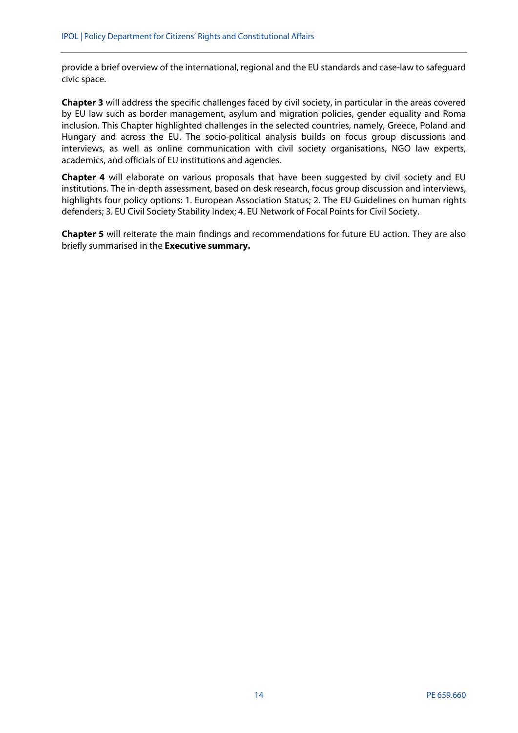provide a brief overview of the international, regional and the EU standards and case-law to safeguard civic space.

**Chapter 3** will address the specific challenges faced by civil society, in particular in the areas covered by EU law such as border management, asylum and migration policies, gender equality and Roma inclusion. This Chapter highlighted challenges in the selected countries, namely, Greece, Poland and Hungary and across the EU. The socio-political analysis builds on focus group discussions and interviews, as well as online communication with civil society organisations, NGO law experts, academics, and officials of EU institutions and agencies.

**Chapter 4** will elaborate on various proposals that have been suggested by civil society and EU institutions. The in-depth assessment, based on desk research, focus group discussion and interviews, highlights four policy options: 1. European Association Status; 2. The EU Guidelines on human rights defenders; 3. EU Civil Society Stability Index; 4. EU Network of Focal Points for Civil Society.

**Chapter 5** will reiterate the main findings and recommendations for future EU action. They are also briefly summarised in the **Executive summary.**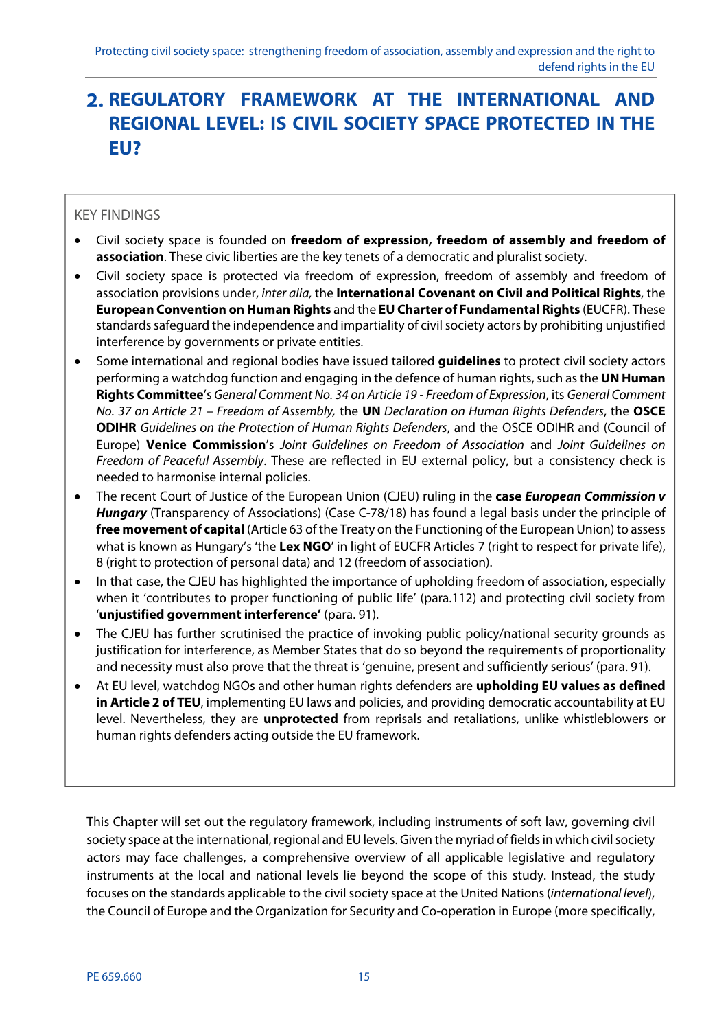# 2. REGULATORY FRAMEWORK AT THE INTERNATIONAL AND REGIONAL LEVEL: IS CIVIL SOCIETY SPACE PROTECTED IN THE EU?

KEY FINDINGS

- Civil society space is founded on **freedom of expression, freedom of assembly and freedom of association**. These civic liberties are the key tenets of a democratic and pluralist society.
- Civil society space is protected via freedom of expression, freedom of assembly and freedom of association provisions under, *inter alia,* the **International Covenant on Civil and Political Rights**, the **European Convention on Human Rights** and the **EU Charter of Fundamental Rights** (EUCFR). These standards safeguard the independence and impartiality of civil society actors by prohibiting unjustified interference by governments or private entities.
- Some international and regional bodies have issued tailored **guidelines** to protect civil society actors performing a watchdog function and engaging in the defence of human rights, such as the **UN Human Rights Committee**'s *General Comment No. 34 on Article 19 - Freedom of Expression*, its *General Comment No. 37 on Article 21 – Freedom of Assembly,* the **UN** *Declaration on Human Rights Defenders*, the **OSCE ODIHR** *Guidelines on the Protection of Human Rights Defenders*, and the OSCE ODIHR and (Council of Europe) **Venice Commission**'s *Joint Guidelines on Freedom of Association* and *Joint Guidelines on Freedom of Peaceful Assembly*. These are reflected in EU external policy, but a consistency check is needed to harmonise internal policies.
- The recent Court of Justice of the European Union (CJEU) ruling in the **case *European Commission v Hungary*** (Transparency of Associations) (Case C-78/18) has found a legal basis under the principle of **free movement of capital** (Article 63 of the Treaty on the Functioning of the European Union) to assess what is known as Hungary's 'the **Lex NGO**' in light of EUCFR Articles 7 (right to respect for private life), 8 (right to protection of personal data) and 12 (freedom of association).
- In that case, the CJEU has highlighted the importance of upholding freedom of association, especially when it 'contributes to proper functioning of public life' (para.112) and protecting civil society from '**unjustified government interference'** (para. 91).
- The CJEU has further scrutinised the practice of invoking public policy/national security grounds as justification for interference, as Member States that do so beyond the requirements of proportionality and necessity must also prove that the threat is 'genuine, present and sufficiently serious' (para. 91).
- At EU level, watchdog NGOs and other human rights defenders are **upholding EU values as defined in Article 2 of TEU**, implementing EU laws and policies, and providing democratic accountability at EU level. Nevertheless, they are **unprotected** from reprisals and retaliations, unlike whistleblowers or human rights defenders acting outside the EU framework.

This Chapter will set out the regulatory framework, including instruments of soft law, governing civil society space at the international, regional and EU levels. Given the myriad of fields in which civil society actors may face challenges, a comprehensive overview of all applicable legislative and regulatory instruments at the local and national levels lie beyond the scope of this study. Instead, the study focuses on the standards applicable to the civil society space at the United Nations (*international level*), the Council of Europe and the Organization for Security and Co-operation in Europe (more specifically,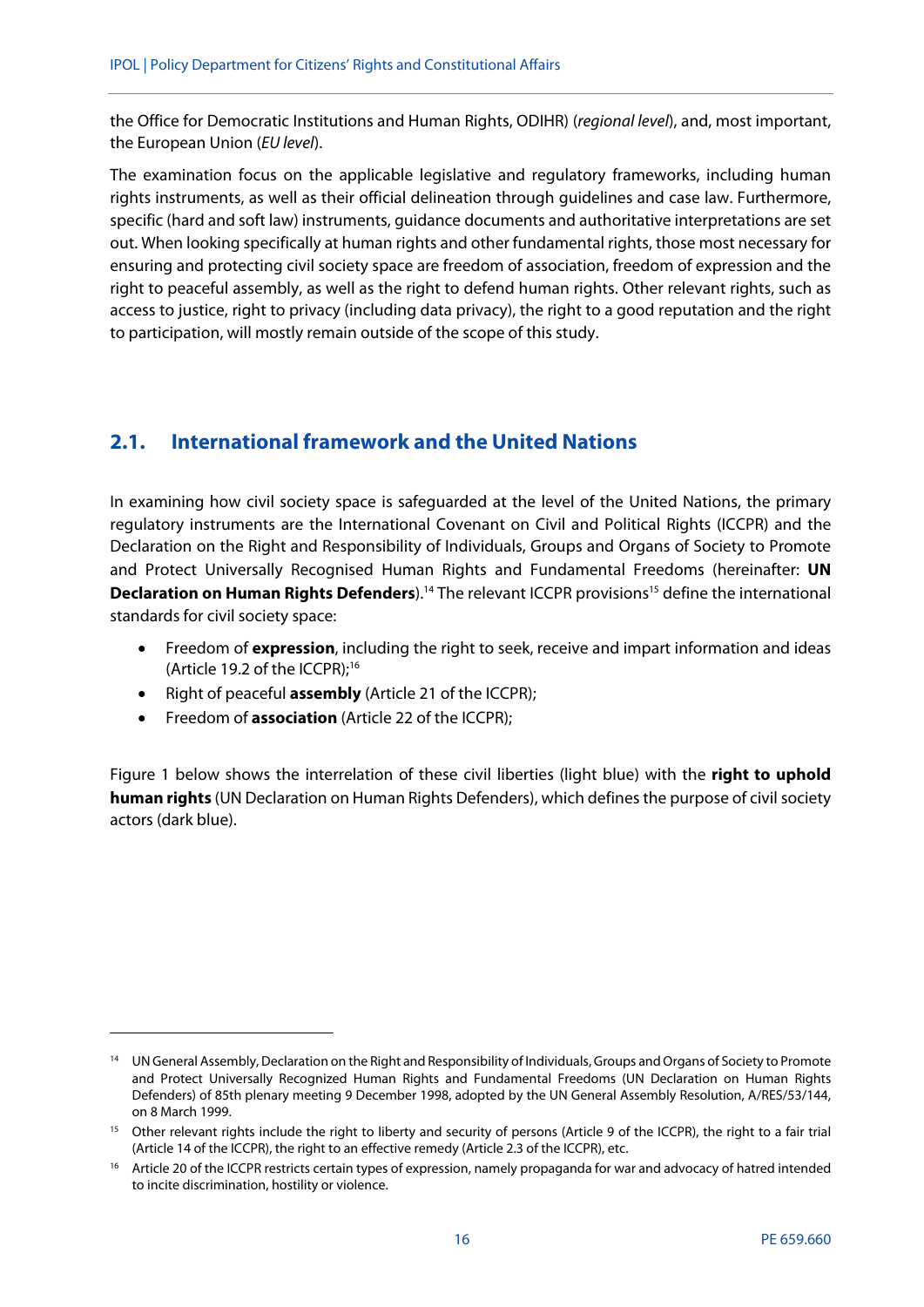the Office for Democratic Institutions and Human Rights, ODIHR) (*regional level*), and, most important, the European Union (*EU level*).

The examination focus on the applicable legislative and regulatory frameworks, including human rights instruments, as well as their official delineation through guidelines and case law. Furthermore, specific (hard and soft law) instruments, guidance documents and authoritative interpretations are set out. When looking specifically at human rights and other fundamental rights, those most necessary for ensuring and protecting civil society space are freedom of association, freedom of expression and the right to peaceful assembly, as well as the right to defend human rights. Other relevant rights, such as access to justice, right to privacy (including data privacy), the right to a good reputation and the right to participation, will mostly remain outside of the scope of this study.

## 2.1. International framework and the United Nations

In examining how civil society space is safeguarded at the level of the United Nations, the primary regulatory instruments are the International Covenant on Civil and Political Rights (ICCPR) and the Declaration on the Right and Responsibility of Individuals, Groups and Organs of Society to Promote and Protect Universally Recognised Human Rights and Fundamental Freedoms (hereinafter: **UN Declaration on Human Rights Defenders**).[14] The relevant ICCPR provisions[15] define the international standards for civil society space:

- Freedom of **expression**, including the right to seek, receive and impart information and ideas (Article 19.2 of the ICCPR);[16]
- Right of peaceful **assembly** (Article 21 of the ICCPR);
- Freedom of **association** (Article 22 of the ICCPR);

Figure 1 below shows the interrelation of these civil liberties (light blue) with the **right to uphold human rights** (UN Declaration on Human Rights Defenders), which defines the purpose of civil society actors (dark blue).

---

[14] UN General Assembly, Declaration on the Right and Responsibility of Individuals, Groups and Organs of Society to Promote and Protect Universally Recognized Human Rights and Fundamental Freedoms (UN Declaration on Human Rights Defenders) of 85th plenary meeting 9 December 1998, adopted by the UN General Assembly Resolution, A/RES/53/144, on 8 March 1999.

[15] Other relevant rights include the right to liberty and security of persons (Article 9 of the ICCPR), the right to a fair trial (Article 14 of the ICCPR), the right to an effective remedy (Article 2.3 of the ICCPR), etc.

[16] Article 20 of the ICCPR restricts certain types of expression, namely propaganda for war and advocacy of hatred intended to incite discrimination, hostility or violence.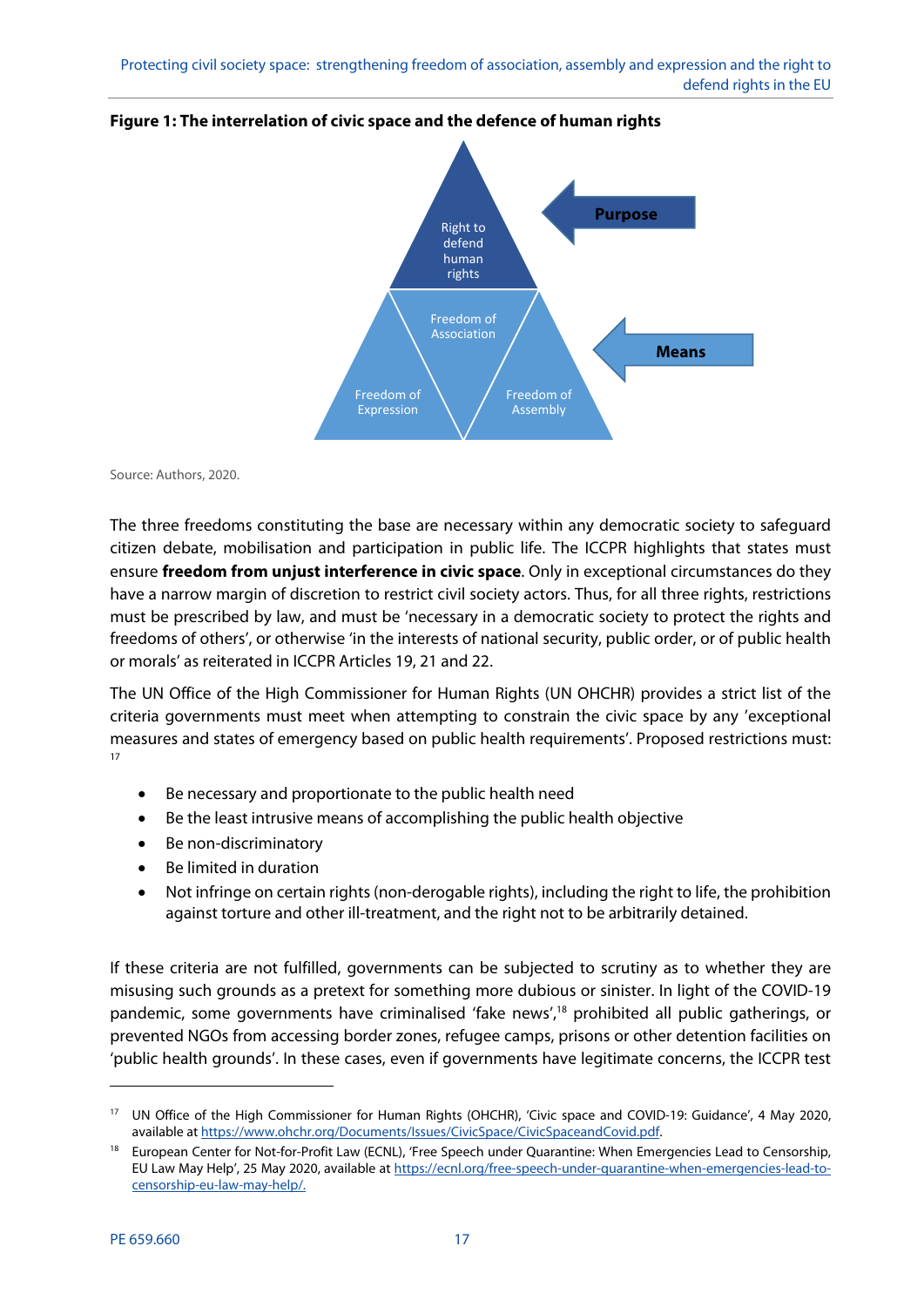**Figure 1: The interrelation of civic space and the defence of human rights**

Right to defend human rights

Freedom of Association

Freedom of Expression

Freedom of Assembly

Purpose

Means

Source: Authors, 2020.

The three freedoms constituting the base are necessary within any democratic society to safeguard citizen debate, mobilisation and participation in public life. The ICCPR highlights that states must ensure **freedom from unjust interference in civic space**. Only in exceptional circumstances do they have a narrow margin of discretion to restrict civil society actors. Thus, for all three rights, restrictions must be prescribed by law, and must be 'necessary in a democratic society to protect the rights and freedoms of others', or otherwise 'in the interests of national security, public order, or of public health or morals' as reiterated in ICCPR Articles 19, 21 and 22.

The UN Office of the High Commissioner for Human Rights (UN OHCHR) provides a strict list of the criteria governments must meet when attempting to constrain the civic space by any 'exceptional measures and states of emergency based on public health requirements'. Proposed restrictions must: [17]

- Be necessary and proportionate to the public health need
- Be the least intrusive means of accomplishing the public health objective
- Be non-discriminatory
- Be limited in duration
- Not infringe on certain rights (non-derogable rights), including the right to life, the prohibition against torture and other ill-treatment, and the right not to be arbitrarily detained.

If these criteria are not fulfilled, governments can be subjected to scrutiny as to whether they are misusing such grounds as a pretext for something more dubious or sinister. In light of the COVID-19 pandemic, some governments have criminalised 'fake news',[18] prohibited all public gatherings, or prevented NGOs from accessing border zones, refugee camps, prisons or other detention facilities on 'public health grounds'. In these cases, even if governments have legitimate concerns, the ICCPR test

---

[17] UN Office of the High Commissioner for Human Rights (OHCHR), 'Civic space and COVID-19: Guidance', 4 May 2020, available at https://www.ohchr.org/Documents/Issues/CivicSpace/CivicSpaceandCovid.pdf.

[18] European Center for Not-for-Profit Law (ECNL), 'Free Speech under Quarantine: When Emergencies Lead to Censorship, EU Law May Help', 25 May 2020, available at https://ecnl.org/free-speech-under-quarantine-when-emergencies-lead-to-censorship-eu-law-may-help/.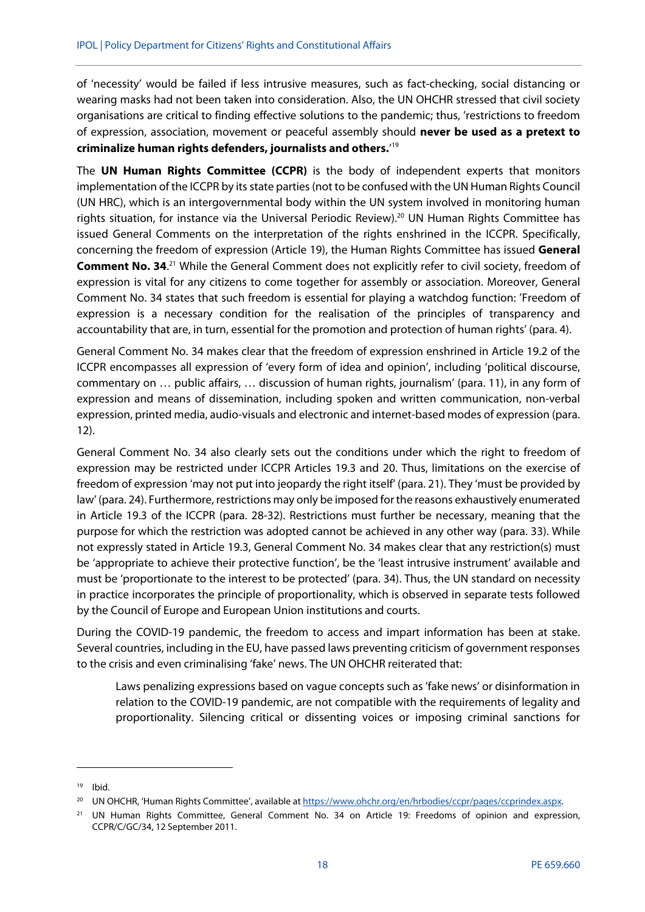of 'necessity' would be failed if less intrusive measures, such as fact-checking, social distancing or wearing masks had not been taken into consideration. Also, the UN OHCHR stressed that civil society organisations are critical to finding effective solutions to the pandemic; thus, 'restrictions to freedom of expression, association, movement or peaceful assembly should **never be used as a pretext to criminalize human rights defenders, journalists and others.**'[19]

The **UN Human Rights Committee (CCPR)** is the body of independent experts that monitors implementation of the ICCPR by its state parties (not to be confused with the UN Human Rights Council (UN HRC), which is an intergovernmental body within the UN system involved in monitoring human rights situation, for instance via the Universal Periodic Review).[20] UN Human Rights Committee has issued General Comments on the interpretation of the rights enshrined in the ICCPR. Specifically, concerning the freedom of expression (Article 19), the Human Rights Committee has issued **General Comment No. 34**.[21] While the General Comment does not explicitly refer to civil society, freedom of expression is vital for any citizens to come together for assembly or association. Moreover, General Comment No. 34 states that such freedom is essential for playing a watchdog function: 'Freedom of expression is a necessary condition for the realisation of the principles of transparency and accountability that are, in turn, essential for the promotion and protection of human rights' (para. 4).

General Comment No. 34 makes clear that the freedom of expression enshrined in Article 19.2 of the ICCPR encompasses all expression of 'every form of idea and opinion', including 'political discourse, commentary on … public affairs, … discussion of human rights, journalism' (para. 11), in any form of expression and means of dissemination, including spoken and written communication, non-verbal expression, printed media, audio-visuals and electronic and internet-based modes of expression (para. 12).

General Comment No. 34 also clearly sets out the conditions under which the right to freedom of expression may be restricted under ICCPR Articles 19.3 and 20. Thus, limitations on the exercise of freedom of expression 'may not put into jeopardy the right itself' (para. 21). They 'must be provided by law' (para. 24). Furthermore, restrictions may only be imposed for the reasons exhaustively enumerated in Article 19.3 of the ICCPR (para. 28-32). Restrictions must further be necessary, meaning that the purpose for which the restriction was adopted cannot be achieved in any other way (para. 33). While not expressly stated in Article 19.3, General Comment No. 34 makes clear that any restriction(s) must be 'appropriate to achieve their protective function', be the 'least intrusive instrument' available and must be 'proportionate to the interest to be protected' (para. 34). Thus, the UN standard on necessity in practice incorporates the principle of proportionality, which is observed in separate tests followed by the Council of Europe and European Union institutions and courts.

During the COVID-19 pandemic, the freedom to access and impart information has been at stake. Several countries, including in the EU, have passed laws preventing criticism of government responses to the crisis and even criminalising 'fake' news. The UN OHCHR reiterated that:

> Laws penalizing expressions based on vague concepts such as 'fake news' or disinformation in relation to the COVID-19 pandemic, are not compatible with the requirements of legality and proportionality. Silencing critical or dissenting voices or imposing criminal sanctions for

---

[19] Ibid.

[20] UN OHCHR, 'Human Rights Committee', available at https://www.ohchr.org/en/hrbodies/ccpr/pages/ccprindex.aspx.

[21] UN Human Rights Committee, General Comment No. 34 on Article 19: Freedoms of opinion and expression, CCPR/C/GC/34, 12 September 2011.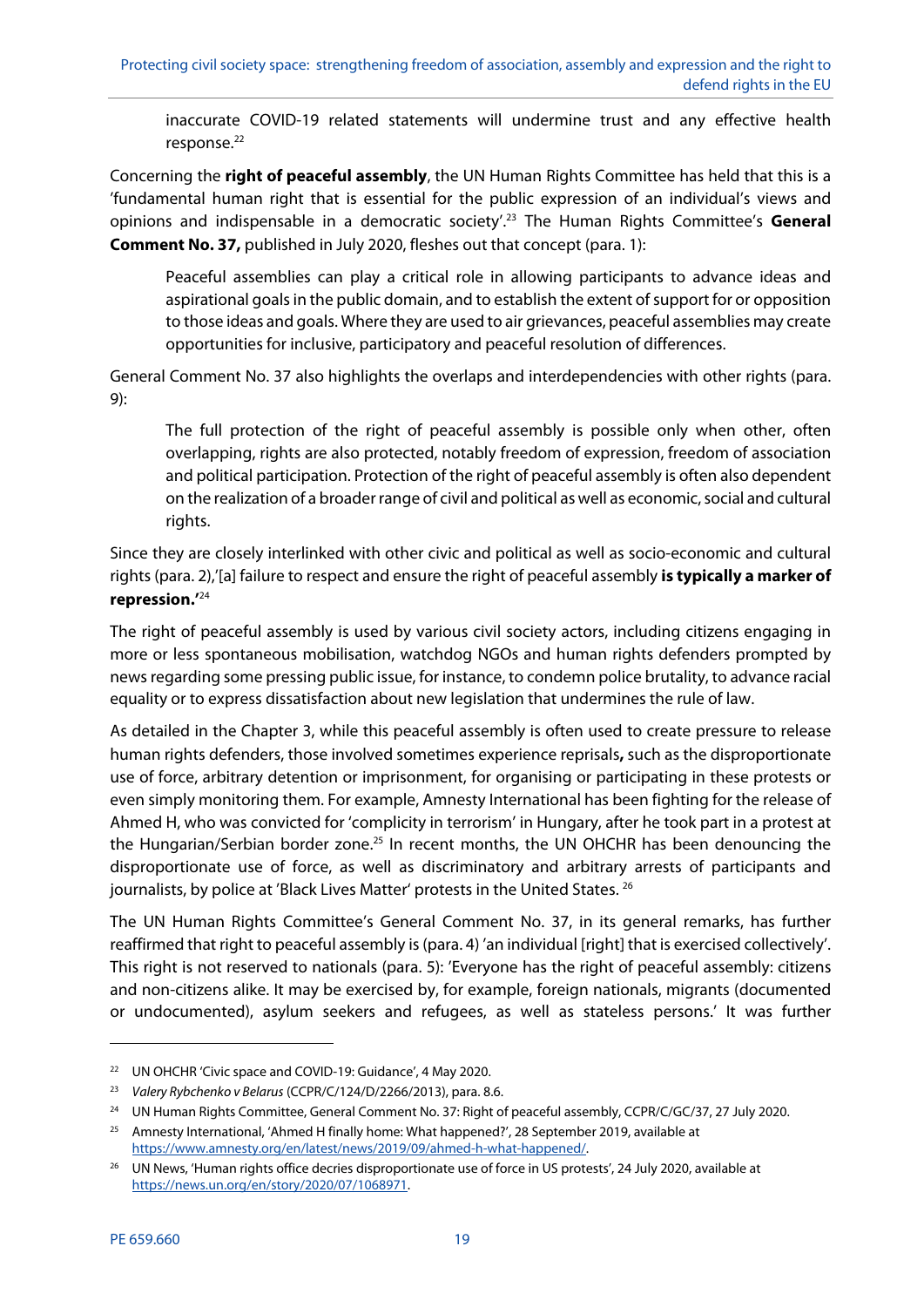inaccurate COVID-19 related statements will undermine trust and any effective health response.[22]

Concerning the **right of peaceful assembly**, the UN Human Rights Committee has held that this is a 'fundamental human right that is essential for the public expression of an individual's views and opinions and indispensable in a democratic society'.[23] The Human Rights Committee's **General Comment No. 37,** published in July 2020, fleshes out that concept (para. 1):

> Peaceful assemblies can play a critical role in allowing participants to advance ideas and aspirational goals in the public domain, and to establish the extent of support for or opposition to those ideas and goals. Where they are used to air grievances, peaceful assemblies may create opportunities for inclusive, participatory and peaceful resolution of differences.

General Comment No. 37 also highlights the overlaps and interdependencies with other rights (para. 9):

> The full protection of the right of peaceful assembly is possible only when other, often overlapping, rights are also protected, notably freedom of expression, freedom of association and political participation. Protection of the right of peaceful assembly is often also dependent on the realization of a broader range of civil and political as well as economic, social and cultural rights.

Since they are closely interlinked with other civic and political as well as socio-economic and cultural rights (para. 2),'[a] failure to respect and ensure the right of peaceful assembly **is typically a marker of repression.'**[24]

The right of peaceful assembly is used by various civil society actors, including citizens engaging in more or less spontaneous mobilisation, watchdog NGOs and human rights defenders prompted by news regarding some pressing public issue, for instance, to condemn police brutality, to advance racial equality or to express dissatisfaction about new legislation that undermines the rule of law.

As detailed in the Chapter 3, while this peaceful assembly is often used to create pressure to release human rights defenders, those involved sometimes experience reprisals**,** such as the disproportionate use of force, arbitrary detention or imprisonment, for organising or participating in these protests or even simply monitoring them. For example, Amnesty International has been fighting for the release of Ahmed H, who was convicted for 'complicity in terrorism' in Hungary, after he took part in a protest at the Hungarian/Serbian border zone.[25] In recent months, the UN OHCHR has been denouncing the disproportionate use of force, as well as discriminatory and arbitrary arrests of participants and journalists, by police at 'Black Lives Matter' protests in the United States.[26]

The UN Human Rights Committee's General Comment No. 37, in its general remarks, has further reaffirmed that right to peaceful assembly is (para. 4) 'an individual [right] that is exercised collectively'. This right is not reserved to nationals (para. 5): 'Everyone has the right of peaceful assembly: citizens and non-citizens alike. It may be exercised by, for example, foreign nationals, migrants (documented or undocumented), asylum seekers and refugees, as well as stateless persons.' It was further

---

[22] UN OHCHR 'Civic space and COVID-19: Guidance', 4 May 2020.

[23] *Valery Rybchenko v Belarus* (CCPR/C/124/D/2266/2013), para. 8.6.

[24] UN Human Rights Committee, General Comment No. 37: Right of peaceful assembly, CCPR/C/GC/37, 27 July 2020.

[25] Amnesty International, 'Ahmed H finally home: What happened?', 28 September 2019, available at https://www.amnesty.org/en/latest/news/2019/09/ahmed-h-what-happened/.

[26] UN News, 'Human rights office decries disproportionate use of force in US protests', 24 July 2020, available at https://news.un.org/en/story/2020/07/1068971.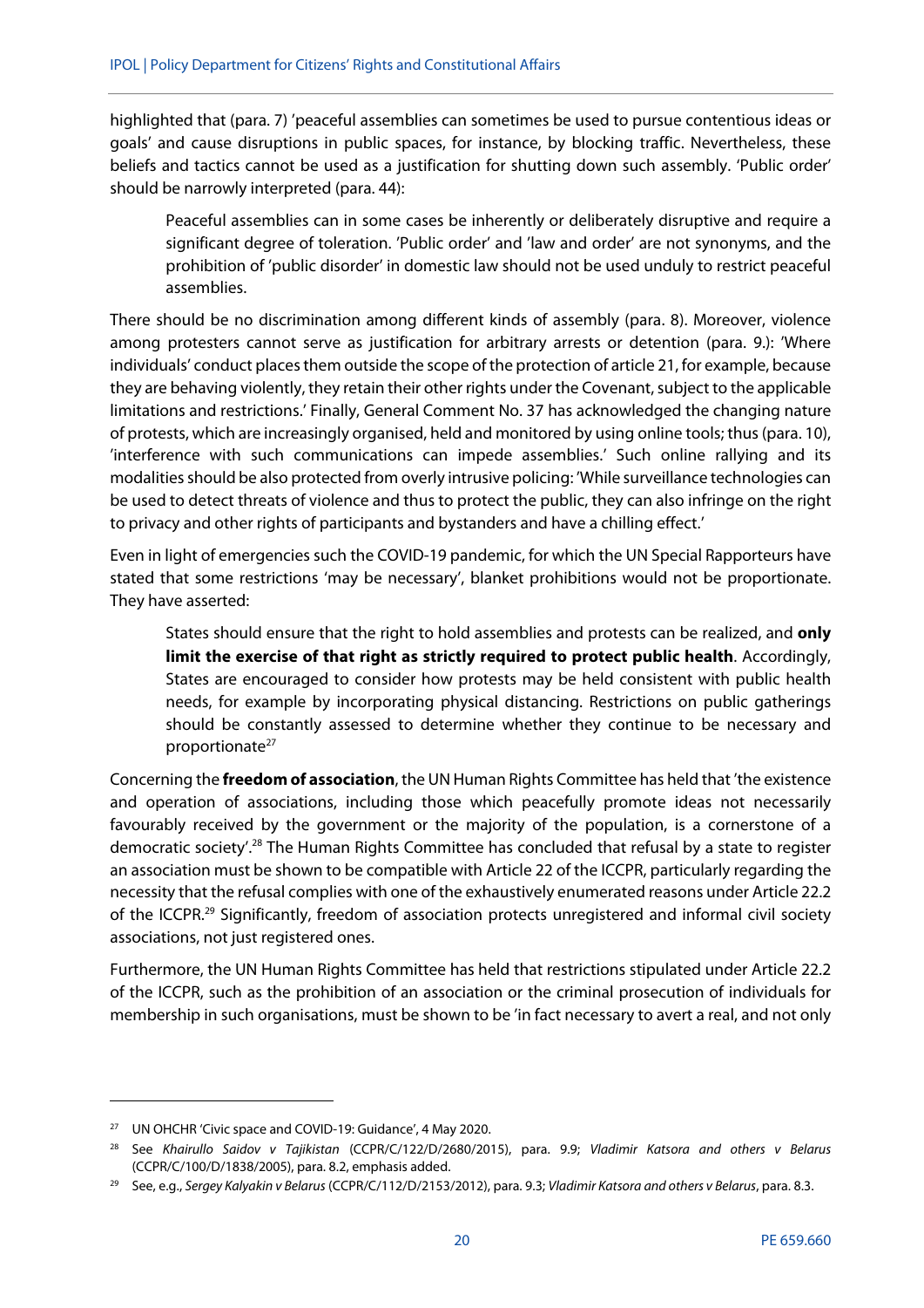highlighted that (para. 7) 'peaceful assemblies can sometimes be used to pursue contentious ideas or goals' and cause disruptions in public spaces, for instance, by blocking traffic. Nevertheless, these beliefs and tactics cannot be used as a justification for shutting down such assembly. 'Public order' should be narrowly interpreted (para. 44):

> Peaceful assemblies can in some cases be inherently or deliberately disruptive and require a significant degree of toleration. 'Public order' and 'law and order' are not synonyms, and the prohibition of 'public disorder' in domestic law should not be used unduly to restrict peaceful assemblies.

There should be no discrimination among different kinds of assembly (para. 8). Moreover, violence among protesters cannot serve as justification for arbitrary arrests or detention (para. 9.): 'Where individuals' conduct places them outside the scope of the protection of article 21, for example, because they are behaving violently, they retain their other rights under the Covenant, subject to the applicable limitations and restrictions.' Finally, General Comment No. 37 has acknowledged the changing nature of protests, which are increasingly organised, held and monitored by using online tools; thus (para. 10), 'interference with such communications can impede assemblies.' Such online rallying and its modalities should be also protected from overly intrusive policing: 'While surveillance technologies can be used to detect threats of violence and thus to protect the public, they can also infringe on the right to privacy and other rights of participants and bystanders and have a chilling effect.'

Even in light of emergencies such the COVID-19 pandemic, for which the UN Special Rapporteurs have stated that some restrictions 'may be necessary', blanket prohibitions would not be proportionate. They have asserted:

> States should ensure that the right to hold assemblies and protests can be realized, and **only limit the exercise of that right as strictly required to protect public health**. Accordingly, States are encouraged to consider how protests may be held consistent with public health needs, for example by incorporating physical distancing. Restrictions on public gatherings should be constantly assessed to determine whether they continue to be necessary and proportionate[27]

Concerning the **freedom of association**, the UN Human Rights Committee has held that 'the existence and operation of associations, including those which peacefully promote ideas not necessarily favourably received by the government or the majority of the population, is a cornerstone of a democratic society'.[28] The Human Rights Committee has concluded that refusal by a state to register an association must be shown to be compatible with Article 22 of the ICCPR, particularly regarding the necessity that the refusal complies with one of the exhaustively enumerated reasons under Article 22.2 of the ICCPR.[29] Significantly, freedom of association protects unregistered and informal civil society associations, not just registered ones.

Furthermore, the UN Human Rights Committee has held that restrictions stipulated under Article 22.2 of the ICCPR, such as the prohibition of an association or the criminal prosecution of individuals for membership in such organisations, must be shown to be 'in fact necessary to avert a real, and not only

---

[27] UN OHCHR 'Civic space and COVID-19: Guidance', 4 May 2020.

[28] See *Khairullo Saidov v Tajikistan* (CCPR/C/122/D/2680/2015), para. 9.9; *Vladimir Katsora and others v Belarus* (CCPR/C/100/D/1838/2005), para. 8.2, emphasis added.

[29] See, e.g., *Sergey Kalyakin v Belarus* (CCPR/C/112/D/2153/2012), para. 9.3; *Vladimir Katsora and others v Belarus*, para. 8.3.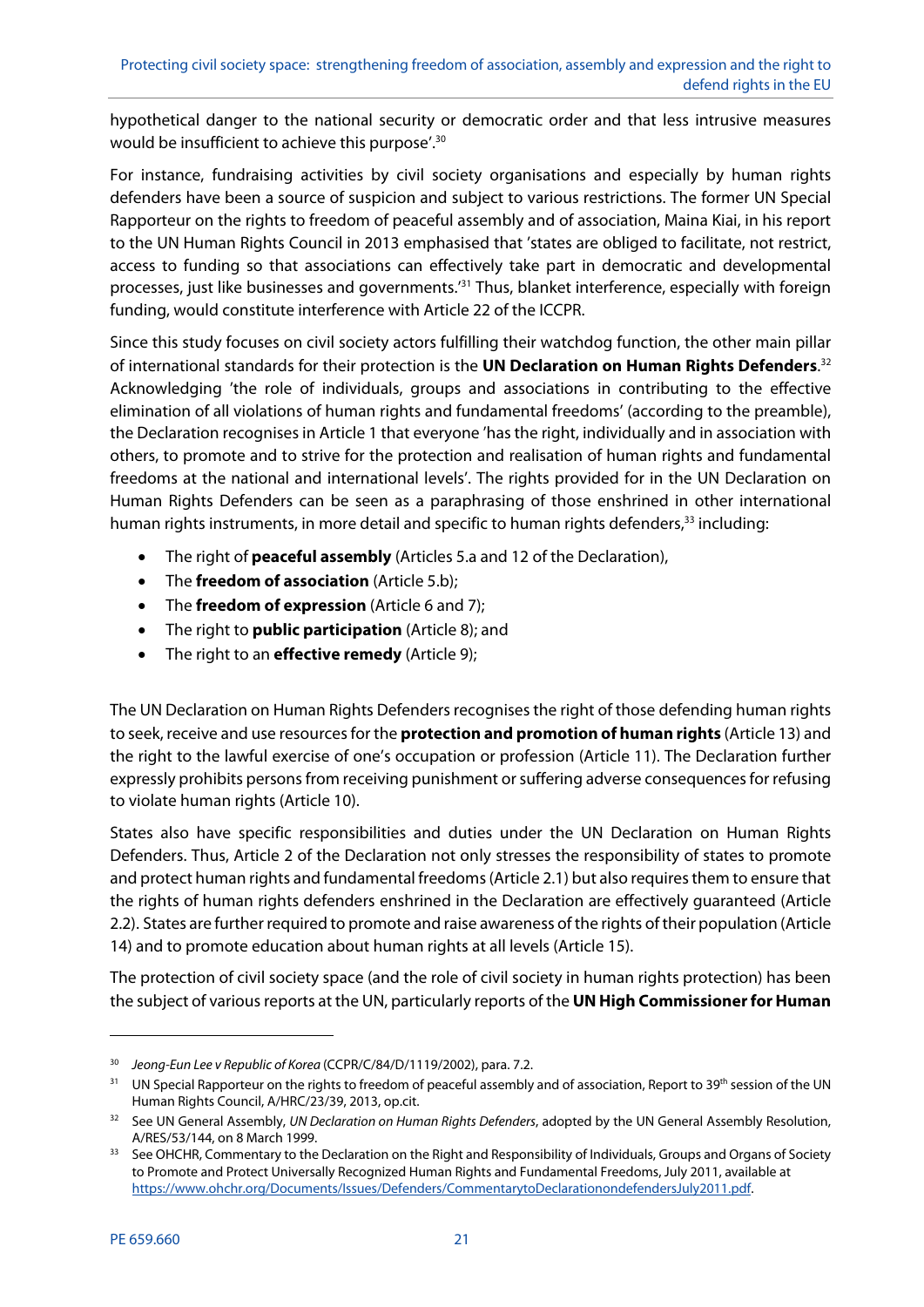hypothetical danger to the national security or democratic order and that less intrusive measures would be insufficient to achieve this purpose'.[30]

For instance, fundraising activities by civil society organisations and especially by human rights defenders have been a source of suspicion and subject to various restrictions. The former UN Special Rapporteur on the rights to freedom of peaceful assembly and of association, Maina Kiai, in his report to the UN Human Rights Council in 2013 emphasised that 'states are obliged to facilitate, not restrict, access to funding so that associations can effectively take part in democratic and developmental processes, just like businesses and governments.'[31] Thus, blanket interference, especially with foreign funding, would constitute interference with Article 22 of the ICCPR.

Since this study focuses on civil society actors fulfilling their watchdog function, the other main pillar of international standards for their protection is the **UN Declaration on Human Rights Defenders**.[32] Acknowledging 'the role of individuals, groups and associations in contributing to the effective elimination of all violations of human rights and fundamental freedoms' (according to the preamble), the Declaration recognises in Article 1 that everyone 'has the right, individually and in association with others, to promote and to strive for the protection and realisation of human rights and fundamental freedoms at the national and international levels'. The rights provided for in the UN Declaration on Human Rights Defenders can be seen as a paraphrasing of those enshrined in other international human rights instruments, in more detail and specific to human rights defenders,[33] including:

- The right of **peaceful assembly** (Articles 5.a and 12 of the Declaration),
- The **freedom of association** (Article 5.b);
- The **freedom of expression** (Article 6 and 7);
- The right to **public participation** (Article 8); and
- The right to an **effective remedy** (Article 9);

The UN Declaration on Human Rights Defenders recognises the right of those defending human rights to seek, receive and use resources for the **protection and promotion of human rights** (Article 13) and the right to the lawful exercise of one's occupation or profession (Article 11). The Declaration further expressly prohibits persons from receiving punishment or suffering adverse consequences for refusing to violate human rights (Article 10).

States also have specific responsibilities and duties under the UN Declaration on Human Rights Defenders. Thus, Article 2 of the Declaration not only stresses the responsibility of states to promote and protect human rights and fundamental freedoms (Article 2.1) but also requires them to ensure that the rights of human rights defenders enshrined in the Declaration are effectively guaranteed (Article 2.2). States are further required to promote and raise awareness of the rights of their population (Article 14) and to promote education about human rights at all levels (Article 15).

The protection of civil society space (and the role of civil society in human rights protection) has been the subject of various reports at the UN, particularly reports of the **UN High Commissioner for Human**

---

[30] *Jeong-Eun Lee v Republic of Korea* (CCPR/C/84/D/1119/2002), para. 7.2.

[31] UN Special Rapporteur on the rights to freedom of peaceful assembly and of association, Report to 39th session of the UN Human Rights Council, A/HRC/23/39, 2013, op.cit.

[32] See UN General Assembly, *UN Declaration on Human Rights Defenders*, adopted by the UN General Assembly Resolution, A/RES/53/144, on 8 March 1999.

[33] See OHCHR, Commentary to the Declaration on the Right and Responsibility of Individuals, Groups and Organs of Society to Promote and Protect Universally Recognized Human Rights and Fundamental Freedoms, July 2011, available at https://www.ohchr.org/Documents/Issues/Defenders/CommentarytoDeclarationondefendersJuly2011.pdf.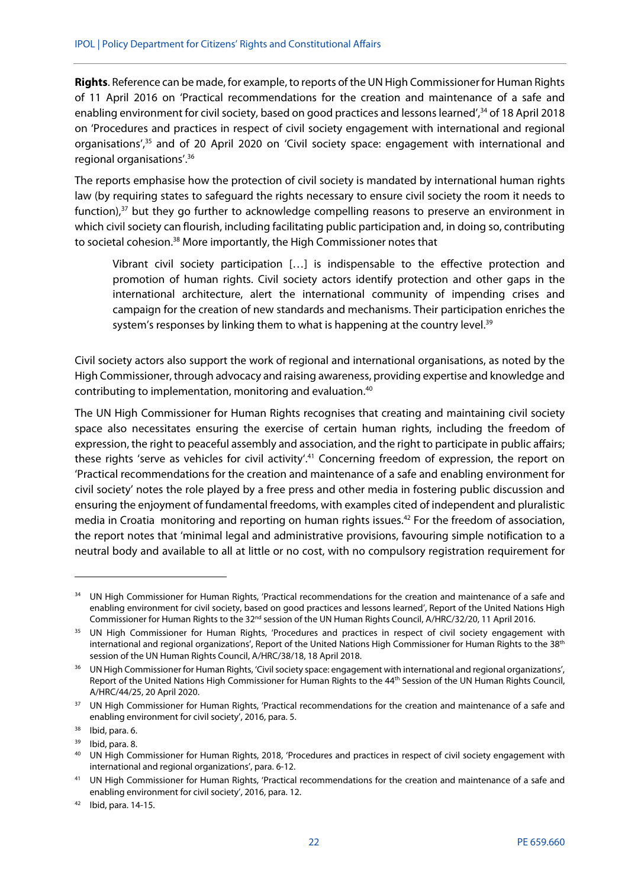**Rights**. Reference can be made, for example, to reports of the UN High Commissioner for Human Rights of 11 April 2016 on 'Practical recommendations for the creation and maintenance of a safe and enabling environment for civil society, based on good practices and lessons learned',[34] of 18 April 2018 on 'Procedures and practices in respect of civil society engagement with international and regional organisations',[35] and of 20 April 2020 on 'Civil society space: engagement with international and regional organisations'.[36]

The reports emphasise how the protection of civil society is mandated by international human rights law (by requiring states to safeguard the rights necessary to ensure civil society the room it needs to function),[37] but they go further to acknowledge compelling reasons to preserve an environment in which civil society can flourish, including facilitating public participation and, in doing so, contributing to societal cohesion.[38] More importantly, the High Commissioner notes that

> Vibrant civil society participation […] is indispensable to the effective protection and promotion of human rights. Civil society actors identify protection and other gaps in the international architecture, alert the international community of impending crises and campaign for the creation of new standards and mechanisms. Their participation enriches the system's responses by linking them to what is happening at the country level.[39]

Civil society actors also support the work of regional and international organisations, as noted by the High Commissioner, through advocacy and raising awareness, providing expertise and knowledge and contributing to implementation, monitoring and evaluation.[40]

The UN High Commissioner for Human Rights recognises that creating and maintaining civil society space also necessitates ensuring the exercise of certain human rights, including the freedom of expression, the right to peaceful assembly and association, and the right to participate in public affairs; these rights 'serve as vehicles for civil activity'.[41] Concerning freedom of expression, the report on 'Practical recommendations for the creation and maintenance of a safe and enabling environment for civil society' notes the role played by a free press and other media in fostering public discussion and ensuring the enjoyment of fundamental freedoms, with examples cited of independent and pluralistic media in Croatia monitoring and reporting on human rights issues.[42] For the freedom of association, the report notes that 'minimal legal and administrative provisions, favouring simple notification to a neutral body and available to all at little or no cost, with no compulsory registration requirement for

---

[34] UN High Commissioner for Human Rights, 'Practical recommendations for the creation and maintenance of a safe and enabling environment for civil society, based on good practices and lessons learned', Report of the United Nations High Commissioner for Human Rights to the 32nd session of the UN Human Rights Council, A/HRC/32/20, 11 April 2016.

[35] UN High Commissioner for Human Rights, 'Procedures and practices in respect of civil society engagement with international and regional organizations', Report of the United Nations High Commissioner for Human Rights to the 38th session of the UN Human Rights Council, A/HRC/38/18, 18 April 2018.

[36] UN High Commissioner for Human Rights, 'Civil society space: engagement with international and regional organizations', Report of the United Nations High Commissioner for Human Rights to the 44th Session of the UN Human Rights Council, A/HRC/44/25, 20 April 2020.

[37] UN High Commissioner for Human Rights, 'Practical recommendations for the creation and maintenance of a safe and enabling environment for civil society', 2016, para. 5.

[38] Ibid, para. 6.

[39] Ibid, para. 8.

[40] UN High Commissioner for Human Rights, 2018, 'Procedures and practices in respect of civil society engagement with international and regional organizations', para. 6-12.

[41] UN High Commissioner for Human Rights, 'Practical recommendations for the creation and maintenance of a safe and enabling environment for civil society', 2016, para. 12.

[42] Ibid, para. 14-15.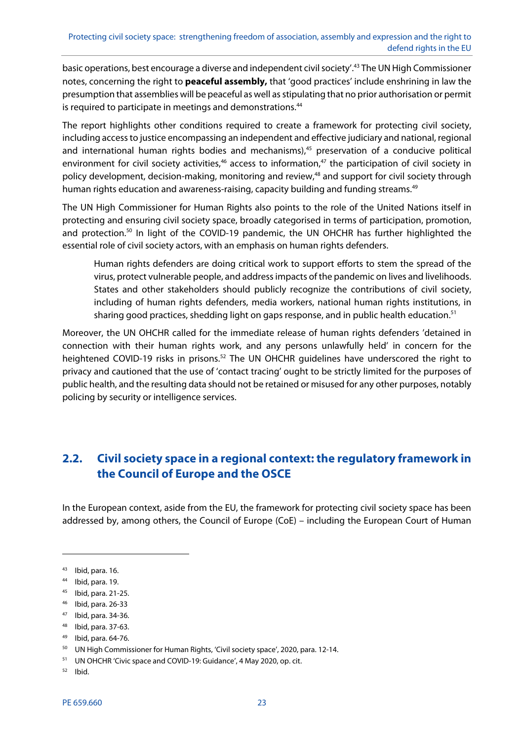basic operations, best encourage a diverse and independent civil society'.[43] The UN High Commissioner notes, concerning the right to **peaceful assembly,** that 'good practices' include enshrining in law the presumption that assemblies will be peaceful as well as stipulating that no prior authorisation or permit is required to participate in meetings and demonstrations.[44]

The report highlights other conditions required to create a framework for protecting civil society, including access to justice encompassing an independent and effective judiciary and national, regional and international human rights bodies and mechanisms),[45] preservation of a conducive political environment for civil society activities,[46] access to information,[47] the participation of civil society in policy development, decision-making, monitoring and review,[48] and support for civil society through human rights education and awareness-raising, capacity building and funding streams.[49]

The UN High Commissioner for Human Rights also points to the role of the United Nations itself in protecting and ensuring civil society space, broadly categorised in terms of participation, promotion, and protection.[50] In light of the COVID-19 pandemic, the UN OHCHR has further highlighted the essential role of civil society actors, with an emphasis on human rights defenders.

> Human rights defenders are doing critical work to support efforts to stem the spread of the virus, protect vulnerable people, and address impacts of the pandemic on lives and livelihoods. States and other stakeholders should publicly recognize the contributions of civil society, including of human rights defenders, media workers, national human rights institutions, in sharing good practices, shedding light on gaps response, and in public health education.[51]

Moreover, the UN OHCHR called for the immediate release of human rights defenders 'detained in connection with their human rights work, and any persons unlawfully held' in concern for the heightened COVID-19 risks in prisons.[52] The UN OHCHR guidelines have underscored the right to privacy and cautioned that the use of 'contact tracing' ought to be strictly limited for the purposes of public health, and the resulting data should not be retained or misused for any other purposes, notably policing by security or intelligence services.

## 2.2. Civil society space in a regional context: the regulatory framework in the Council of Europe and the OSCE

In the European context, aside from the EU, the framework for protecting civil society space has been addressed by, among others, the Council of Europe (CoE) – including the European Court of Human

---

[43] Ibid, para. 16.

[44] Ibid, para. 19.

[45] Ibid, para. 21-25.

[46] Ibid, para. 26-33

[47] Ibid, para. 34-36.

[48] Ibid, para. 37-63.

[49] Ibid, para. 64-76.

[50] UN High Commissioner for Human Rights, 'Civil society space', 2020, para. 12-14.

[51] UN OHCHR 'Civic space and COVID-19: Guidance', 4 May 2020, op. cit.

[52] Ibid.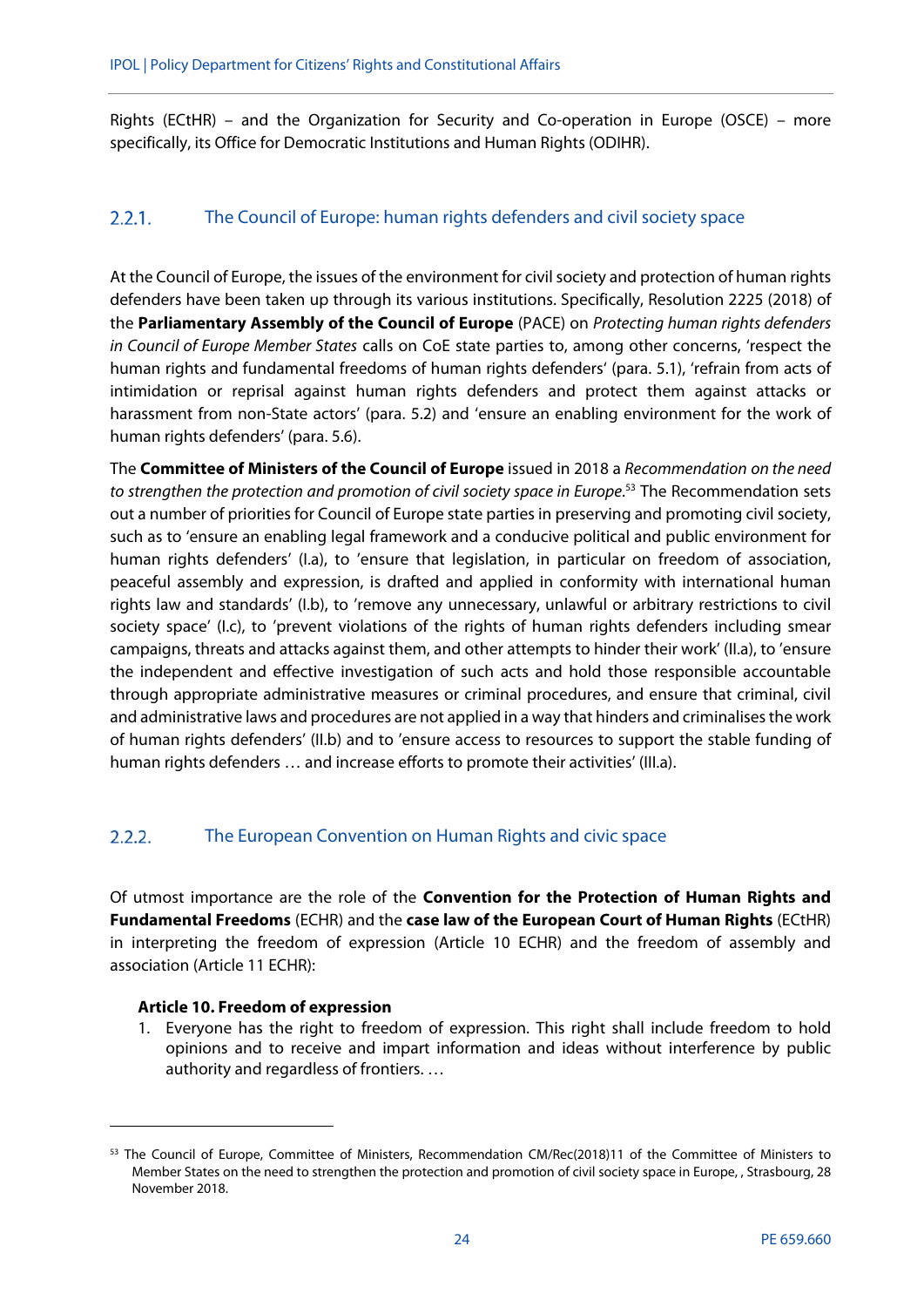Rights (ECtHR) – and the Organization for Security and Co-operation in Europe (OSCE) – more specifically, its Office for Democratic Institutions and Human Rights (ODIHR).

### 2.2.1. The Council of Europe: human rights defenders and civil society space

At the Council of Europe, the issues of the environment for civil society and protection of human rights defenders have been taken up through its various institutions. Specifically, Resolution 2225 (2018) of the **Parliamentary Assembly of the Council of Europe** (PACE) on *Protecting human rights defenders in Council of Europe Member States* calls on CoE state parties to, among other concerns, 'respect the human rights and fundamental freedoms of human rights defenders' (para. 5.1), 'refrain from acts of intimidation or reprisal against human rights defenders and protect them against attacks or harassment from non-State actors' (para. 5.2) and 'ensure an enabling environment for the work of human rights defenders' (para. 5.6).

The **Committee of Ministers of the Council of Europe** issued in 2018 a *Recommendation on the need to strengthen the protection and promotion of civil society space in Europe*.[53] The Recommendation sets out a number of priorities for Council of Europe state parties in preserving and promoting civil society, such as to 'ensure an enabling legal framework and a conducive political and public environment for human rights defenders' (I.a), to 'ensure that legislation, in particular on freedom of association, peaceful assembly and expression, is drafted and applied in conformity with international human rights law and standards' (I.b), to 'remove any unnecessary, unlawful or arbitrary restrictions to civil society space' (I.c), to 'prevent violations of the rights of human rights defenders including smear campaigns, threats and attacks against them, and other attempts to hinder their work' (II.a), to 'ensure the independent and effective investigation of such acts and hold those responsible accountable through appropriate administrative measures or criminal procedures, and ensure that criminal, civil and administrative laws and procedures are not applied in a way that hinders and criminalises the work of human rights defenders' (II.b) and to 'ensure access to resources to support the stable funding of human rights defenders … and increase efforts to promote their activities' (III.a).

### 2.2.2. The European Convention on Human Rights and civic space

Of utmost importance are the role of the **Convention for the Protection of Human Rights and Fundamental Freedoms** (ECHR) and the **case law of the European Court of Human Rights** (ECtHR) in interpreting the freedom of expression (Article 10 ECHR) and the freedom of assembly and association (Article 11 ECHR):

> **Article 10. Freedom of expression**
>
> 1. Everyone has the right to freedom of expression. This right shall include freedom to hold opinions and to receive and impart information and ideas without interference by public authority and regardless of frontiers. …

[53] The Council of Europe, Committee of Ministers, Recommendation CM/Rec(2018)11 of the Committee of Ministers to Member States on the need to strengthen the protection and promotion of civil society space in Europe, , Strasbourg, 28 November 2018.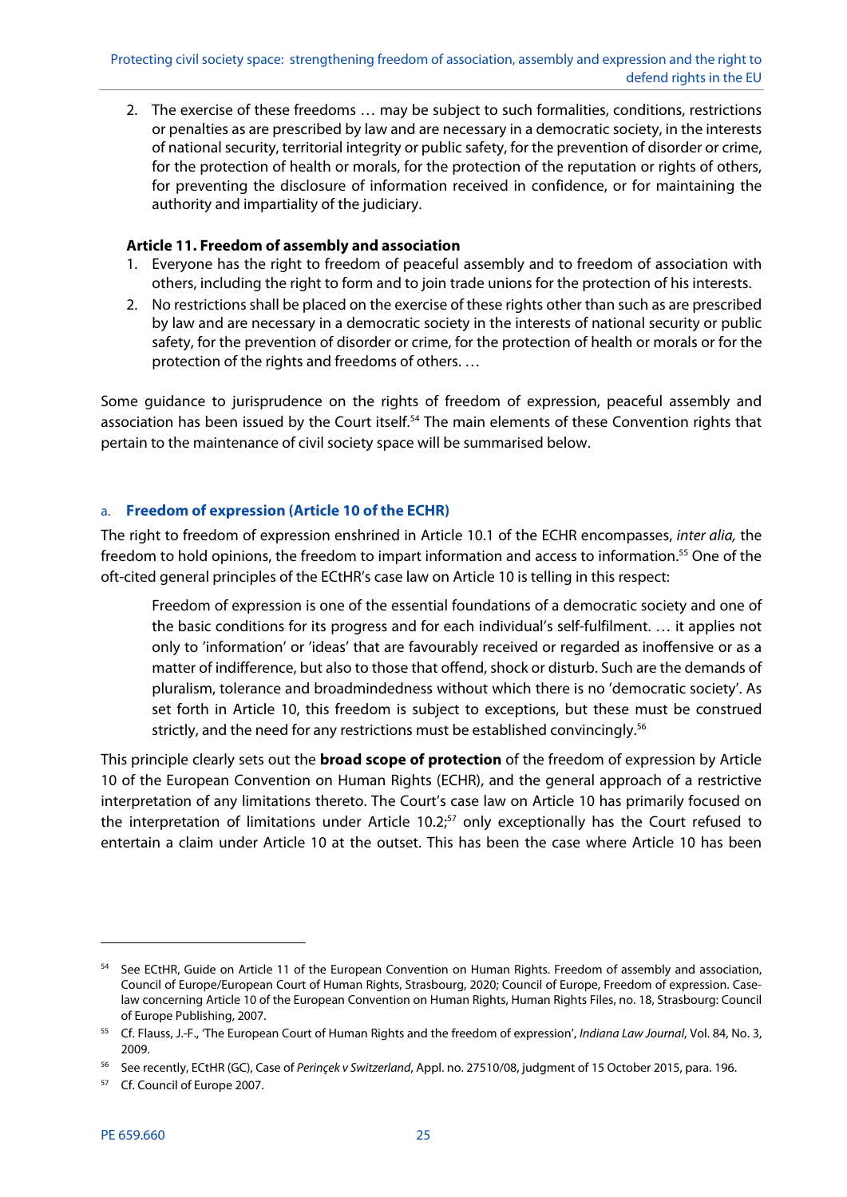2. The exercise of these freedoms … may be subject to such formalities, conditions, restrictions or penalties as are prescribed by law and are necessary in a democratic society, in the interests of national security, territorial integrity or public safety, for the prevention of disorder or crime, for the protection of health or morals, for the protection of the reputation or rights of others, for preventing the disclosure of information received in confidence, or for maintaining the authority and impartiality of the judiciary.

**Article 11. Freedom of assembly and association**

1. Everyone has the right to freedom of peaceful assembly and to freedom of association with others, including the right to form and to join trade unions for the protection of his interests.
2. No restrictions shall be placed on the exercise of these rights other than such as are prescribed by law and are necessary in a democratic society in the interests of national security or public safety, for the prevention of disorder or crime, for the protection of health or morals or for the protection of the rights and freedoms of others. …

Some guidance to jurisprudence on the rights of freedom of expression, peaceful assembly and association has been issued by the Court itself.[54] The main elements of these Convention rights that pertain to the maintenance of civil society space will be summarised below.

### a. Freedom of expression (Article 10 of the ECHR)

The right to freedom of expression enshrined in Article 10.1 of the ECHR encompasses, *inter alia,* the freedom to hold opinions, the freedom to impart information and access to information.[55] One of the oft-cited general principles of the ECtHR's case law on Article 10 is telling in this respect:

> Freedom of expression is one of the essential foundations of a democratic society and one of the basic conditions for its progress and for each individual's self-fulfilment. … it applies not only to 'information' or 'ideas' that are favourably received or regarded as inoffensive or as a matter of indifference, but also to those that offend, shock or disturb. Such are the demands of pluralism, tolerance and broadmindedness without which there is no 'democratic society'. As set forth in Article 10, this freedom is subject to exceptions, but these must be construed strictly, and the need for any restrictions must be established convincingly.[56]

This principle clearly sets out the **broad scope of protection** of the freedom of expression by Article 10 of the European Convention on Human Rights (ECHR), and the general approach of a restrictive interpretation of any limitations thereto. The Court's case law on Article 10 has primarily focused on the interpretation of limitations under Article 10.2;[57] only exceptionally has the Court refused to entertain a claim under Article 10 at the outset. This has been the case where Article 10 has been

---

[54] See ECtHR, Guide on Article 11 of the European Convention on Human Rights. Freedom of assembly and association, Council of Europe/European Court of Human Rights, Strasbourg, 2020; Council of Europe, Freedom of expression. Case-law concerning Article 10 of the European Convention on Human Rights, Human Rights Files, no. 18, Strasbourg: Council of Europe Publishing, 2007.

[55] Cf. Flauss, J.-F., 'The European Court of Human Rights and the freedom of expression', *Indiana Law Journal*, Vol. 84, No. 3, 2009.

[56] See recently, ECtHR (GC), Case of *Perinçek v Switzerland*, Appl. no. 27510/08, judgment of 15 October 2015, para. 196.

[57] Cf. Council of Europe 2007.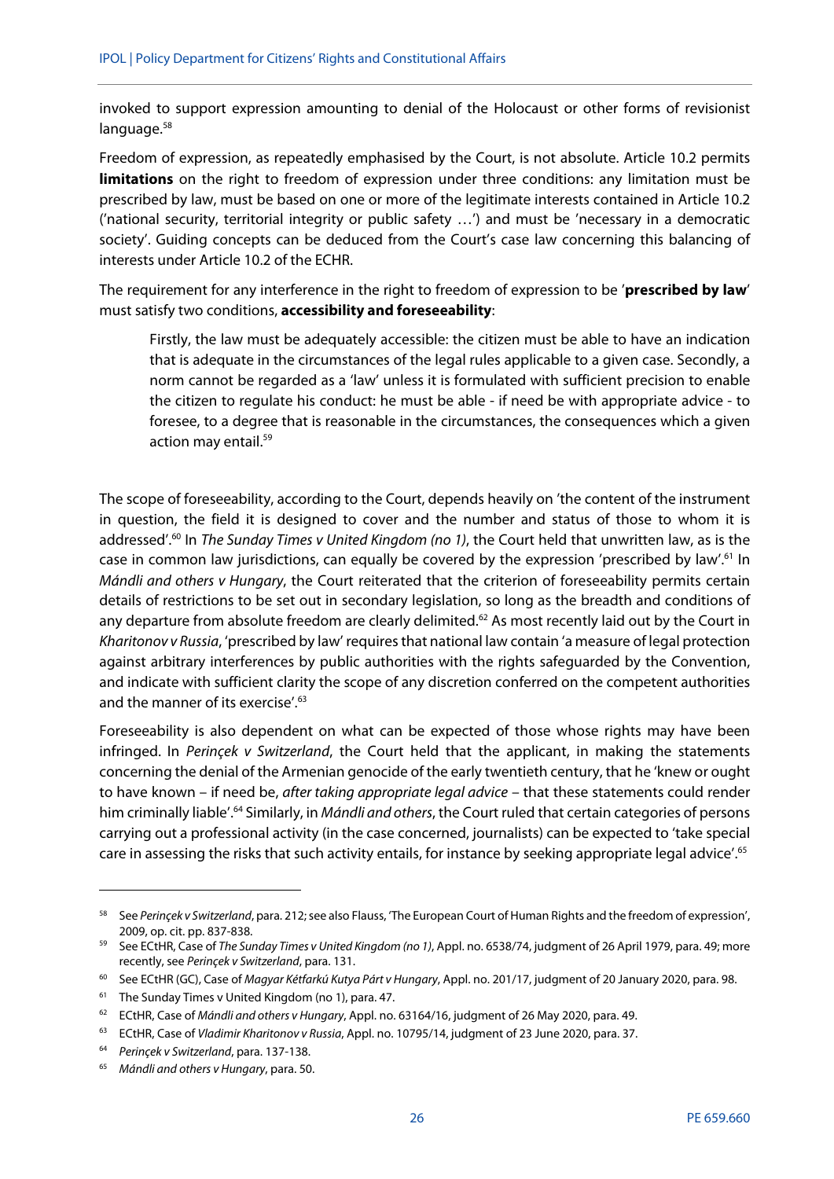invoked to support expression amounting to denial of the Holocaust or other forms of revisionist language.[58]

Freedom of expression, as repeatedly emphasised by the Court, is not absolute. Article 10.2 permits **limitations** on the right to freedom of expression under three conditions: any limitation must be prescribed by law, must be based on one or more of the legitimate interests contained in Article 10.2 ('national security, territorial integrity or public safety …') and must be 'necessary in a democratic society'. Guiding concepts can be deduced from the Court's case law concerning this balancing of interests under Article 10.2 of the ECHR.

The requirement for any interference in the right to freedom of expression to be '**prescribed by law**' must satisfy two conditions, **accessibility and foreseeability**:

> Firstly, the law must be adequately accessible: the citizen must be able to have an indication that is adequate in the circumstances of the legal rules applicable to a given case. Secondly, a norm cannot be regarded as a 'law' unless it is formulated with sufficient precision to enable the citizen to regulate his conduct: he must be able - if need be with appropriate advice - to foresee, to a degree that is reasonable in the circumstances, the consequences which a given action may entail.[59]

The scope of foreseeability, according to the Court, depends heavily on 'the content of the instrument in question, the field it is designed to cover and the number and status of those to whom it is addressed'.[60] In *The Sunday Times v United Kingdom (no 1)*, the Court held that unwritten law, as is the case in common law jurisdictions, can equally be covered by the expression 'prescribed by law'.[61] In *Mándli and others v Hungary*, the Court reiterated that the criterion of foreseeability permits certain details of restrictions to be set out in secondary legislation, so long as the breadth and conditions of any departure from absolute freedom are clearly delimited.[62] As most recently laid out by the Court in *Kharitonov v Russia*, 'prescribed by law' requires that national law contain 'a measure of legal protection against arbitrary interferences by public authorities with the rights safeguarded by the Convention, and indicate with sufficient clarity the scope of any discretion conferred on the competent authorities and the manner of its exercise'.[63]

Foreseeability is also dependent on what can be expected of those whose rights may have been infringed. In *Perinçek v Switzerland*, the Court held that the applicant, in making the statements concerning the denial of the Armenian genocide of the early twentieth century, that he 'knew or ought to have known – if need be, *after taking appropriate legal advice* – that these statements could render him criminally liable'.[64] Similarly, in *Mándli and others*, the Court ruled that certain categories of persons carrying out a professional activity (in the case concerned, journalists) can be expected to 'take special care in assessing the risks that such activity entails, for instance by seeking appropriate legal advice'.[65]

---

[58] See *Perinçek v Switzerland*, para. 212; see also Flauss, 'The European Court of Human Rights and the freedom of expression', 2009, op. cit. pp. 837-838.

[59] See ECtHR, Case of *The Sunday Times v United Kingdom (no 1)*, Appl. no. 6538/74, judgment of 26 April 1979, para. 49; more recently, see *Perinçek v Switzerland*, para. 131.

[60] See ECtHR (GC), Case of *Magyar Kétfarkú Kutya Párt v Hungary*, Appl. no. 201/17, judgment of 20 January 2020, para. 98.

[61] The Sunday Times v United Kingdom (no 1), para. 47.

[62] ECtHR, Case of *Mándli and others v Hungary*, Appl. no. 63164/16, judgment of 26 May 2020, para. 49.

[63] ECtHR, Case of *Vladimir Kharitonov v Russia*, Appl. no. 10795/14, judgment of 23 June 2020, para. 37.

[64] *Perinçek v Switzerland*, para. 137-138.

[65] *Mándli and others v Hungary*, para. 50.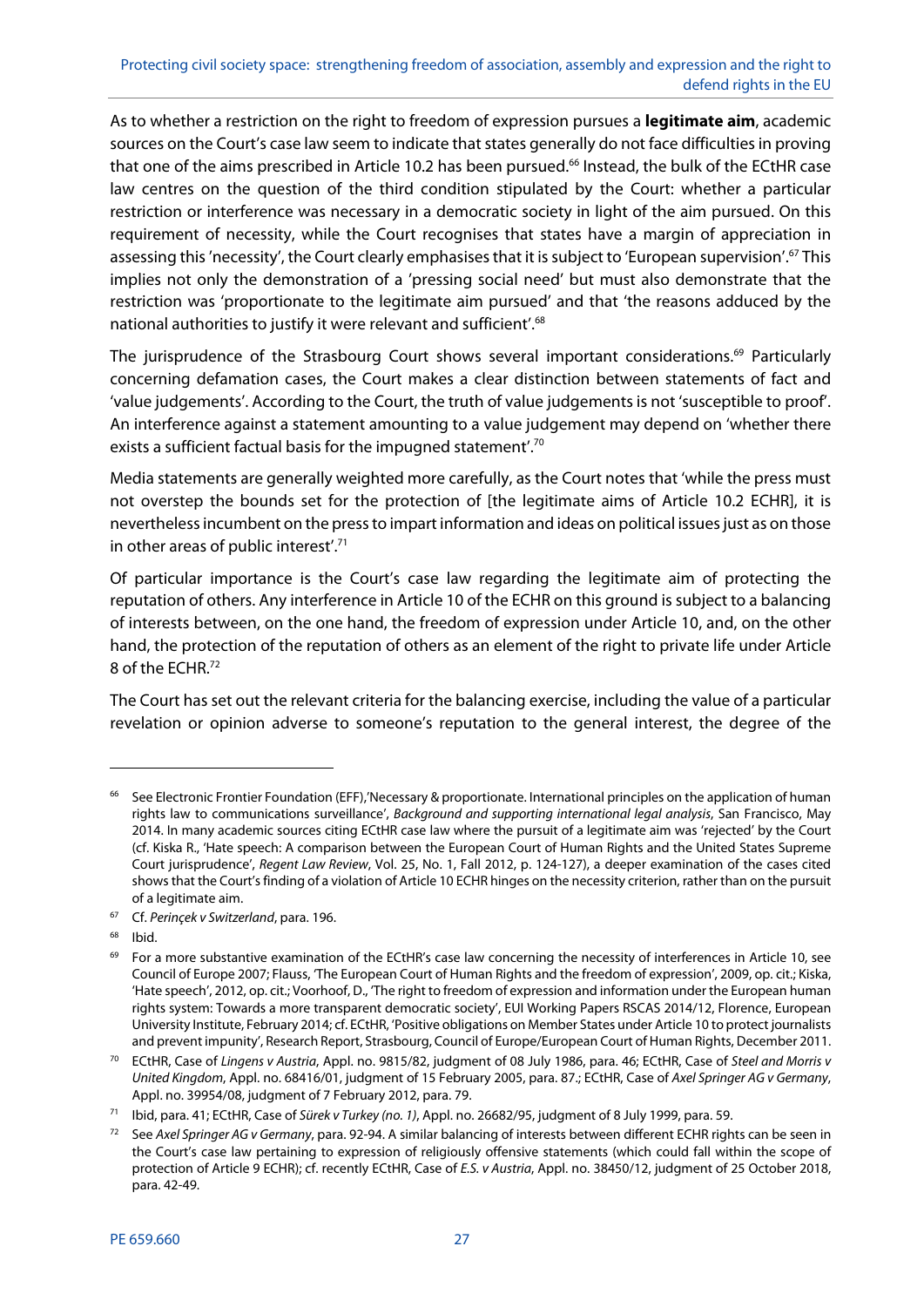As to whether a restriction on the right to freedom of expression pursues a **legitimate aim**, academic sources on the Court's case law seem to indicate that states generally do not face difficulties in proving that one of the aims prescribed in Article 10.2 has been pursued.[66] Instead, the bulk of the ECtHR case law centres on the question of the third condition stipulated by the Court: whether a particular restriction or interference was necessary in a democratic society in light of the aim pursued. On this requirement of necessity, while the Court recognises that states have a margin of appreciation in assessing this 'necessity', the Court clearly emphasises that it is subject to 'European supervision'.[67] This implies not only the demonstration of a 'pressing social need' but must also demonstrate that the restriction was 'proportionate to the legitimate aim pursued' and that 'the reasons adduced by the national authorities to justify it were relevant and sufficient'.[68]

The jurisprudence of the Strasbourg Court shows several important considerations.[69] Particularly concerning defamation cases, the Court makes a clear distinction between statements of fact and 'value judgements'. According to the Court, the truth of value judgements is not 'susceptible to proof'. An interference against a statement amounting to a value judgement may depend on 'whether there exists a sufficient factual basis for the impugned statement'.[70]

Media statements are generally weighted more carefully, as the Court notes that 'while the press must not overstep the bounds set for the protection of [the legitimate aims of Article 10.2 ECHR], it is nevertheless incumbent on the press to impart information and ideas on political issues just as on those in other areas of public interest'.[71]

Of particular importance is the Court's case law regarding the legitimate aim of protecting the reputation of others. Any interference in Article 10 of the ECHR on this ground is subject to a balancing of interests between, on the one hand, the freedom of expression under Article 10, and, on the other hand, the protection of the reputation of others as an element of the right to private life under Article 8 of the ECHR.[72]

The Court has set out the relevant criteria for the balancing exercise, including the value of a particular revelation or opinion adverse to someone's reputation to the general interest, the degree of the

---

[66] See Electronic Frontier Foundation (EFF),'Necessary & proportionate. International principles on the application of human rights law to communications surveillance', *Background and supporting international legal analysis*, San Francisco, May 2014. In many academic sources citing ECtHR case law where the pursuit of a legitimate aim was 'rejected' by the Court (cf. Kiska R., 'Hate speech: A comparison between the European Court of Human Rights and the United States Supreme Court jurisprudence', *Regent Law Review*, Vol. 25, No. 1, Fall 2012, p. 124-127), a deeper examination of the cases cited shows that the Court's finding of a violation of Article 10 ECHR hinges on the necessity criterion, rather than on the pursuit of a legitimate aim.

[67] Cf. *Perinçek v Switzerland*, para. 196.

[68] Ibid.

[69] For a more substantive examination of the ECtHR's case law concerning the necessity of interferences in Article 10, see Council of Europe 2007; Flauss, 'The European Court of Human Rights and the freedom of expression', 2009, op. cit.; Kiska, 'Hate speech', 2012, op. cit.; Voorhoof, D., 'The right to freedom of expression and information under the European human rights system: Towards a more transparent democratic society', EUI Working Papers RSCAS 2014/12, Florence, European University Institute, February 2014; cf. ECtHR, 'Positive obligations on Member States under Article 10 to protect journalists and prevent impunity', Research Report, Strasbourg, Council of Europe/European Court of Human Rights, December 2011.

[70] ECtHR, Case of *Lingens v Austria*, Appl. no. 9815/82, judgment of 08 July 1986, para. 46; ECtHR, Case of *Steel and Morris v United Kingdom*, Appl. no. 68416/01, judgment of 15 February 2005, para. 87.; ECtHR, Case of *Axel Springer AG v Germany*, Appl. no. 39954/08, judgment of 7 February 2012, para. 79.

[71] Ibid, para. 41; ECtHR, Case of *Sürek v Turkey (no. 1)*, Appl. no. 26682/95, judgment of 8 July 1999, para. 59.

[72] See *Axel Springer AG v Germany*, para. 92-94. A similar balancing of interests between different ECHR rights can be seen in the Court's case law pertaining to expression of religiously offensive statements (which could fall within the scope of protection of Article 9 ECHR); cf. recently ECtHR, Case of *E.S. v Austria*, Appl. no. 38450/12, judgment of 25 October 2018, para. 42-49.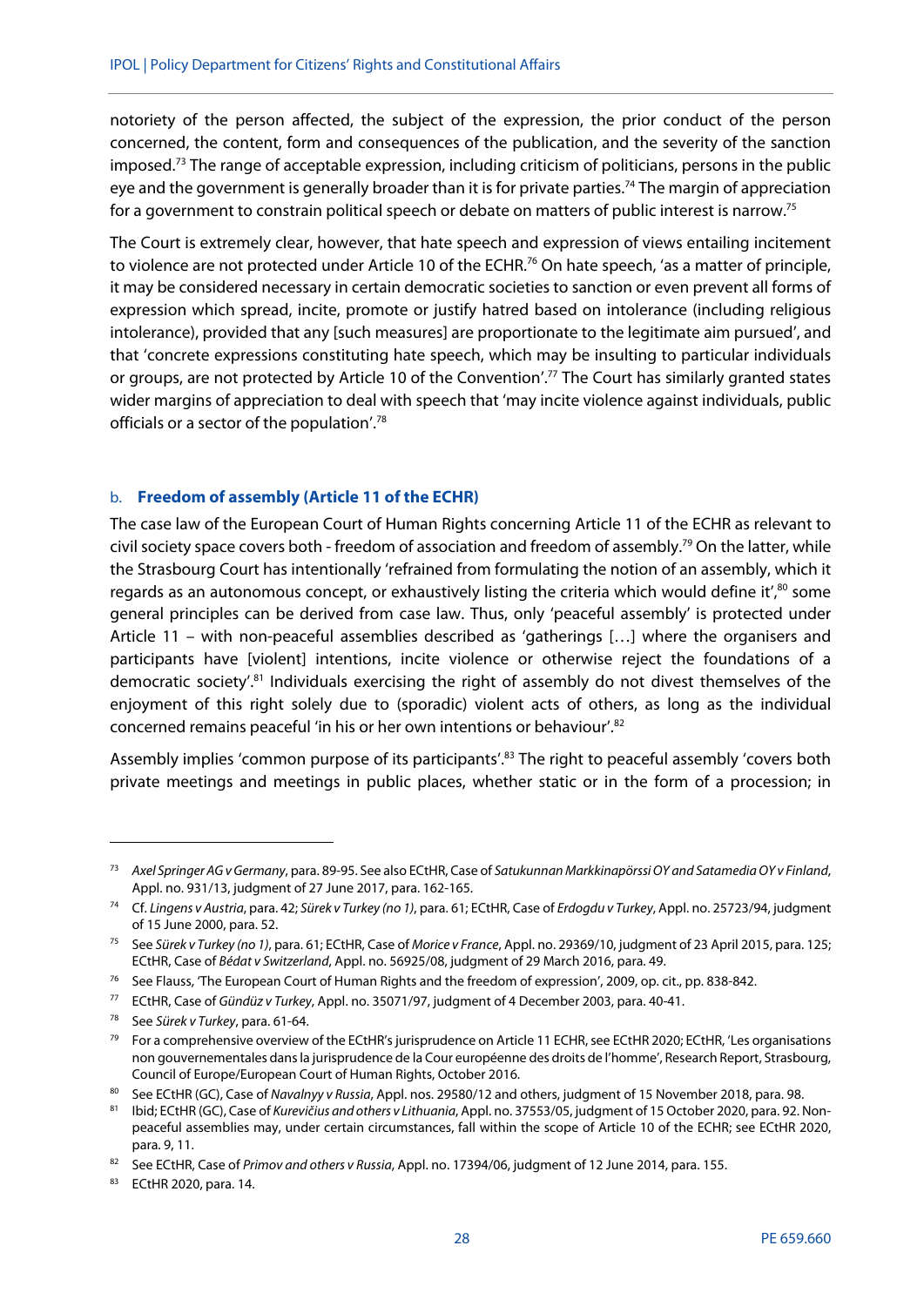notoriety of the person affected, the subject of the expression, the prior conduct of the person concerned, the content, form and consequences of the publication, and the severity of the sanction imposed.[73] The range of acceptable expression, including criticism of politicians, persons in the public eye and the government is generally broader than it is for private parties.[74] The margin of appreciation for a government to constrain political speech or debate on matters of public interest is narrow.[75]

The Court is extremely clear, however, that hate speech and expression of views entailing incitement to violence are not protected under Article 10 of the ECHR.[76] On hate speech, 'as a matter of principle, it may be considered necessary in certain democratic societies to sanction or even prevent all forms of expression which spread, incite, promote or justify hatred based on intolerance (including religious intolerance), provided that any [such measures] are proportionate to the legitimate aim pursued', and that 'concrete expressions constituting hate speech, which may be insulting to particular individuals or groups, are not protected by Article 10 of the Convention'.[77] The Court has similarly granted states wider margins of appreciation to deal with speech that 'may incite violence against individuals, public officials or a sector of the population'.[78]

### b. **Freedom of assembly (Article 11 of the ECHR)**

The case law of the European Court of Human Rights concerning Article 11 of the ECHR as relevant to civil society space covers both - freedom of association and freedom of assembly.[79] On the latter, while the Strasbourg Court has intentionally 'refrained from formulating the notion of an assembly, which it regards as an autonomous concept, or exhaustively listing the criteria which would define it',[80] some general principles can be derived from case law. Thus, only 'peaceful assembly' is protected under Article 11 – with non-peaceful assemblies described as 'gatherings […] where the organisers and participants have [violent] intentions, incite violence or otherwise reject the foundations of a democratic society'.[81] Individuals exercising the right of assembly do not divest themselves of the enjoyment of this right solely due to (sporadic) violent acts of others, as long as the individual concerned remains peaceful 'in his or her own intentions or behaviour'.[82]

Assembly implies 'common purpose of its participants'.[83] The right to peaceful assembly 'covers both private meetings and meetings in public places, whether static or in the form of a procession; in

---

[73] *Axel Springer AG v Germany*, para. 89-95. See also ECtHR, Case of *Satukunnan Markkinapörssi OY and Satamedia OY v Finland*, Appl. no. 931/13, judgment of 27 June 2017, para. 162-165.

[74] Cf. *Lingens v Austria*, para. 42; *Sürek v Turkey (no 1)*, para. 61; ECtHR, Case of *Erdogdu v Turkey*, Appl. no. 25723/94, judgment of 15 June 2000, para. 52.

[75] See *Sürek v Turkey (no 1)*, para. 61; ECtHR, Case of *Morice v France*, Appl. no. 29369/10, judgment of 23 April 2015, para. 125; ECtHR, Case of *Bédat v Switzerland*, Appl. no. 56925/08, judgment of 29 March 2016, para. 49.

[76] See Flauss, 'The European Court of Human Rights and the freedom of expression', 2009, op. cit., pp. 838-842.

[77] ECtHR, Case of *Gündüz v Turkey*, Appl. no. 35071/97, judgment of 4 December 2003, para. 40-41.

[78] See *Sürek v Turkey*, para. 61-64.

[79] For a comprehensive overview of the ECtHR's jurisprudence on Article 11 ECHR, see ECtHR 2020; ECtHR, 'Les organisations non gouvernementales dans la jurisprudence de la Cour européenne des droits de l'homme', Research Report, Strasbourg, Council of Europe/European Court of Human Rights, October 2016.

[80] See ECtHR (GC), Case of *Navalnyy v Russia*, Appl. nos. 29580/12 and others, judgment of 15 November 2018, para. 98.

[81] Ibid; ECtHR (GC), Case of *Kurevičius and others v Lithuania*, Appl. no. 37553/05, judgment of 15 October 2020, para. 92. Non-peaceful assemblies may, under certain circumstances, fall within the scope of Article 10 of the ECHR; see ECtHR 2020, para. 9, 11.

[82] See ECtHR, Case of *Primov and others v Russia*, Appl. no. 17394/06, judgment of 12 June 2014, para. 155.

[83] ECtHR 2020, para. 14.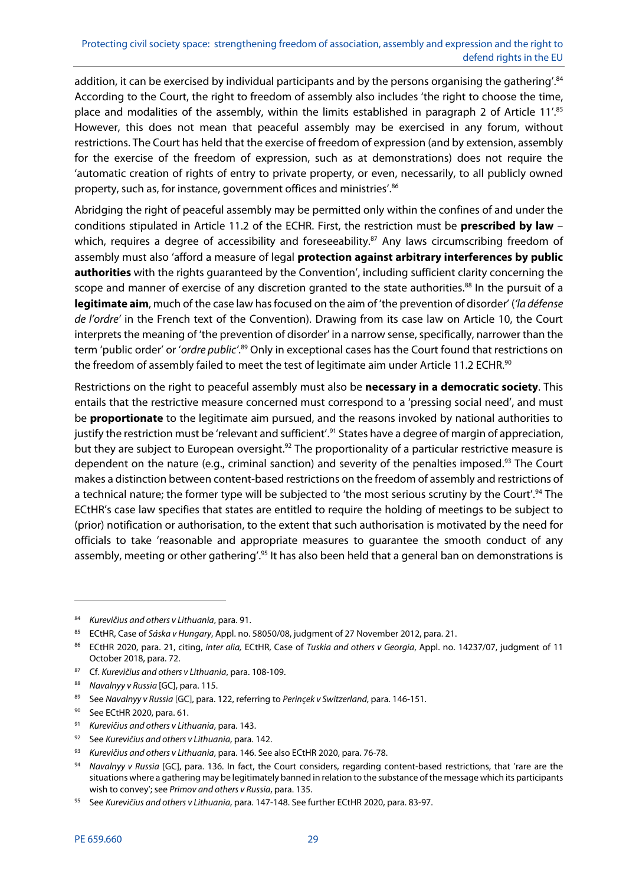addition, it can be exercised by individual participants and by the persons organising the gathering'.[84] According to the Court, the right to freedom of assembly also includes 'the right to choose the time, place and modalities of the assembly, within the limits established in paragraph 2 of Article 11'.[85] However, this does not mean that peaceful assembly may be exercised in any forum, without restrictions. The Court has held that the exercise of freedom of expression (and by extension, assembly for the exercise of the freedom of expression, such as at demonstrations) does not require the 'automatic creation of rights of entry to private property, or even, necessarily, to all publicly owned property, such as, for instance, government offices and ministries'.[86]

Abridging the right of peaceful assembly may be permitted only within the confines of and under the conditions stipulated in Article 11.2 of the ECHR. First, the restriction must be **prescribed by law** – which, requires a degree of accessibility and foreseeability.[87] Any laws circumscribing freedom of assembly must also 'afford a measure of legal **protection against arbitrary interferences by public authorities** with the rights guaranteed by the Convention', including sufficient clarity concerning the scope and manner of exercise of any discretion granted to the state authorities.[88] In the pursuit of a **legitimate aim**, much of the case law has focused on the aim of 'the prevention of disorder' (*'la défense de l'ordre'* in the French text of the Convention). Drawing from its case law on Article 10, the Court interprets the meaning of 'the prevention of disorder' in a narrow sense, specifically, narrower than the term 'public order' or '*ordre public*'.[89] Only in exceptional cases has the Court found that restrictions on the freedom of assembly failed to meet the test of legitimate aim under Article 11.2 ECHR.[90]

Restrictions on the right to peaceful assembly must also be **necessary in a democratic society**. This entails that the restrictive measure concerned must correspond to a 'pressing social need', and must be **proportionate** to the legitimate aim pursued, and the reasons invoked by national authorities to justify the restriction must be 'relevant and sufficient'.[91] States have a degree of margin of appreciation, but they are subject to European oversight.[92] The proportionality of a particular restrictive measure is dependent on the nature (e.g., criminal sanction) and severity of the penalties imposed.[93] The Court makes a distinction between content-based restrictions on the freedom of assembly and restrictions of a technical nature; the former type will be subjected to 'the most serious scrutiny by the Court'.[94] The ECtHR's case law specifies that states are entitled to require the holding of meetings to be subject to (prior) notification or authorisation, to the extent that such authorisation is motivated by the need for officials to take 'reasonable and appropriate measures to guarantee the smooth conduct of any assembly, meeting or other gathering'.[95] It has also been held that a general ban on demonstrations is

---

[84] *Kurevičius and others v Lithuania*, para. 91.

[85] ECtHR, Case of *Sáska v Hungary*, Appl. no. 58050/08, judgment of 27 November 2012, para. 21.

[86] ECtHR 2020, para. 21, citing, *inter alia,* ECtHR, Case of *Tuskia and others v Georgia*, Appl. no. 14237/07, judgment of 11 October 2018, para. 72.

[87] Cf. *Kurevičius and others v Lithuania*, para. 108-109.

[88] *Navalnyy v Russia* [GC], para. 115.

[89] See *Navalnyy v Russia* [GC], para. 122, referring to *Perinçek v Switzerland*, para. 146-151.

[90] See ECtHR 2020, para. 61.

[91] *Kurevičius and others v Lithuania*, para. 143.

[92] See *Kurevičius and others v Lithuania*, para. 142.

[93] *Kurevičius and others v Lithuania*, para. 146. See also ECtHR 2020, para. 76-78.

[94] *Navalnyy v Russia* [GC], para. 136. In fact, the Court considers, regarding content-based restrictions, that 'rare are the situations where a gathering may be legitimately banned in relation to the substance of the message which its participants wish to convey'; see *Primov and others v Russia*, para. 135.

[95] See *Kurevičius and others v Lithuania*, para. 147-148. See further ECtHR 2020, para. 83-97.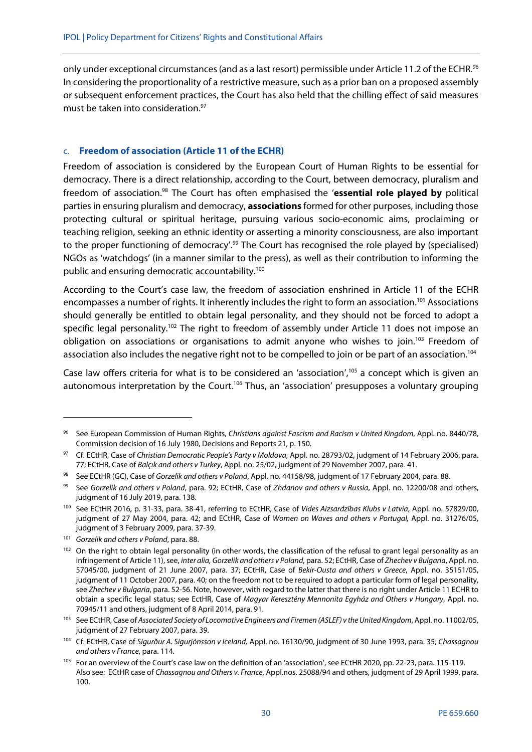only under exceptional circumstances (and as a last resort) permissible under Article 11.2 of the ECHR.[96] In considering the proportionality of a restrictive measure, such as a prior ban on a proposed assembly or subsequent enforcement practices, the Court has also held that the chilling effect of said measures must be taken into consideration.[97]

### c. Freedom of association (Article 11 of the ECHR)

Freedom of association is considered by the European Court of Human Rights to be essential for democracy. There is a direct relationship, according to the Court, between democracy, pluralism and freedom of association.[98] The Court has often emphasised the '**essential role played by** political parties in ensuring pluralism and democracy, **associations** formed for other purposes, including those protecting cultural or spiritual heritage, pursuing various socio-economic aims, proclaiming or teaching religion, seeking an ethnic identity or asserting a minority consciousness, are also important to the proper functioning of democracy'.[99] The Court has recognised the role played by (specialised) NGOs as 'watchdogs' (in a manner similar to the press), as well as their contribution to informing the public and ensuring democratic accountability.[100]

According to the Court's case law, the freedom of association enshrined in Article 11 of the ECHR encompasses a number of rights. It inherently includes the right to form an association.[101] Associations should generally be entitled to obtain legal personality, and they should not be forced to adopt a specific legal personality.[102] The right to freedom of assembly under Article 11 does not impose an obligation on associations or organisations to admit anyone who wishes to join.[103] Freedom of association also includes the negative right not to be compelled to join or be part of an association.[104]

Case law offers criteria for what is to be considered an 'association',[105] a concept which is given an autonomous interpretation by the Court.[106] Thus, an 'association' presupposes a voluntary grouping

---

[96] See European Commission of Human Rights, *Christians against Fascism and Racism v United Kingdom*, Appl. no. 8440/78, Commission decision of 16 July 1980, Decisions and Reports 21, p. 150.

[97] Cf. ECtHR, Case of *Christian Democratic People's Party v Moldova*, Appl. no. 28793/02, judgment of 14 February 2006, para. 77; ECtHR, Case of *Balçık and others v Turkey*, Appl. no. 25/02, judgment of 29 November 2007, para. 41.

[98] See ECtHR (GC), Case of *Gorzelik and others v Poland*, Appl. no. 44158/98, judgment of 17 February 2004, para. 88.

[99] See *Gorzelik and others v Poland*, para. 92; ECtHR, Case of *Zhdanov and others v Russia*, Appl. no. 12200/08 and others, judgment of 16 July 2019, para. 138.

[100] See ECtHR 2016, p. 31-33, para. 38-41, referring to ECtHR, Case of *Vides Aizsardzibas Klubs v Latvia*, Appl. no. 57829/00, judgment of 27 May 2004, para. 42; and ECtHR, Case of *Women on Waves and others v Portugal,* Appl. no. 31276/05, judgment of 3 February 2009, para. 37-39.

[101] *Gorzelik and others v Poland*, para. 88.

[102] On the right to obtain legal personality (in other words, the classification of the refusal to grant legal personality as an infringement of Article 11), see, *inter alia, Gorzelik and others v Poland*, para. 52; ECtHR, Case of *Zhechev v Bulgaria*, Appl. no. 57045/00, judgment of 21 June 2007, para. 37; ECtHR, Case of *Bekir-Ousta and others v Greece*, Appl. no. 35151/05, judgment of 11 October 2007, para. 40; on the freedom not to be required to adopt a particular form of legal personality, see *Zhechev v Bulgaria*, para. 52-56. Note, however, with regard to the latter that there is no right under Article 11 ECHR to obtain a specific legal status; see EctHR, Case of *Magyar Keresztény Mennonita Egyház and Others v Hungary*, Appl. no. 70945/11 and others, judgment of 8 April 2014, para. 91.

[103] See ECtHR, Case of *Associated Society of Locomotive Engineers and Firemen (ASLEF) v the United Kingdom*, Appl. no. 11002/05, judgment of 27 February 2007, para. 39.

[104] Cf. ECtHR, Case of *Sigurður A. Sigurjónsson v Iceland,* Appl. no. 16130/90, judgment of 30 June 1993, para. 35; *Chassagnou and others v France*, para. 114.

[105] For an overview of the Court's case law on the definition of an 'association', see ECtHR 2020, pp. 22-23, para. 115-119. Also see: ECtHR case of *Chassagnou and Others v. France*, Appl.nos. 25088/94 and others, judgment of 29 April 1999, para. 100.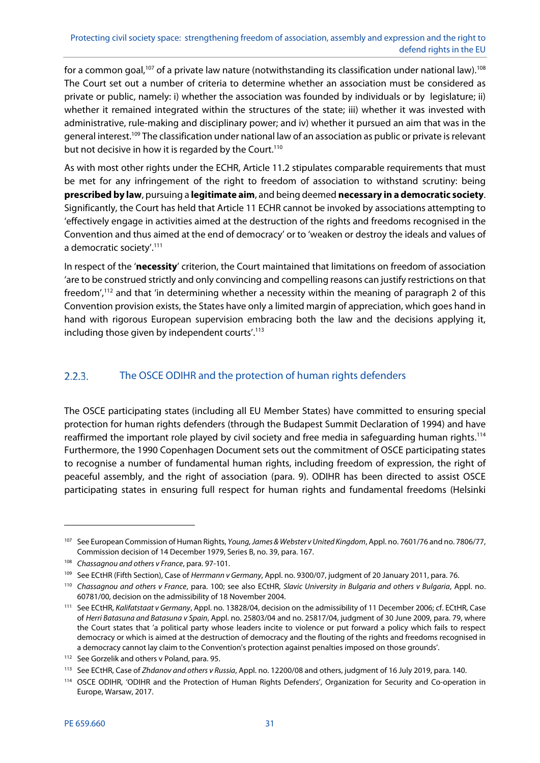for a common goal,[107] of a private law nature (notwithstanding its classification under national law).[108] The Court set out a number of criteria to determine whether an association must be considered as private or public, namely: i) whether the association was founded by individuals or by legislature; ii) whether it remained integrated within the structures of the state; iii) whether it was invested with administrative, rule-making and disciplinary power; and iv) whether it pursued an aim that was in the general interest.[109] The classification under national law of an association as public or private is relevant but not decisive in how it is regarded by the Court.[110]

As with most other rights under the ECHR, Article 11.2 stipulates comparable requirements that must be met for any infringement of the right to freedom of association to withstand scrutiny: being **prescribed by law**, pursuing a **legitimate aim**, and being deemed **necessary in a democratic society**. Significantly, the Court has held that Article 11 ECHR cannot be invoked by associations attempting to 'effectively engage in activities aimed at the destruction of the rights and freedoms recognised in the Convention and thus aimed at the end of democracy' or to 'weaken or destroy the ideals and values of a democratic society'.[111]

In respect of the '**necessity**' criterion, the Court maintained that limitations on freedom of association 'are to be construed strictly and only convincing and compelling reasons can justify restrictions on that freedom',[112] and that 'in determining whether a necessity within the meaning of paragraph 2 of this Convention provision exists, the States have only a limited margin of appreciation, which goes hand in hand with rigorous European supervision embracing both the law and the decisions applying it, including those given by independent courts'.[113]

### 2.2.3. The OSCE ODIHR and the protection of human rights defenders

The OSCE participating states (including all EU Member States) have committed to ensuring special protection for human rights defenders (through the Budapest Summit Declaration of 1994) and have reaffirmed the important role played by civil society and free media in safeguarding human rights.[114] Furthermore, the 1990 Copenhagen Document sets out the commitment of OSCE participating states to recognise a number of fundamental human rights, including freedom of expression, the right of peaceful assembly, and the right of association (para. 9). ODIHR has been directed to assist OSCE participating states in ensuring full respect for human rights and fundamental freedoms (Helsinki

---

[107] See European Commission of Human Rights, *Young, James & Webster v United Kingdom*, Appl. no. 7601/76 and no. 7806/77, Commission decision of 14 December 1979, Series B, no. 39, para. 167.

[108] *Chassagnou and others v France*, para. 97-101.

[109] See ECtHR (Fifth Section), Case of *Herrmann v Germany*, Appl. no. 9300/07, judgment of 20 January 2011, para. 76.

[110] *Chassagnou and others v France*, para. 100; see also ECtHR, *Slavic University in Bulgaria and others v Bulgaria*, Appl. no. 60781/00, decision on the admissibility of 18 November 2004.

[111] See ECtHR, *Kalifatstaat v Germany*, Appl. no. 13828/04, decision on the admissibility of 11 December 2006; cf. ECtHR, Case of *Herri Batasuna and Batasuna v Spain*, Appl. no. 25803/04 and no. 25817/04, judgment of 30 June 2009, para. 79, where the Court states that 'a political party whose leaders incite to violence or put forward a policy which fails to respect democracy or which is aimed at the destruction of democracy and the flouting of the rights and freedoms recognised in a democracy cannot lay claim to the Convention's protection against penalties imposed on those grounds'.

[112] See Gorzelik and others v Poland, para. 95.

[113] See ECtHR, Case of *Zhdanov and others v Russia*, Appl. no. 12200/08 and others, judgment of 16 July 2019, para. 140.

[114] OSCE ODIHR, 'ODIHR and the Protection of Human Rights Defenders', Organization for Security and Co-operation in Europe, Warsaw, 2017.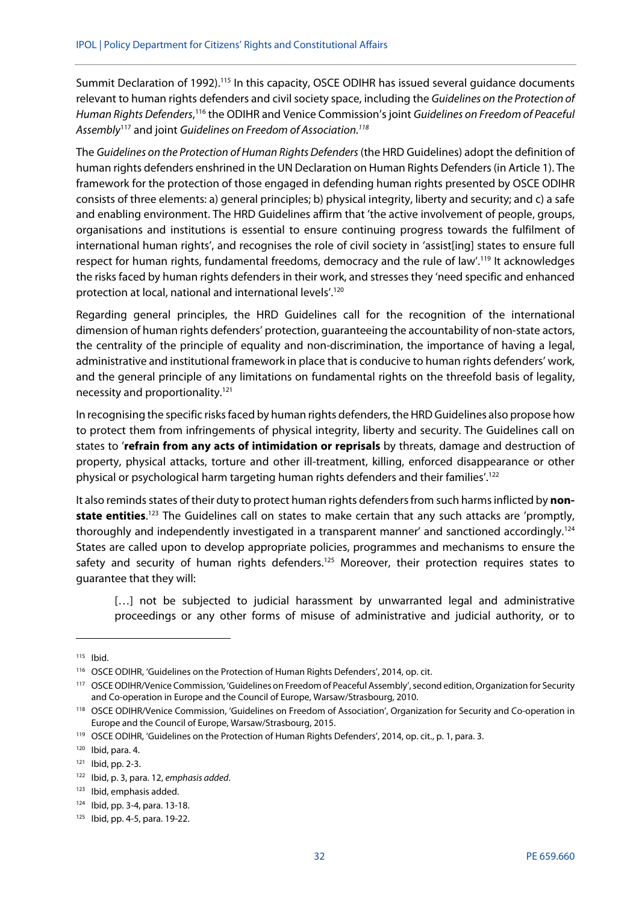Summit Declaration of 1992).[115] In this capacity, OSCE ODIHR has issued several guidance documents relevant to human rights defenders and civil society space, including the *Guidelines on the Protection of Human Rights Defenders*,[116] the ODIHR and Venice Commission's joint *Guidelines on Freedom of Peaceful Assembly*[117] and joint *Guidelines on Freedom of Association.*[118]

The *Guidelines on the Protection of Human Rights Defenders* (the HRD Guidelines) adopt the definition of human rights defenders enshrined in the UN Declaration on Human Rights Defenders (in Article 1). The framework for the protection of those engaged in defending human rights presented by OSCE ODIHR consists of three elements: a) general principles; b) physical integrity, liberty and security; and c) a safe and enabling environment. The HRD Guidelines affirm that 'the active involvement of people, groups, organisations and institutions is essential to ensure continuing progress towards the fulfilment of international human rights', and recognises the role of civil society in 'assist[ing] states to ensure full respect for human rights, fundamental freedoms, democracy and the rule of law'.[119] It acknowledges the risks faced by human rights defenders in their work, and stresses they 'need specific and enhanced protection at local, national and international levels'.[120]

Regarding general principles, the HRD Guidelines call for the recognition of the international dimension of human rights defenders' protection, guaranteeing the accountability of non-state actors, the centrality of the principle of equality and non-discrimination, the importance of having a legal, administrative and institutional framework in place that is conducive to human rights defenders' work, and the general principle of any limitations on fundamental rights on the threefold basis of legality, necessity and proportionality.[121]

In recognising the specific risks faced by human rights defenders, the HRD Guidelines also propose how to protect them from infringements of physical integrity, liberty and security. The Guidelines call on states to '**refrain from any acts of intimidation or reprisals** by threats, damage and destruction of property, physical attacks, torture and other ill-treatment, killing, enforced disappearance or other physical or psychological harm targeting human rights defenders and their families'.[122]

It also reminds states of their duty to protect human rights defenders from such harms inflicted by **non-state entities**.[123] The Guidelines call on states to make certain that any such attacks are 'promptly, thoroughly and independently investigated in a transparent manner' and sanctioned accordingly.[124] States are called upon to develop appropriate policies, programmes and mechanisms to ensure the safety and security of human rights defenders.[125] Moreover, their protection requires states to guarantee that they will:

> […] not be subjected to judicial harassment by unwarranted legal and administrative proceedings or any other forms of misuse of administrative and judicial authority, or to

---

[115] Ibid.

[116] OSCE ODIHR, 'Guidelines on the Protection of Human Rights Defenders', 2014, op. cit.

[117] OSCE ODIHR/Venice Commission, 'Guidelines on Freedom of Peaceful Assembly', second edition, Organization for Security and Co-operation in Europe and the Council of Europe, Warsaw/Strasbourg, 2010.

[118] OSCE ODIHR/Venice Commission, 'Guidelines on Freedom of Association', Organization for Security and Co-operation in Europe and the Council of Europe, Warsaw/Strasbourg, 2015.

[119] OSCE ODIHR, 'Guidelines on the Protection of Human Rights Defenders', 2014, op. cit., p. 1, para. 3.

[120] Ibid, para. 4.

[121] Ibid, pp. 2-3.

[122] Ibid, p. 3, para. 12, *emphasis added*.

[123] Ibid, emphasis added.

[124] Ibid, pp. 3-4, para. 13-18.

[125] Ibid, pp. 4-5, para. 19-22.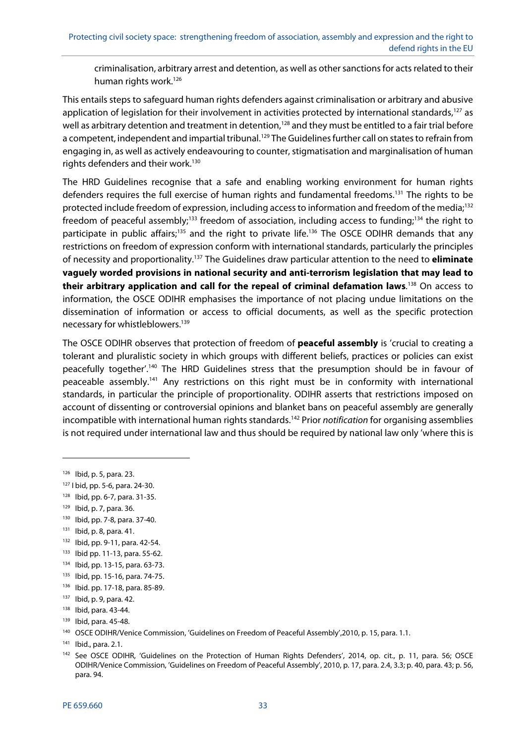criminalisation, arbitrary arrest and detention, as well as other sanctions for acts related to their human rights work.[126]

This entails steps to safeguard human rights defenders against criminalisation or arbitrary and abusive application of legislation for their involvement in activities protected by international standards,[127] as well as arbitrary detention and treatment in detention,[128] and they must be entitled to a fair trial before a competent, independent and impartial tribunal.[129] The Guidelines further call on states to refrain from engaging in, as well as actively endeavouring to counter, stigmatisation and marginalisation of human rights defenders and their work.[130]

The HRD Guidelines recognise that a safe and enabling working environment for human rights defenders requires the full exercise of human rights and fundamental freedoms.[131] The rights to be protected include freedom of expression, including access to information and freedom of the media;[132] freedom of peaceful assembly;[133] freedom of association, including access to funding;[134] the right to participate in public affairs;[135] and the right to private life.[136] The OSCE ODIHR demands that any restrictions on freedom of expression conform with international standards, particularly the principles of necessity and proportionality.[137] The Guidelines draw particular attention to the need to **eliminate vaguely worded provisions in national security and anti-terrorism legislation that may lead to their arbitrary application and call for the repeal of criminal defamation laws**.[138] On access to information, the OSCE ODIHR emphasises the importance of not placing undue limitations on the dissemination of information or access to official documents, as well as the specific protection necessary for whistleblowers.[139]

The OSCE ODIHR observes that protection of freedom of **peaceful assembly** is 'crucial to creating a tolerant and pluralistic society in which groups with different beliefs, practices or policies can exist peacefully together'.[140] The HRD Guidelines stress that the presumption should be in favour of peaceable assembly.[141] Any restrictions on this right must be in conformity with international standards, in particular the principle of proportionality. ODIHR asserts that restrictions imposed on account of dissenting or controversial opinions and blanket bans on peaceful assembly are generally incompatible with international human rights standards.[142] Prior *notification* for organising assemblies is not required under international law and thus should be required by national law only 'where this is

---

[126] Ibid, p. 5, para. 23.

[127] I bid, pp. 5-6, para. 24-30.

[128] Ibid, pp. 6-7, para. 31-35.

[129] Ibid, p. 7, para. 36.

[130] Ibid, pp. 7-8, para. 37-40.

[131] Ibid, p. 8, para. 41.

[132] Ibid, pp. 9-11, para. 42-54.

[133] Ibid pp. 11-13, para. 55-62.

[134] Ibid, pp. 13-15, para. 63-73.

[135] Ibid, pp. 15-16, para. 74-75.

[136] Ibid. pp. 17-18, para. 85-89.

[137] Ibid, p. 9, para. 42.

[138] Ibid, para. 43-44.

[139] Ibid, para. 45-48.

[140] OSCE ODIHR/Venice Commission, 'Guidelines on Freedom of Peaceful Assembly',2010, p. 15, para. 1.1.

[141] Ibid., para. 2.1.

[142] See OSCE ODIHR, 'Guidelines on the Protection of Human Rights Defenders', 2014, op. cit., p. 11, para. 56; OSCE ODIHR/Venice Commission, 'Guidelines on Freedom of Peaceful Assembly', 2010, p. 17, para. 2.4, 3.3; p. 40, para. 43; p. 56, para. 94.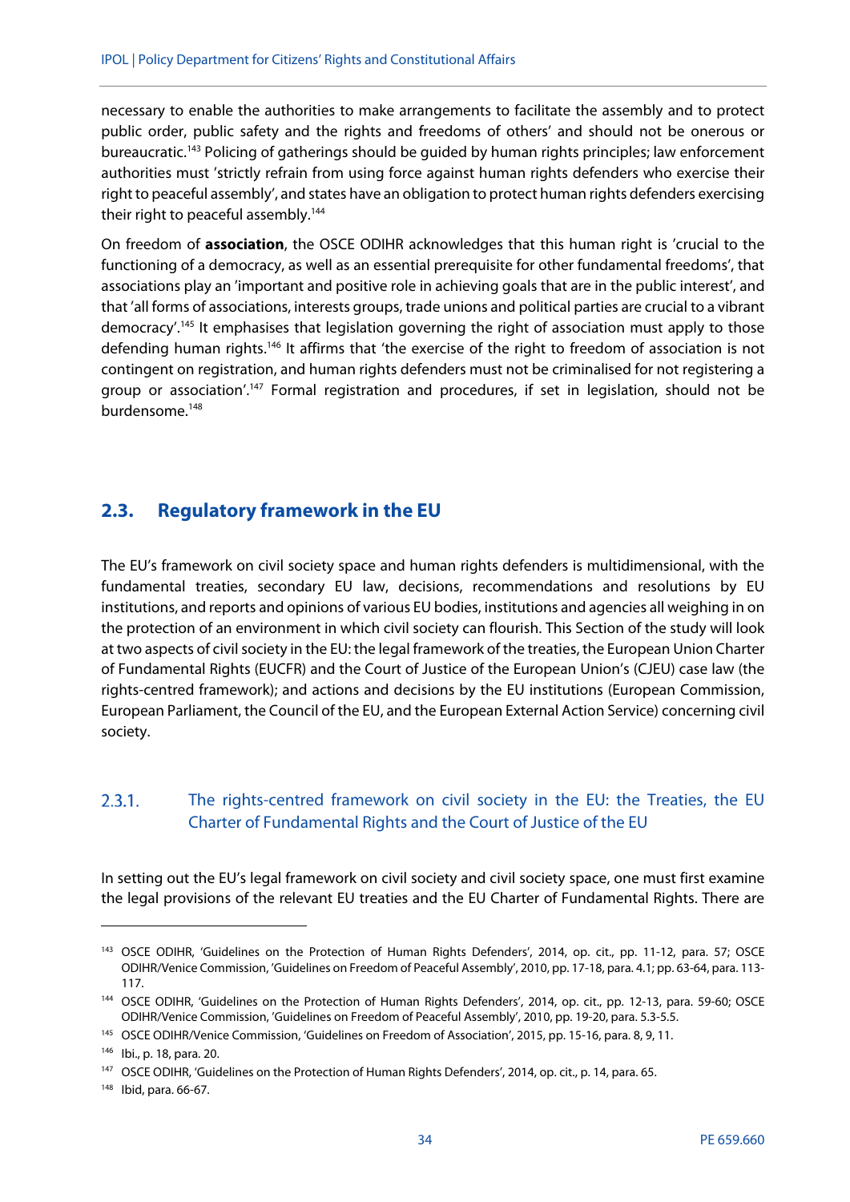necessary to enable the authorities to make arrangements to facilitate the assembly and to protect public order, public safety and the rights and freedoms of others' and should not be onerous or bureaucratic.[143] Policing of gatherings should be guided by human rights principles; law enforcement authorities must 'strictly refrain from using force against human rights defenders who exercise their right to peaceful assembly', and states have an obligation to protect human rights defenders exercising their right to peaceful assembly.[144]

On freedom of **association**, the OSCE ODIHR acknowledges that this human right is 'crucial to the functioning of a democracy, as well as an essential prerequisite for other fundamental freedoms', that associations play an 'important and positive role in achieving goals that are in the public interest', and that 'all forms of associations, interests groups, trade unions and political parties are crucial to a vibrant democracy'.[145] It emphasises that legislation governing the right of association must apply to those defending human rights.[146] It affirms that 'the exercise of the right to freedom of association is not contingent on registration, and human rights defenders must not be criminalised for not registering a group or association'.[147] Formal registration and procedures, if set in legislation, should not be burdensome.[148]

## 2.3. Regulatory framework in the EU

The EU's framework on civil society space and human rights defenders is multidimensional, with the fundamental treaties, secondary EU law, decisions, recommendations and resolutions by EU institutions, and reports and opinions of various EU bodies, institutions and agencies all weighing in on the protection of an environment in which civil society can flourish. This Section of the study will look at two aspects of civil society in the EU: the legal framework of the treaties, the European Union Charter of Fundamental Rights (EUCFR) and the Court of Justice of the European Union's (CJEU) case law (the rights-centred framework); and actions and decisions by the EU institutions (European Commission, European Parliament, the Council of the EU, and the European External Action Service) concerning civil society.

### 2.3.1. The rights-centred framework on civil society in the EU: the Treaties, the EU Charter of Fundamental Rights and the Court of Justice of the EU

In setting out the EU's legal framework on civil society and civil society space, one must first examine the legal provisions of the relevant EU treaties and the EU Charter of Fundamental Rights. There are

---

[143] OSCE ODIHR, 'Guidelines on the Protection of Human Rights Defenders', 2014, op. cit., pp. 11-12, para. 57; OSCE ODIHR/Venice Commission, 'Guidelines on Freedom of Peaceful Assembly', 2010, pp. 17-18, para. 4.1; pp. 63-64, para. 113-117.

[144] OSCE ODIHR, 'Guidelines on the Protection of Human Rights Defenders', 2014, op. cit., pp. 12-13, para. 59-60; OSCE ODIHR/Venice Commission, 'Guidelines on Freedom of Peaceful Assembly', 2010, pp. 19-20, para. 5.3-5.5.

[145] OSCE ODIHR/Venice Commission, 'Guidelines on Freedom of Association', 2015, pp. 15-16, para. 8, 9, 11.

[146] Ibi., p. 18, para. 20.

[147] OSCE ODIHR, 'Guidelines on the Protection of Human Rights Defenders', 2014, op. cit., p. 14, para. 65.

[148] Ibid, para. 66-67.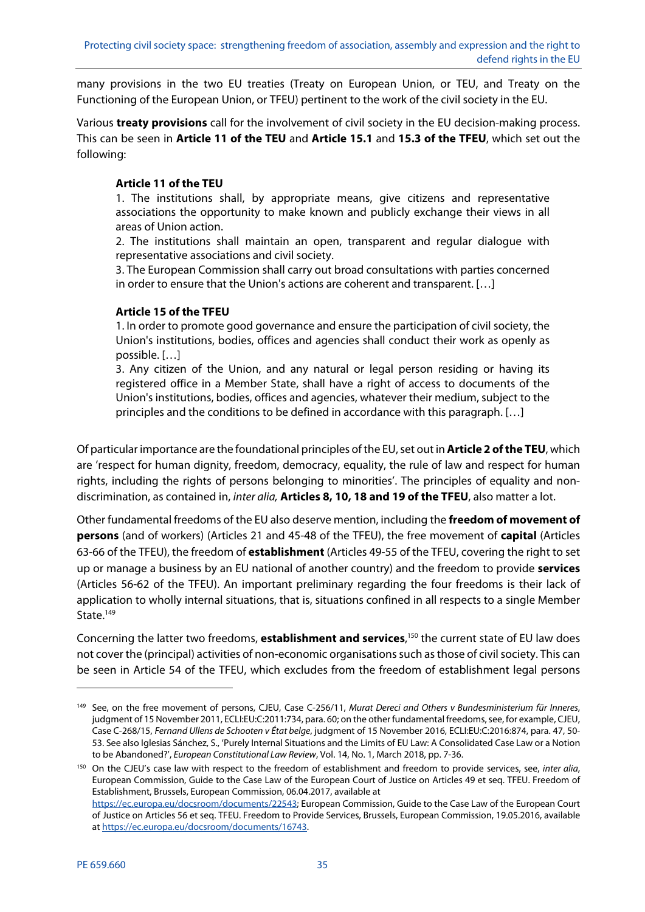many provisions in the two EU treaties (Treaty on European Union, or TEU, and Treaty on the Functioning of the European Union, or TFEU) pertinent to the work of the civil society in the EU.

Various **treaty provisions** call for the involvement of civil society in the EU decision-making process. This can be seen in **Article 11 of the TEU** and **Article 15.1** and **15.3 of the TFEU**, which set out the following:

> **Article 11 of the TEU**
> 1. The institutions shall, by appropriate means, give citizens and representative associations the opportunity to make known and publicly exchange their views in all areas of Union action.
> 2. The institutions shall maintain an open, transparent and regular dialogue with representative associations and civil society.
> 3. The European Commission shall carry out broad consultations with parties concerned in order to ensure that the Union's actions are coherent and transparent. […]
>
> **Article 15 of the TFEU**
> 1. In order to promote good governance and ensure the participation of civil society, the Union's institutions, bodies, offices and agencies shall conduct their work as openly as possible. […]
> 3. Any citizen of the Union, and any natural or legal person residing or having its registered office in a Member State, shall have a right of access to documents of the Union's institutions, bodies, offices and agencies, whatever their medium, subject to the principles and the conditions to be defined in accordance with this paragraph. […]

Of particular importance are the foundational principles of the EU, set out in **Article 2 of the TEU**, which are 'respect for human dignity, freedom, democracy, equality, the rule of law and respect for human rights, including the rights of persons belonging to minorities'. The principles of equality and non-discrimination, as contained in, *inter alia,* **Articles 8, 10, 18 and 19 of the TFEU**, also matter a lot.

Other fundamental freedoms of the EU also deserve mention, including the **freedom of movement of persons** (and of workers) (Articles 21 and 45-48 of the TFEU), the free movement of **capital** (Articles 63-66 of the TFEU), the freedom of **establishment** (Articles 49-55 of the TFEU, covering the right to set up or manage a business by an EU national of another country) and the freedom to provide **services** (Articles 56-62 of the TFEU). An important preliminary regarding the four freedoms is their lack of application to wholly internal situations, that is, situations confined in all respects to a single Member State.[149]

Concerning the latter two freedoms, **establishment and services**,[150] the current state of EU law does not cover the (principal) activities of non-economic organisations such as those of civil society. This can be seen in Article 54 of the TFEU, which excludes from the freedom of establishment legal persons

---

[149] See, on the free movement of persons, CJEU, Case C-256/11, *Murat Dereci and Others v Bundesministerium für Inneres*, judgment of 15 November 2011, ECLI:EU:C:2011:734, para. 60; on the other fundamental freedoms, see, for example, CJEU, Case C-268/15, *Fernand Ullens de Schooten v État belge*, judgment of 15 November 2016, ECLI:EU:C:2016:874, para. 47, 50-53. See also Iglesias Sánchez, S., 'Purely Internal Situations and the Limits of EU Law: A Consolidated Case Law or a Notion to be Abandoned?', *European Constitutional Law Review*, Vol. 14, No. 1, March 2018, pp. 7-36.

[150] On the CJEU's case law with respect to the freedom of establishment and freedom to provide services, see, *inter alia*, European Commission, Guide to the Case Law of the European Court of Justice on Articles 49 et seq. TFEU. Freedom of Establishment, Brussels, European Commission, 06.04.2017, available at https://ec.europa.eu/docsroom/documents/22543; European Commission, Guide to the Case Law of the European Court of Justice on Articles 56 et seq. TFEU. Freedom to Provide Services, Brussels, European Commission, 19.05.2016, available at https://ec.europa.eu/docsroom/documents/16743.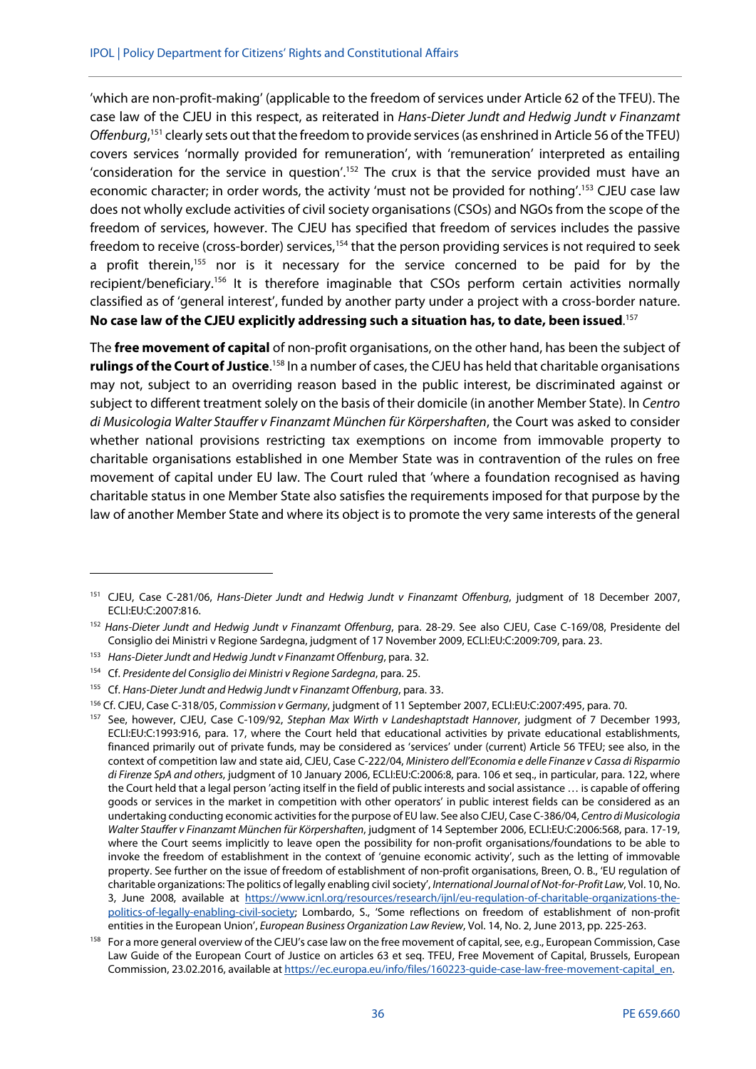'which are non-profit-making' (applicable to the freedom of services under Article 62 of the TFEU). The case law of the CJEU in this respect, as reiterated in *Hans-Dieter Jundt and Hedwig Jundt v Finanzamt Offenburg*,[151] clearly sets out that the freedom to provide services (as enshrined in Article 56 of the TFEU) covers services 'normally provided for remuneration', with 'remuneration' interpreted as entailing 'consideration for the service in question'.[152] The crux is that the service provided must have an economic character; in order words, the activity 'must not be provided for nothing'.[153] CJEU case law does not wholly exclude activities of civil society organisations (CSOs) and NGOs from the scope of the freedom of services, however. The CJEU has specified that freedom of services includes the passive freedom to receive (cross-border) services,[154] that the person providing services is not required to seek a profit therein,[155] nor is it necessary for the service concerned to be paid for by the recipient/beneficiary.[156] It is therefore imaginable that CSOs perform certain activities normally classified as of 'general interest', funded by another party under a project with a cross-border nature. **No case law of the CJEU explicitly addressing such a situation has, to date, been issued**.[157]

The **free movement of capital** of non-profit organisations, on the other hand, has been the subject of **rulings of the Court of Justice**.[158] In a number of cases, the CJEU has held that charitable organisations may not, subject to an overriding reason based in the public interest, be discriminated against or subject to different treatment solely on the basis of their domicile (in another Member State). In *Centro di Musicologia Walter Stauffer v Finanzamt München für Körpershaften*, the Court was asked to consider whether national provisions restricting tax exemptions on income from immovable property to charitable organisations established in one Member State was in contravention of the rules on free movement of capital under EU law. The Court ruled that 'where a foundation recognised as having charitable status in one Member State also satisfies the requirements imposed for that purpose by the law of another Member State and where its object is to promote the very same interests of the general

---

[151] CJEU, Case C-281/06, *Hans-Dieter Jundt and Hedwig Jundt v Finanzamt Offenburg*, judgment of 18 December 2007, ECLI:EU:C:2007:816.

[152] *Hans-Dieter Jundt and Hedwig Jundt v Finanzamt Offenburg*, para. 28-29. See also CJEU, Case C-169/08, Presidente del Consiglio dei Ministri v Regione Sardegna, judgment of 17 November 2009, ECLI:EU:C:2009:709, para. 23.

[153] *Hans-Dieter Jundt and Hedwig Jundt v Finanzamt Offenburg*, para. 32.

[154] Cf. *Presidente del Consiglio dei Ministri v Regione Sardegna*, para. 25.

[155] Cf. *Hans-Dieter Jundt and Hedwig Jundt v Finanzamt Offenburg*, para. 33.

[156] Cf. CJEU, Case C-318/05, *Commission v Germany*, judgment of 11 September 2007, ECLI:EU:C:2007:495, para. 70.

[157] See, however, CJEU, Case C-109/92, *Stephan Max Wirth v Landeshaptstadt Hannover*, judgment of 7 December 1993, ECLI:EU:C:1993:916, para. 17, where the Court held that educational activities by private educational establishments, financed primarily out of private funds, may be considered as 'services' under (current) Article 56 TFEU; see also, in the context of competition law and state aid, CJEU, Case C-222/04, *Ministero dell'Economia e delle Finanze v Cassa di Risparmio di Firenze SpA and others*, judgment of 10 January 2006, ECLI:EU:C:2006:8, para. 106 et seq., in particular, para. 122, where the Court held that a legal person 'acting itself in the field of public interests and social assistance … is capable of offering goods or services in the market in competition with other operators' in public interest fields can be considered as an undertaking conducting economic activities for the purpose of EU law. See also CJEU, Case C-386/04, *Centro di Musicologia Walter Stauffer v Finanzamt München für Körpershaften*, judgment of 14 September 2006, ECLI:EU:C:2006:568, para. 17-19, where the Court seems implicitly to leave open the possibility for non-profit organisations/foundations to be able to invoke the freedom of establishment in the context of 'genuine economic activity', such as the letting of immovable property. See further on the issue of freedom of establishment of non-profit organisations, Breen, O. B., 'EU regulation of charitable organizations: The politics of legally enabling civil society', *International Journal of Not-for-Profit Law*, Vol. 10, No. 3, June 2008, available at https://www.icnl.org/resources/research/ijnl/eu-regulation-of-charitable-organizations-the-politics-of-legally-enabling-civil-society; Lombardo, S., 'Some reflections on freedom of establishment of non-profit entities in the European Union', *European Business Organization Law Review*, Vol. 14, No. 2, June 2013, pp. 225-263.

[158] For a more general overview of the CJEU's case law on the free movement of capital, see, e.g., European Commission, Case Law Guide of the European Court of Justice on articles 63 et seq. TFEU, Free Movement of Capital, Brussels, European Commission, 23.02.2016, available at https://ec.europa.eu/info/files/160223-guide-case-law-free-movement-capital_en.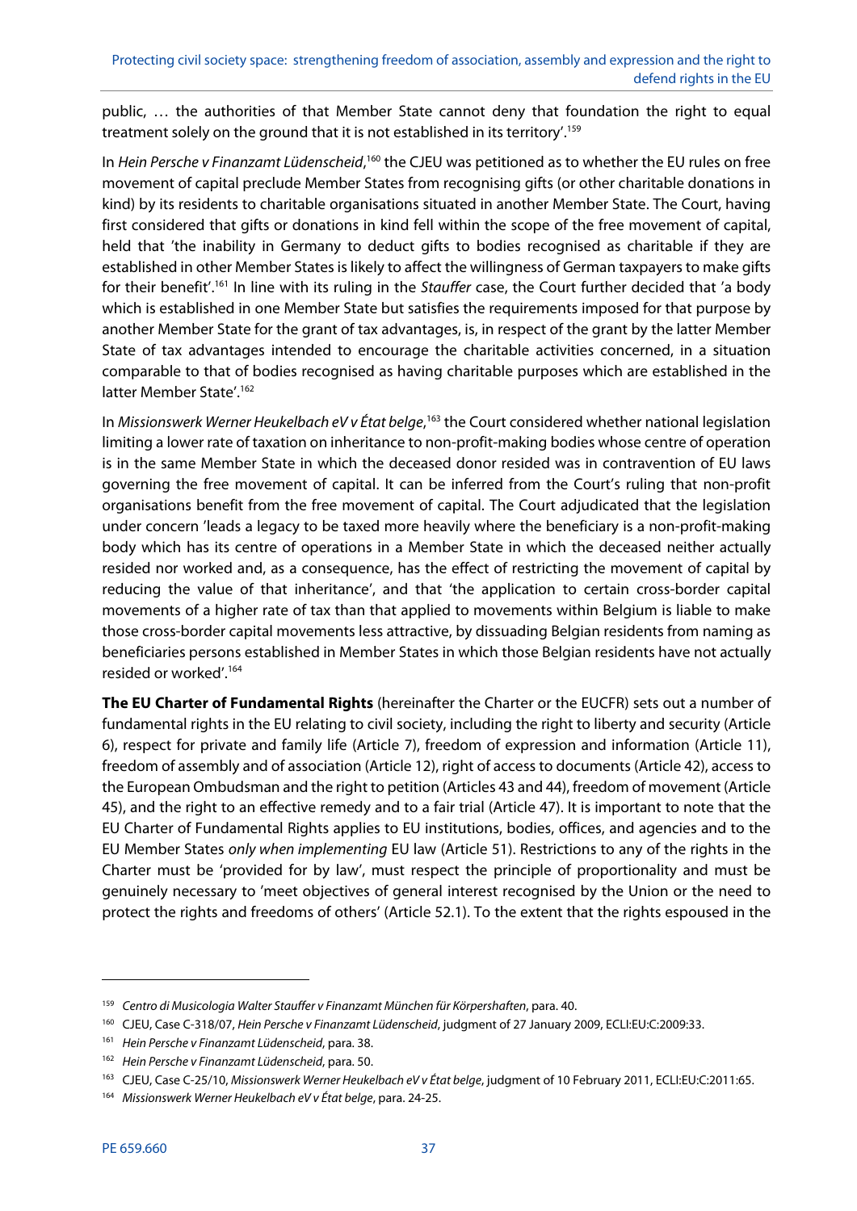public, … the authorities of that Member State cannot deny that foundation the right to equal treatment solely on the ground that it is not established in its territory'.[159]

In *Hein Persche v Finanzamt Lüdenscheid*,[160] the CJEU was petitioned as to whether the EU rules on free movement of capital preclude Member States from recognising gifts (or other charitable donations in kind) by its residents to charitable organisations situated in another Member State. The Court, having first considered that gifts or donations in kind fell within the scope of the free movement of capital, held that 'the inability in Germany to deduct gifts to bodies recognised as charitable if they are established in other Member States is likely to affect the willingness of German taxpayers to make gifts for their benefit'.[161] In line with its ruling in the *Stauffer* case, the Court further decided that 'a body which is established in one Member State but satisfies the requirements imposed for that purpose by another Member State for the grant of tax advantages, is, in respect of the grant by the latter Member State of tax advantages intended to encourage the charitable activities concerned, in a situation comparable to that of bodies recognised as having charitable purposes which are established in the latter Member State'.[162]

In *Missionswerk Werner Heukelbach eV v État belge*,[163] the Court considered whether national legislation limiting a lower rate of taxation on inheritance to non-profit-making bodies whose centre of operation is in the same Member State in which the deceased donor resided was in contravention of EU laws governing the free movement of capital. It can be inferred from the Court's ruling that non-profit organisations benefit from the free movement of capital. The Court adjudicated that the legislation under concern 'leads a legacy to be taxed more heavily where the beneficiary is a non-profit-making body which has its centre of operations in a Member State in which the deceased neither actually resided nor worked and, as a consequence, has the effect of restricting the movement of capital by reducing the value of that inheritance', and that 'the application to certain cross-border capital movements of a higher rate of tax than that applied to movements within Belgium is liable to make those cross-border capital movements less attractive, by dissuading Belgian residents from naming as beneficiaries persons established in Member States in which those Belgian residents have not actually resided or worked'.[164]

**The EU Charter of Fundamental Rights** (hereinafter the Charter or the EUCFR) sets out a number of fundamental rights in the EU relating to civil society, including the right to liberty and security (Article 6), respect for private and family life (Article 7), freedom of expression and information (Article 11), freedom of assembly and of association (Article 12), right of access to documents (Article 42), access to the European Ombudsman and the right to petition (Articles 43 and 44), freedom of movement (Article 45), and the right to an effective remedy and to a fair trial (Article 47). It is important to note that the EU Charter of Fundamental Rights applies to EU institutions, bodies, offices, and agencies and to the EU Member States *only when implementing* EU law (Article 51). Restrictions to any of the rights in the Charter must be 'provided for by law', must respect the principle of proportionality and must be genuinely necessary to 'meet objectives of general interest recognised by the Union or the need to protect the rights and freedoms of others' (Article 52.1). To the extent that the rights espoused in the

---

[159] *Centro di Musicologia Walter Stauffer v Finanzamt München für Körpershaften*, para. 40.

[160] CJEU, Case C-318/07, *Hein Persche v Finanzamt Lüdenscheid*, judgment of 27 January 2009, ECLI:EU:C:2009:33.

[161] *Hein Persche v Finanzamt Lüdenscheid*, para. 38.

[162] *Hein Persche v Finanzamt Lüdenscheid*, para. 50.

[163] CJEU, Case C-25/10, *Missionswerk Werner Heukelbach eV v État belge*, judgment of 10 February 2011, ECLI:EU:C:2011:65.

[164] *Missionswerk Werner Heukelbach eV v État belge*, para. 24-25.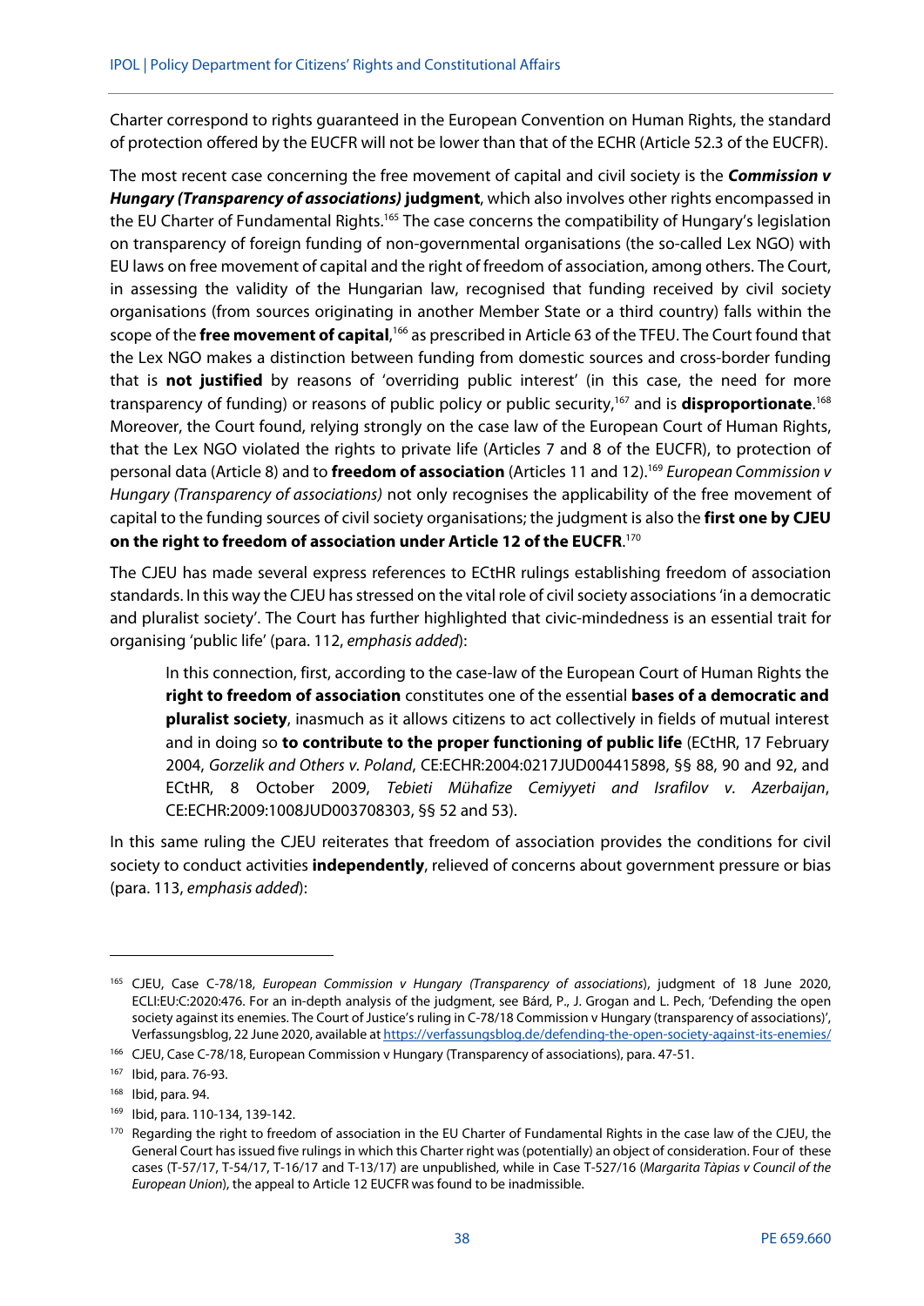Charter correspond to rights guaranteed in the European Convention on Human Rights, the standard of protection offered by the EUCFR will not be lower than that of the ECHR (Article 52.3 of the EUCFR).

The most recent case concerning the free movement of capital and civil society is the ***Commission v Hungary (Transparency of associations)*** **judgment**, which also involves other rights encompassed in the EU Charter of Fundamental Rights.[165] The case concerns the compatibility of Hungary's legislation on transparency of foreign funding of non-governmental organisations (the so-called Lex NGO) with EU laws on free movement of capital and the right of freedom of association, among others. The Court, in assessing the validity of the Hungarian law, recognised that funding received by civil society organisations (from sources originating in another Member State or a third country) falls within the scope of the **free movement of capital**,[166] as prescribed in Article 63 of the TFEU. The Court found that the Lex NGO makes a distinction between funding from domestic sources and cross-border funding that is **not justified** by reasons of 'overriding public interest' (in this case, the need for more transparency of funding) or reasons of public policy or public security,[167] and is **disproportionate**.[168] Moreover, the Court found, relying strongly on the case law of the European Court of Human Rights, that the Lex NGO violated the rights to private life (Articles 7 and 8 of the EUCFR), to protection of personal data (Article 8) and to **freedom of association** (Articles 11 and 12).[169] *European Commission v Hungary (Transparency of associations)* not only recognises the applicability of the free movement of capital to the funding sources of civil society organisations; the judgment is also the **first one by CJEU on the right to freedom of association under Article 12 of the EUCFR**.[170]

The CJEU has made several express references to ECtHR rulings establishing freedom of association standards. In this way the CJEU has stressed on the vital role of civil society associations 'in a democratic and pluralist society'. The Court has further highlighted that civic-mindedness is an essential trait for organising 'public life' (para. 112, *emphasis added*):

> In this connection, first, according to the case-law of the European Court of Human Rights the **right to freedom of association** constitutes one of the essential **bases of a democratic and pluralist society**, inasmuch as it allows citizens to act collectively in fields of mutual interest and in doing so **to contribute to the proper functioning of public life** (ECtHR, 17 February 2004, *Gorzelik and Others v. Poland*, CE:ECHR:2004:0217JUD004415898, §§ 88, 90 and 92, and ECtHR, 8 October 2009, *Tebieti Mühafize Cemiyyeti and Israfilov v. Azerbaijan*, CE:ECHR:2009:1008JUD003708303, §§ 52 and 53).

In this same ruling the CJEU reiterates that freedom of association provides the conditions for civil society to conduct activities **independently**, relieved of concerns about government pressure or bias (para. 113, *emphasis added*):

---

[165] CJEU, Case C-78/18, *European Commission v Hungary (Transparency of associations)*, judgment of 18 June 2020, ECLI:EU:C:2020:476. For an in-depth analysis of the judgment, see Bárd, P., J. Grogan and L. Pech, 'Defending the open society against its enemies. The Court of Justice's ruling in C-78/18 Commission v Hungary (transparency of associations)', Verfassungsblog, 22 June 2020, available at https://verfassungsblog.de/defending-the-open-society-against-its-enemies/

[166] CJEU, Case C-78/18, European Commission v Hungary (Transparency of associations), para. 47-51.

[167] Ibid, para. 76-93.

[168] Ibid, para. 94.

[169] Ibid, para. 110-134, 139-142.

[170] Regarding the right to freedom of association in the EU Charter of Fundamental Rights in the case law of the CJEU, the General Court has issued five rulings in which this Charter right was (potentially) an object of consideration. Four of these cases (T-57/17, T-54/17, T-16/17 and T-13/17) are unpublished, while in Case T-527/16 (*Margarita Tàpias v Council of the European Union*), the appeal to Article 12 EUCFR was found to be inadmissible.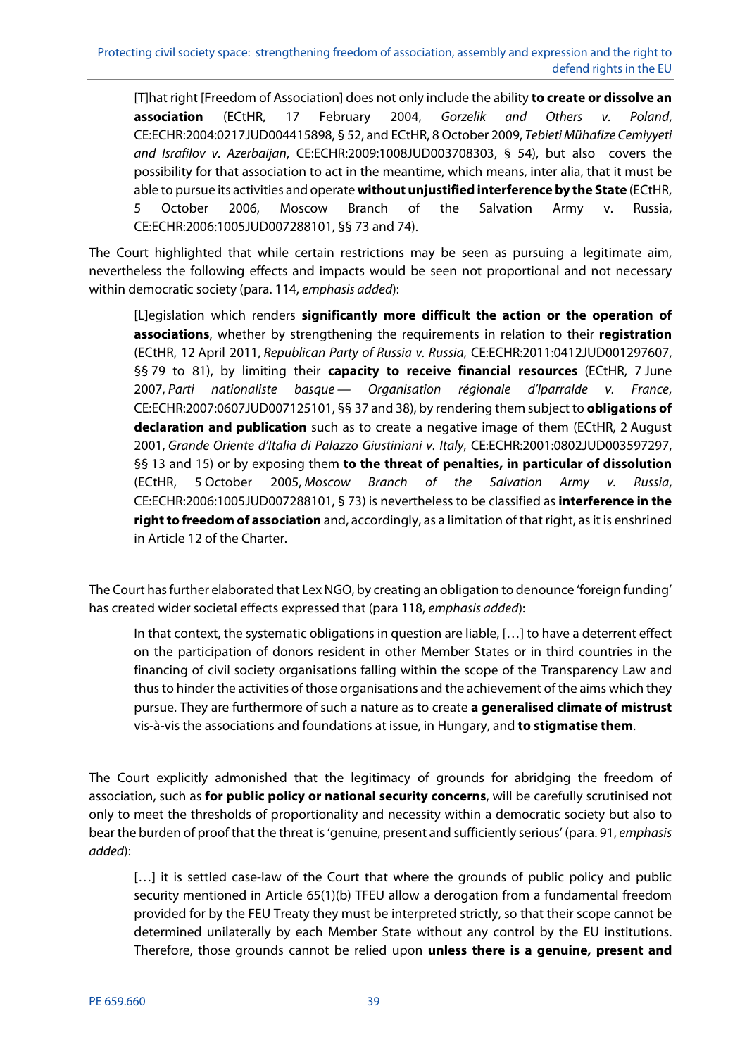> [T]hat right [Freedom of Association] does not only include the ability **to create or dissolve an association** (ECtHR, 17 February 2004, *Gorzelik and Others v. Poland*, CE:ECHR:2004:0217JUD004415898, § 52, and ECtHR, 8 October 2009, *Tebieti Mühafize Cemiyyeti and Israfilov v. Azerbaijan*, CE:ECHR:2009:1008JUD003708303, § 54), but also covers the possibility for that association to act in the meantime, which means, inter alia, that it must be able to pursue its activities and operate **without unjustified interference by the State** (ECtHR, 5 October 2006, Moscow Branch of the Salvation Army v. Russia, CE:ECHR:2006:1005JUD007288101, §§ 73 and 74).

The Court highlighted that while certain restrictions may be seen as pursuing a legitimate aim, nevertheless the following effects and impacts would be seen not proportional and not necessary within democratic society (para. 114, *emphasis added*):

> [L]egislation which renders **significantly more difficult the action or the operation of associations**, whether by strengthening the requirements in relation to their **registration** (ECtHR, 12 April 2011, *Republican Party of Russia v. Russia*, CE:ECHR:2011:0412JUD001297607, §§ 79 to 81), by limiting their **capacity to receive financial resources** (ECtHR, 7 June 2007, *Parti nationaliste basque — Organisation régionale d'Iparralde v. France*, CE:ECHR:2007:0607JUD007125101, §§ 37 and 38), by rendering them subject to **obligations of declaration and publication** such as to create a negative image of them (ECtHR, 2 August 2001, *Grande Oriente d'Italia di Palazzo Giustiniani v. Italy*, CE:ECHR:2001:0802JUD003597297, §§ 13 and 15) or by exposing them **to the threat of penalties, in particular of dissolution** (ECtHR, 5 October 2005, *Moscow Branch of the Salvation Army v. Russia*, CE:ECHR:2006:1005JUD007288101, § 73) is nevertheless to be classified as **interference in the right to freedom of association** and, accordingly, as a limitation of that right, as it is enshrined in Article 12 of the Charter.

The Court has further elaborated that Lex NGO, by creating an obligation to denounce 'foreign funding' has created wider societal effects expressed that (para 118, *emphasis added*):

> In that context, the systematic obligations in question are liable, […] to have a deterrent effect on the participation of donors resident in other Member States or in third countries in the financing of civil society organisations falling within the scope of the Transparency Law and thus to hinder the activities of those organisations and the achievement of the aims which they pursue. They are furthermore of such a nature as to create **a generalised climate of mistrust** vis-à-vis the associations and foundations at issue, in Hungary, and **to stigmatise them**.

The Court explicitly admonished that the legitimacy of grounds for abridging the freedom of association, such as **for public policy or national security concerns**, will be carefully scrutinised not only to meet the thresholds of proportionality and necessity within a democratic society but also to bear the burden of proof that the threat is 'genuine, present and sufficiently serious' (para. 91, *emphasis added*):

> […] it is settled case-law of the Court that where the grounds of public policy and public security mentioned in Article 65(1)(b) TFEU allow a derogation from a fundamental freedom provided for by the FEU Treaty they must be interpreted strictly, so that their scope cannot be determined unilaterally by each Member State without any control by the EU institutions. Therefore, those grounds cannot be relied upon **unless there is a genuine, present and**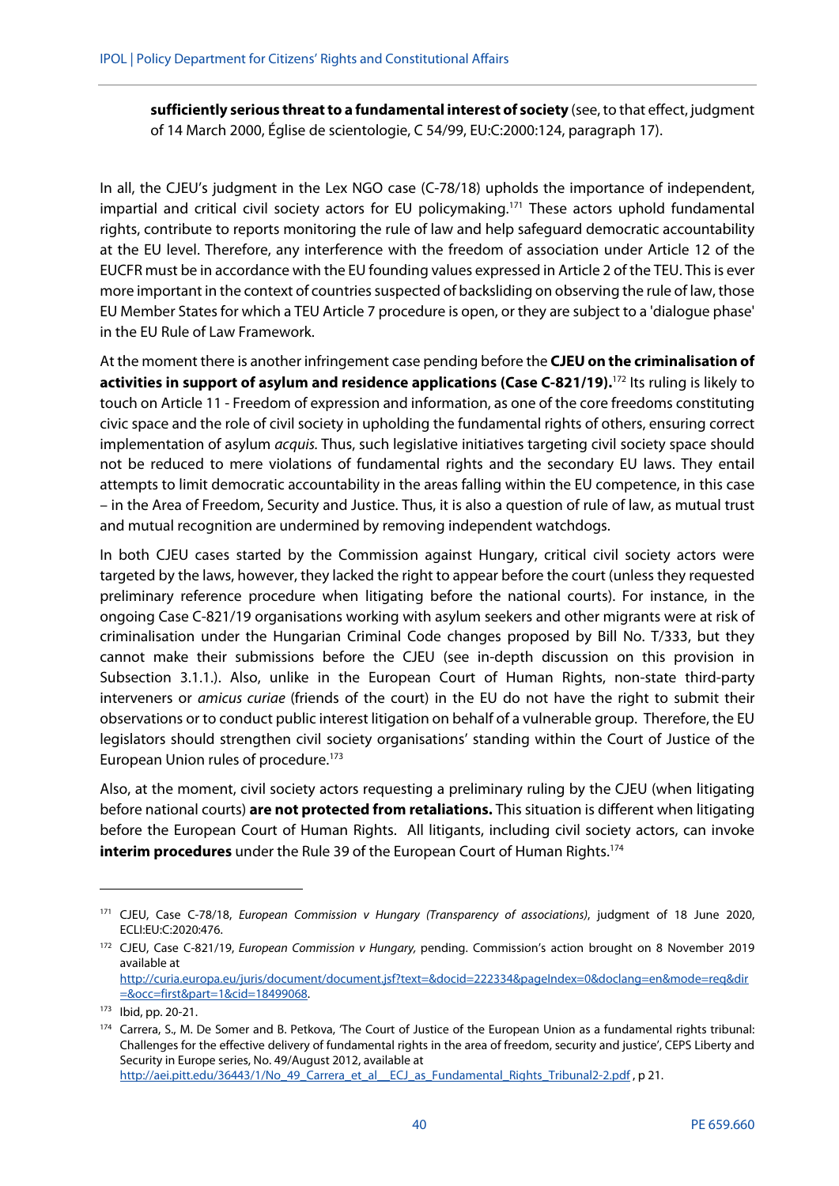**sufficiently serious threat to a fundamental interest of society** (see, to that effect, judgment of 14 March 2000, Église de scientologie, C 54/99, EU:C:2000:124, paragraph 17).

In all, the CJEU's judgment in the Lex NGO case (C-78/18) upholds the importance of independent, impartial and critical civil society actors for EU policymaking.[171] These actors uphold fundamental rights, contribute to reports monitoring the rule of law and help safeguard democratic accountability at the EU level. Therefore, any interference with the freedom of association under Article 12 of the EUCFR must be in accordance with the EU founding values expressed in Article 2 of the TEU. This is ever more important in the context of countries suspected of backsliding on observing the rule of law, those EU Member States for which a TEU Article 7 procedure is open, or they are subject to a 'dialogue phase' in the EU Rule of Law Framework.

At the moment there is another infringement case pending before the **CJEU on the criminalisation of activities in support of asylum and residence applications (Case C-821/19).**[172] Its ruling is likely to touch on Article 11 - Freedom of expression and information, as one of the core freedoms constituting civic space and the role of civil society in upholding the fundamental rights of others, ensuring correct implementation of asylum *acquis.* Thus, such legislative initiatives targeting civil society space should not be reduced to mere violations of fundamental rights and the secondary EU laws. They entail attempts to limit democratic accountability in the areas falling within the EU competence, in this case – in the Area of Freedom, Security and Justice. Thus, it is also a question of rule of law, as mutual trust and mutual recognition are undermined by removing independent watchdogs.

In both CJEU cases started by the Commission against Hungary, critical civil society actors were targeted by the laws, however, they lacked the right to appear before the court (unless they requested preliminary reference procedure when litigating before the national courts). For instance, in the ongoing Case C-821/19 organisations working with asylum seekers and other migrants were at risk of criminalisation under the Hungarian Criminal Code changes proposed by Bill No. T/333, but they cannot make their submissions before the CJEU (see in-depth discussion on this provision in Subsection 3.1.1.). Also, unlike in the European Court of Human Rights, non-state third-party interveners or *amicus curiae* (friends of the court) in the EU do not have the right to submit their observations or to conduct public interest litigation on behalf of a vulnerable group. Therefore, the EU legislators should strengthen civil society organisations' standing within the Court of Justice of the European Union rules of procedure.[173]

Also, at the moment, civil society actors requesting a preliminary ruling by the CJEU (when litigating before national courts) **are not protected from retaliations.** This situation is different when litigating before the European Court of Human Rights. All litigants, including civil society actors, can invoke **interim procedures** under the Rule 39 of the European Court of Human Rights.[174]

---

[171] CJEU, Case C-78/18, *European Commission v Hungary (Transparency of associations)*, judgment of 18 June 2020, ECLI:EU:C:2020:476.

[172] CJEU, Case C-821/19, *European Commission v Hungary,* pending. Commission's action brought on 8 November 2019 available at http://curia.europa.eu/juris/document/document.jsf?text=&docid=222334&pageIndex=0&doclang=en&mode=req&dir=&occ=first&part=1&cid=18499068.

[173] Ibid, pp. 20-21.

[174] Carrera, S., M. De Somer and B. Petkova, 'The Court of Justice of the European Union as a fundamental rights tribunal: Challenges for the effective delivery of fundamental rights in the area of freedom, security and justice', CEPS Liberty and Security in Europe series, No. 49/August 2012, available at http://aei.pitt.edu/36443/1/No_49_Carrera_et_al__ECJ_as_Fundamental_Rights_Tribunal2-2.pdf , p 21.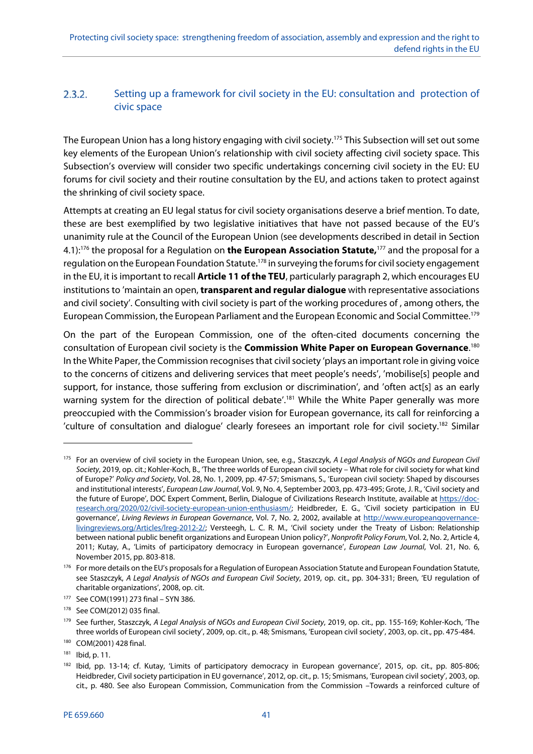### 2.3.2. Setting up a framework for civil society in the EU: consultation and protection of civic space

The European Union has a long history engaging with civil society.[175] This Subsection will set out some key elements of the European Union's relationship with civil society affecting civil society space. This Subsection's overview will consider two specific undertakings concerning civil society in the EU: EU forums for civil society and their routine consultation by the EU, and actions taken to protect against the shrinking of civil society space.

Attempts at creating an EU legal status for civil society organisations deserve a brief mention. To date, these are best exemplified by two legislative initiatives that have not passed because of the EU's unanimity rule at the Council of the European Union (see developments described in detail in Section 4.1):[176] the proposal for a Regulation on **the European Association Statute,**[177] and the proposal for a regulation on the European Foundation Statute.[178] in surveying the forums for civil society engagement in the EU, it is important to recall **Article 11 of the TEU**, particularly paragraph 2, which encourages EU institutions to 'maintain an open, **transparent and regular dialogue** with representative associations and civil society'. Consulting with civil society is part of the working procedures of , among others, the European Commission, the European Parliament and the European Economic and Social Committee.[179]

On the part of the European Commission, one of the often-cited documents concerning the consultation of European civil society is the **Commission White Paper on European Governance**.[180] In the White Paper, the Commission recognises that civil society 'plays an important role in giving voice to the concerns of citizens and delivering services that meet people's needs', 'mobilise[s] people and support, for instance, those suffering from exclusion or discrimination', and 'often act[s] as an early warning system for the direction of political debate'.[181] While the White Paper generally was more preoccupied with the Commission's broader vision for European governance, its call for reinforcing a 'culture of consultation and dialogue' clearly foresees an important role for civil society.[182] Similar

---

[175] For an overview of civil society in the European Union, see, e.g., Staszczyk, *A Legal Analysis of NGOs and European Civil Society*, 2019, op. cit.; Kohler-Koch, B., 'The three worlds of European civil society – What role for civil society for what kind of Europe?' *Policy and Society*, Vol. 28, No. 1, 2009, pp. 47-57; Smismans, S., 'European civil society: Shaped by discourses and institutional interests', *European Law Journal*, Vol. 9, No. 4, September 2003, pp. 473-495; Grote, J. R., 'Civil society and the future of Europe', DOC Expert Comment, Berlin, Dialogue of Civilizations Research Institute, available at https://doc-research.org/2020/02/civil-society-european-union-enthusiasm/; Heidbreder, E. G., 'Civil society participation in EU governance', *Living Reviews in European Governance*, Vol. 7, No. 2, 2002, available at http://www.europeangovernance-livingreviews.org/Articles/lreg-2012-2/; Versteegh, L. C. R. M., 'Civil society under the Treaty of Lisbon: Relationship between national public benefit organizations and European Union policy?', *Nonprofit Policy Forum*, Vol. 2, No. 2, Article 4, 2011; Kutay, A., 'Limits of participatory democracy in European governance', *European Law Journal*, Vol. 21, No. 6, November 2015, pp. 803-818.

[176] For more details on the EU's proposals for a Regulation of European Association Statute and European Foundation Statute, see Staszczyk, *A Legal Analysis of NGOs and European Civil Society*, 2019, op. cit., pp. 304-331; Breen, 'EU regulation of charitable organizations', 2008, op. cit.

[177] See COM(1991) 273 final – SYN 386.

[178] See COM(2012) 035 final.

[179] See further, Staszczyk, *A Legal Analysis of NGOs and European Civil Society*, 2019, op. cit., pp. 155-169; Kohler-Koch, 'The three worlds of European civil society', 2009, op. cit., p. 48; Smismans, 'European civil society', 2003, op. cit., pp. 475-484.

[180] COM(2001) 428 final.

[181] Ibid, p. 11.

[182] Ibid, pp. 13-14; cf. Kutay, 'Limits of participatory democracy in European governance', 2015, op. cit., pp. 805-806; Heidbreder, Civil society participation in EU governance', 2012, op. cit., p. 15; Smismans, 'European civil society', 2003, op. cit., p. 480. See also European Commission, Communication from the Commission –Towards a reinforced culture of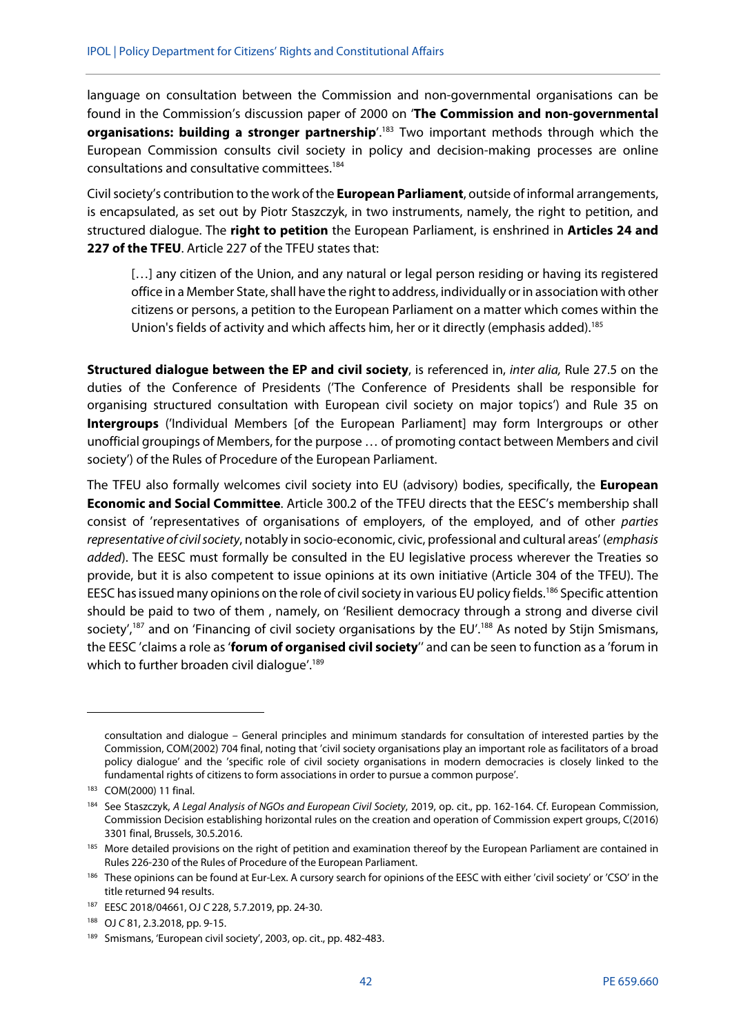language on consultation between the Commission and non-governmental organisations can be found in the Commission's discussion paper of 2000 on '**The Commission and non-governmental organisations: building a stronger partnership**'.[183] Two important methods through which the European Commission consults civil society in policy and decision-making processes are online consultations and consultative committees.[184]

Civil society's contribution to the work of the **European Parliament**, outside of informal arrangements, is encapsulated, as set out by Piotr Staszczyk, in two instruments, namely, the right to petition, and structured dialogue. The **right to petition** the European Parliament, is enshrined in **Articles 24 and 227 of the TFEU**. Article 227 of the TFEU states that:

> […] any citizen of the Union, and any natural or legal person residing or having its registered office in a Member State, shall have the right to address, individually or in association with other citizens or persons, a petition to the European Parliament on a matter which comes within the Union's fields of activity and which affects him, her or it directly (emphasis added).[185]

**Structured dialogue between the EP and civil society**, is referenced in, *inter alia,* Rule 27.5 on the duties of the Conference of Presidents ('The Conference of Presidents shall be responsible for organising structured consultation with European civil society on major topics') and Rule 35 on **Intergroups** ('Individual Members [of the European Parliament] may form Intergroups or other unofficial groupings of Members, for the purpose … of promoting contact between Members and civil society') of the Rules of Procedure of the European Parliament.

The TFEU also formally welcomes civil society into EU (advisory) bodies, specifically, the **European Economic and Social Committee**. Article 300.2 of the TFEU directs that the EESC's membership shall consist of 'representatives of organisations of employers, of the employed, and of other *parties representative of civil society*, notably in socio-economic, civic, professional and cultural areas' (*emphasis added*). The EESC must formally be consulted in the EU legislative process wherever the Treaties so provide, but it is also competent to issue opinions at its own initiative (Article 304 of the TFEU). The EESC has issued many opinions on the role of civil society in various EU policy fields.[186] Specific attention should be paid to two of them , namely, on 'Resilient democracy through a strong and diverse civil society',[187] and on 'Financing of civil society organisations by the EU'.[188] As noted by Stijn Smismans, the EESC 'claims a role as '**forum of organised civil society**'' and can be seen to function as a 'forum in which to further broaden civil dialogue'.[189]

---

consultation and dialogue – General principles and minimum standards for consultation of interested parties by the Commission, COM(2002) 704 final, noting that 'civil society organisations play an important role as facilitators of a broad policy dialogue' and the 'specific role of civil society organisations in modern democracies is closely linked to the fundamental rights of citizens to form associations in order to pursue a common purpose'.

[183] COM(2000) 11 final.

[184] See Staszczyk, *A Legal Analysis of NGOs and European Civil Society*, 2019, op. cit., pp. 162-164. Cf. European Commission, Commission Decision establishing horizontal rules on the creation and operation of Commission expert groups, C(2016) 3301 final, Brussels, 30.5.2016.

[185] More detailed provisions on the right of petition and examination thereof by the European Parliament are contained in Rules 226-230 of the Rules of Procedure of the European Parliament.

[186] These opinions can be found at Eur-Lex. A cursory search for opinions of the EESC with either 'civil society' or 'CSO' in the title returned 94 results.

[187] EESC 2018/04661, OJ *C* 228, 5.7.2019, pp. 24-30.

[188] OJ *C* 81, 2.3.2018, pp. 9-15.

[189] Smismans, 'European civil society', 2003, op. cit., pp. 482-483.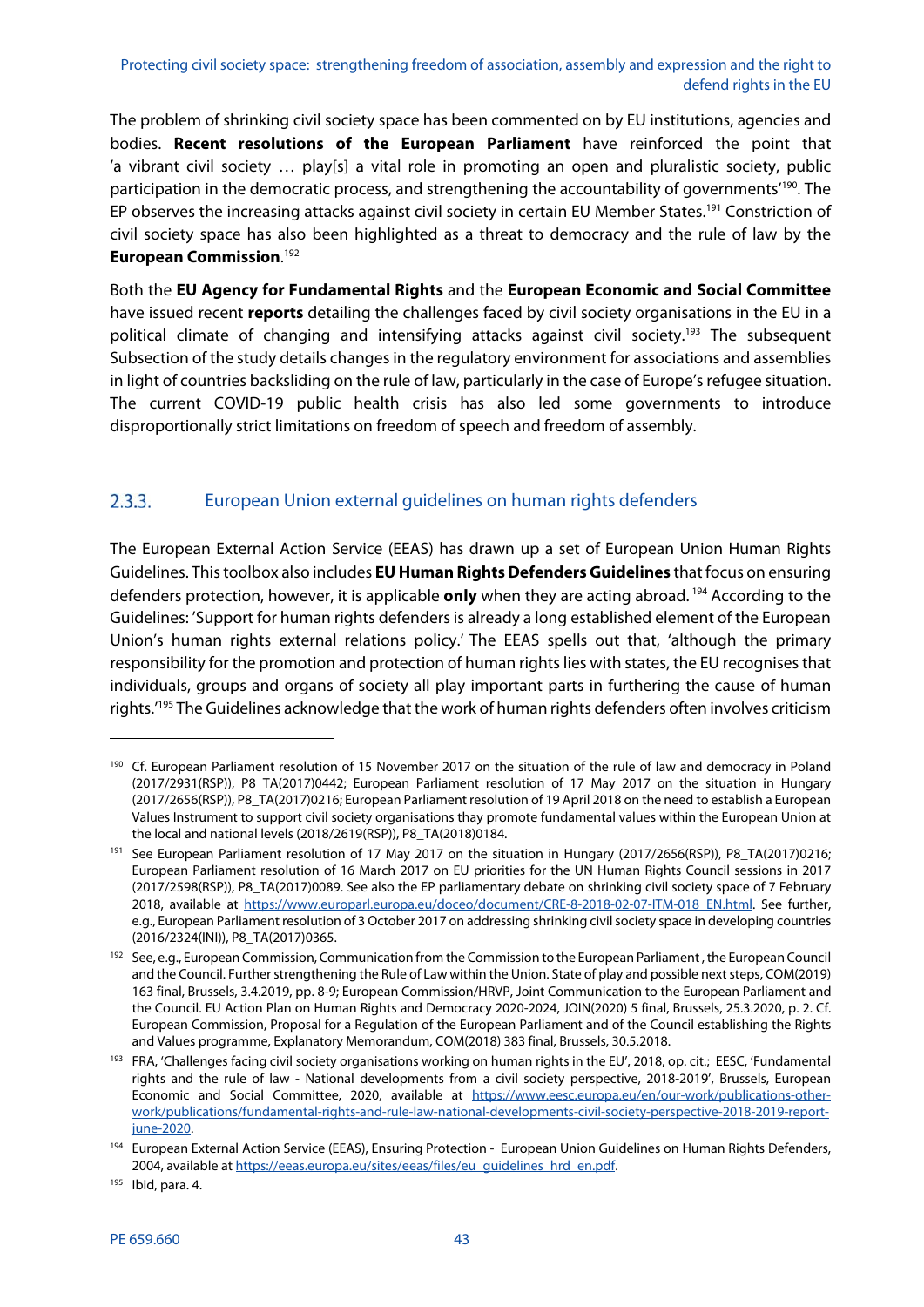The problem of shrinking civil society space has been commented on by EU institutions, agencies and bodies. **Recent resolutions of the European Parliament** have reinforced the point that 'a vibrant civil society … play[s] a vital role in promoting an open and pluralistic society, public participation in the democratic process, and strengthening the accountability of governments'[190]. The EP observes the increasing attacks against civil society in certain EU Member States.[191] Constriction of civil society space has also been highlighted as a threat to democracy and the rule of law by the **European Commission**.[192]

Both the **EU Agency for Fundamental Rights** and the **European Economic and Social Committee** have issued recent **reports** detailing the challenges faced by civil society organisations in the EU in a political climate of changing and intensifying attacks against civil society.[193] The subsequent Subsection of the study details changes in the regulatory environment for associations and assemblies in light of countries backsliding on the rule of law, particularly in the case of Europe's refugee situation. The current COVID-19 public health crisis has also led some governments to introduce disproportionally strict limitations on freedom of speech and freedom of assembly.

### 2.3.3. European Union external guidelines on human rights defenders

The European External Action Service (EEAS) has drawn up a set of European Union Human Rights Guidelines. This toolbox also includes **EU Human Rights Defenders Guidelines** that focus on ensuring defenders protection, however, it is applicable **only** when they are acting abroad.[194] According to the Guidelines: 'Support for human rights defenders is already a long established element of the European Union's human rights external relations policy.' The EEAS spells out that, 'although the primary responsibility for the promotion and protection of human rights lies with states, the EU recognises that individuals, groups and organs of society all play important parts in furthering the cause of human rights.'[195] The Guidelines acknowledge that the work of human rights defenders often involves criticism

---

[190] Cf. European Parliament resolution of 15 November 2017 on the situation of the rule of law and democracy in Poland (2017/2931(RSP)), P8_TA(2017)0442; European Parliament resolution of 17 May 2017 on the situation in Hungary (2017/2656(RSP)), P8_TA(2017)0216; European Parliament resolution of 19 April 2018 on the need to establish a European Values Instrument to support civil society organisations thay promote fundamental values within the European Union at the local and national levels (2018/2619(RSP)), P8_TA(2018)0184.

[191] See European Parliament resolution of 17 May 2017 on the situation in Hungary (2017/2656(RSP)), P8_TA(2017)0216; European Parliament resolution of 16 March 2017 on EU priorities for the UN Human Rights Council sessions in 2017 (2017/2598(RSP)), P8_TA(2017)0089. See also the EP parliamentary debate on shrinking civil society space of 7 February 2018, available at https://www.europarl.europa.eu/doceo/document/CRE-8-2018-02-07-ITM-018_EN.html. See further, e.g., European Parliament resolution of 3 October 2017 on addressing shrinking civil society space in developing countries (2016/2324(INI)), P8_TA(2017)0365.

[192] See, e.g., European Commission, Communication from the Commission to the European Parliament , the European Council and the Council. Further strengthening the Rule of Law within the Union. State of play and possible next steps, COM(2019) 163 final, Brussels, 3.4.2019, pp. 8-9; European Commission/HRVP, Joint Communication to the European Parliament and the Council. EU Action Plan on Human Rights and Democracy 2020-2024, JOIN(2020) 5 final, Brussels, 25.3.2020, p. 2. Cf. European Commission, Proposal for a Regulation of the European Parliament and of the Council establishing the Rights and Values programme, Explanatory Memorandum, COM(2018) 383 final, Brussels, 30.5.2018.

[193] FRA, 'Challenges facing civil society organisations working on human rights in the EU', 2018, op. cit.; EESC, 'Fundamental rights and the rule of law - National developments from a civil society perspective, 2018-2019', Brussels, European Economic and Social Committee, 2020, available at https://www.eesc.europa.eu/en/our-work/publications-other-work/publications/fundamental-rights-and-rule-law-national-developments-civil-society-perspective-2018-2019-report-june-2020.

[194] European External Action Service (EEAS), Ensuring Protection - European Union Guidelines on Human Rights Defenders, 2004, available at https://eeas.europa.eu/sites/eeas/files/eu_guidelines_hrd_en.pdf.

[195] Ibid, para. 4.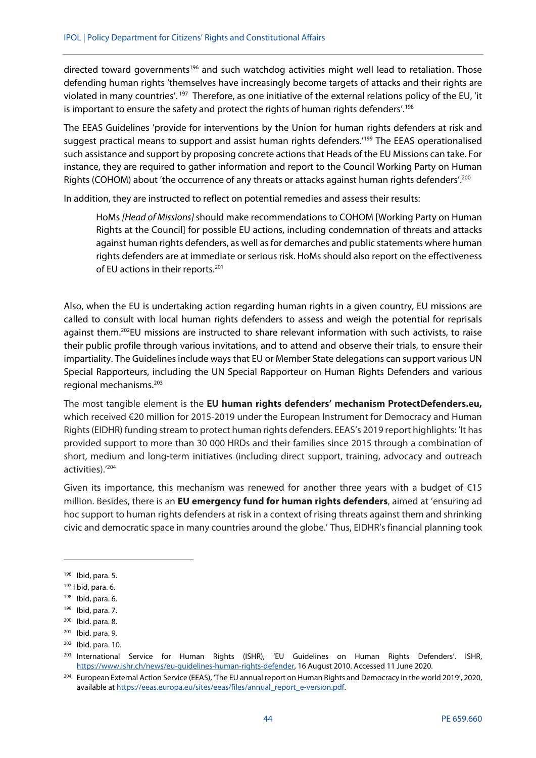directed toward governments[196] and such watchdog activities might well lead to retaliation. Those defending human rights 'themselves have increasingly become targets of attacks and their rights are violated in many countries'.[197] Therefore, as one initiative of the external relations policy of the EU, 'it is important to ensure the safety and protect the rights of human rights defenders'.[198]

The EEAS Guidelines 'provide for interventions by the Union for human rights defenders at risk and suggest practical means to support and assist human rights defenders.'[199] The EEAS operationalised such assistance and support by proposing concrete actions that Heads of the EU Missions can take. For instance, they are required to gather information and report to the Council Working Party on Human Rights (COHOM) about 'the occurrence of any threats or attacks against human rights defenders'.[200]

In addition, they are instructed to reflect on potential remedies and assess their results:

> HoMs *[Head of Missions]* should make recommendations to COHOM [Working Party on Human Rights at the Council] for possible EU actions, including condemnation of threats and attacks against human rights defenders, as well as for demarches and public statements where human rights defenders are at immediate or serious risk. HoMs should also report on the effectiveness of EU actions in their reports.[201]

Also, when the EU is undertaking action regarding human rights in a given country, EU missions are called to consult with local human rights defenders to assess and weigh the potential for reprisals against them.[202] EU missions are instructed to share relevant information with such activists, to raise their public profile through various invitations, and to attend and observe their trials, to ensure their impartiality. The Guidelines include ways that EU or Member State delegations can support various UN Special Rapporteurs, including the UN Special Rapporteur on Human Rights Defenders and various regional mechanisms.[203]

The most tangible element is the **EU human rights defenders' mechanism ProtectDefenders.eu,** which received €20 million for 2015-2019 under the European Instrument for Democracy and Human Rights (EIDHR) funding stream to protect human rights defenders. EEAS's 2019 report highlights: 'It has provided support to more than 30 000 HRDs and their families since 2015 through a combination of short, medium and long-term initiatives (including direct support, training, advocacy and outreach activities).'[204]

Given its importance, this mechanism was renewed for another three years with a budget of €15 million. Besides, there is an **EU emergency fund for human rights defenders**, aimed at 'ensuring ad hoc support to human rights defenders at risk in a context of rising threats against them and shrinking civic and democratic space in many countries around the globe.' Thus, EIDHR's financial planning took

---

[196] Ibid, para. 5.

[197] I bid, para. 6.

[198] Ibid, para. 6.

[199] Ibid, para. 7.

[200] Ibid. para. 8.

[201] Ibid. para. 9.

[202] Ibid. para. 10.

[203] International Service for Human Rights (ISHR), 'EU Guidelines on Human Rights Defenders'. ISHR, https://www.ishr.ch/news/eu-guidelines-human-rights-defender, 16 August 2010. Accessed 11 June 2020.

[204] European External Action Service (EEAS), 'The EU annual report on Human Rights and Democracy in the world 2019', 2020, available at https://eeas.europa.eu/sites/eeas/files/annual_report_e-version.pdf.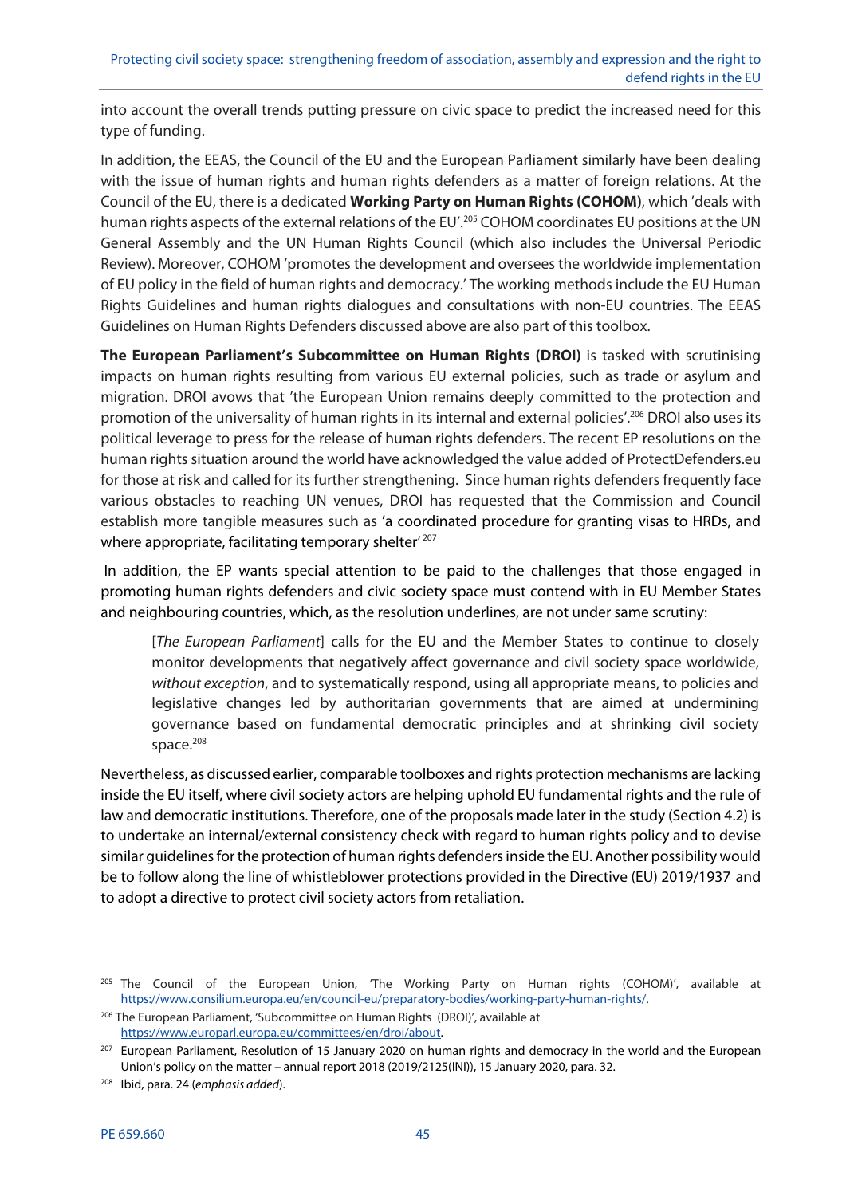into account the overall trends putting pressure on civic space to predict the increased need for this type of funding.

In addition, the EEAS, the Council of the EU and the European Parliament similarly have been dealing with the issue of human rights and human rights defenders as a matter of foreign relations. At the Council of the EU, there is a dedicated **Working Party on Human Rights (COHOM)**, which 'deals with human rights aspects of the external relations of the EU'.[205] COHOM coordinates EU positions at the UN General Assembly and the UN Human Rights Council (which also includes the Universal Periodic Review). Moreover, COHOM 'promotes the development and oversees the worldwide implementation of EU policy in the field of human rights and democracy.' The working methods include the EU Human Rights Guidelines and human rights dialogues and consultations with non-EU countries. The EEAS Guidelines on Human Rights Defenders discussed above are also part of this toolbox.

**The European Parliament's Subcommittee on Human Rights (DROI)** is tasked with scrutinising impacts on human rights resulting from various EU external policies, such as trade or asylum and migration. DROI avows that 'the European Union remains deeply committed to the protection and promotion of the universality of human rights in its internal and external policies'.[206] DROI also uses its political leverage to press for the release of human rights defenders. The recent EP resolutions on the human rights situation around the world have acknowledged the value added of ProtectDefenders.eu for those at risk and called for its further strengthening. Since human rights defenders frequently face various obstacles to reaching UN venues, DROI has requested that the Commission and Council establish more tangible measures such as 'a coordinated procedure for granting visas to HRDs, and where appropriate, facilitating temporary shelter'[207]

In addition, the EP wants special attention to be paid to the challenges that those engaged in promoting human rights defenders and civic society space must contend with in EU Member States and neighbouring countries, which, as the resolution underlines, are not under same scrutiny:

> [*The European Parliament*] calls for the EU and the Member States to continue to closely monitor developments that negatively affect governance and civil society space worldwide, *without exception*, and to systematically respond, using all appropriate means, to policies and legislative changes led by authoritarian governments that are aimed at undermining governance based on fundamental democratic principles and at shrinking civil society space.[208]

Nevertheless, as discussed earlier, comparable toolboxes and rights protection mechanisms are lacking inside the EU itself, where civil society actors are helping uphold EU fundamental rights and the rule of law and democratic institutions. Therefore, one of the proposals made later in the study (Section 4.2) is to undertake an internal/external consistency check with regard to human rights policy and to devise similar guidelines for the protection of human rights defenders inside the EU. Another possibility would be to follow along the line of whistleblower protections provided in the Directive (EU) 2019/1937 and to adopt a directive to protect civil society actors from retaliation.

---

[205] The Council of the European Union, 'The Working Party on Human rights (COHOM)', available at https://www.consilium.europa.eu/en/council-eu/preparatory-bodies/working-party-human-rights/.

[206] The European Parliament, 'Subcommittee on Human Rights (DROI)', available at https://www.europarl.europa.eu/committees/en/droi/about.

[207] European Parliament, Resolution of 15 January 2020 on human rights and democracy in the world and the European Union's policy on the matter – annual report 2018 (2019/2125(INI)), 15 January 2020, para. 32.

[208] Ibid, para. 24 (*emphasis added*).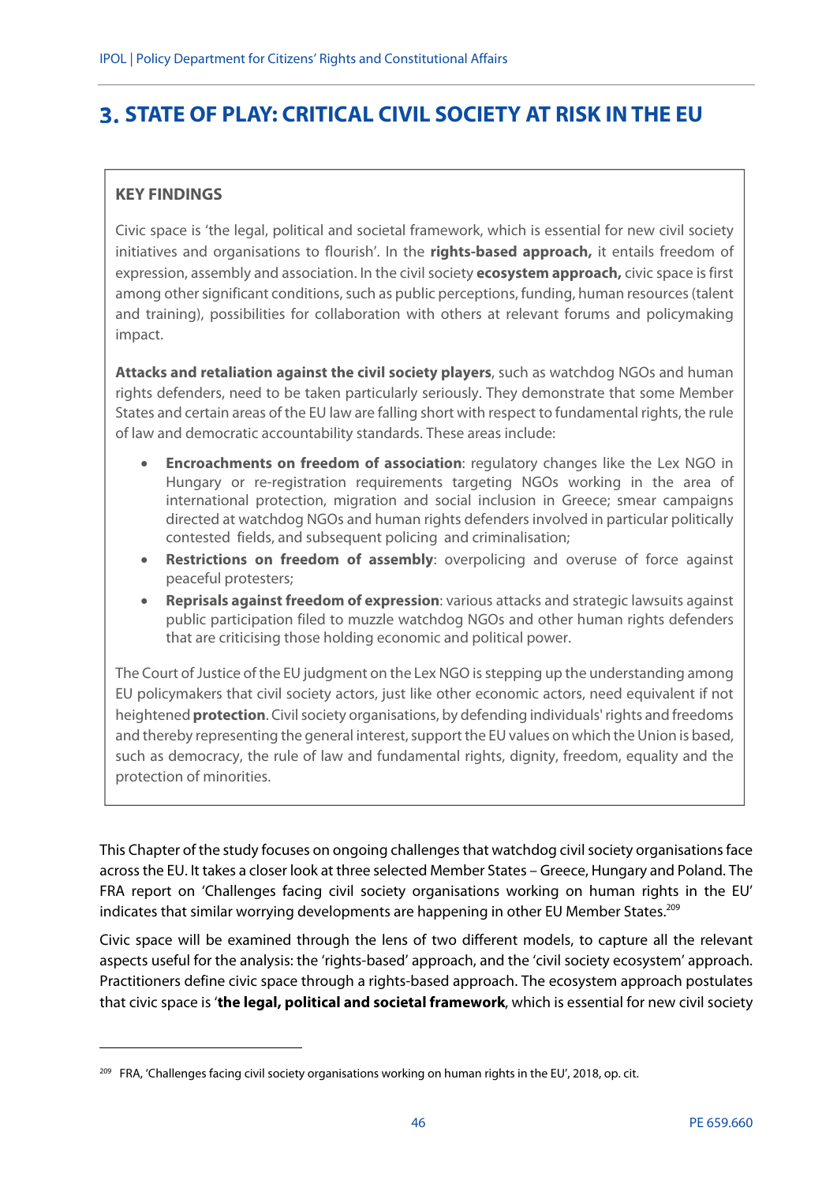# 3. STATE OF PLAY: CRITICAL CIVIL SOCIETY AT RISK IN THE EU

> **KEY FINDINGS**
>
> Civic space is 'the legal, political and societal framework, which is essential for new civil society initiatives and organisations to flourish'. In the **rights-based approach,** it entails freedom of expression, assembly and association. In the civil society **ecosystem approach,** civic space is first among other significant conditions, such as public perceptions, funding, human resources (talent and training), possibilities for collaboration with others at relevant forums and policymaking impact.
>
> **Attacks and retaliation against the civil society players**, such as watchdog NGOs and human rights defenders, need to be taken particularly seriously. They demonstrate that some Member States and certain areas of the EU law are falling short with respect to fundamental rights, the rule of law and democratic accountability standards. These areas include:
>
> - **Encroachments on freedom of association**: regulatory changes like the Lex NGO in Hungary or re-registration requirements targeting NGOs working in the area of international protection, migration and social inclusion in Greece; smear campaigns directed at watchdog NGOs and human rights defenders involved in particular politically contested fields, and subsequent policing and criminalisation;
> - **Restrictions on freedom of assembly**: overpolicing and overuse of force against peaceful protesters;
> - **Reprisals against freedom of expression**: various attacks and strategic lawsuits against public participation filed to muzzle watchdog NGOs and other human rights defenders that are criticising those holding economic and political power.
>
> The Court of Justice of the EU judgment on the Lex NGO is stepping up the understanding among EU policymakers that civil society actors, just like other economic actors, need equivalent if not heightened **protection**. Civil society organisations, by defending individuals' rights and freedoms and thereby representing the general interest, support the EU values on which the Union is based, such as democracy, the rule of law and fundamental rights, dignity, freedom, equality and the protection of minorities.

This Chapter of the study focuses on ongoing challenges that watchdog civil society organisations face across the EU. It takes a closer look at three selected Member States – Greece, Hungary and Poland. The FRA report on 'Challenges facing civil society organisations working on human rights in the EU' indicates that similar worrying developments are happening in other EU Member States.[209]

Civic space will be examined through the lens of two different models, to capture all the relevant aspects useful for the analysis: the 'rights-based' approach, and the 'civil society ecosystem' approach. Practitioners define civic space through a rights-based approach. The ecosystem approach postulates that civic space is '**the legal, political and societal framework**, which is essential for new civil society

[209] FRA, 'Challenges facing civil society organisations working on human rights in the EU', 2018, op. cit.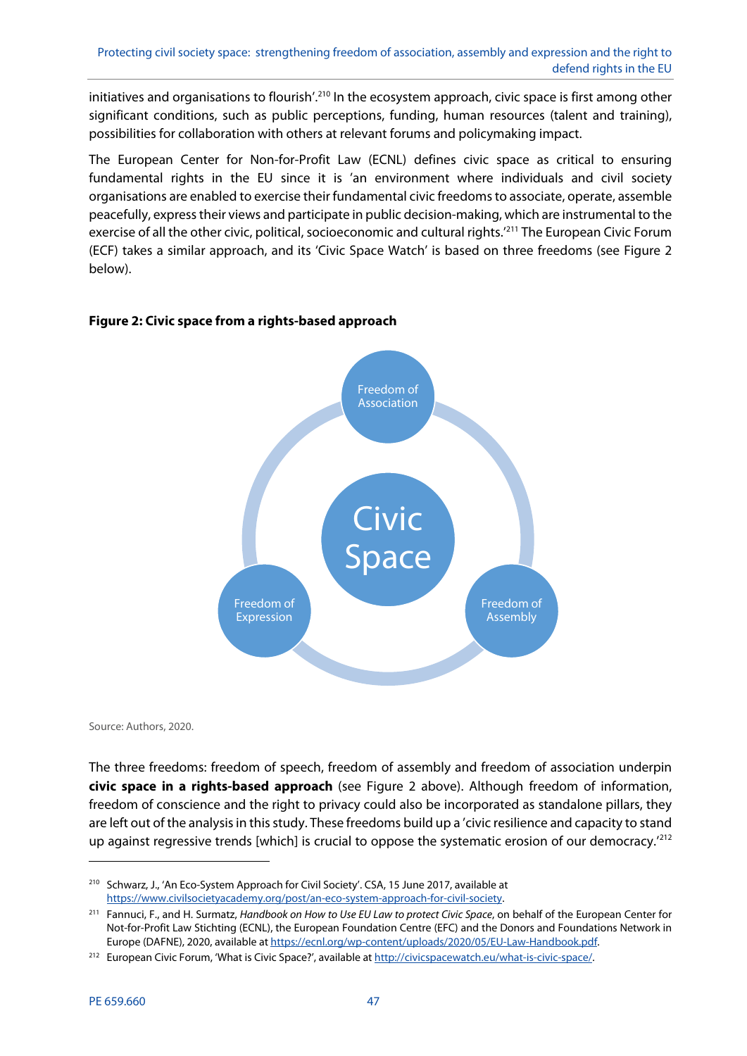initiatives and organisations to flourish'.[210] In the ecosystem approach, civic space is first among other significant conditions, such as public perceptions, funding, human resources (talent and training), possibilities for collaboration with others at relevant forums and policymaking impact.

The European Center for Non-for-Profit Law (ECNL) defines civic space as critical to ensuring fundamental rights in the EU since it is 'an environment where individuals and civil society organisations are enabled to exercise their fundamental civic freedoms to associate, operate, assemble peacefully, express their views and participate in public decision-making, which are instrumental to the exercise of all the other civic, political, socioeconomic and cultural rights.'[211] The European Civic Forum (ECF) takes a similar approach, and its 'Civic Space Watch' is based on three freedoms (see Figure 2 below).

**Figure 2: Civic space from a rights-based approach**

Freedom of Association

Civic Space

Freedom of Expression

Freedom of Assembly

Source: Authors, 2020.

The three freedoms: freedom of speech, freedom of assembly and freedom of association underpin **civic space in a rights-based approach** (see Figure 2 above). Although freedom of information, freedom of conscience and the right to privacy could also be incorporated as standalone pillars, they are left out of the analysis in this study. These freedoms build up a 'civic resilience and capacity to stand up against regressive trends [which] is crucial to oppose the systematic erosion of our democracy.'[212]

---

[210] Schwarz, J., 'An Eco-System Approach for Civil Society'. CSA, 15 June 2017, available at https://www.civilsocietyacademy.org/post/an-eco-system-approach-for-civil-society.

[211] Fannuci, F., and H. Surmatz, *Handbook on How to Use EU Law to protect Civic Space*, on behalf of the European Center for Not-for-Profit Law Stichting (ECNL), the European Foundation Centre (EFC) and the Donors and Foundations Network in Europe (DAFNE), 2020, available at https://ecnl.org/wp-content/uploads/2020/05/EU-Law-Handbook.pdf.

[212] European Civic Forum, 'What is Civic Space?', available at http://civicspacewatch.eu/what-is-civic-space/.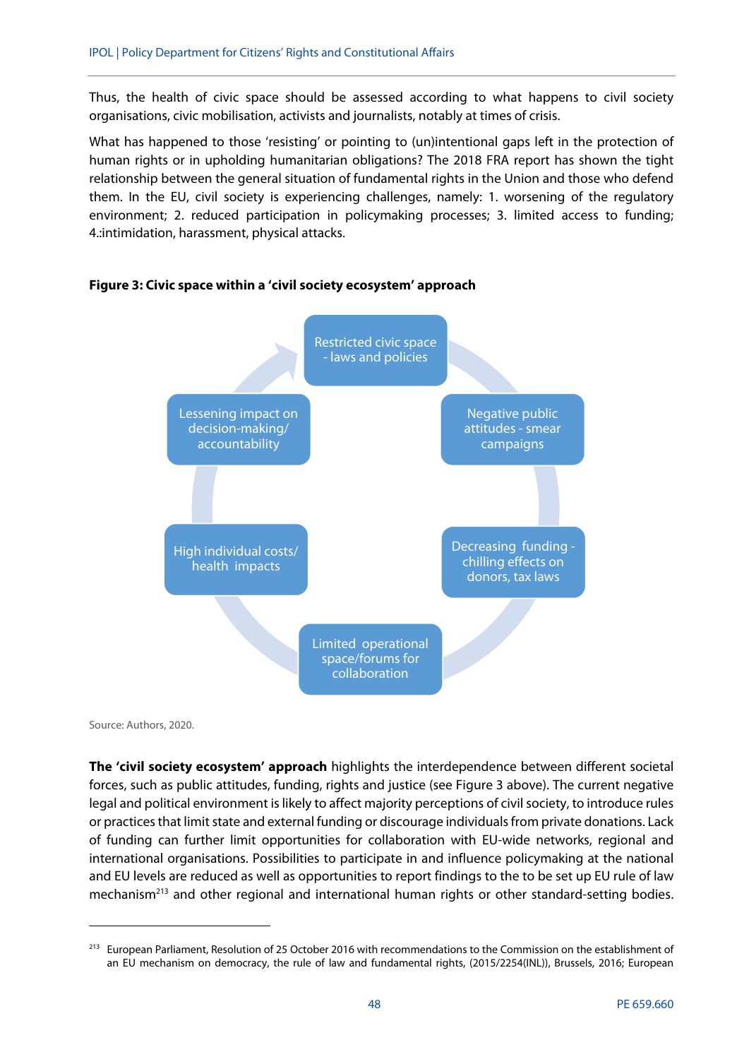Thus, the health of civic space should be assessed according to what happens to civil society organisations, civic mobilisation, activists and journalists, notably at times of crisis.

What has happened to those 'resisting' or pointing to (un)intentional gaps left in the protection of human rights or in upholding humanitarian obligations? The 2018 FRA report has shown the tight relationship between the general situation of fundamental rights in the Union and those who defend them. In the EU, civil society is experiencing challenges, namely: 1. worsening of the regulatory environment; 2. reduced participation in policymaking processes; 3. limited access to funding; 4.:intimidation, harassment, physical attacks.

**Figure 3: Civic space within a 'civil society ecosystem' approach**

Restricted civic space - laws and policies

Negative public attitudes - smear campaigns

Decreasing funding - chilling effects on donors, tax laws

Limited operational space/forums for collaboration

High individual costs/ health impacts

Lessening impact on decision-making/ accountability

Source: Authors, 2020.

**The 'civil society ecosystem' approach** highlights the interdependence between different societal forces, such as public attitudes, funding, rights and justice (see Figure 3 above). The current negative legal and political environment is likely to affect majority perceptions of civil society, to introduce rules or practices that limit state and external funding or discourage individuals from private donations. Lack of funding can further limit opportunities for collaboration with EU-wide networks, regional and international organisations. Possibilities to participate in and influence policymaking at the national and EU levels are reduced as well as opportunities to report findings to the to be set up EU rule of law mechanism[213] and other regional and international human rights or other standard-setting bodies.

---

[213] European Parliament, Resolution of 25 October 2016 with recommendations to the Commission on the establishment of an EU mechanism on democracy, the rule of law and fundamental rights, (2015/2254(INL)), Brussels, 2016; European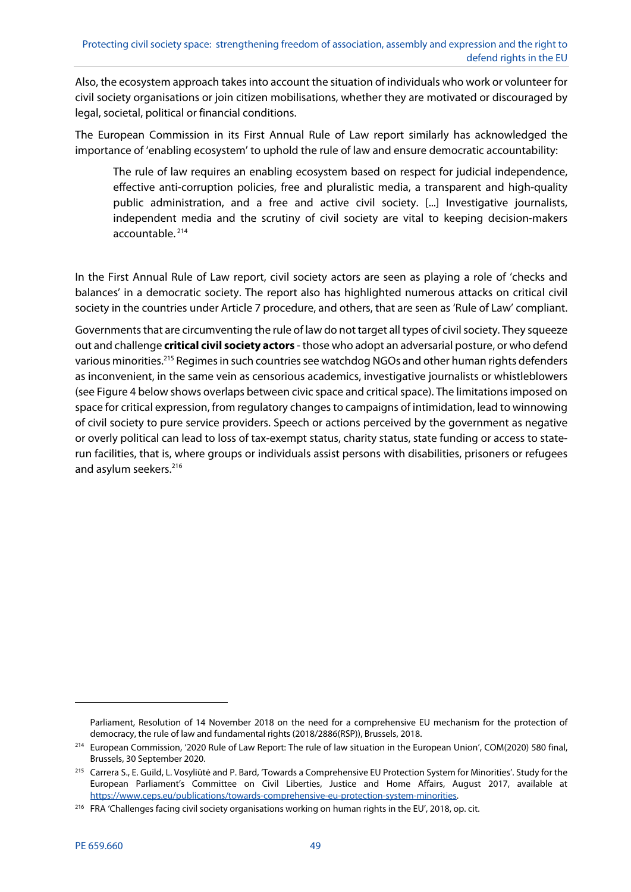Also, the ecosystem approach takes into account the situation of individuals who work or volunteer for civil society organisations or join citizen mobilisations, whether they are motivated or discouraged by legal, societal, political or financial conditions.

The European Commission in its First Annual Rule of Law report similarly has acknowledged the importance of 'enabling ecosystem' to uphold the rule of law and ensure democratic accountability:

> The rule of law requires an enabling ecosystem based on respect for judicial independence, effective anti-corruption policies, free and pluralistic media, a transparent and high-quality public administration, and a free and active civil society. [...] Investigative journalists, independent media and the scrutiny of civil society are vital to keeping decision-makers accountable.[214]

In the First Annual Rule of Law report, civil society actors are seen as playing a role of 'checks and balances' in a democratic society. The report also has highlighted numerous attacks on critical civil society in the countries under Article 7 procedure, and others, that are seen as 'Rule of Law' compliant.

Governments that are circumventing the rule of law do not target all types of civil society. They squeeze out and challenge **critical civil society actors** - those who adopt an adversarial posture, or who defend various minorities.[215] Regimes in such countries see watchdog NGOs and other human rights defenders as inconvenient, in the same vein as censorious academics, investigative journalists or whistleblowers (see Figure 4 below shows overlaps between civic space and critical space). The limitations imposed on space for critical expression, from regulatory changes to campaigns of intimidation, lead to winnowing of civil society to pure service providers. Speech or actions perceived by the government as negative or overly political can lead to loss of tax-exempt status, charity status, state funding or access to state-run facilities, that is, where groups or individuals assist persons with disabilities, prisoners or refugees and asylum seekers.[216]

---

Parliament, Resolution of 14 November 2018 on the need for a comprehensive EU mechanism for the protection of democracy, the rule of law and fundamental rights (2018/2886(RSP)), Brussels, 2018.

[214] European Commission, '2020 Rule of Law Report: The rule of law situation in the European Union', COM(2020) 580 final, Brussels, 30 September 2020.

[215] Carrera S., E. Guild, L. Vosyliūtė and P. Bard, 'Towards a Comprehensive EU Protection System for Minorities'. Study for the European Parliament's Committee on Civil Liberties, Justice and Home Affairs, August 2017, available at https://www.ceps.eu/publications/towards-comprehensive-eu-protection-system-minorities.

[216] FRA 'Challenges facing civil society organisations working on human rights in the EU', 2018, op. cit.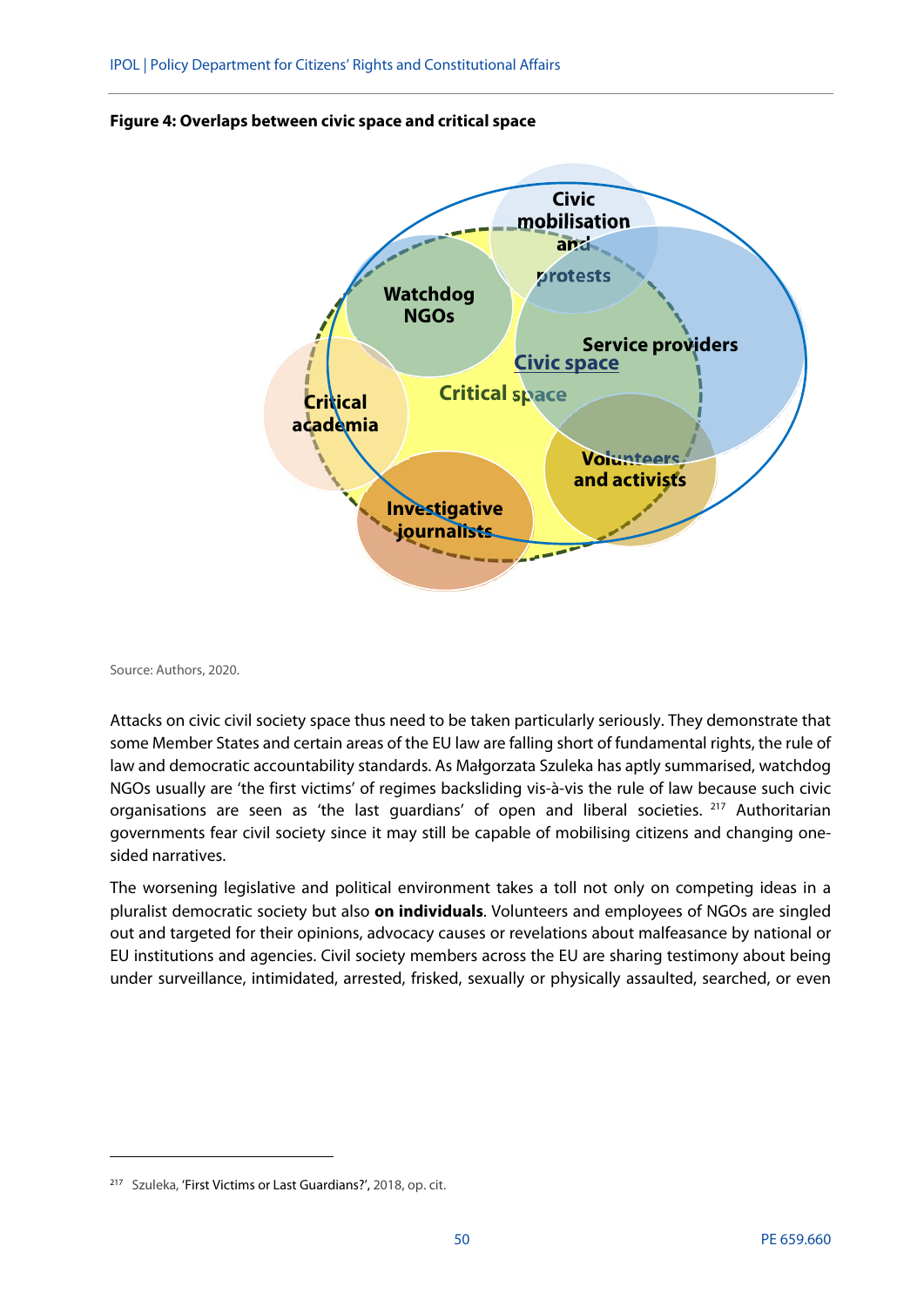**Figure 4: Overlaps between civic space and critical space**

Civic mobilisation and protests

Watchdog NGOs

Service providers

Civic space

Critical space

Critical academia

Volunteers and activists

Investigative journalists

Source: Authors, 2020.

Attacks on civic civil society space thus need to be taken particularly seriously. They demonstrate that some Member States and certain areas of the EU law are falling short of fundamental rights, the rule of law and democratic accountability standards. As Małgorzata Szuleka has aptly summarised, watchdog NGOs usually are 'the first victims' of regimes backsliding vis-à-vis the rule of law because such civic organisations are seen as 'the last guardians' of open and liberal societies. [217] Authoritarian governments fear civil society since it may still be capable of mobilising citizens and changing one-sided narratives.

The worsening legislative and political environment takes a toll not only on competing ideas in a pluralist democratic society but also **on individuals**. Volunteers and employees of NGOs are singled out and targeted for their opinions, advocacy causes or revelations about malfeasance by national or EU institutions and agencies. Civil society members across the EU are sharing testimony about being under surveillance, intimidated, arrested, frisked, sexually or physically assaulted, searched, or even

[217] Szuleka, 'First Victims or Last Guardians?', 2018, op. cit.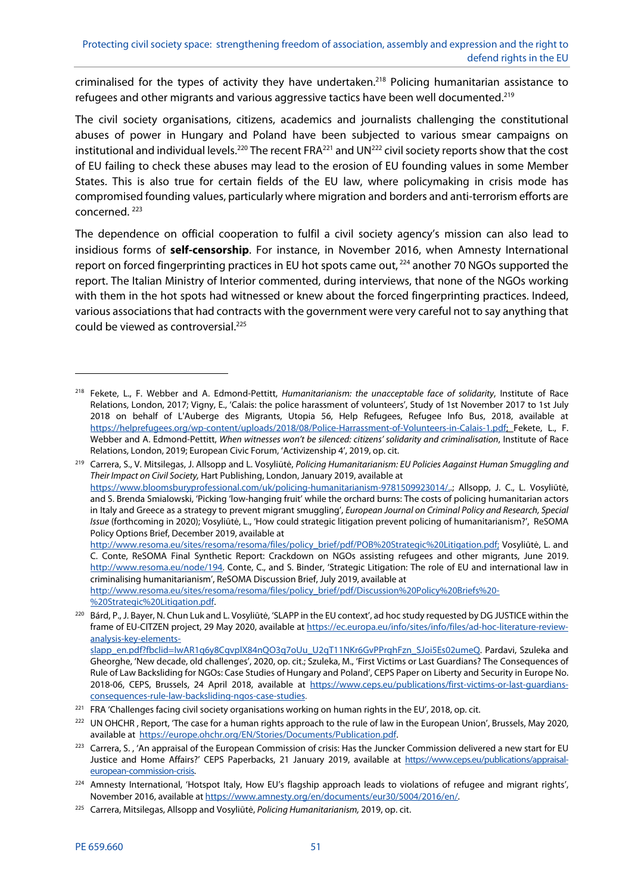criminalised for the types of activity they have undertaken.[218] Policing humanitarian assistance to refugees and other migrants and various aggressive tactics have been well documented.[219]

The civil society organisations, citizens, academics and journalists challenging the constitutional abuses of power in Hungary and Poland have been subjected to various smear campaigns on institutional and individual levels.[220] The recent FRA[221] and UN[222] civil society reports show that the cost of EU failing to check these abuses may lead to the erosion of EU founding values in some Member States. This is also true for certain fields of the EU law, where policymaking in crisis mode has compromised founding values, particularly where migration and borders and anti-terrorism efforts are concerned. [223]

The dependence on official cooperation to fulfil a civil society agency's mission can also lead to insidious forms of **self-censorship**. For instance, in November 2016, when Amnesty International report on forced fingerprinting practices in EU hot spots came out, [224] another 70 NGOs supported the report. The Italian Ministry of Interior commented, during interviews, that none of the NGOs working with them in the hot spots had witnessed or knew about the forced fingerprinting practices. Indeed, various associations that had contracts with the government were very careful not to say anything that could be viewed as controversial.[225]

---

[218] Fekete, L., F. Webber and A. Edmond-Pettitt, *Humanitarianism: the unacceptable face of solidarity*, Institute of Race Relations, London, 2017; Vigny, E., 'Calais: the police harassment of volunteers', Study of 1st November 2017 to 1st July 2018 on behalf of L'Auberge des Migrants, Utopia 56, Help Refugees, Refugee Info Bus, 2018, available at https://helprefugees.org/wp-content/uploads/2018/08/Police-Harrassment-of-Volunteers-in-Calais-1.pdf; Fekete, L., F. Webber and A. Edmond-Pettitt, *When witnesses won't be silenced: citizens' solidarity and criminalisation*, Institute of Race Relations, London, 2019; European Civic Forum, 'Activizenship 4', 2019, op. cit.

[219] Carrera, S., V. Mitsilegas, J. Allsopp and L. Vosyliūtė, *Policing Humanitarianism: EU Policies Aagainst Human Smuggling and Their Impact on Civil Society,* Hart Publishing, London, January 2019, available at https://www.bloomsburyprofessional.com/uk/policing-humanitarianism-9781509923014/.; Allsopp, J. C., L. Vosyliūtė, and S. Brenda Smialowski, 'Picking 'low-hanging fruit' while the orchard burns: The costs of policing humanitarian actors in Italy and Greece as a strategy to prevent migrant smuggling', *European Journal on Criminal Policy and Research, Special Issue* (forthcoming in 2020); Vosyliūtė, L., 'How could strategic litigation prevent policing of humanitarianism?', ReSOMA Policy Options Brief, December 2019, available at http://www.resoma.eu/sites/resoma/resoma/files/policy_brief/pdf/POB%20Strategic%20Litigation.pdf; Vosyliūtė, L. and C. Conte, ReSOMA Final Synthetic Report: Crackdown on NGOs assisting refugees and other migrants, June 2019. http://www.resoma.eu/node/194. Conte, C., and S. Binder, 'Strategic Litigation: The role of EU and international law in criminalising humanitarianism', ReSOMA Discussion Brief, July 2019, available at http://www.resoma.eu/sites/resoma/resoma/files/policy_brief/pdf/Discussion%20Policy%20Briefs%20-%20Strategic%20Litigation.pdf.

[220] Bárd, P., J. Bayer, N. Chun Luk and L. Vosyliūtė, 'SLAPP in the EU context', ad hoc study requested by DG JUSTICE within the frame of EU-CITZEN project, 29 May 2020, available at https://ec.europa.eu/info/sites/info/files/ad-hoc-literature-review-analysis-key-elements-slapp_en.pdf?fbclid=IwAR1q6y8CgvplX84nQO3q7oUu_U2gT11NKr6GvPPrghFzn_SJoi5Es02umeQ. Pardavi, Szuleka and Gheorghe, 'New decade, old challenges', 2020, op. cit.; Szuleka, M., 'First Victims or Last Guardians? The Consequences of Rule of Law Backsliding for NGOs: Case Studies of Hungary and Poland', CEPS Paper on Liberty and Security in Europe No. 2018-06, CEPS, Brussels, 24 April 2018, available at https://www.ceps.eu/publications/first-victims-or-last-guardians-consequences-rule-law-backsliding-ngos-case-studies.

[221] FRA 'Challenges facing civil society organisations working on human rights in the EU', 2018, op. cit.

[222] UN OHCHR , Report, 'The case for a human rights approach to the rule of law in the European Union', Brussels, May 2020, available at https://europe.ohchr.org/EN/Stories/Documents/Publication.pdf.

[223] Carrera, S. , 'An appraisal of the European Commission of crisis: Has the Juncker Commission delivered a new start for EU Justice and Home Affairs?' CEPS Paperbacks, 21 January 2019, available at https://www.ceps.eu/publications/appraisal-european-commission-crisis.

[224] Amnesty International, 'Hotspot Italy, How EU's flagship approach leads to violations of refugee and migrant rights', November 2016, available at https://www.amnesty.org/en/documents/eur30/5004/2016/en/.

[225] Carrera, Mitsilegas, Allsopp and Vosyliūtė, *Policing Humanitarianism,* 2019, op. cit.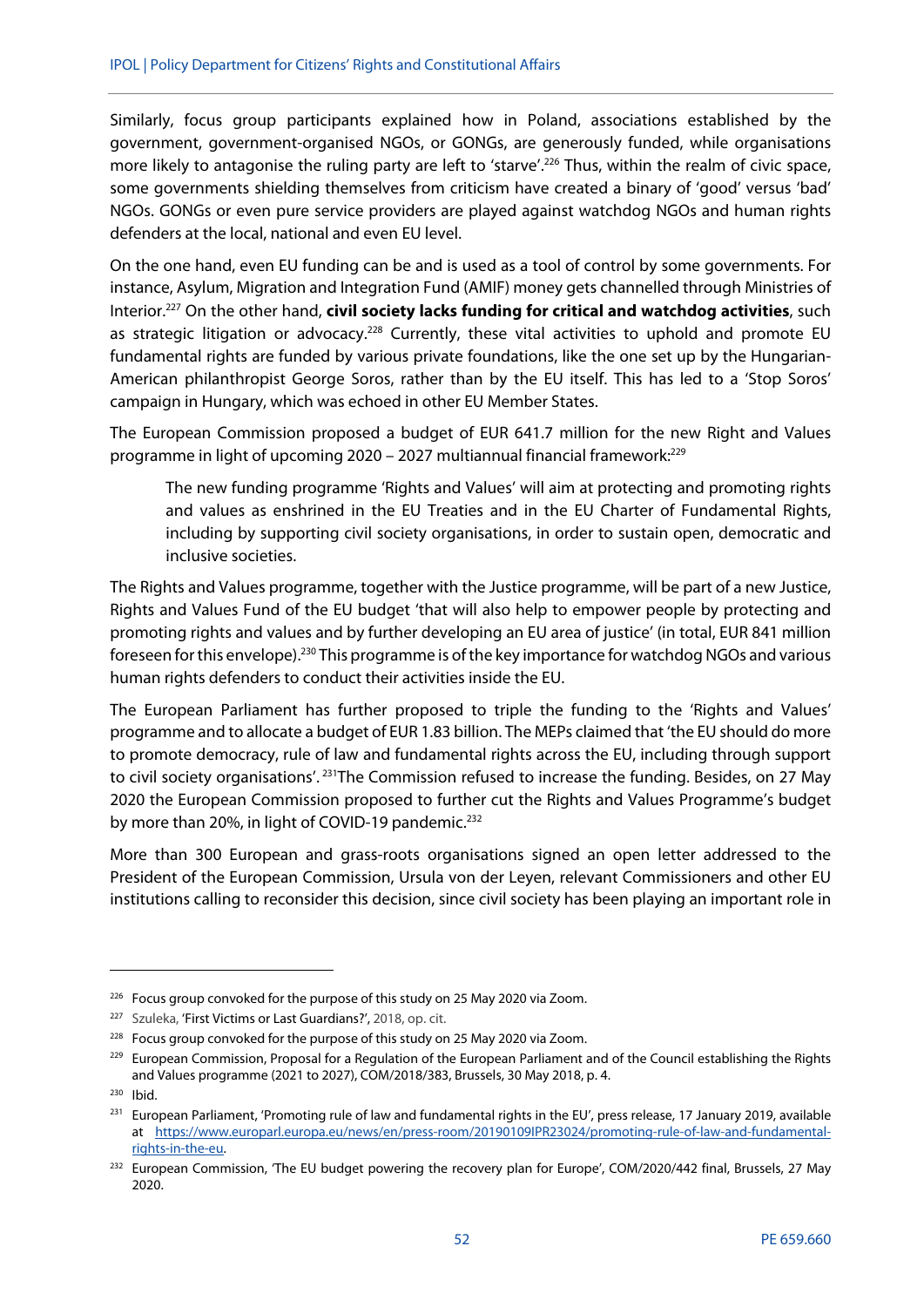Similarly, focus group participants explained how in Poland, associations established by the government, government-organised NGOs, or GONGs, are generously funded, while organisations more likely to antagonise the ruling party are left to 'starve'.[226] Thus, within the realm of civic space, some governments shielding themselves from criticism have created a binary of 'good' versus 'bad' NGOs. GONGs or even pure service providers are played against watchdog NGOs and human rights defenders at the local, national and even EU level.

On the one hand, even EU funding can be and is used as a tool of control by some governments. For instance, Asylum, Migration and Integration Fund (AMIF) money gets channelled through Ministries of Interior.[227] On the other hand, **civil society lacks funding for critical and watchdog activities**, such as strategic litigation or advocacy.[228] Currently, these vital activities to uphold and promote EU fundamental rights are funded by various private foundations, like the one set up by the Hungarian-American philanthropist George Soros, rather than by the EU itself. This has led to a 'Stop Soros' campaign in Hungary, which was echoed in other EU Member States.

The European Commission proposed a budget of EUR 641.7 million for the new Right and Values programme in light of upcoming 2020 – 2027 multiannual financial framework:[229]

> The new funding programme 'Rights and Values' will aim at protecting and promoting rights and values as enshrined in the EU Treaties and in the EU Charter of Fundamental Rights, including by supporting civil society organisations, in order to sustain open, democratic and inclusive societies.

The Rights and Values programme, together with the Justice programme, will be part of a new Justice, Rights and Values Fund of the EU budget 'that will also help to empower people by protecting and promoting rights and values and by further developing an EU area of justice' (in total, EUR 841 million foreseen for this envelope).[230] This programme is of the key importance for watchdog NGOs and various human rights defenders to conduct their activities inside the EU.

The European Parliament has further proposed to triple the funding to the 'Rights and Values' programme and to allocate a budget of EUR 1.83 billion. The MEPs claimed that 'the EU should do more to promote democracy, rule of law and fundamental rights across the EU, including through support to civil society organisations'.[231] The Commission refused to increase the funding. Besides, on 27 May 2020 the European Commission proposed to further cut the Rights and Values Programme's budget by more than 20%, in light of COVID-19 pandemic.[232]

More than 300 European and grass-roots organisations signed an open letter addressed to the President of the European Commission, Ursula von der Leyen, relevant Commissioners and other EU institutions calling to reconsider this decision, since civil society has been playing an important role in

---

[226] Focus group convoked for the purpose of this study on 25 May 2020 via Zoom.

[227] Szuleka, 'First Victims or Last Guardians?', 2018, op. cit.

[228] Focus group convoked for the purpose of this study on 25 May 2020 via Zoom.

[229] European Commission, Proposal for a Regulation of the European Parliament and of the Council establishing the Rights and Values programme (2021 to 2027), COM/2018/383, Brussels, 30 May 2018, p. 4.

[230] Ibid.

[231] European Parliament, 'Promoting rule of law and fundamental rights in the EU', press release, 17 January 2019, available at https://www.europarl.europa.eu/news/en/press-room/20190109IPR23024/promoting-rule-of-law-and-fundamental-rights-in-the-eu.

[232] European Commission, 'The EU budget powering the recovery plan for Europe', COM/2020/442 final, Brussels, 27 May 2020.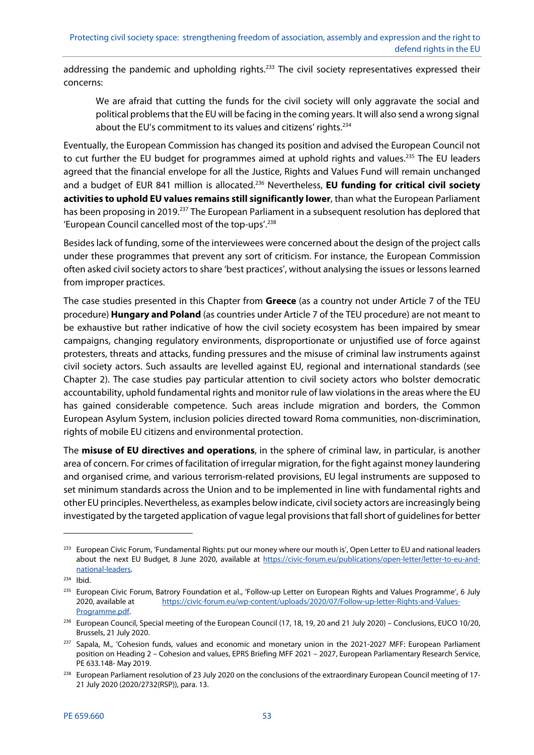addressing the pandemic and upholding rights.[233] The civil society representatives expressed their concerns:

> We are afraid that cutting the funds for the civil society will only aggravate the social and political problems that the EU will be facing in the coming years. It will also send a wrong signal about the EU's commitment to its values and citizens' rights.[234]

Eventually, the European Commission has changed its position and advised the European Council not to cut further the EU budget for programmes aimed at uphold rights and values.[235] The EU leaders agreed that the financial envelope for all the Justice, Rights and Values Fund will remain unchanged and a budget of EUR 841 million is allocated.[236] Nevertheless, **EU funding for critical civil society activities to uphold EU values remains still significantly lower**, than what the European Parliament has been proposing in 2019.[237] The European Parliament in a subsequent resolution has deplored that 'European Council cancelled most of the top-ups'.[238]

Besides lack of funding, some of the interviewees were concerned about the design of the project calls under these programmes that prevent any sort of criticism. For instance, the European Commission often asked civil society actors to share 'best practices', without analysing the issues or lessons learned from improper practices.

The case studies presented in this Chapter from **Greece** (as a country not under Article 7 of the TEU procedure) **Hungary and Poland** (as countries under Article 7 of the TEU procedure) are not meant to be exhaustive but rather indicative of how the civil society ecosystem has been impaired by smear campaigns, changing regulatory environments, disproportionate or unjustified use of force against protesters, threats and attacks, funding pressures and the misuse of criminal law instruments against civil society actors. Such assaults are levelled against EU, regional and international standards (see Chapter 2). The case studies pay particular attention to civil society actors who bolster democratic accountability, uphold fundamental rights and monitor rule of law violations in the areas where the EU has gained considerable competence. Such areas include migration and borders, the Common European Asylum System, inclusion policies directed toward Roma communities, non-discrimination, rights of mobile EU citizens and environmental protection.

The **misuse of EU directives and operations**, in the sphere of criminal law, in particular, is another area of concern. For crimes of facilitation of irregular migration, for the fight against money laundering and organised crime, and various terrorism-related provisions, EU legal instruments are supposed to set minimum standards across the Union and to be implemented in line with fundamental rights and other EU principles. Nevertheless, as examples below indicate, civil society actors are increasingly being investigated by the targeted application of vague legal provisions that fall short of guidelines for better

---

[233] European Civic Forum, 'Fundamental Rights: put our money where our mouth is', Open Letter to EU and national leaders about the next EU Budget, 8 June 2020, available at https://civic-forum.eu/publications/open-letter/letter-to-eu-and-national-leaders.

[234] Ibid.

[235] European Civic Forum, Batrory Foundation et al., 'Follow-up Letter on European Rights and Values Programme', 6 July 2020, available at https://civic-forum.eu/wp-content/uploads/2020/07/Follow-up-letter-Rights-and-Values-Programme.pdf.

[236] European Council, Special meeting of the European Council (17, 18, 19, 20 and 21 July 2020) – Conclusions, EUCO 10/20, Brussels, 21 July 2020.

[237] Sapala, M., 'Cohesion funds, values and economic and monetary union in the 2021-2027 MFF: European Parliament position on Heading 2 – Cohesion and values, EPRS Briefing MFF 2021 – 2027, European Parliamentary Research Service, PE 633.148- May 2019.

[238] European Parliament resolution of 23 July 2020 on the conclusions of the extraordinary European Council meeting of 17-21 July 2020 (2020/2732(RSP)), para. 13.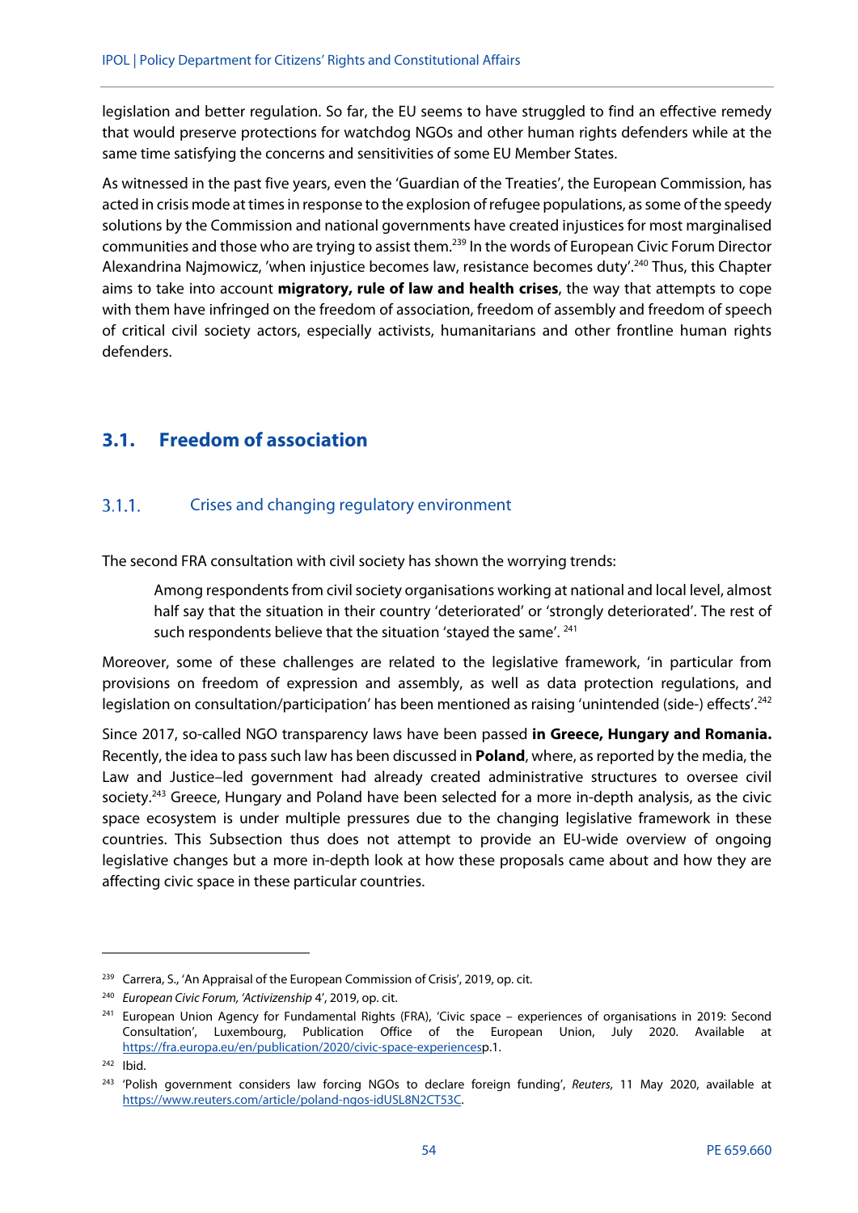legislation and better regulation. So far, the EU seems to have struggled to find an effective remedy that would preserve protections for watchdog NGOs and other human rights defenders while at the same time satisfying the concerns and sensitivities of some EU Member States.

As witnessed in the past five years, even the 'Guardian of the Treaties', the European Commission, has acted in crisis mode at times in response to the explosion of refugee populations, as some of the speedy solutions by the Commission and national governments have created injustices for most marginalised communities and those who are trying to assist them.[239] In the words of European Civic Forum Director Alexandrina Najmowicz, 'when injustice becomes law, resistance becomes duty'.[240] Thus, this Chapter aims to take into account **migratory, rule of law and health crises**, the way that attempts to cope with them have infringed on the freedom of association, freedom of assembly and freedom of speech of critical civil society actors, especially activists, humanitarians and other frontline human rights defenders.

## 3.1. Freedom of association

### 3.1.1. Crises and changing regulatory environment

The second FRA consultation with civil society has shown the worrying trends:

> Among respondents from civil society organisations working at national and local level, almost half say that the situation in their country 'deteriorated' or 'strongly deteriorated'. The rest of such respondents believe that the situation 'stayed the same'.[241]

Moreover, some of these challenges are related to the legislative framework, 'in particular from provisions on freedom of expression and assembly, as well as data protection regulations, and legislation on consultation/participation' has been mentioned as raising 'unintended (side-) effects'.[242]

Since 2017, so-called NGO transparency laws have been passed **in Greece, Hungary and Romania.** Recently, the idea to pass such law has been discussed in **Poland**, where, as reported by the media, the Law and Justice–led government had already created administrative structures to oversee civil society.[243] Greece, Hungary and Poland have been selected for a more in-depth analysis, as the civic space ecosystem is under multiple pressures due to the changing legislative framework in these countries. This Subsection thus does not attempt to provide an EU-wide overview of ongoing legislative changes but a more in-depth look at how these proposals came about and how they are affecting civic space in these particular countries.

---

[239] Carrera, S., 'An Appraisal of the European Commission of Crisis', 2019, op. cit.

[240] *European Civic Forum, 'Activizenship* 4', 2019, op. cit.

[241] European Union Agency for Fundamental Rights (FRA), 'Civic space – experiences of organisations in 2019: Second Consultation', Luxembourg, Publication Office of the European Union, July 2020. Available at https://fra.europa.eu/en/publication/2020/civic-space-experiencesp.1.

[242] Ibid.

[243] 'Polish government considers law forcing NGOs to declare foreign funding', *Reuters*, 11 May 2020, available at https://www.reuters.com/article/poland-ngos-idUSL8N2CT53C.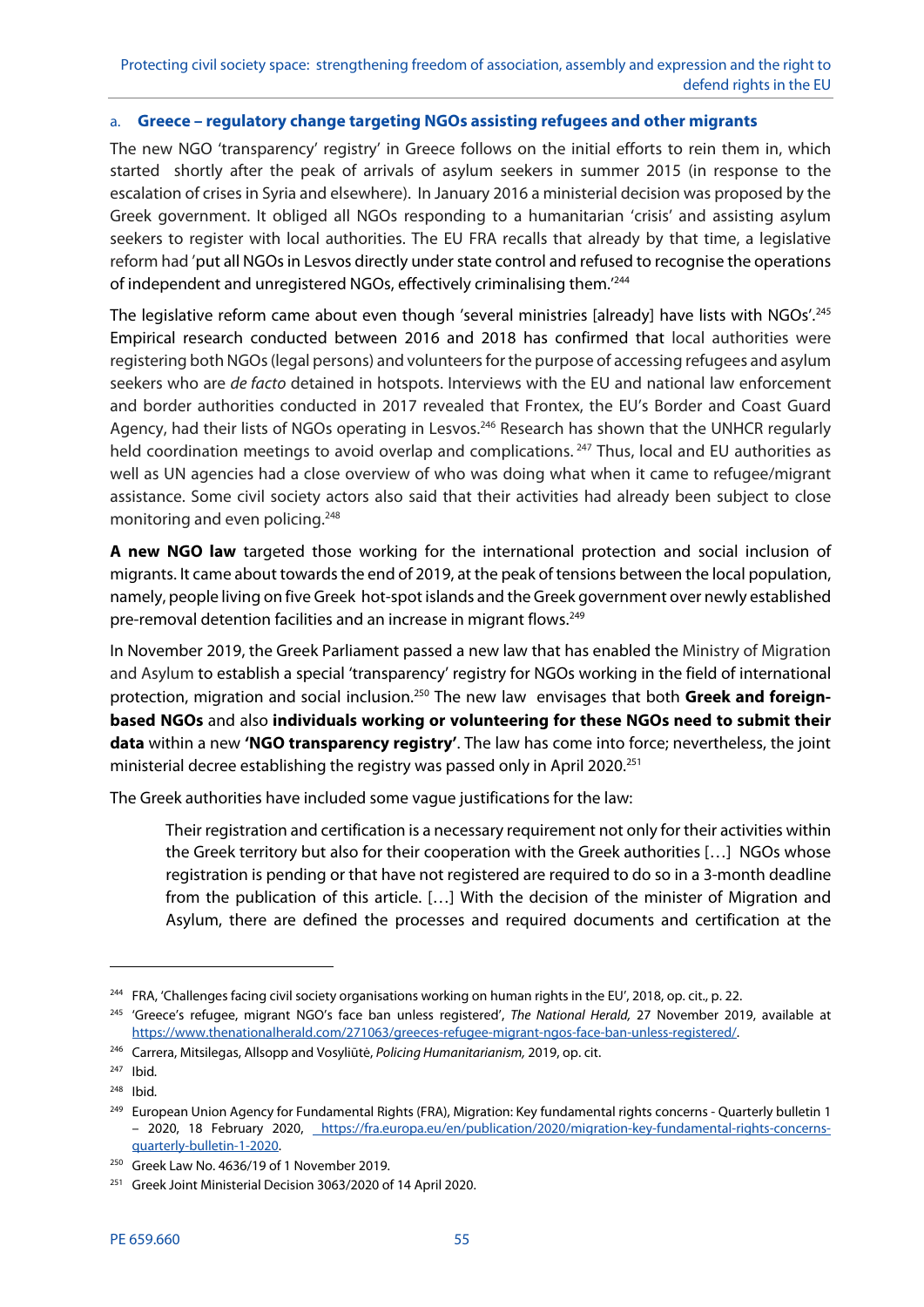### a. Greece – regulatory change targeting NGOs assisting refugees and other migrants

The new NGO 'transparency' registry' in Greece follows on the initial efforts to rein them in, which started shortly after the peak of arrivals of asylum seekers in summer 2015 (in response to the escalation of crises in Syria and elsewhere). In January 2016 a ministerial decision was proposed by the Greek government. It obliged all NGOs responding to a humanitarian 'crisis' and assisting asylum seekers to register with local authorities. The EU FRA recalls that already by that time, a legislative reform had 'put all NGOs in Lesvos directly under state control and refused to recognise the operations of independent and unregistered NGOs, effectively criminalising them.'[244]

The legislative reform came about even though 'several ministries [already] have lists with NGOs'.[245] Empirical research conducted between 2016 and 2018 has confirmed that local authorities were registering both NGOs (legal persons) and volunteers for the purpose of accessing refugees and asylum seekers who are *de facto* detained in hotspots. Interviews with the EU and national law enforcement and border authorities conducted in 2017 revealed that Frontex, the EU's Border and Coast Guard Agency, had their lists of NGOs operating in Lesvos.[246] Research has shown that the UNHCR regularly held coordination meetings to avoid overlap and complications.[247] Thus, local and EU authorities as well as UN agencies had a close overview of who was doing what when it came to refugee/migrant assistance. Some civil society actors also said that their activities had already been subject to close monitoring and even policing.[248]

**A new NGO law** targeted those working for the international protection and social inclusion of migrants. It came about towards the end of 2019, at the peak of tensions between the local population, namely, people living on five Greek hot-spot islands and the Greek government over newly established pre-removal detention facilities and an increase in migrant flows.[249]

In November 2019, the Greek Parliament passed a new law that has enabled the Ministry of Migration and Asylum to establish a special 'transparency' registry for NGOs working in the field of international protection, migration and social inclusion.[250] The new law envisages that both **Greek and foreign-based NGOs** and also **individuals working or volunteering for these NGOs need to submit their data** within a new **'NGO transparency registry'**. The law has come into force; nevertheless, the joint ministerial decree establishing the registry was passed only in April 2020.[251]

The Greek authorities have included some vague justifications for the law:

> Their registration and certification is a necessary requirement not only for their activities within the Greek territory but also for their cooperation with the Greek authorities […] NGOs whose registration is pending or that have not registered are required to do so in a 3-month deadline from the publication of this article. […] With the decision of the minister of Migration and Asylum, there are defined the processes and required documents and certification at the

---

[244] FRA, 'Challenges facing civil society organisations working on human rights in the EU', 2018, op. cit., p. 22.

[245] 'Greece's refugee, migrant NGO's face ban unless registered', *The National Herald,* 27 November 2019, available at https://www.thenationalherald.com/271063/greeces-refugee-migrant-ngos-face-ban-unless-registered/.

[246] Carrera, Mitsilegas, Allsopp and Vosyliūtė, *Policing Humanitarianism,* 2019, op. cit.

[247] Ibid.

[248] Ibid.

[249] European Union Agency for Fundamental Rights (FRA), Migration: Key fundamental rights concerns - Quarterly bulletin 1 – 2020, 18 February 2020, https://fra.europa.eu/en/publication/2020/migration-key-fundamental-rights-concerns-quarterly-bulletin-1-2020.

[250] Greek Law No. 4636/19 of 1 November 2019.

[251] Greek Joint Ministerial Decision 3063/2020 of 14 April 2020.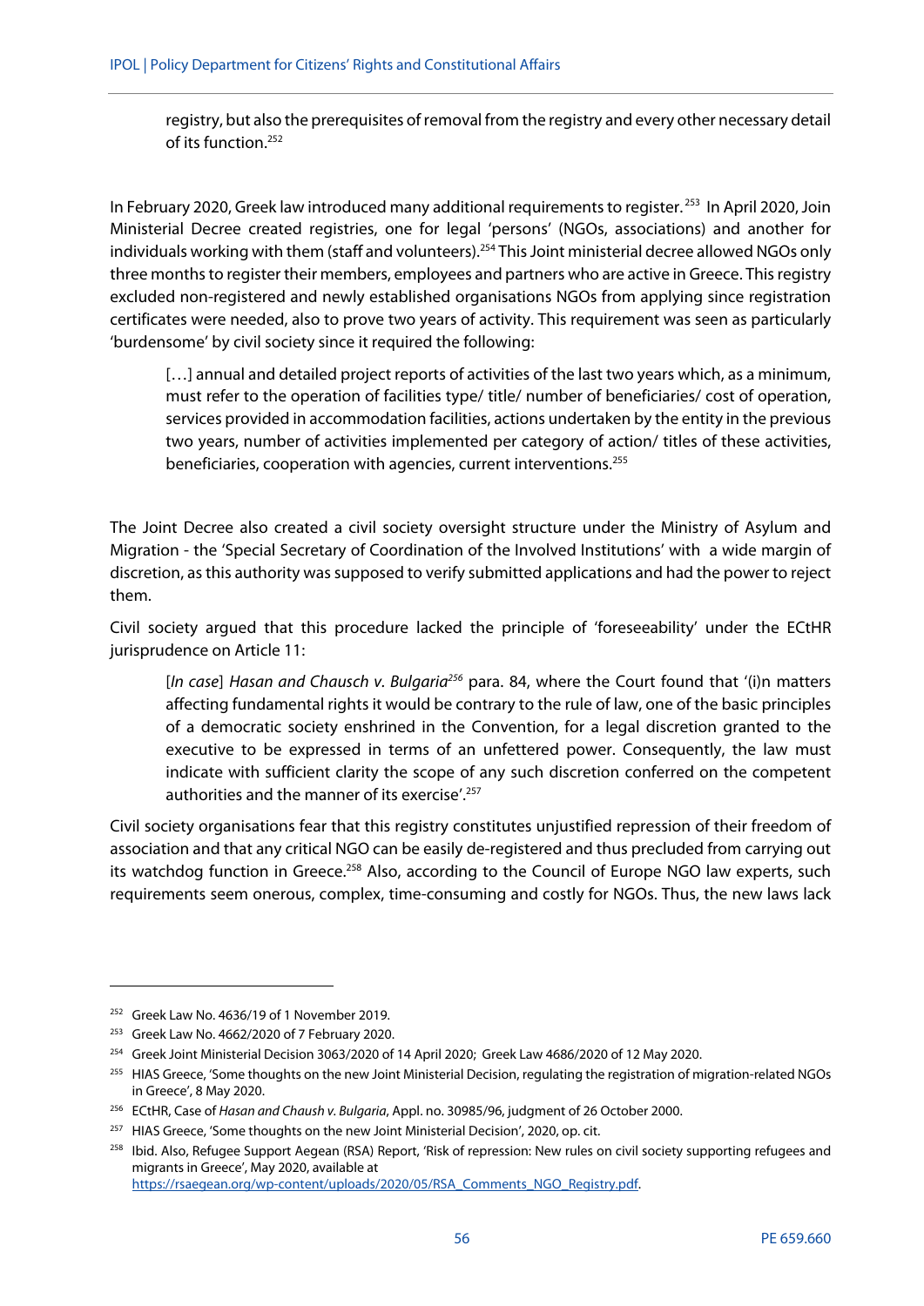registry, but also the prerequisites of removal from the registry and every other necessary detail of its function.[252]

In February 2020, Greek law introduced many additional requirements to register.[253] In April 2020, Join Ministerial Decree created registries, one for legal 'persons' (NGOs, associations) and another for individuals working with them (staff and volunteers).[254] This Joint ministerial decree allowed NGOs only three months to register their members, employees and partners who are active in Greece. This registry excluded non-registered and newly established organisations NGOs from applying since registration certificates were needed, also to prove two years of activity. This requirement was seen as particularly 'burdensome' by civil society since it required the following:

> […] annual and detailed project reports of activities of the last two years which, as a minimum, must refer to the operation of facilities type/ title/ number of beneficiaries/ cost of operation, services provided in accommodation facilities, actions undertaken by the entity in the previous two years, number of activities implemented per category of action/ titles of these activities, beneficiaries, cooperation with agencies, current interventions.[255]

The Joint Decree also created a civil society oversight structure under the Ministry of Asylum and Migration - the 'Special Secretary of Coordination of the Involved Institutions' with a wide margin of discretion, as this authority was supposed to verify submitted applications and had the power to reject them.

Civil society argued that this procedure lacked the principle of 'foreseeability' under the ECtHR jurisprudence on Article 11:

> [*In case*] *Hasan and Chausch v. Bulgaria*[256] para. 84, where the Court found that '(i)n matters affecting fundamental rights it would be contrary to the rule of law, one of the basic principles of a democratic society enshrined in the Convention, for a legal discretion granted to the executive to be expressed in terms of an unfettered power. Consequently, the law must indicate with sufficient clarity the scope of any such discretion conferred on the competent authorities and the manner of its exercise'.[257]

Civil society organisations fear that this registry constitutes unjustified repression of their freedom of association and that any critical NGO can be easily de-registered and thus precluded from carrying out its watchdog function in Greece.[258] Also, according to the Council of Europe NGO law experts, such requirements seem onerous, complex, time-consuming and costly for NGOs. Thus, the new laws lack

---

[252] Greek Law No. 4636/19 of 1 November 2019.

[253] Greek Law No. 4662/2020 of 7 February 2020.

[254] Greek Joint Ministerial Decision 3063/2020 of 14 April 2020; Greek Law 4686/2020 of 12 May 2020.

[255] HIAS Greece, 'Some thoughts on the new Joint Ministerial Decision, regulating the registration of migration-related NGOs in Greece', 8 May 2020.

[256] ECtHR, Case of *Hasan and Chaush v. Bulgaria*, Appl. no. 30985/96, judgment of 26 October 2000.

[257] HIAS Greece, 'Some thoughts on the new Joint Ministerial Decision', 2020, op. cit.

[258] Ibid. Also, Refugee Support Aegean (RSA) Report, 'Risk of repression: New rules on civil society supporting refugees and migrants in Greece', May 2020, available at https://rsaegean.org/wp-content/uploads/2020/05/RSA_Comments_NGO_Registry.pdf.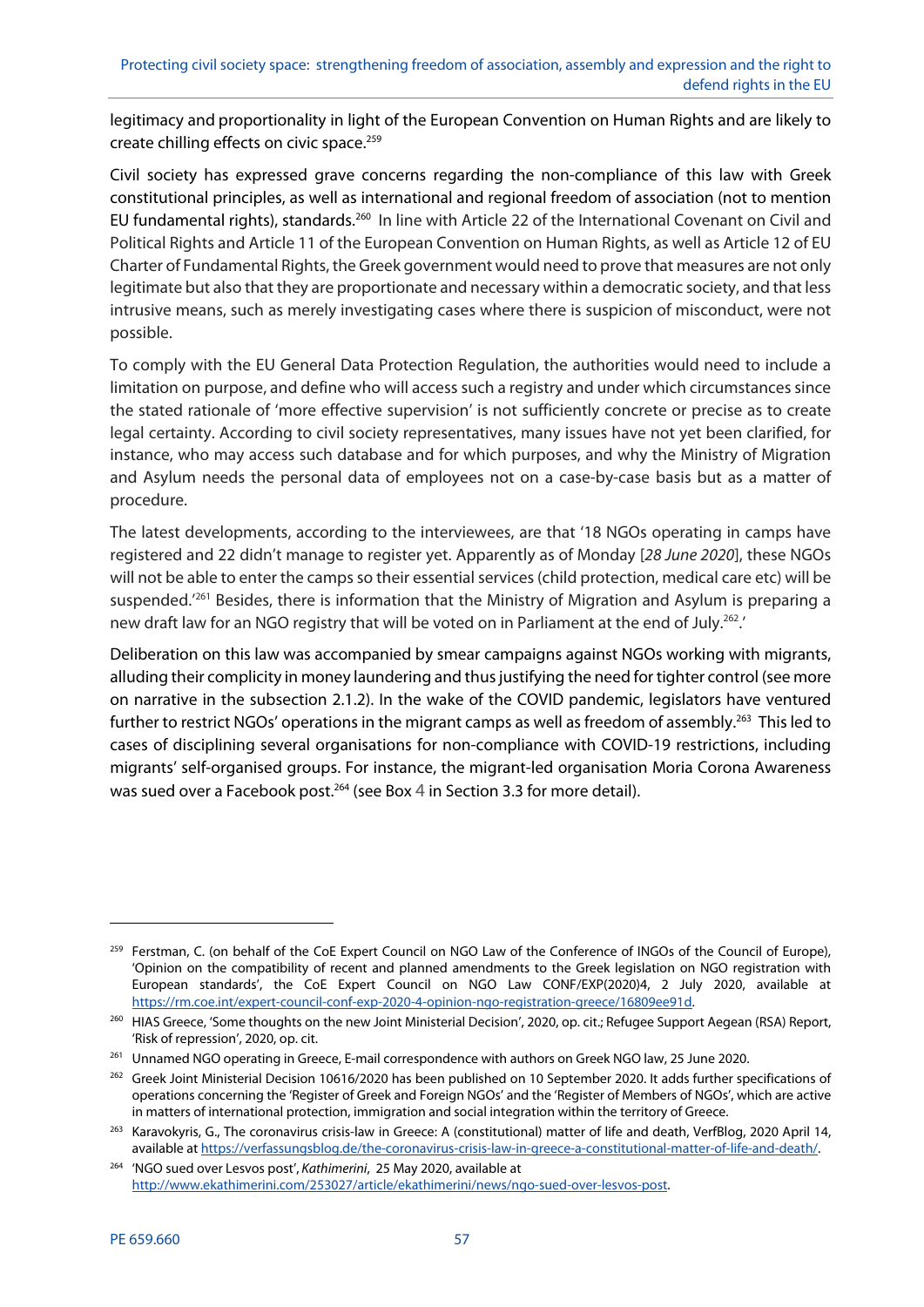legitimacy and proportionality in light of the European Convention on Human Rights and are likely to create chilling effects on civic space.[259]

Civil society has expressed grave concerns regarding the non-compliance of this law with Greek constitutional principles, as well as international and regional freedom of association (not to mention EU fundamental rights), standards.[260] In line with Article 22 of the International Covenant on Civil and Political Rights and Article 11 of the European Convention on Human Rights, as well as Article 12 of EU Charter of Fundamental Rights, the Greek government would need to prove that measures are not only legitimate but also that they are proportionate and necessary within a democratic society, and that less intrusive means, such as merely investigating cases where there is suspicion of misconduct, were not possible.

To comply with the EU General Data Protection Regulation, the authorities would need to include a limitation on purpose, and define who will access such a registry and under which circumstances since the stated rationale of 'more effective supervision' is not sufficiently concrete or precise as to create legal certainty. According to civil society representatives, many issues have not yet been clarified, for instance, who may access such database and for which purposes, and why the Ministry of Migration and Asylum needs the personal data of employees not on a case-by-case basis but as a matter of procedure.

The latest developments, according to the interviewees, are that '18 NGOs operating in camps have registered and 22 didn't manage to register yet. Apparently as of Monday [*28 June 2020*], these NGOs will not be able to enter the camps so their essential services (child protection, medical care etc) will be suspended.'[261] Besides, there is information that the Ministry of Migration and Asylum is preparing a new draft law for an NGO registry that will be voted on in Parliament at the end of July.[262].'

Deliberation on this law was accompanied by smear campaigns against NGOs working with migrants, alluding their complicity in money laundering and thus justifying the need for tighter control (see more on narrative in the subsection 2.1.2). In the wake of the COVID pandemic, legislators have ventured further to restrict NGOs' operations in the migrant camps as well as freedom of assembly.[263] This led to cases of disciplining several organisations for non-compliance with COVID-19 restrictions, including migrants' self-organised groups. For instance, the migrant-led organisation Moria Corona Awareness was sued over a Facebook post.[264] (see Box 4 in Section 3.3 for more detail).

---

[259] Ferstman, C. (on behalf of the CoE Expert Council on NGO Law of the Conference of INGOs of the Council of Europe), 'Opinion on the compatibility of recent and planned amendments to the Greek legislation on NGO registration with European standards', the CoE Expert Council on NGO Law CONF/EXP(2020)4, 2 July 2020, available at https://rm.coe.int/expert-council-conf-exp-2020-4-opinion-ngo-registration-greece/16809ee91d.

[260] HIAS Greece, 'Some thoughts on the new Joint Ministerial Decision', 2020, op. cit.; Refugee Support Aegean (RSA) Report, 'Risk of repression', 2020, op. cit.

[261] Unnamed NGO operating in Greece, E-mail correspondence with authors on Greek NGO law, 25 June 2020.

[262] Greek Joint Ministerial Decision 10616/2020 has been published on 10 September 2020. It adds further specifications of operations concerning the 'Register of Greek and Foreign NGOs' and the 'Register of Members of NGOs', which are active in matters of international protection, immigration and social integration within the territory of Greece.

[263] Karavokyris, G., The coronavirus crisis-law in Greece: A (constitutional) matter of life and death, VerfBlog, 2020 April 14, available at https://verfassungsblog.de/the-coronavirus-crisis-law-in-greece-a-constitutional-matter-of-life-and-death/.

[264] 'NGO sued over Lesvos post', *Kathimerini*, 25 May 2020, available at http://www.ekathimerini.com/253027/article/ekathimerini/news/ngo-sued-over-lesvos-post.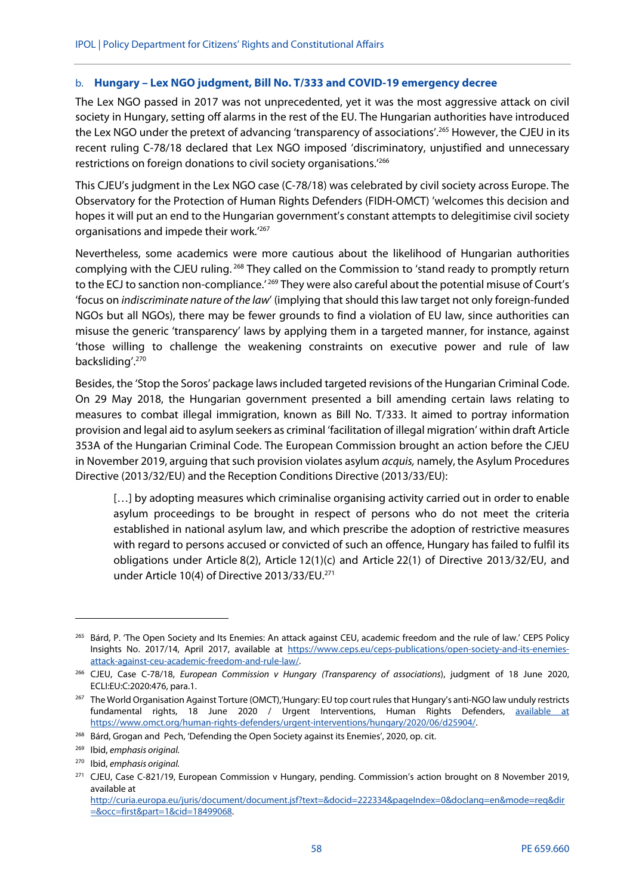### b. **Hungary – Lex NGO judgment, Bill No. T/333 and COVID-19 emergency decree**

The Lex NGO passed in 2017 was not unprecedented, yet it was the most aggressive attack on civil society in Hungary, setting off alarms in the rest of the EU. The Hungarian authorities have introduced the Lex NGO under the pretext of advancing 'transparency of associations'.[265] However, the CJEU in its recent ruling C-78/18 declared that Lex NGO imposed 'discriminatory, unjustified and unnecessary restrictions on foreign donations to civil society organisations.'[266]

This CJEU's judgment in the Lex NGO case (C-78/18) was celebrated by civil society across Europe. The Observatory for the Protection of Human Rights Defenders (FIDH-OMCT) 'welcomes this decision and hopes it will put an end to the Hungarian government's constant attempts to delegitimise civil society organisations and impede their work.'[267]

Nevertheless, some academics were more cautious about the likelihood of Hungarian authorities complying with the CJEU ruling.[268] They called on the Commission to 'stand ready to promptly return to the ECJ to sanction non-compliance.'[269] They were also careful about the potential misuse of Court's 'focus on *indiscriminate nature of the law*' (implying that should this law target not only foreign-funded NGOs but all NGOs), there may be fewer grounds to find a violation of EU law, since authorities can misuse the generic 'transparency' laws by applying them in a targeted manner, for instance, against 'those willing to challenge the weakening constraints on executive power and rule of law backsliding'.[270]

Besides, the 'Stop the Soros' package laws included targeted revisions of the Hungarian Criminal Code. On 29 May 2018, the Hungarian government presented a bill amending certain laws relating to measures to combat illegal immigration, known as Bill No. T/333. It aimed to portray information provision and legal aid to asylum seekers as criminal 'facilitation of illegal migration' within draft Article 353A of the Hungarian Criminal Code. The European Commission brought an action before the CJEU in November 2019, arguing that such provision violates asylum *acquis,* namely, the Asylum Procedures Directive (2013/32/EU) and the Reception Conditions Directive (2013/33/EU):

> […] by adopting measures which criminalise organising activity carried out in order to enable asylum proceedings to be brought in respect of persons who do not meet the criteria established in national asylum law, and which prescribe the adoption of restrictive measures with regard to persons accused or convicted of such an offence, Hungary has failed to fulfil its obligations under Article 8(2), Article 12(1)(c) and Article 22(1) of Directive 2013/32/EU, and under Article 10(4) of Directive 2013/33/EU.[271]

---

[265] Bárd, P. 'The Open Society and Its Enemies: An attack against CEU, academic freedom and the rule of law.' CEPS Policy Insights No. 2017/14, April 2017, available at https://www.ceps.eu/ceps-publications/open-society-and-its-enemies-attack-against-ceu-academic-freedom-and-rule-law/.

[266] CJEU, Case C-78/18, *European Commission v Hungary (Transparency of associations*), judgment of 18 June 2020, ECLI:EU:C:2020:476, para.1.

[267] The World Organisation Against Torture (OMCT),'Hungary: EU top court rules that Hungary's anti-NGO law unduly restricts fundamental rights, 18 June 2020 / Urgent Interventions, Human Rights Defenders, available at https://www.omct.org/human-rights-defenders/urgent-interventions/hungary/2020/06/d25904/.

[268] Bárd, Grogan and Pech, 'Defending the Open Society against its Enemies', 2020, op. cit.

[269] Ibid, *emphasis original.*

[270] Ibid, *emphasis original.*

[271] CJEU, Case C-821/19, European Commission v Hungary, pending. Commission's action brought on 8 November 2019, available at http://curia.europa.eu/juris/document/document.jsf?text=&docid=222334&pageIndex=0&doclang=en&mode=req&dir=&occ=first&part=1&cid=18499068.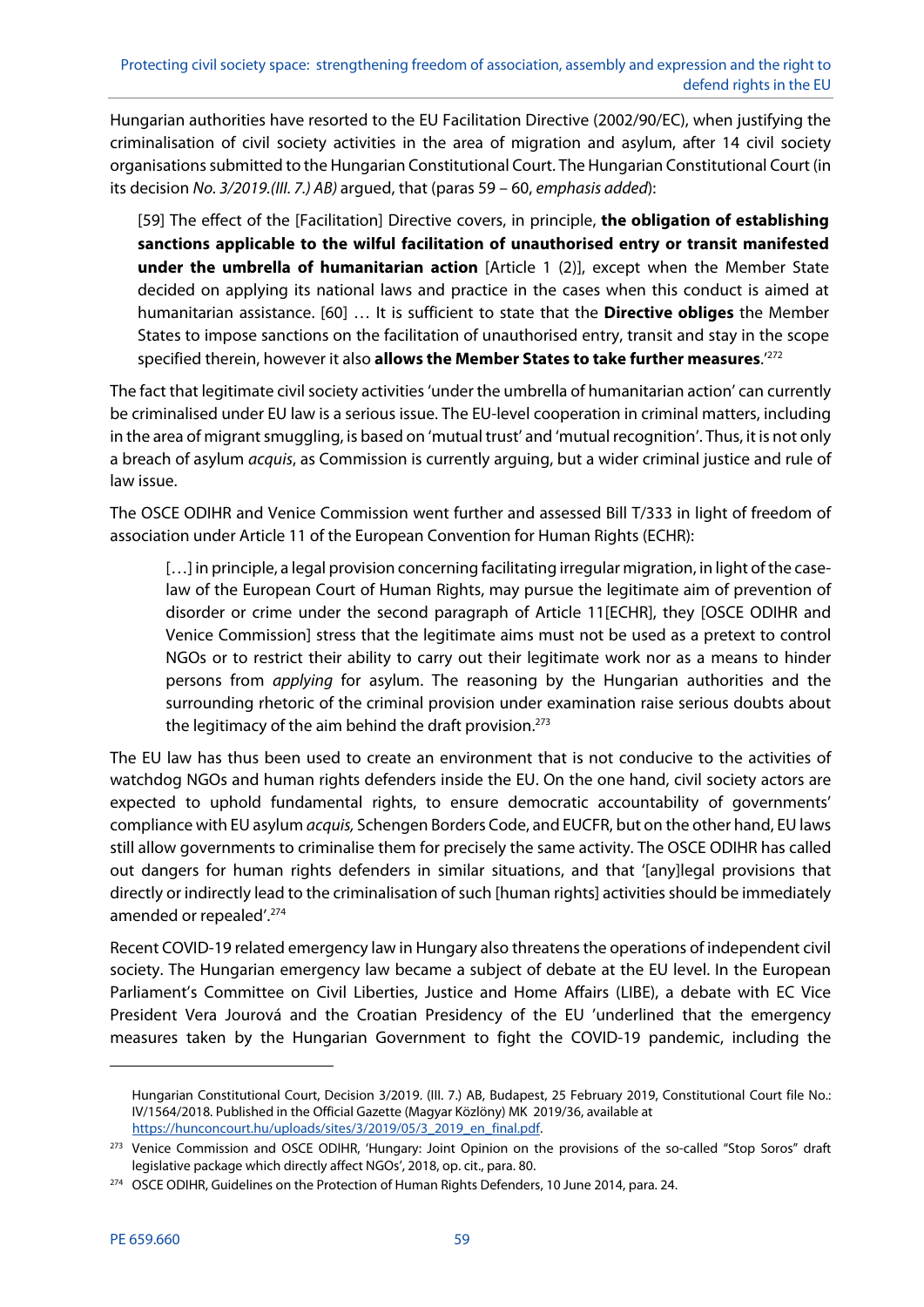Hungarian authorities have resorted to the EU Facilitation Directive (2002/90/EC), when justifying the criminalisation of civil society activities in the area of migration and asylum, after 14 civil society organisations submitted to the Hungarian Constitutional Court. The Hungarian Constitutional Court (in its decision *No. 3/2019.(III. 7.) AB)* argued, that (paras 59 – 60, *emphasis added*):

> [59] The effect of the [Facilitation] Directive covers, in principle, **the obligation of establishing sanctions applicable to the wilful facilitation of unauthorised entry or transit manifested under the umbrella of humanitarian action** [Article 1 (2)], except when the Member State decided on applying its national laws and practice in the cases when this conduct is aimed at humanitarian assistance. [60] … It is sufficient to state that the **Directive obliges** the Member States to impose sanctions on the facilitation of unauthorised entry, transit and stay in the scope specified therein, however it also **allows the Member States to take further measures**.'[272]

The fact that legitimate civil society activities 'under the umbrella of humanitarian action' can currently be criminalised under EU law is a serious issue. The EU-level cooperation in criminal matters, including in the area of migrant smuggling, is based on 'mutual trust' and 'mutual recognition'. Thus, it is not only a breach of asylum *acquis*, as Commission is currently arguing, but a wider criminal justice and rule of law issue.

The OSCE ODIHR and Venice Commission went further and assessed Bill T/333 in light of freedom of association under Article 11 of the European Convention for Human Rights (ECHR):

> […] in principle, a legal provision concerning facilitating irregular migration, in light of the case-law of the European Court of Human Rights, may pursue the legitimate aim of prevention of disorder or crime under the second paragraph of Article 11[ECHR], they [OSCE ODIHR and Venice Commission] stress that the legitimate aims must not be used as a pretext to control NGOs or to restrict their ability to carry out their legitimate work nor as a means to hinder persons from *applying* for asylum. The reasoning by the Hungarian authorities and the surrounding rhetoric of the criminal provision under examination raise serious doubts about the legitimacy of the aim behind the draft provision.[273]

The EU law has thus been used to create an environment that is not conducive to the activities of watchdog NGOs and human rights defenders inside the EU. On the one hand, civil society actors are expected to uphold fundamental rights, to ensure democratic accountability of governments' compliance with EU asylum *acquis,* Schengen Borders Code, and EUCFR, but on the other hand, EU laws still allow governments to criminalise them for precisely the same activity. The OSCE ODIHR has called out dangers for human rights defenders in similar situations, and that '[any]legal provisions that directly or indirectly lead to the criminalisation of such [human rights] activities should be immediately amended or repealed'.[274]

Recent COVID-19 related emergency law in Hungary also threatens the operations of independent civil society. The Hungarian emergency law became a subject of debate at the EU level. In the European Parliament's Committee on Civil Liberties, Justice and Home Affairs (LIBE), a debate with EC Vice President Vera Jourová and the Croatian Presidency of the EU 'underlined that the emergency measures taken by the Hungarian Government to fight the COVID-19 pandemic, including the

---

Hungarian Constitutional Court, Decision 3/2019. (III. 7.) AB, Budapest, 25 February 2019, Constitutional Court file No.: IV/1564/2018. Published in the Official Gazette (Magyar Közlöny) MK 2019/36, available at https://hunconcourt.hu/uploads/sites/3/2019/05/3_2019_en_final.pdf.

[273] Venice Commission and OSCE ODIHR, 'Hungary: Joint Opinion on the provisions of the so-called "Stop Soros" draft legislative package which directly affect NGOs', 2018, op. cit., para. 80.

[274] OSCE ODIHR, Guidelines on the Protection of Human Rights Defenders, 10 June 2014, para. 24.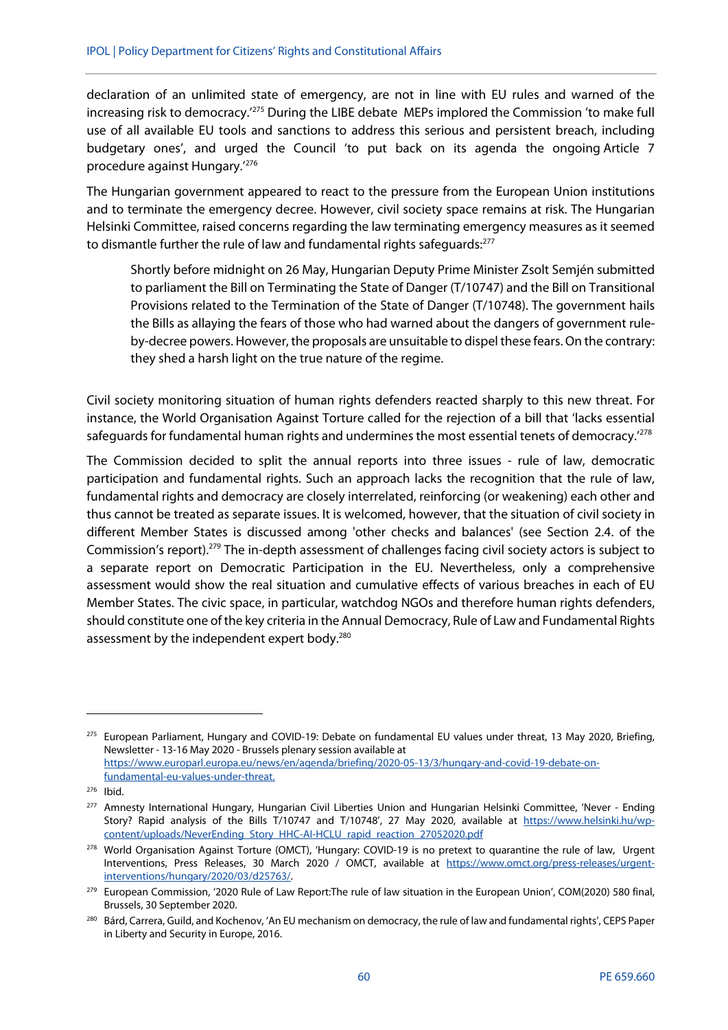declaration of an unlimited state of emergency, are not in line with EU rules and warned of the increasing risk to democracy.'[275] During the LIBE debate MEPs implored the Commission 'to make full use of all available EU tools and sanctions to address this serious and persistent breach, including budgetary ones', and urged the Council 'to put back on its agenda the ongoing Article 7 procedure against Hungary.'[276]

The Hungarian government appeared to react to the pressure from the European Union institutions and to terminate the emergency decree. However, civil society space remains at risk. The Hungarian Helsinki Committee, raised concerns regarding the law terminating emergency measures as it seemed to dismantle further the rule of law and fundamental rights safeguards:[277]

> Shortly before midnight on 26 May, Hungarian Deputy Prime Minister Zsolt Semjén submitted to parliament the Bill on Terminating the State of Danger (T/10747) and the Bill on Transitional Provisions related to the Termination of the State of Danger (T/10748). The government hails the Bills as allaying the fears of those who had warned about the dangers of government rule-by-decree powers. However, the proposals are unsuitable to dispel these fears. On the contrary: they shed a harsh light on the true nature of the regime.

Civil society monitoring situation of human rights defenders reacted sharply to this new threat. For instance, the World Organisation Against Torture called for the rejection of a bill that 'lacks essential safeguards for fundamental human rights and undermines the most essential tenets of democracy.'[278]

The Commission decided to split the annual reports into three issues - rule of law, democratic participation and fundamental rights. Such an approach lacks the recognition that the rule of law, fundamental rights and democracy are closely interrelated, reinforcing (or weakening) each other and thus cannot be treated as separate issues. It is welcomed, however, that the situation of civil society in different Member States is discussed among 'other checks and balances' (see Section 2.4. of the Commission's report).[279] The in-depth assessment of challenges facing civil society actors is subject to a separate report on Democratic Participation in the EU. Nevertheless, only a comprehensive assessment would show the real situation and cumulative effects of various breaches in each of EU Member States. The civic space, in particular, watchdog NGOs and therefore human rights defenders, should constitute one of the key criteria in the Annual Democracy, Rule of Law and Fundamental Rights assessment by the independent expert body.[280]

---

[275] European Parliament, Hungary and COVID-19: Debate on fundamental EU values under threat, 13 May 2020, Briefing, Newsletter - 13-16 May 2020 - Brussels plenary session available at https://www.europarl.europa.eu/news/en/agenda/briefing/2020-05-13/3/hungary-and-covid-19-debate-on-fundamental-eu-values-under-threat.

[276] Ibid.

[277] Amnesty International Hungary, Hungarian Civil Liberties Union and Hungarian Helsinki Committee, 'Never - Ending Story? Rapid analysis of the Bills T/10747 and T/10748', 27 May 2020, available at https://www.helsinki.hu/wp-content/uploads/NeverEnding_Story_HHC-AI-HCLU_rapid_reaction_27052020.pdf

[278] World Organisation Against Torture (OMCT), 'Hungary: COVID-19 is no pretext to quarantine the rule of law, Urgent Interventions, Press Releases, 30 March 2020 / OMCT, available at https://www.omct.org/press-releases/urgent-interventions/hungary/2020/03/d25763/.

[279] European Commission, '2020 Rule of Law Report:The rule of law situation in the European Union', COM(2020) 580 final, Brussels, 30 September 2020.

[280] Bárd, Carrera, Guild, and Kochenov, 'An EU mechanism on democracy, the rule of law and fundamental rights', CEPS Paper in Liberty and Security in Europe, 2016.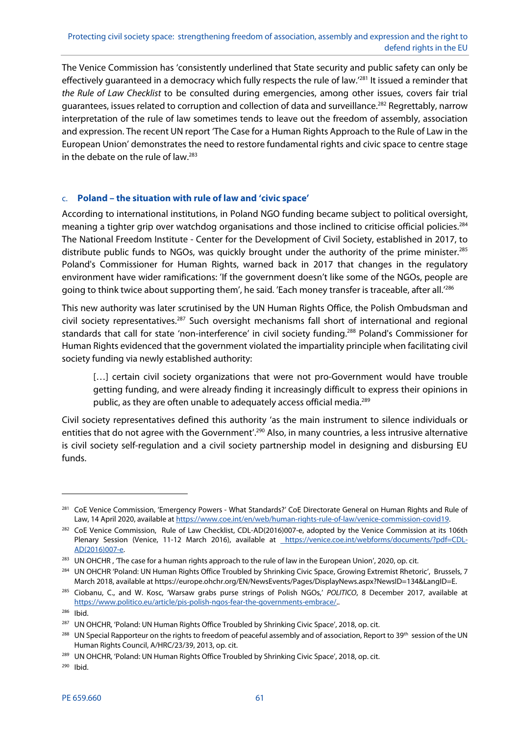The Venice Commission has 'consistently underlined that State security and public safety can only be effectively guaranteed in a democracy which fully respects the rule of law.'[281] It issued a reminder that *the Rule of Law Checklist* to be consulted during emergencies, among other issues, covers fair trial guarantees, issues related to corruption and collection of data and surveillance.[282] Regrettably, narrow interpretation of the rule of law sometimes tends to leave out the freedom of assembly, association and expression. The recent UN report 'The Case for a Human Rights Approach to the Rule of Law in the European Union' demonstrates the need to restore fundamental rights and civic space to centre stage in the debate on the rule of law.[283]

### c. Poland – the situation with rule of law and 'civic space'

According to international institutions, in Poland NGO funding became subject to political oversight, meaning a tighter grip over watchdog organisations and those inclined to criticise official policies.[284] The National Freedom Institute - Center for the Development of Civil Society, established in 2017, to distribute public funds to NGOs, was quickly brought under the authority of the prime minister.[285] Poland's Commissioner for Human Rights, warned back in 2017 that changes in the regulatory environment have wider ramifications: 'If the government doesn't like some of the NGOs, people are going to think twice about supporting them', he said. 'Each money transfer is traceable, after all.'[286]

This new authority was later scrutinised by the UN Human Rights Office, the Polish Ombudsman and civil society representatives.[287] Such oversight mechanisms fall short of international and regional standards that call for state 'non-interference' in civil society funding.[288] Poland's Commissioner for Human Rights evidenced that the government violated the impartiality principle when facilitating civil society funding via newly established authority:

> […] certain civil society organizations that were not pro-Government would have trouble getting funding, and were already finding it increasingly difficult to express their opinions in public, as they are often unable to adequately access official media.[289]

Civil society representatives defined this authority 'as the main instrument to silence individuals or entities that do not agree with the Government'.[290] Also, in many countries, a less intrusive alternative is civil society self-regulation and a civil society partnership model in designing and disbursing EU funds.

---

[281] CoE Venice Commission, 'Emergency Powers - What Standards?' CoE Directorate General on Human Rights and Rule of Law, 14 April 2020, available at https://www.coe.int/en/web/human-rights-rule-of-law/venice-commission-covid19.

[282] CoE Venice Commission, Rule of Law Checklist, CDL-AD(2016)007-e, adopted by the Venice Commission at its 106th Plenary Session (Venice, 11-12 March 2016), available at https://venice.coe.int/webforms/documents/?pdf=CDL-AD(2016)007-e.

[283] UN OHCHR , 'The case for a human rights approach to the rule of law in the European Union', 2020, op. cit.

[284] UN OHCHR 'Poland: UN Human Rights Office Troubled by Shrinking Civic Space, Growing Extremist Rhetoric', Brussels, 7 March 2018, available at https://europe.ohchr.org/EN/NewsEvents/Pages/DisplayNews.aspx?NewsID=134&LangID=E.

[285] Ciobanu, C., and W. Kosc, 'Warsaw grabs purse strings of Polish NGOs,' *POLITICO*, 8 December 2017, available at https://www.politico.eu/article/pis-polish-ngos-fear-the-governments-embrace/..

[286] Ibid.

[287] UN OHCHR, 'Poland: UN Human Rights Office Troubled by Shrinking Civic Space', 2018, op. cit.

[288] UN Special Rapporteur on the rights to freedom of peaceful assembly and of association, Report to 39th session of the UN Human Rights Council, A/HRC/23/39, 2013, op. cit.

[289] UN OHCHR, 'Poland: UN Human Rights Office Troubled by Shrinking Civic Space', 2018, op. cit.

[290] Ibid.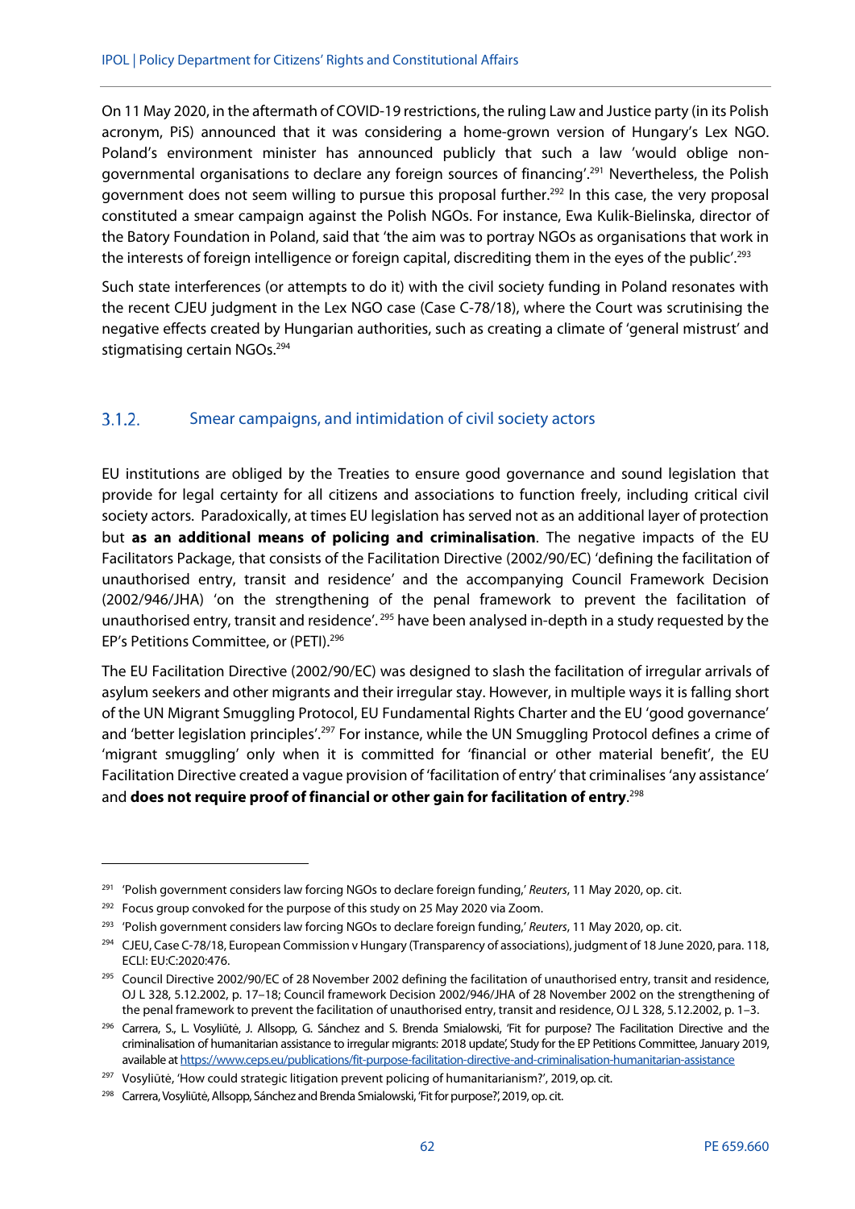On 11 May 2020, in the aftermath of COVID-19 restrictions, the ruling Law and Justice party (in its Polish acronym, PiS) announced that it was considering a home-grown version of Hungary's Lex NGO. Poland's environment minister has announced publicly that such a law 'would oblige non-governmental organisations to declare any foreign sources of financing'.[291] Nevertheless, the Polish government does not seem willing to pursue this proposal further.[292] In this case, the very proposal constituted a smear campaign against the Polish NGOs. For instance, Ewa Kulik-Bielinska, director of the Batory Foundation in Poland, said that 'the aim was to portray NGOs as organisations that work in the interests of foreign intelligence or foreign capital, discrediting them in the eyes of the public'.[293]

Such state interferences (or attempts to do it) with the civil society funding in Poland resonates with the recent CJEU judgment in the Lex NGO case (Case C-78/18), where the Court was scrutinising the negative effects created by Hungarian authorities, such as creating a climate of 'general mistrust' and stigmatising certain NGOs.[294]

### 3.1.2. Smear campaigns, and intimidation of civil society actors

EU institutions are obliged by the Treaties to ensure good governance and sound legislation that provide for legal certainty for all citizens and associations to function freely, including critical civil society actors. Paradoxically, at times EU legislation has served not as an additional layer of protection but **as an additional means of policing and criminalisation**. The negative impacts of the EU Facilitators Package, that consists of the Facilitation Directive (2002/90/EC) 'defining the facilitation of unauthorised entry, transit and residence' and the accompanying Council Framework Decision (2002/946/JHA) 'on the strengthening of the penal framework to prevent the facilitation of unauthorised entry, transit and residence'.[295] have been analysed in-depth in a study requested by the EP's Petitions Committee, or (PETI).[296]

The EU Facilitation Directive (2002/90/EC) was designed to slash the facilitation of irregular arrivals of asylum seekers and other migrants and their irregular stay. However, in multiple ways it is falling short of the UN Migrant Smuggling Protocol, EU Fundamental Rights Charter and the EU 'good governance' and 'better legislation principles'.[297] For instance, while the UN Smuggling Protocol defines a crime of 'migrant smuggling' only when it is committed for 'financial or other material benefit', the EU Facilitation Directive created a vague provision of 'facilitation of entry' that criminalises 'any assistance' and **does not require proof of financial or other gain for facilitation of entry**.[298]

---

[291] 'Polish government considers law forcing NGOs to declare foreign funding,' *Reuters*, 11 May 2020, op. cit.

[292] Focus group convoked for the purpose of this study on 25 May 2020 via Zoom.

[293] 'Polish government considers law forcing NGOs to declare foreign funding,' *Reuters*, 11 May 2020, op. cit.

[294] CJEU, Case C-78/18, European Commission v Hungary (Transparency of associations), judgment of 18 June 2020, para. 118, ECLI: EU:C:2020:476.

[295] Council Directive 2002/90/EC of 28 November 2002 defining the facilitation of unauthorised entry, transit and residence, OJ L 328, 5.12.2002, p. 17–18; Council framework Decision 2002/946/JHA of 28 November 2002 on the strengthening of the penal framework to prevent the facilitation of unauthorised entry, transit and residence, OJ L 328, 5.12.2002, p. 1–3.

[296] Carrera, S., L. Vosyliūtė, J. Allsopp, G. Sánchez and S. Brenda Smialowski, 'Fit for purpose? The Facilitation Directive and the criminalisation of humanitarian assistance to irregular migrants: 2018 update', Study for the EP Petitions Committee, January 2019, available at https://www.ceps.eu/publications/fit-purpose-facilitation-directive-and-criminalisation-humanitarian-assistance

[297] Vosyliūtė, 'How could strategic litigation prevent policing of humanitarianism?', 2019, op. cit.

[298] Carrera, Vosyliūtė, Allsopp, Sánchez and Brenda Smialowski, 'Fit for purpose?', 2019, op. cit.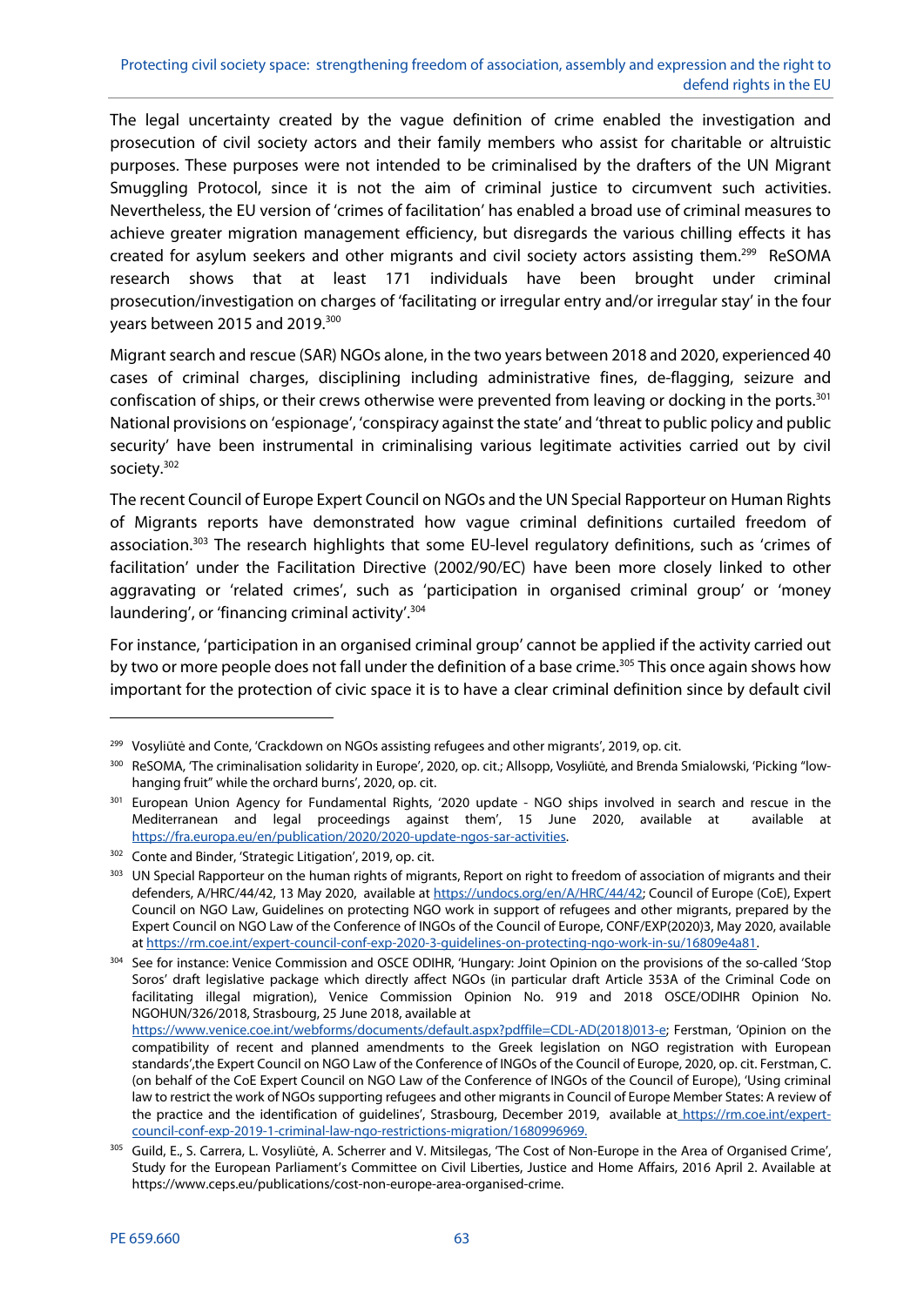The legal uncertainty created by the vague definition of crime enabled the investigation and prosecution of civil society actors and their family members who assist for charitable or altruistic purposes. These purposes were not intended to be criminalised by the drafters of the UN Migrant Smuggling Protocol, since it is not the aim of criminal justice to circumvent such activities. Nevertheless, the EU version of 'crimes of facilitation' has enabled a broad use of criminal measures to achieve greater migration management efficiency, but disregards the various chilling effects it has created for asylum seekers and other migrants and civil society actors assisting them.[299] ReSOMA research shows that at least 171 individuals have been brought under criminal prosecution/investigation on charges of 'facilitating or irregular entry and/or irregular stay' in the four years between 2015 and 2019.[300]

Migrant search and rescue (SAR) NGOs alone, in the two years between 2018 and 2020, experienced 40 cases of criminal charges, disciplining including administrative fines, de-flagging, seizure and confiscation of ships, or their crews otherwise were prevented from leaving or docking in the ports.[301] National provisions on 'espionage', 'conspiracy against the state' and 'threat to public policy and public security' have been instrumental in criminalising various legitimate activities carried out by civil society.[302]

The recent Council of Europe Expert Council on NGOs and the UN Special Rapporteur on Human Rights of Migrants reports have demonstrated how vague criminal definitions curtailed freedom of association.[303] The research highlights that some EU-level regulatory definitions, such as 'crimes of facilitation' under the Facilitation Directive (2002/90/EC) have been more closely linked to other aggravating or 'related crimes', such as 'participation in organised criminal group' or 'money laundering', or 'financing criminal activity'.[304]

For instance, 'participation in an organised criminal group' cannot be applied if the activity carried out by two or more people does not fall under the definition of a base crime.[305] This once again shows how important for the protection of civic space it is to have a clear criminal definition since by default civil

---

[299] Vosyliūtė and Conte, 'Crackdown on NGOs assisting refugees and other migrants', 2019, op. cit.

[300] ReSOMA, 'The criminalisation solidarity in Europe', 2020, op. cit.; Allsopp, Vosyliūtė, and Brenda Smialowski, 'Picking "low-hanging fruit" while the orchard burns', 2020, op. cit.

[301] European Union Agency for Fundamental Rights, '2020 update - NGO ships involved in search and rescue in the Mediterranean and legal proceedings against them', 15 June 2020, available at available at https://fra.europa.eu/en/publication/2020/2020-update-ngos-sar-activities.

[302] Conte and Binder, 'Strategic Litigation', 2019, op. cit.

[303] UN Special Rapporteur on the human rights of migrants, Report on right to freedom of association of migrants and their defenders, A/HRC/44/42, 13 May 2020, available at https://undocs.org/en/A/HRC/44/42; Council of Europe (CoE), Expert Council on NGO Law, Guidelines on protecting NGO work in support of refugees and other migrants, prepared by the Expert Council on NGO Law of the Conference of INGOs of the Council of Europe, CONF/EXP(2020)3, May 2020, available at https://rm.coe.int/expert-council-conf-exp-2020-3-guidelines-on-protecting-ngo-work-in-su/16809e4a81.

[304] See for instance: Venice Commission and OSCE ODIHR, 'Hungary: Joint Opinion on the provisions of the so-called 'Stop Soros' draft legislative package which directly affect NGOs (in particular draft Article 353A of the Criminal Code on facilitating illegal migration), Venice Commission Opinion No. 919 and 2018 OSCE/ODIHR Opinion No. NGOHUN/326/2018, Strasbourg, 25 June 2018, available at https://www.venice.coe.int/webforms/documents/default.aspx?pdffile=CDL-AD(2018)013-e; Ferstman, 'Opinion on the compatibility of recent and planned amendments to the Greek legislation on NGO registration with European standards',the Expert Council on NGO Law of the Conference of INGOs of the Council of Europe, 2020, op. cit. Ferstman, C. (on behalf of the CoE Expert Council on NGO Law of the Conference of INGOs of the Council of Europe), 'Using criminal law to restrict the work of NGOs supporting refugees and other migrants in Council of Europe Member States: A review of the practice and the identification of guidelines', Strasbourg, December 2019, available at https://rm.coe.int/expert-council-conf-exp-2019-1-criminal-law-ngo-restrictions-migration/1680996969.

[305] Guild, E., S. Carrera, L. Vosyliūtė, A. Scherrer and V. Mitsilegas, 'The Cost of Non-Europe in the Area of Organised Crime', Study for the European Parliament's Committee on Civil Liberties, Justice and Home Affairs, 2016 April 2. Available at https://www.ceps.eu/publications/cost-non-europe-area-organised-crime.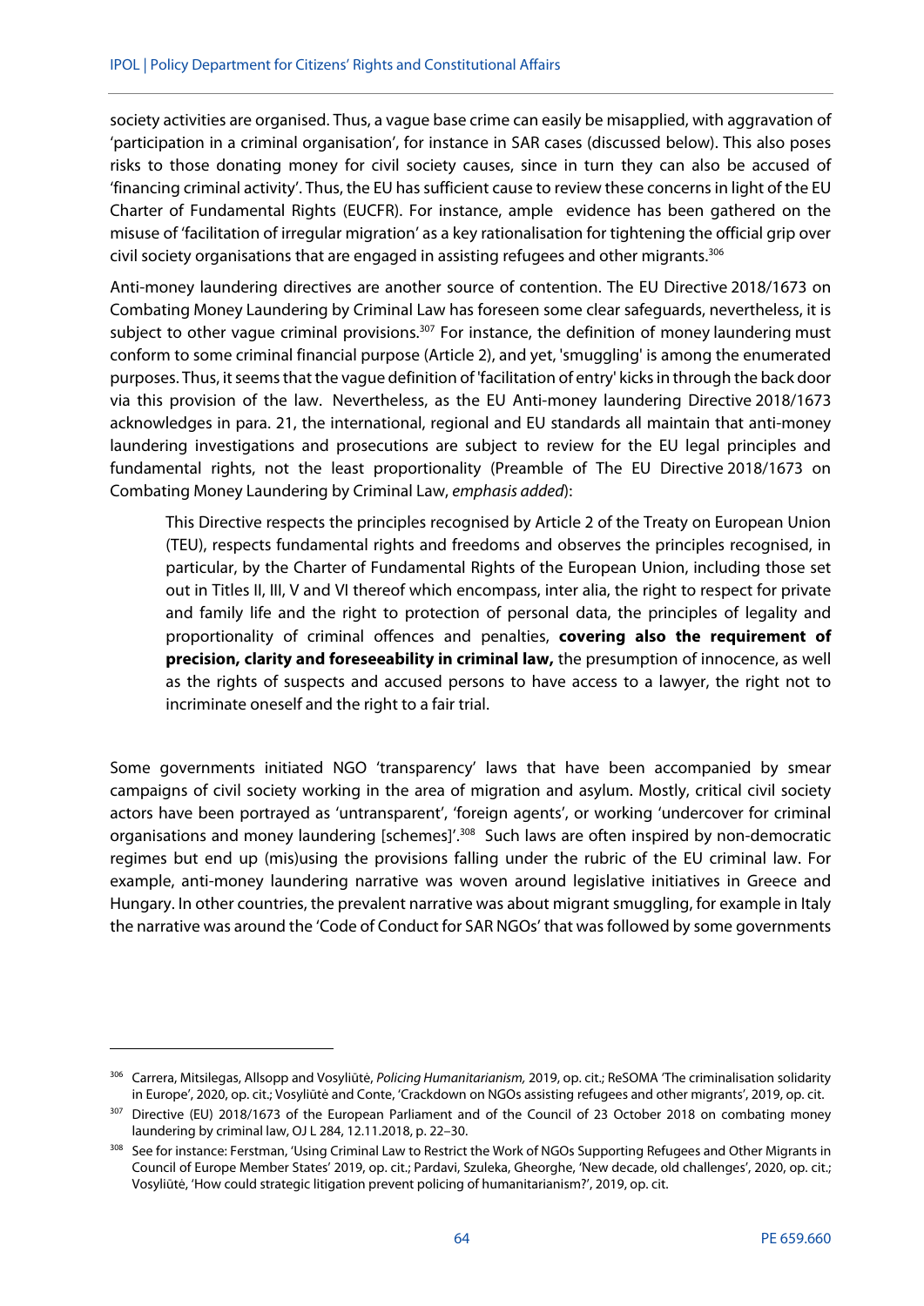society activities are organised. Thus, a vague base crime can easily be misapplied, with aggravation of 'participation in a criminal organisation', for instance in SAR cases (discussed below). This also poses risks to those donating money for civil society causes, since in turn they can also be accused of 'financing criminal activity'. Thus, the EU has sufficient cause to review these concerns in light of the EU Charter of Fundamental Rights (EUCFR). For instance, ample evidence has been gathered on the misuse of 'facilitation of irregular migration' as a key rationalisation for tightening the official grip over civil society organisations that are engaged in assisting refugees and other migrants.[306]

Anti-money laundering directives are another source of contention. The EU Directive 2018/1673 on Combating Money Laundering by Criminal Law has foreseen some clear safeguards, nevertheless, it is subject to other vague criminal provisions.[307] For instance, the definition of money laundering must conform to some criminal financial purpose (Article 2), and yet, 'smuggling' is among the enumerated purposes. Thus, it seems that the vague definition of 'facilitation of entry' kicks in through the back door via this provision of the law. Nevertheless, as the EU Anti-money laundering Directive 2018/1673 acknowledges in para. 21, the international, regional and EU standards all maintain that anti-money laundering investigations and prosecutions are subject to review for the EU legal principles and fundamental rights, not the least proportionality (Preamble of The EU Directive 2018/1673 on Combating Money Laundering by Criminal Law, *emphasis added*):

> This Directive respects the principles recognised by Article 2 of the Treaty on European Union (TEU), respects fundamental rights and freedoms and observes the principles recognised, in particular, by the Charter of Fundamental Rights of the European Union, including those set out in Titles II, III, V and VI thereof which encompass, inter alia, the right to respect for private and family life and the right to protection of personal data, the principles of legality and proportionality of criminal offences and penalties, **covering also the requirement of precision, clarity and foreseeability in criminal law,** the presumption of innocence, as well as the rights of suspects and accused persons to have access to a lawyer, the right not to incriminate oneself and the right to a fair trial.

Some governments initiated NGO 'transparency' laws that have been accompanied by smear campaigns of civil society working in the area of migration and asylum. Mostly, critical civil society actors have been portrayed as 'untransparent', 'foreign agents', or working 'undercover for criminal organisations and money laundering [schemes]'.[308] Such laws are often inspired by non-democratic regimes but end up (mis)using the provisions falling under the rubric of the EU criminal law. For example, anti-money laundering narrative was woven around legislative initiatives in Greece and Hungary. In other countries, the prevalent narrative was about migrant smuggling, for example in Italy the narrative was around the 'Code of Conduct for SAR NGOs' that was followed by some governments

---

[306] Carrera, Mitsilegas, Allsopp and Vosyliūtė, *Policing Humanitarianism,* 2019, op. cit.; ReSOMA 'The criminalisation solidarity in Europe', 2020, op. cit.; Vosyliūtė and Conte, 'Crackdown on NGOs assisting refugees and other migrants', 2019, op. cit.

[307] Directive (EU) 2018/1673 of the European Parliament and of the Council of 23 October 2018 on combating money laundering by criminal law, OJ L 284, 12.11.2018, p. 22–30.

[308] See for instance: Ferstman, 'Using Criminal Law to Restrict the Work of NGOs Supporting Refugees and Other Migrants in Council of Europe Member States' 2019, op. cit.; Pardavi, Szuleka, Gheorghe, 'New decade, old challenges', 2020, op. cit.; Vosyliūtė, 'How could strategic litigation prevent policing of humanitarianism?', 2019, op. cit.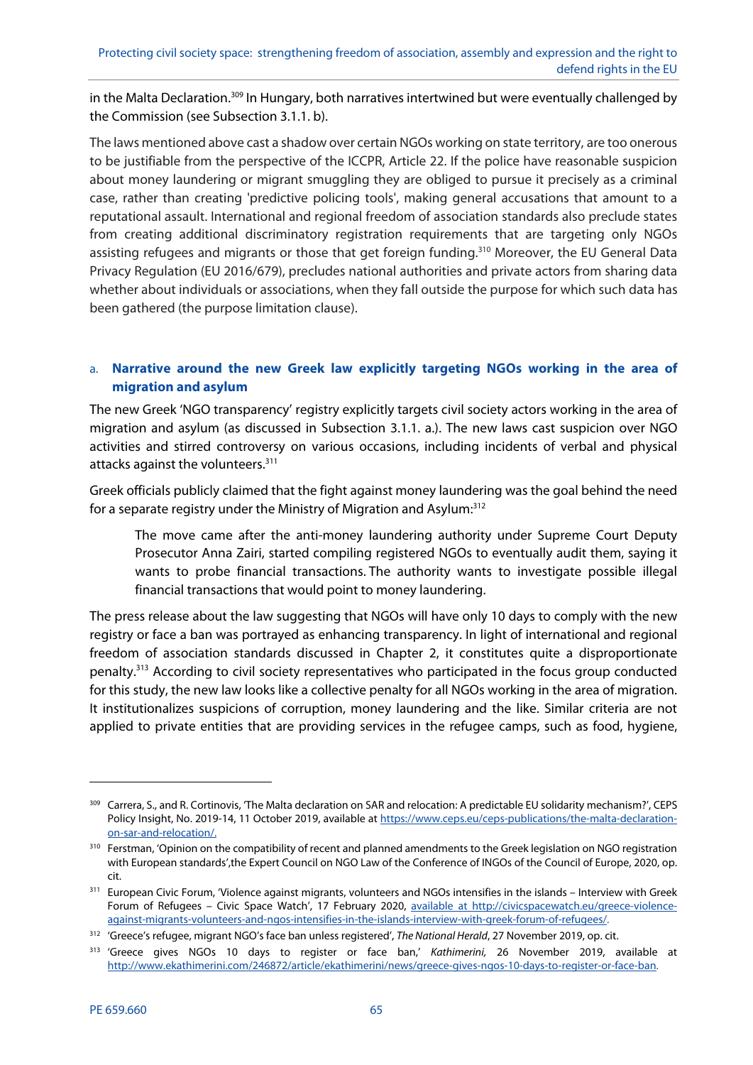in the Malta Declaration.[309] In Hungary, both narratives intertwined but were eventually challenged by the Commission (see Subsection 3.1.1. b).

The laws mentioned above cast a shadow over certain NGOs working on state territory, are too onerous to be justifiable from the perspective of the ICCPR, Article 22. If the police have reasonable suspicion about money laundering or migrant smuggling they are obliged to pursue it precisely as a criminal case, rather than creating 'predictive policing tools', making general accusations that amount to a reputational assault. International and regional freedom of association standards also preclude states from creating additional discriminatory registration requirements that are targeting only NGOs assisting refugees and migrants or those that get foreign funding.[310] Moreover, the EU General Data Privacy Regulation (EU 2016/679), precludes national authorities and private actors from sharing data whether about individuals or associations, when they fall outside the purpose for which such data has been gathered (the purpose limitation clause).

### a. Narrative around the new Greek law explicitly targeting NGOs working in the area of migration and asylum

The new Greek 'NGO transparency' registry explicitly targets civil society actors working in the area of migration and asylum (as discussed in Subsection 3.1.1. a.). The new laws cast suspicion over NGO activities and stirred controversy on various occasions, including incidents of verbal and physical attacks against the volunteers.[311]

Greek officials publicly claimed that the fight against money laundering was the goal behind the need for a separate registry under the Ministry of Migration and Asylum:[312]

> The move came after the anti-money laundering authority under Supreme Court Deputy Prosecutor Anna Zairi, started compiling registered NGOs to eventually audit them, saying it wants to probe financial transactions. The authority wants to investigate possible illegal financial transactions that would point to money laundering.

The press release about the law suggesting that NGOs will have only 10 days to comply with the new registry or face a ban was portrayed as enhancing transparency. In light of international and regional freedom of association standards discussed in Chapter 2, it constitutes quite a disproportionate penalty.[313] According to civil society representatives who participated in the focus group conducted for this study, the new law looks like a collective penalty for all NGOs working in the area of migration. It institutionalizes suspicions of corruption, money laundering and the like. Similar criteria are not applied to private entities that are providing services in the refugee camps, such as food, hygiene,

---

[309] Carrera, S., and R. Cortinovis, 'The Malta declaration on SAR and relocation: A predictable EU solidarity mechanism?', CEPS Policy Insight, No. 2019-14, 11 October 2019, available at https://www.ceps.eu/ceps-publications/the-malta-declaration-on-sar-and-relocation/.

[310] Ferstman, 'Opinion on the compatibility of recent and planned amendments to the Greek legislation on NGO registration with European standards', the Expert Council on NGO Law of the Conference of INGOs of the Council of Europe, 2020, op. cit.

[311] European Civic Forum, 'Violence against migrants, volunteers and NGOs intensifies in the islands – Interview with Greek Forum of Refugees – Civic Space Watch', 17 February 2020, available at http://civicspacewatch.eu/greece-violence-against-migrants-volunteers-and-ngos-intensifies-in-the-islands-interview-with-greek-forum-of-refugees/.

[312] 'Greece's refugee, migrant NGO's face ban unless registered', *The National Herald*, 27 November 2019, op. cit.

[313] 'Greece gives NGOs 10 days to register or face ban,' *Kathimerini,* 26 November 2019, available at http://www.ekathimerini.com/246872/article/ekathimerini/news/greece-gives-ngos-10-days-to-register-or-face-ban.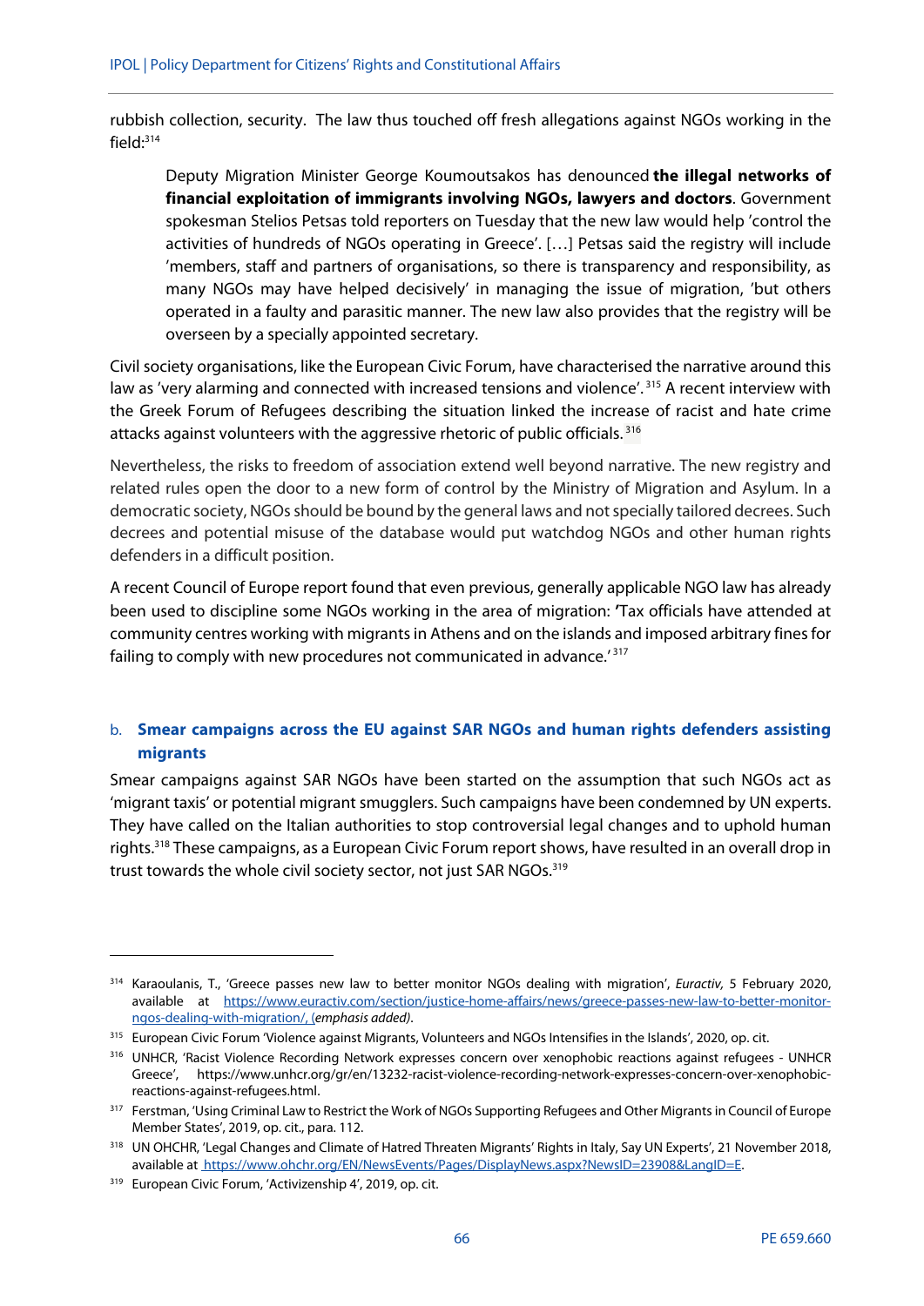rubbish collection, security. The law thus touched off fresh allegations against NGOs working in the field:[314]

> Deputy Migration Minister George Koumoutsakos has denounced **the illegal networks of financial exploitation of immigrants involving NGOs, lawyers and doctors**. Government spokesman Stelios Petsas told reporters on Tuesday that the new law would help 'control the activities of hundreds of NGOs operating in Greece'. […] Petsas said the registry will include 'members, staff and partners of organisations, so there is transparency and responsibility, as many NGOs may have helped decisively' in managing the issue of migration, 'but others operated in a faulty and parasitic manner. The new law also provides that the registry will be overseen by a specially appointed secretary.

Civil society organisations, like the European Civic Forum, have characterised the narrative around this law as 'very alarming and connected with increased tensions and violence'.[315] A recent interview with the Greek Forum of Refugees describing the situation linked the increase of racist and hate crime attacks against volunteers with the aggressive rhetoric of public officials.[316]

Nevertheless, the risks to freedom of association extend well beyond narrative. The new registry and related rules open the door to a new form of control by the Ministry of Migration and Asylum. In a democratic society, NGOs should be bound by the general laws and not specially tailored decrees. Such decrees and potential misuse of the database would put watchdog NGOs and other human rights defenders in a difficult position.

A recent Council of Europe report found that even previous, generally applicable NGO law has already been used to discipline some NGOs working in the area of migration: 'Tax officials have attended at community centres working with migrants in Athens and on the islands and imposed arbitrary fines for failing to comply with new procedures not communicated in advance.'[317]

### b. Smear campaigns across the EU against SAR NGOs and human rights defenders assisting migrants

Smear campaigns against SAR NGOs have been started on the assumption that such NGOs act as 'migrant taxis' or potential migrant smugglers. Such campaigns have been condemned by UN experts. They have called on the Italian authorities to stop controversial legal changes and to uphold human rights.[318] These campaigns, as a European Civic Forum report shows, have resulted in an overall drop in trust towards the whole civil society sector, not just SAR NGOs.[319]

---

[314] Karaoulanis, T., 'Greece passes new law to better monitor NGOs dealing with migration', *Euractiv,* 5 February 2020, available at https://www.euractiv.com/section/justice-home-affairs/news/greece-passes-new-law-to-better-monitor-ngos-dealing-with-migration/, (*emphasis added)*.

[315] European Civic Forum 'Violence against Migrants, Volunteers and NGOs Intensifies in the Islands', 2020, op. cit.

[316] UNHCR, 'Racist Violence Recording Network expresses concern over xenophobic reactions against refugees - UNHCR Greece', https://www.unhcr.org/gr/en/13232-racist-violence-recording-network-expresses-concern-over-xenophobic-reactions-against-refugees.html.

[317] Ferstman, 'Using Criminal Law to Restrict the Work of NGOs Supporting Refugees and Other Migrants in Council of Europe Member States', 2019, op. cit., para. 112.

[318] UN OHCHR, 'Legal Changes and Climate of Hatred Threaten Migrants' Rights in Italy, Say UN Experts', 21 November 2018, available at https://www.ohchr.org/EN/NewsEvents/Pages/DisplayNews.aspx?NewsID=23908&LangID=E.

[319] European Civic Forum, 'Activizenship 4', 2019, op. cit.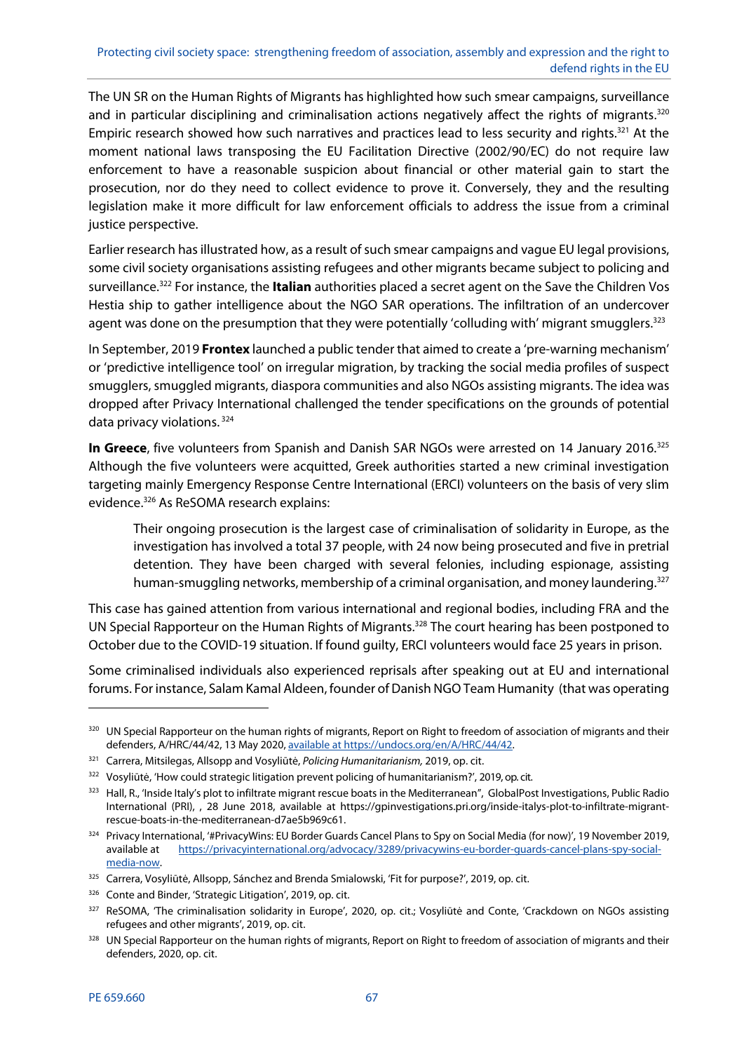The UN SR on the Human Rights of Migrants has highlighted how such smear campaigns, surveillance and in particular disciplining and criminalisation actions negatively affect the rights of migrants.[320] Empiric research showed how such narratives and practices lead to less security and rights.[321] At the moment national laws transposing the EU Facilitation Directive (2002/90/EC) do not require law enforcement to have a reasonable suspicion about financial or other material gain to start the prosecution, nor do they need to collect evidence to prove it. Conversely, they and the resulting legislation make it more difficult for law enforcement officials to address the issue from a criminal justice perspective.

Earlier research has illustrated how, as a result of such smear campaigns and vague EU legal provisions, some civil society organisations assisting refugees and other migrants became subject to policing and surveillance.[322] For instance, the **Italian** authorities placed a secret agent on the Save the Children Vos Hestia ship to gather intelligence about the NGO SAR operations. The infiltration of an undercover agent was done on the presumption that they were potentially 'colluding with' migrant smugglers.[323]

In September, 2019 **Frontex** launched a public tender that aimed to create a 'pre-warning mechanism' or 'predictive intelligence tool' on irregular migration, by tracking the social media profiles of suspect smugglers, smuggled migrants, diaspora communities and also NGOs assisting migrants. The idea was dropped after Privacy International challenged the tender specifications on the grounds of potential data privacy violations.[324]

**In Greece**, five volunteers from Spanish and Danish SAR NGOs were arrested on 14 January 2016.[325] Although the five volunteers were acquitted, Greek authorities started a new criminal investigation targeting mainly Emergency Response Centre International (ERCI) volunteers on the basis of very slim evidence.[326] As ReSOMA research explains:

> Their ongoing prosecution is the largest case of criminalisation of solidarity in Europe, as the investigation has involved a total 37 people, with 24 now being prosecuted and five in pretrial detention. They have been charged with several felonies, including espionage, assisting human-smuggling networks, membership of a criminal organisation, and money laundering.[327]

This case has gained attention from various international and regional bodies, including FRA and the UN Special Rapporteur on the Human Rights of Migrants.[328] The court hearing has been postponed to October due to the COVID-19 situation. If found guilty, ERCI volunteers would face 25 years in prison.

Some criminalised individuals also experienced reprisals after speaking out at EU and international forums. For instance, Salam Kamal Aldeen, founder of Danish NGO Team Humanity (that was operating

---

[320] UN Special Rapporteur on the human rights of migrants, Report on Right to freedom of association of migrants and their defenders, A/HRC/44/42, 13 May 2020, available at https://undocs.org/en/A/HRC/44/42.

[321] Carrera, Mitsilegas, Allsopp and Vosyliūtė, *Policing Humanitarianism,* 2019, op. cit.

[322] Vosyliūtė, 'How could strategic litigation prevent policing of humanitarianism?', 2019, op. cit.

[323] Hall, R., 'Inside Italy's plot to infiltrate migrant rescue boats in the Mediterranean", GlobalPost Investigations, Public Radio International (PRI), , 28 June 2018, available at https://gpinvestigations.pri.org/inside-italys-plot-to-infiltrate-migrant-rescue-boats-in-the-mediterranean-d7ae5b969c61.

[324] Privacy International, '#PrivacyWins: EU Border Guards Cancel Plans to Spy on Social Media (for now)', 19 November 2019, available at https://privacyinternational.org/advocacy/3289/privacywins-eu-border-guards-cancel-plans-spy-social-media-now.

[325] Carrera, Vosyliūtė, Allsopp, Sánchez and Brenda Smialowski, 'Fit for purpose?', 2019, op. cit.

[326] Conte and Binder, 'Strategic Litigation', 2019, op. cit.

[327] ReSOMA, 'The criminalisation solidarity in Europe', 2020, op. cit.; Vosyliūtė and Conte, 'Crackdown on NGOs assisting refugees and other migrants', 2019, op. cit.

[328] UN Special Rapporteur on the human rights of migrants, Report on Right to freedom of association of migrants and their defenders, 2020, op. cit.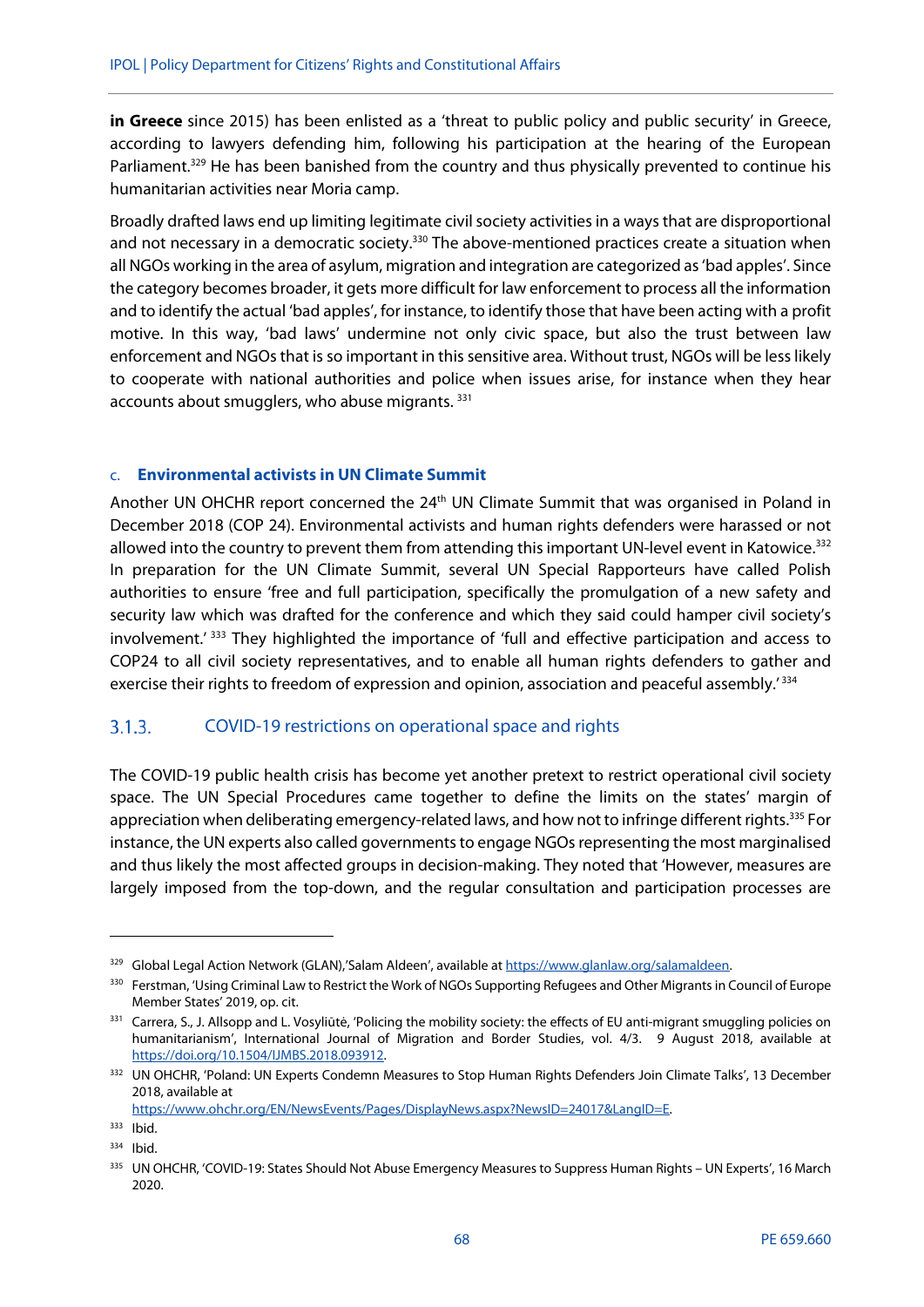**in Greece** since 2015) has been enlisted as a 'threat to public policy and public security' in Greece, according to lawyers defending him, following his participation at the hearing of the European Parliament.[329] He has been banished from the country and thus physically prevented to continue his humanitarian activities near Moria camp.

Broadly drafted laws end up limiting legitimate civil society activities in a ways that are disproportional and not necessary in a democratic society.[330] The above-mentioned practices create a situation when all NGOs working in the area of asylum, migration and integration are categorized as 'bad apples'. Since the category becomes broader, it gets more difficult for law enforcement to process all the information and to identify the actual 'bad apples', for instance, to identify those that have been acting with a profit motive. In this way, 'bad laws' undermine not only civic space, but also the trust between law enforcement and NGOs that is so important in this sensitive area. Without trust, NGOs will be less likely to cooperate with national authorities and police when issues arise, for instance when they hear accounts about smugglers, who abuse migrants. [331]

#### c. **Environmental activists in UN Climate Summit**

Another UN OHCHR report concerned the 24th UN Climate Summit that was organised in Poland in December 2018 (COP 24). Environmental activists and human rights defenders were harassed or not allowed into the country to prevent them from attending this important UN-level event in Katowice.[332] In preparation for the UN Climate Summit, several UN Special Rapporteurs have called Polish authorities to ensure 'free and full participation, specifically the promulgation of a new safety and security law which was drafted for the conference and which they said could hamper civil society's involvement.' [333] They highlighted the importance of 'full and effective participation and access to COP24 to all civil society representatives, and to enable all human rights defenders to gather and exercise their rights to freedom of expression and opinion, association and peaceful assembly.' [334]

### 3.1.3. COVID-19 restrictions on operational space and rights

The COVID-19 public health crisis has become yet another pretext to restrict operational civil society space. The UN Special Procedures came together to define the limits on the states' margin of appreciation when deliberating emergency-related laws, and how not to infringe different rights.[335] For instance, the UN experts also called governments to engage NGOs representing the most marginalised and thus likely the most affected groups in decision-making. They noted that 'However, measures are largely imposed from the top-down, and the regular consultation and participation processes are

---

[329] Global Legal Action Network (GLAN),'Salam Aldeen', available at https://www.glanlaw.org/salamaldeen.

[330] Ferstman, 'Using Criminal Law to Restrict the Work of NGOs Supporting Refugees and Other Migrants in Council of Europe Member States' 2019, op. cit.

[331] Carrera, S., J. Allsopp and L. Vosyliūtė, 'Policing the mobility society: the effects of EU anti-migrant smuggling policies on humanitarianism', International Journal of Migration and Border Studies, vol. 4/3. 9 August 2018, available at https://doi.org/10.1504/IJMBS.2018.093912.

[332] UN OHCHR, 'Poland: UN Experts Condemn Measures to Stop Human Rights Defenders Join Climate Talks', 13 December 2018, available at https://www.ohchr.org/EN/NewsEvents/Pages/DisplayNews.aspx?NewsID=24017&LangID=E.

[333] Ibid.

[334] Ibid.

[335] UN OHCHR, 'COVID-19: States Should Not Abuse Emergency Measures to Suppress Human Rights – UN Experts', 16 March 2020.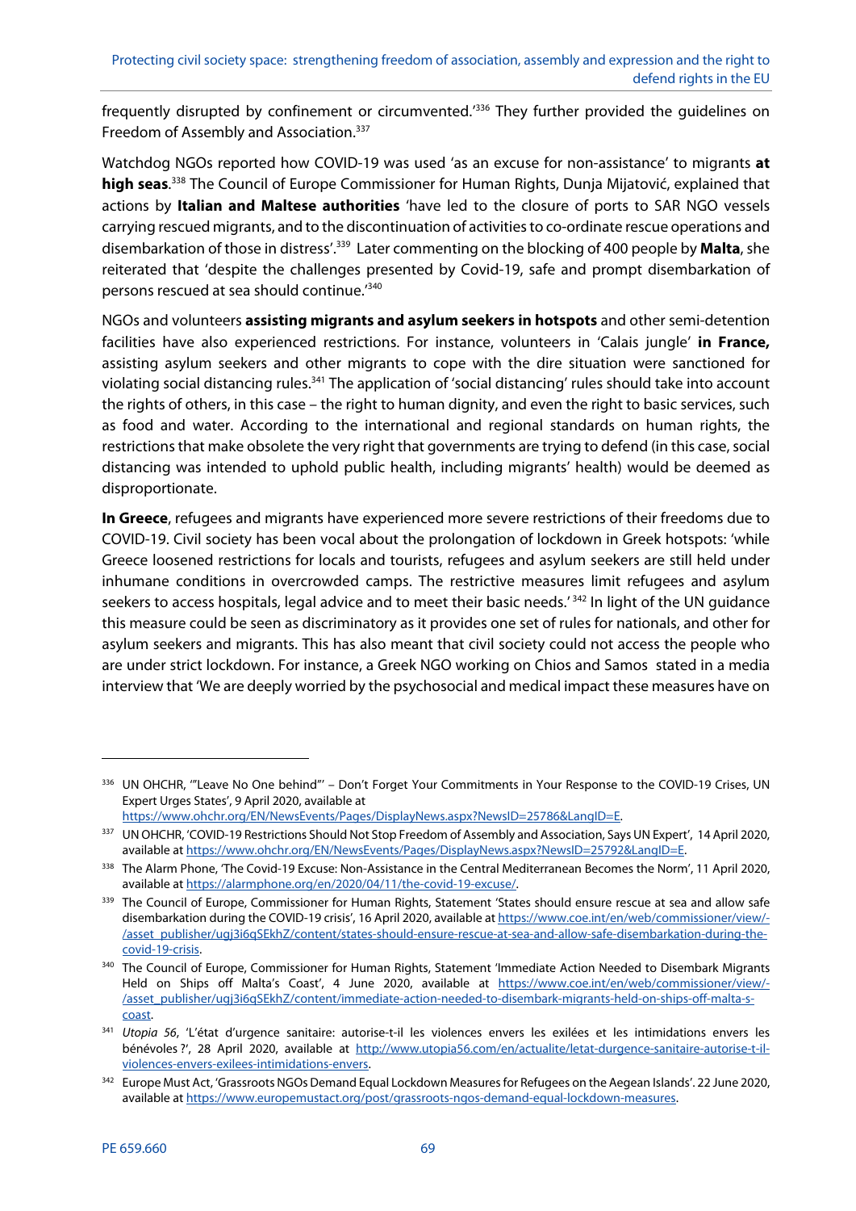frequently disrupted by confinement or circumvented.'[336] They further provided the guidelines on Freedom of Assembly and Association.[337]

Watchdog NGOs reported how COVID-19 was used 'as an excuse for non-assistance' to migrants **at high seas**.[338] The Council of Europe Commissioner for Human Rights, Dunja Mijatović, explained that actions by **Italian and Maltese authorities** 'have led to the closure of ports to SAR NGO vessels carrying rescued migrants, and to the discontinuation of activities to co-ordinate rescue operations and disembarkation of those in distress'.[339] Later commenting on the blocking of 400 people by **Malta**, she reiterated that 'despite the challenges presented by Covid-19, safe and prompt disembarkation of persons rescued at sea should continue.'[340]

NGOs and volunteers **assisting migrants and asylum seekers in hotspots** and other semi-detention facilities have also experienced restrictions. For instance, volunteers in 'Calais jungle' **in France,** assisting asylum seekers and other migrants to cope with the dire situation were sanctioned for violating social distancing rules.[341] The application of 'social distancing' rules should take into account the rights of others, in this case – the right to human dignity, and even the right to basic services, such as food and water. According to the international and regional standards on human rights, the restrictions that make obsolete the very right that governments are trying to defend (in this case, social distancing was intended to uphold public health, including migrants' health) would be deemed as disproportionate.

**In Greece**, refugees and migrants have experienced more severe restrictions of their freedoms due to COVID-19. Civil society has been vocal about the prolongation of lockdown in Greek hotspots: 'while Greece loosened restrictions for locals and tourists, refugees and asylum seekers are still held under inhumane conditions in overcrowded camps. The restrictive measures limit refugees and asylum seekers to access hospitals, legal advice and to meet their basic needs.'[342] In light of the UN guidance this measure could be seen as discriminatory as it provides one set of rules for nationals, and other for asylum seekers and migrants. This has also meant that civil society could not access the people who are under strict lockdown. For instance, a Greek NGO working on Chios and Samos stated in a media interview that 'We are deeply worried by the psychosocial and medical impact these measures have on

---

[336] UN OHCHR, '"Leave No One behind"' – Don't Forget Your Commitments in Your Response to the COVID-19 Crises, UN Expert Urges States', 9 April 2020, available at https://www.ohchr.org/EN/NewsEvents/Pages/DisplayNews.aspx?NewsID=25786&LangID=E.

[337] UN OHCHR, 'COVID-19 Restrictions Should Not Stop Freedom of Assembly and Association, Says UN Expert', 14 April 2020, available at https://www.ohchr.org/EN/NewsEvents/Pages/DisplayNews.aspx?NewsID=25792&LangID=E.

[338] The Alarm Phone, 'The Covid-19 Excuse: Non-Assistance in the Central Mediterranean Becomes the Norm', 11 April 2020, available at https://alarmphone.org/en/2020/04/11/the-covid-19-excuse/.

[339] The Council of Europe, Commissioner for Human Rights, Statement 'States should ensure rescue at sea and allow safe disembarkation during the COVID-19 crisis', 16 April 2020, available at https://www.coe.int/en/web/commissioner/view/-/asset_publisher/ugj3i6qSEkhZ/content/states-should-ensure-rescue-at-sea-and-allow-safe-disembarkation-during-the-covid-19-crisis.

[340] The Council of Europe, Commissioner for Human Rights, Statement 'Immediate Action Needed to Disembark Migrants Held on Ships off Malta's Coast', 4 June 2020, available at https://www.coe.int/en/web/commissioner/view/-/asset_publisher/ugj3i6qSEkhZ/content/immediate-action-needed-to-disembark-migrants-held-on-ships-off-malta-s-coast.

[341] *Utopia 56*, 'L'état d'urgence sanitaire: autorise-t-il les violences envers les exilées et les intimidations envers les bénévoles ?', 28 April 2020, available at http://www.utopia56.com/en/actualite/letat-durgence-sanitaire-autorise-t-il-violences-envers-exilees-intimidations-envers.

[342] Europe Must Act, 'Grassroots NGOs Demand Equal Lockdown Measures for Refugees on the Aegean Islands'. 22 June 2020, available at https://www.europemustact.org/post/grassroots-ngos-demand-equal-lockdown-measures.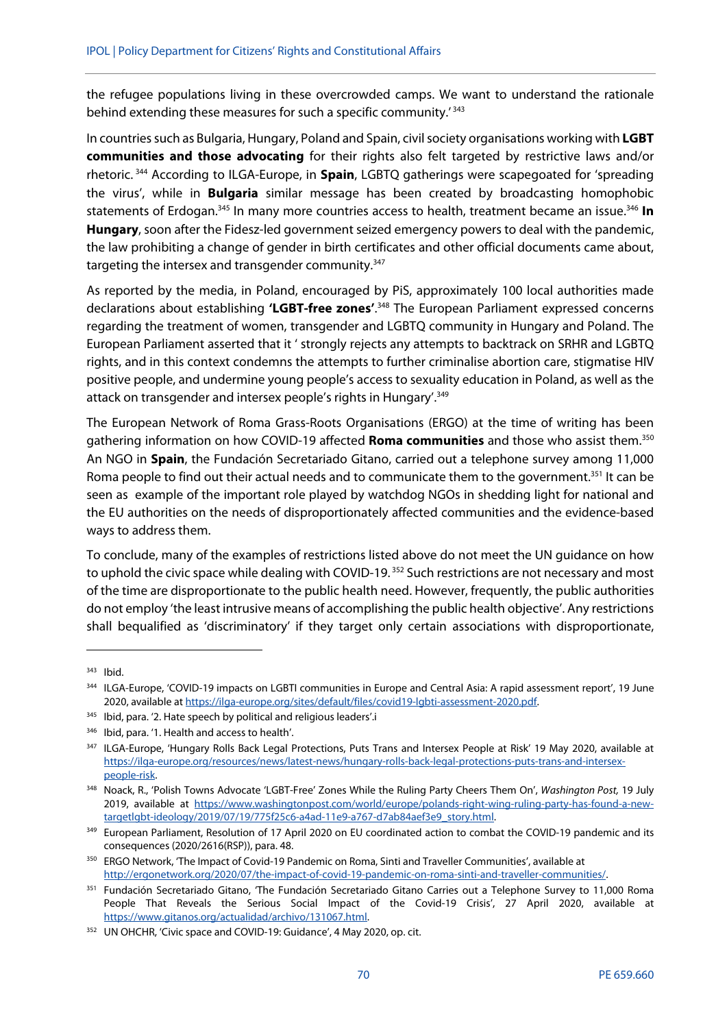the refugee populations living in these overcrowded camps. We want to understand the rationale behind extending these measures for such a specific community.'[343]

In countries such as Bulgaria, Hungary, Poland and Spain, civil society organisations working with **LGBT communities and those advocating** for their rights also felt targeted by restrictive laws and/or rhetoric.[344] According to ILGA-Europe, in **Spain**, LGBTQ gatherings were scapegoated for 'spreading the virus', while in **Bulgaria** similar message has been created by broadcasting homophobic statements of Erdogan.[345] In many more countries access to health, treatment became an issue.[346] **In Hungary**, soon after the Fidesz-led government seized emergency powers to deal with the pandemic, the law prohibiting a change of gender in birth certificates and other official documents came about, targeting the intersex and transgender community.[347]

As reported by the media, in Poland, encouraged by PiS, approximately 100 local authorities made declarations about establishing **'LGBT-free zones'**.[348] The European Parliament expressed concerns regarding the treatment of women, transgender and LGBTQ community in Hungary and Poland. The European Parliament asserted that it ' strongly rejects any attempts to backtrack on SRHR and LGBTQ rights, and in this context condemns the attempts to further criminalise abortion care, stigmatise HIV positive people, and undermine young people's access to sexuality education in Poland, as well as the attack on transgender and intersex people's rights in Hungary'.[349]

The European Network of Roma Grass-Roots Organisations (ERGO) at the time of writing has been gathering information on how COVID-19 affected **Roma communities** and those who assist them.[350] An NGO in **Spain**, the Fundación Secretariado Gitano, carried out a telephone survey among 11,000 Roma people to find out their actual needs and to communicate them to the government.[351] It can be seen as example of the important role played by watchdog NGOs in shedding light for national and the EU authorities on the needs of disproportionately affected communities and the evidence-based ways to address them.

To conclude, many of the examples of restrictions listed above do not meet the UN guidance on how to uphold the civic space while dealing with COVID-19.[352] Such restrictions are not necessary and most of the time are disproportionate to the public health need. However, frequently, the public authorities do not employ 'the least intrusive means of accomplishing the public health objective'. Any restrictions shall bequalified as 'discriminatory' if they target only certain associations with disproportionate,

---

[343] Ibid.

[344] ILGA-Europe, 'COVID-19 impacts on LGBTI communities in Europe and Central Asia: A rapid assessment report', 19 June 2020, available at https://ilga-europe.org/sites/default/files/covid19-lgbti-assessment-2020.pdf.

[345] Ibid, para. '2. Hate speech by political and religious leaders'.i

[346] Ibid, para. '1. Health and access to health'.

[347] ILGA-Europe, 'Hungary Rolls Back Legal Protections, Puts Trans and Intersex People at Risk' 19 May 2020, available at https://ilga-europe.org/resources/news/latest-news/hungary-rolls-back-legal-protections-puts-trans-and-intersex-people-risk.

[348] Noack, R., 'Polish Towns Advocate 'LGBT-Free' Zones While the Ruling Party Cheers Them On', *Washington Post,* 19 July 2019, available at https://www.washingtonpost.com/world/europe/polands-right-wing-ruling-party-has-found-a-new-targetlgbt-ideology/2019/07/19/775f25c6-a4ad-11e9-a767-d7ab84aef3e9_story.html.

[349] European Parliament, Resolution of 17 April 2020 on EU coordinated action to combat the COVID-19 pandemic and its consequences (2020/2616(RSP)), para. 48.

[350] ERGO Network, 'The Impact of Covid-19 Pandemic on Roma, Sinti and Traveller Communities', available at http://ergonetwork.org/2020/07/the-impact-of-covid-19-pandemic-on-roma-sinti-and-traveller-communities/.

[351] Fundación Secretariado Gitano, 'The Fundación Secretariado Gitano Carries out a Telephone Survey to 11,000 Roma People That Reveals the Serious Social Impact of the Covid-19 Crisis', 27 April 2020, available at https://www.gitanos.org/actualidad/archivo/131067.html.

[352] UN OHCHR, 'Civic space and COVID-19: Guidance', 4 May 2020, op. cit.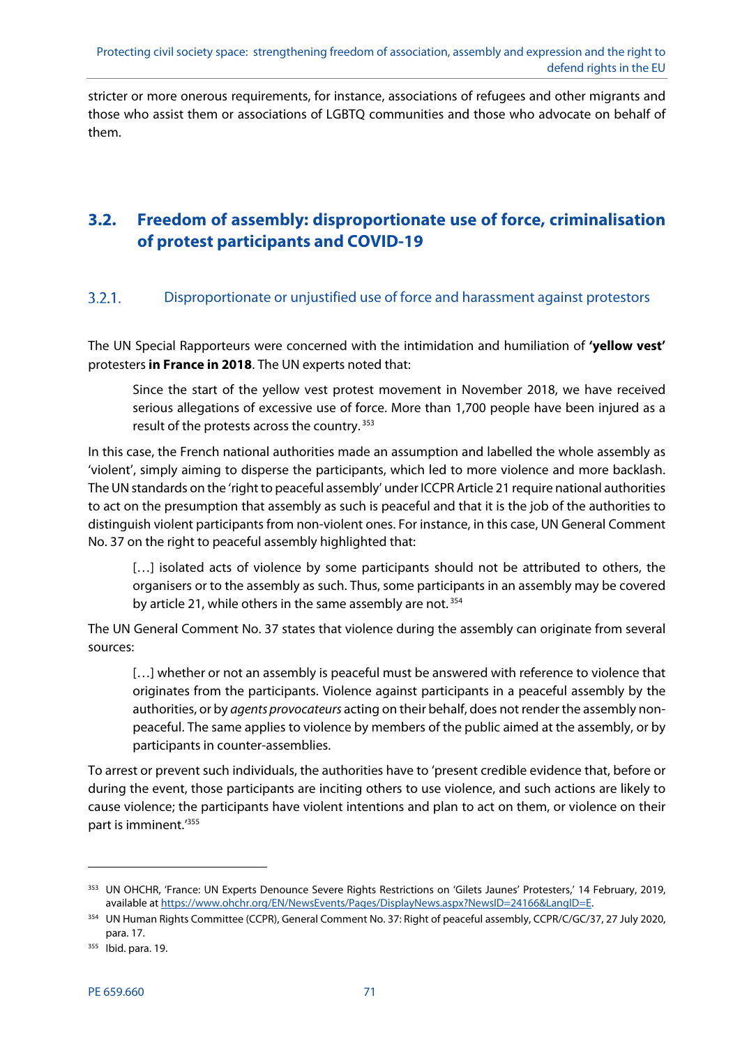stricter or more onerous requirements, for instance, associations of refugees and other migrants and those who assist them or associations of LGBTQ communities and those who advocate on behalf of them.

## 3.2. Freedom of assembly: disproportionate use of force, criminalisation of protest participants and COVID-19

### 3.2.1. Disproportionate or unjustified use of force and harassment against protestors

The UN Special Rapporteurs were concerned with the intimidation and humiliation of **'yellow vest'** protesters **in France in 2018**. The UN experts noted that:

> Since the start of the yellow vest protest movement in November 2018, we have received serious allegations of excessive use of force. More than 1,700 people have been injured as a result of the protests across the country.[353]

In this case, the French national authorities made an assumption and labelled the whole assembly as 'violent', simply aiming to disperse the participants, which led to more violence and more backlash. The UN standards on the 'right to peaceful assembly' under ICCPR Article 21 require national authorities to act on the presumption that assembly as such is peaceful and that it is the job of the authorities to distinguish violent participants from non-violent ones. For instance, in this case, UN General Comment No. 37 on the right to peaceful assembly highlighted that:

> […] isolated acts of violence by some participants should not be attributed to others, the organisers or to the assembly as such. Thus, some participants in an assembly may be covered by article 21, while others in the same assembly are not.[354]

The UN General Comment No. 37 states that violence during the assembly can originate from several sources:

> […] whether or not an assembly is peaceful must be answered with reference to violence that originates from the participants. Violence against participants in a peaceful assembly by the authorities, or by *agents provocateurs* acting on their behalf, does not render the assembly non-peaceful. The same applies to violence by members of the public aimed at the assembly, or by participants in counter-assemblies.

To arrest or prevent such individuals, the authorities have to 'present credible evidence that, before or during the event, those participants are inciting others to use violence, and such actions are likely to cause violence; the participants have violent intentions and plan to act on them, or violence on their part is imminent.'[355]

---

[353] UN OHCHR, 'France: UN Experts Denounce Severe Rights Restrictions on 'Gilets Jaunes' Protesters,' 14 February, 2019, available at https://www.ohchr.org/EN/NewsEvents/Pages/DisplayNews.aspx?NewsID=24166&LangID=E.

[354] UN Human Rights Committee (CCPR), General Comment No. 37: Right of peaceful assembly, CCPR/C/GC/37, 27 July 2020, para. 17.

[355] Ibid. para. 19.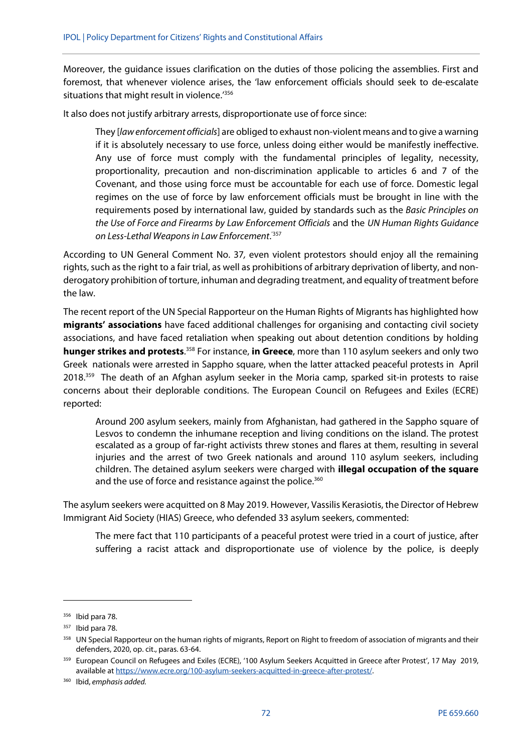Moreover, the guidance issues clarification on the duties of those policing the assemblies. First and foremost, that whenever violence arises, the 'law enforcement officials should seek to de-escalate situations that might result in violence.'[356]

It also does not justify arbitrary arrests, disproportionate use of force since:

> They [*law enforcement officials*] are obliged to exhaust non-violent means and to give a warning if it is absolutely necessary to use force, unless doing either would be manifestly ineffective. Any use of force must comply with the fundamental principles of legality, necessity, proportionality, precaution and non-discrimination applicable to articles 6 and 7 of the Covenant, and those using force must be accountable for each use of force. Domestic legal regimes on the use of force by law enforcement officials must be brought in line with the requirements posed by international law, guided by standards such as the *Basic Principles on the Use of Force and Firearms by Law Enforcement Officials* and the *UN Human Rights Guidance on Less-Lethal Weapons in Law Enforcement*.'[357]

According to UN General Comment No. 37, even violent protestors should enjoy all the remaining rights, such as the right to a fair trial, as well as prohibitions of arbitrary deprivation of liberty, and non-derogatory prohibition of torture, inhuman and degrading treatment, and equality of treatment before the law.

The recent report of the UN Special Rapporteur on the Human Rights of Migrants has highlighted how **migrants' associations** have faced additional challenges for organising and contacting civil society associations, and have faced retaliation when speaking out about detention conditions by holding **hunger strikes and protests**.[358] For instance, **in Greece**, more than 110 asylum seekers and only two Greek nationals were arrested in Sappho square, when the latter attacked peaceful protests in April 2018.[359] The death of an Afghan asylum seeker in the Moria camp, sparked sit-in protests to raise concerns about their deplorable conditions. The European Council on Refugees and Exiles (ECRE) reported:

> Around 200 asylum seekers, mainly from Afghanistan, had gathered in the Sappho square of Lesvos to condemn the inhumane reception and living conditions on the island. The protest escalated as a group of far-right activists threw stones and flares at them, resulting in several injuries and the arrest of two Greek nationals and around 110 asylum seekers, including children. The detained asylum seekers were charged with **illegal occupation of the square** and the use of force and resistance against the police.[360]

The asylum seekers were acquitted on 8 May 2019. However, Vassilis Kerasiotis, the Director of Hebrew Immigrant Aid Society (HIAS) Greece, who defended 33 asylum seekers, commented:

> The mere fact that 110 participants of a peaceful protest were tried in a court of justice, after suffering a racist attack and disproportionate use of violence by the police, is deeply

---

[356] Ibid para 78.

[357] Ibid para 78.

[358] UN Special Rapporteur on the human rights of migrants, Report on Right to freedom of association of migrants and their defenders, 2020, op. cit., paras. 63-64.

[359] European Council on Refugees and Exiles (ECRE), '100 Asylum Seekers Acquitted in Greece after Protest', 17 May 2019, available at https://www.ecre.org/100-asylum-seekers-acquitted-in-greece-after-protest/.

[360] Ibid, *emphasis added.*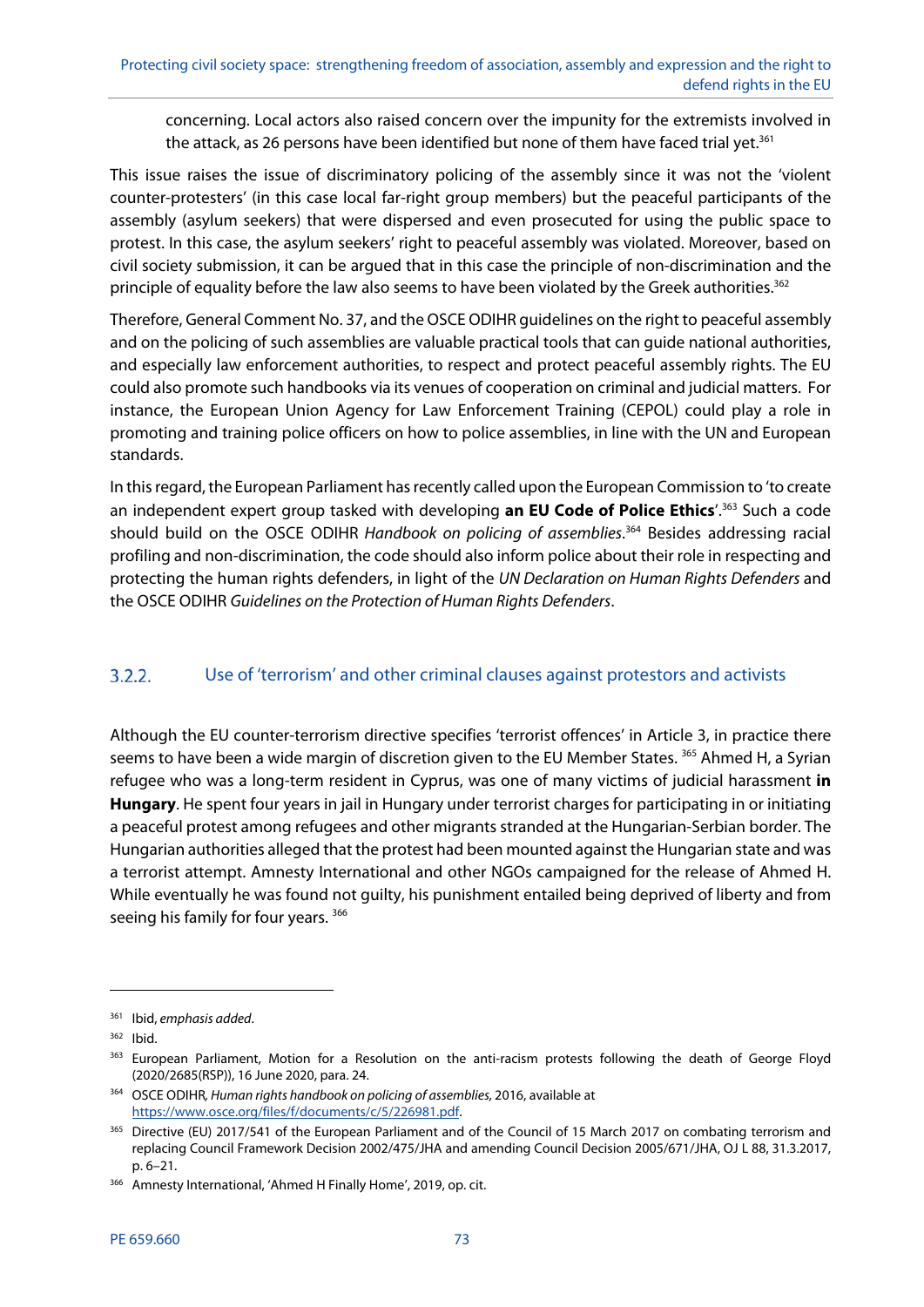concerning. Local actors also raised concern over the impunity for the extremists involved in the attack, as 26 persons have been identified but none of them have faced trial yet.[361]

This issue raises the issue of discriminatory policing of the assembly since it was not the 'violent counter-protesters' (in this case local far-right group members) but the peaceful participants of the assembly (asylum seekers) that were dispersed and even prosecuted for using the public space to protest. In this case, the asylum seekers' right to peaceful assembly was violated. Moreover, based on civil society submission, it can be argued that in this case the principle of non-discrimination and the principle of equality before the law also seems to have been violated by the Greek authorities.[362]

Therefore, General Comment No. 37, and the OSCE ODIHR guidelines on the right to peaceful assembly and on the policing of such assemblies are valuable practical tools that can guide national authorities, and especially law enforcement authorities, to respect and protect peaceful assembly rights. The EU could also promote such handbooks via its venues of cooperation on criminal and judicial matters. For instance, the European Union Agency for Law Enforcement Training (CEPOL) could play a role in promoting and training police officers on how to police assemblies, in line with the UN and European standards.

In this regard, the European Parliament has recently called upon the European Commission to 'to create an independent expert group tasked with developing **an EU Code of Police Ethics**'.[363] Such a code should build on the OSCE ODIHR *Handbook on policing of assemblies*.[364] Besides addressing racial profiling and non-discrimination, the code should also inform police about their role in respecting and protecting the human rights defenders, in light of the *UN Declaration on Human Rights Defenders* and the OSCE ODIHR *Guidelines on the Protection of Human Rights Defenders*.

### 3.2.2. Use of 'terrorism' and other criminal clauses against protestors and activists

Although the EU counter-terrorism directive specifies 'terrorist offences' in Article 3, in practice there seems to have been a wide margin of discretion given to the EU Member States.[365] Ahmed H, a Syrian refugee who was a long-term resident in Cyprus, was one of many victims of judicial harassment **in Hungary**. He spent four years in jail in Hungary under terrorist charges for participating in or initiating a peaceful protest among refugees and other migrants stranded at the Hungarian-Serbian border. The Hungarian authorities alleged that the protest had been mounted against the Hungarian state and was a terrorist attempt. Amnesty International and other NGOs campaigned for the release of Ahmed H. While eventually he was found not guilty, his punishment entailed being deprived of liberty and from seeing his family for four years.[366]

---

[361] Ibid, *emphasis added*.

[362] Ibid.

[363] European Parliament, Motion for a Resolution on the anti-racism protests following the death of George Floyd (2020/2685(RSP)), 16 June 2020, para. 24.

[364] OSCE ODIHR, *Human rights handbook on policing of assemblies*, 2016, available at https://www.osce.org/files/f/documents/c/5/226981.pdf.

[365] Directive (EU) 2017/541 of the European Parliament and of the Council of 15 March 2017 on combating terrorism and replacing Council Framework Decision 2002/475/JHA and amending Council Decision 2005/671/JHA, OJ L 88, 31.3.2017, p. 6–21.

[366] Amnesty International, 'Ahmed H Finally Home', 2019, op. cit.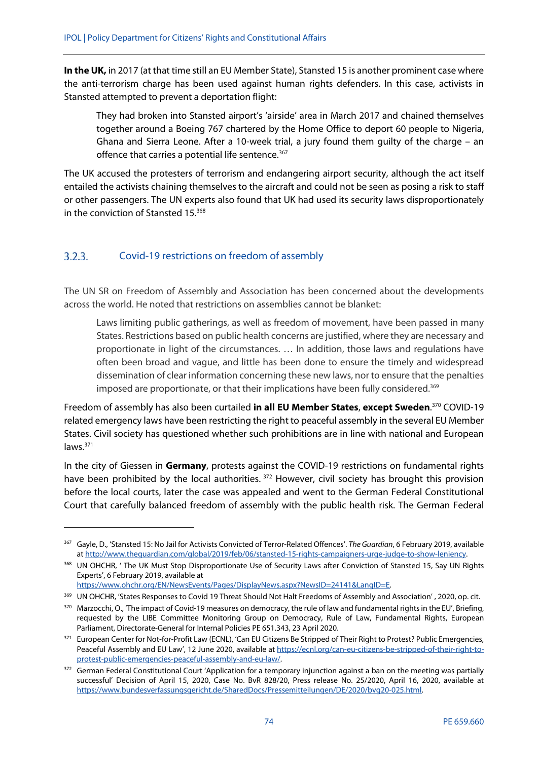**In the UK,** in 2017 (at that time still an EU Member State), Stansted 15 is another prominent case where the anti-terrorism charge has been used against human rights defenders. In this case, activists in Stansted attempted to prevent a deportation flight:

> They had broken into Stansted airport's 'airside' area in March 2017 and chained themselves together around a Boeing 767 chartered by the Home Office to deport 60 people to Nigeria, Ghana and Sierra Leone. After a 10-week trial, a jury found them guilty of the charge – an offence that carries a potential life sentence.[367]

The UK accused the protesters of terrorism and endangering airport security, although the act itself entailed the activists chaining themselves to the aircraft and could not be seen as posing a risk to staff or other passengers. The UN experts also found that UK had used its security laws disproportionately in the conviction of Stansted 15.[368]

### 3.2.3. Covid-19 restrictions on freedom of assembly

The UN SR on Freedom of Assembly and Association has been concerned about the developments across the world. He noted that restrictions on assemblies cannot be blanket:

> Laws limiting public gatherings, as well as freedom of movement, have been passed in many States. Restrictions based on public health concerns are justified, where they are necessary and proportionate in light of the circumstances. … In addition, those laws and regulations have often been broad and vague, and little has been done to ensure the timely and widespread dissemination of clear information concerning these new laws, nor to ensure that the penalties imposed are proportionate, or that their implications have been fully considered.[369]

Freedom of assembly has also been curtailed **in all EU Member States**, **except Sweden**.[370] COVID-19 related emergency laws have been restricting the right to peaceful assembly in the several EU Member States. Civil society has questioned whether such prohibitions are in line with national and European laws.[371]

In the city of Giessen in **Germany**, protests against the COVID-19 restrictions on fundamental rights have been prohibited by the local authorities. [372] However, civil society has brought this provision before the local courts, later the case was appealed and went to the German Federal Constitutional Court that carefully balanced freedom of assembly with the public health risk. The German Federal

---

[367] Gayle, D., 'Stansted 15: No Jail for Activists Convicted of Terror-Related Offences'. *The Guardian*, 6 February 2019, available at http://www.theguardian.com/global/2019/feb/06/stansted-15-rights-campaigners-urge-judge-to-show-leniency.

[368] UN OHCHR, ' The UK Must Stop Disproportionate Use of Security Laws after Conviction of Stansted 15, Say UN Rights Experts', 6 February 2019, available at https://www.ohchr.org/EN/NewsEvents/Pages/DisplayNews.aspx?NewsID=24141&LangID=E.

[369] UN OHCHR, 'States Responses to Covid 19 Threat Should Not Halt Freedoms of Assembly and Association' , 2020, op. cit.

[370] Marzocchi, O., 'The impact of Covid-19 measures on democracy, the rule of law and fundamental rights in the EU', Briefing, requested by the LIBE Committee Monitoring Group on Democracy, Rule of Law, Fundamental Rights, European Parliament, Directorate-General for Internal Policies PE 651.343, 23 April 2020.

[371] European Center for Not-for-Profit Law (ECNL), 'Can EU Citizens Be Stripped of Their Right to Protest? Public Emergencies, Peaceful Assembly and EU Law', 12 June 2020, available at https://ecnl.org/can-eu-citizens-be-stripped-of-their-right-to-protest-public-emergencies-peaceful-assembly-and-eu-law/.

[372] German Federal Constitutional Court 'Application for a temporary injunction against a ban on the meeting was partially successful' Decision of April 15, 2020, Case No. BvR 828/20, Press release No. 25/2020, April 16, 2020, available at https://www.bundesverfassungsgericht.de/SharedDocs/Pressemitteilungen/DE/2020/bvg20-025.html.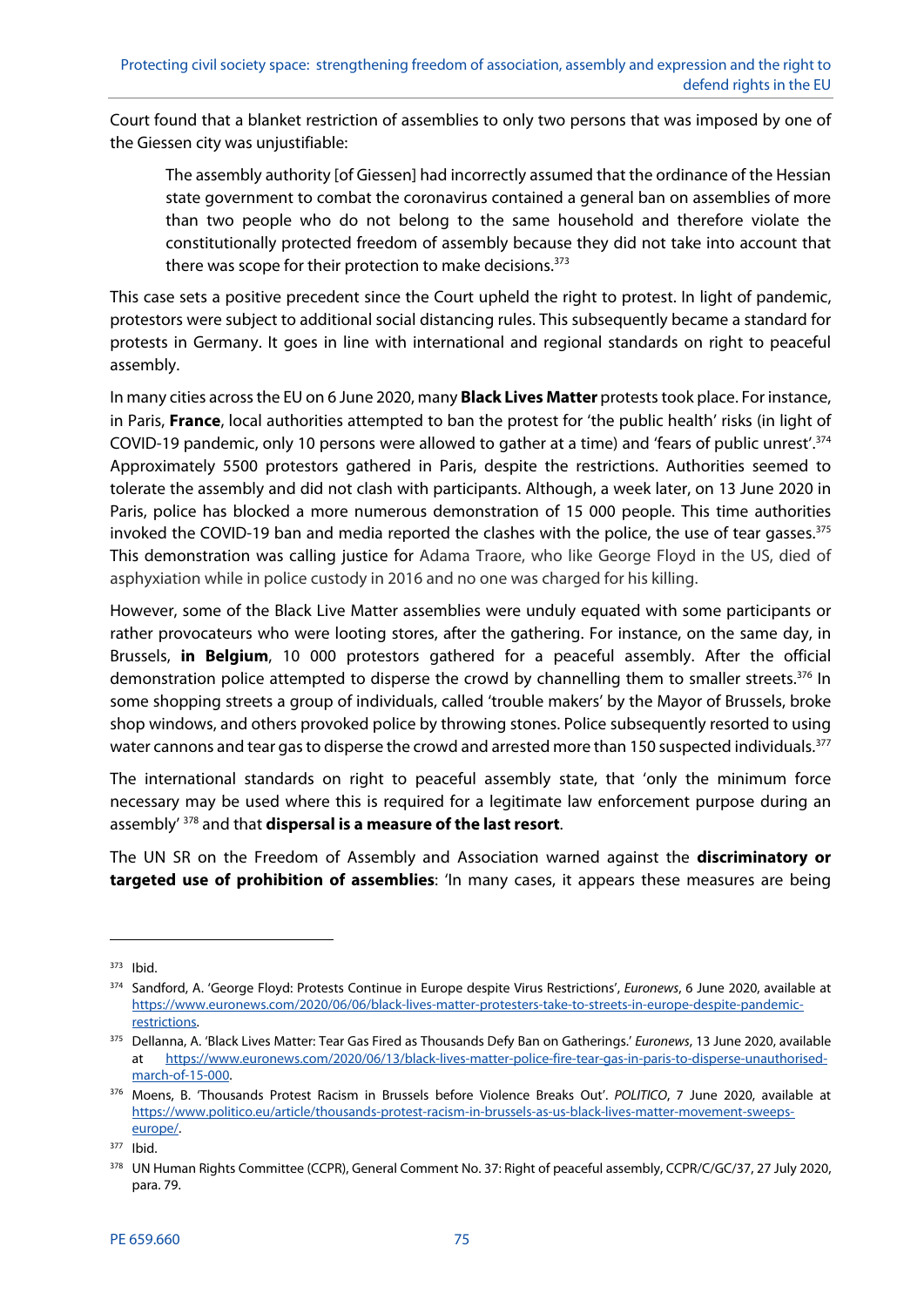Court found that a blanket restriction of assemblies to only two persons that was imposed by one of the Giessen city was unjustifiable:

> The assembly authority [of Giessen] had incorrectly assumed that the ordinance of the Hessian state government to combat the coronavirus contained a general ban on assemblies of more than two people who do not belong to the same household and therefore violate the constitutionally protected freedom of assembly because they did not take into account that there was scope for their protection to make decisions.[373]

This case sets a positive precedent since the Court upheld the right to protest. In light of pandemic, protestors were subject to additional social distancing rules. This subsequently became a standard for protests in Germany. It goes in line with international and regional standards on right to peaceful assembly.

In many cities across the EU on 6 June 2020, many **Black Lives Matter** protests took place. For instance, in Paris, **France**, local authorities attempted to ban the protest for 'the public health' risks (in light of COVID-19 pandemic, only 10 persons were allowed to gather at a time) and 'fears of public unrest'.[374] Approximately 5500 protestors gathered in Paris, despite the restrictions. Authorities seemed to tolerate the assembly and did not clash with participants. Although, a week later, on 13 June 2020 in Paris, police has blocked a more numerous demonstration of 15 000 people. This time authorities invoked the COVID-19 ban and media reported the clashes with the police, the use of tear gasses.[375] This demonstration was calling justice for Adama Traore, who like George Floyd in the US, died of asphyxiation while in police custody in 2016 and no one was charged for his killing.

However, some of the Black Live Matter assemblies were unduly equated with some participants or rather provocateurs who were looting stores, after the gathering. For instance, on the same day, in Brussels, **in Belgium**, 10 000 protestors gathered for a peaceful assembly. After the official demonstration police attempted to disperse the crowd by channelling them to smaller streets.[376] In some shopping streets a group of individuals, called 'trouble makers' by the Mayor of Brussels, broke shop windows, and others provoked police by throwing stones. Police subsequently resorted to using water cannons and tear gas to disperse the crowd and arrested more than 150 suspected individuals.[377]

The international standards on right to peaceful assembly state, that 'only the minimum force necessary may be used where this is required for a legitimate law enforcement purpose during an assembly' [378] and that **dispersal is a measure of the last resort**.

The UN SR on the Freedom of Assembly and Association warned against the **discriminatory or targeted use of prohibition of assemblies**: 'In many cases, it appears these measures are being

---

[373] Ibid.

[374] Sandford, A. 'George Floyd: Protests Continue in Europe despite Virus Restrictions', *Euronews*, 6 June 2020, available at https://www.euronews.com/2020/06/06/black-lives-matter-protesters-take-to-streets-in-europe-despite-pandemic-restrictions.

[375] Dellanna, A. 'Black Lives Matter: Tear Gas Fired as Thousands Defy Ban on Gatherings.' *Euronews*, 13 June 2020, available at https://www.euronews.com/2020/06/13/black-lives-matter-police-fire-tear-gas-in-paris-to-disperse-unauthorised-march-of-15-000.

[376] Moens, B. 'Thousands Protest Racism in Brussels before Violence Breaks Out'. *POLITICO*, 7 June 2020, available at https://www.politico.eu/article/thousands-protest-racism-in-brussels-as-us-black-lives-matter-movement-sweeps-europe/.

[377] Ibid.

[378] UN Human Rights Committee (CCPR), General Comment No. 37: Right of peaceful assembly, CCPR/C/GC/37, 27 July 2020, para. 79.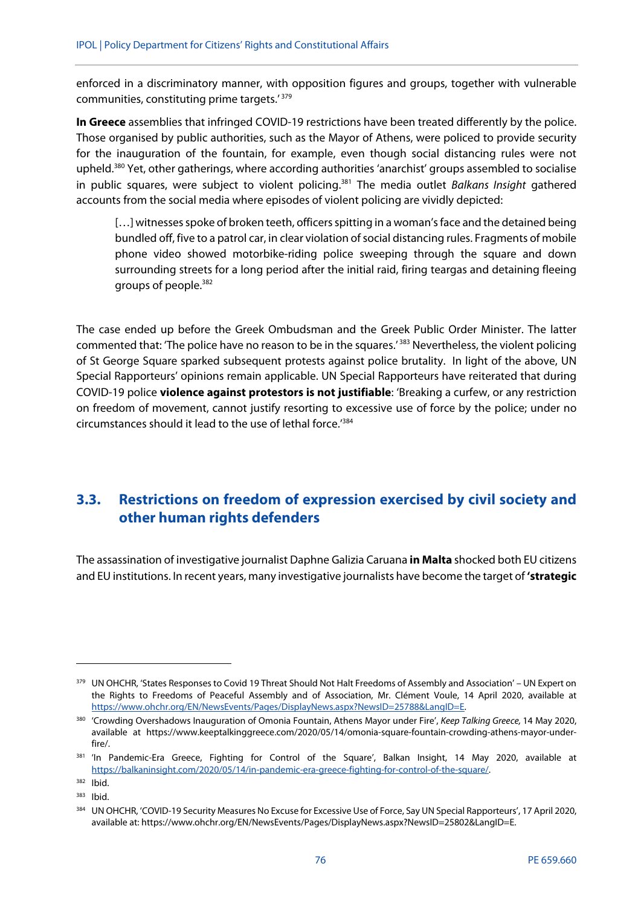enforced in a discriminatory manner, with opposition figures and groups, together with vulnerable communities, constituting prime targets.'[379]

**In Greece** assemblies that infringed COVID-19 restrictions have been treated differently by the police. Those organised by public authorities, such as the Mayor of Athens, were policed to provide security for the inauguration of the fountain, for example, even though social distancing rules were not upheld.[380] Yet, other gatherings, where according authorities 'anarchist' groups assembled to socialise in public squares, were subject to violent policing.[381] The media outlet *Balkans Insight* gathered accounts from the social media where episodes of violent policing are vividly depicted:

> […] witnesses spoke of broken teeth, officers spitting in a woman's face and the detained being bundled off, five to a patrol car, in clear violation of social distancing rules. Fragments of mobile phone video showed motorbike-riding police sweeping through the square and down surrounding streets for a long period after the initial raid, firing teargas and detaining fleeing groups of people.[382]

The case ended up before the Greek Ombudsman and the Greek Public Order Minister. The latter commented that: 'The police have no reason to be in the squares.'[383] Nevertheless, the violent policing of St George Square sparked subsequent protests against police brutality. In light of the above, UN Special Rapporteurs' opinions remain applicable. UN Special Rapporteurs have reiterated that during COVID-19 police **violence against protestors is not justifiable**: 'Breaking a curfew, or any restriction on freedom of movement, cannot justify resorting to excessive use of force by the police; under no circumstances should it lead to the use of lethal force.'[384]

## 3.3. Restrictions on freedom of expression exercised by civil society and other human rights defenders

The assassination of investigative journalist Daphne Galizia Caruana **in Malta** shocked both EU citizens and EU institutions. In recent years, many investigative journalists have become the target of **'strategic**

---

[379] UN OHCHR, 'States Responses to Covid 19 Threat Should Not Halt Freedoms of Assembly and Association' – UN Expert on the Rights to Freedoms of Peaceful Assembly and of Association, Mr. Clément Voule, 14 April 2020, available at https://www.ohchr.org/EN/NewsEvents/Pages/DisplayNews.aspx?NewsID=25788&LangID=E.

[380] 'Crowding Overshadows Inauguration of Omonia Fountain, Athens Mayor under Fire', *Keep Talking Greece,* 14 May 2020, available at https://www.keeptalkinggreece.com/2020/05/14/omonia-square-fountain-crowding-athens-mayor-under-fire/.

[381] 'In Pandemic-Era Greece, Fighting for Control of the Square', Balkan Insight, 14 May 2020, available at https://balkaninsight.com/2020/05/14/in-pandemic-era-greece-fighting-for-control-of-the-square/.

[382] Ibid.

[383] Ibid.

[384] UN OHCHR, 'COVID-19 Security Measures No Excuse for Excessive Use of Force, Say UN Special Rapporteurs', 17 April 2020, available at: https://www.ohchr.org/EN/NewsEvents/Pages/DisplayNews.aspx?NewsID=25802&LangID=E.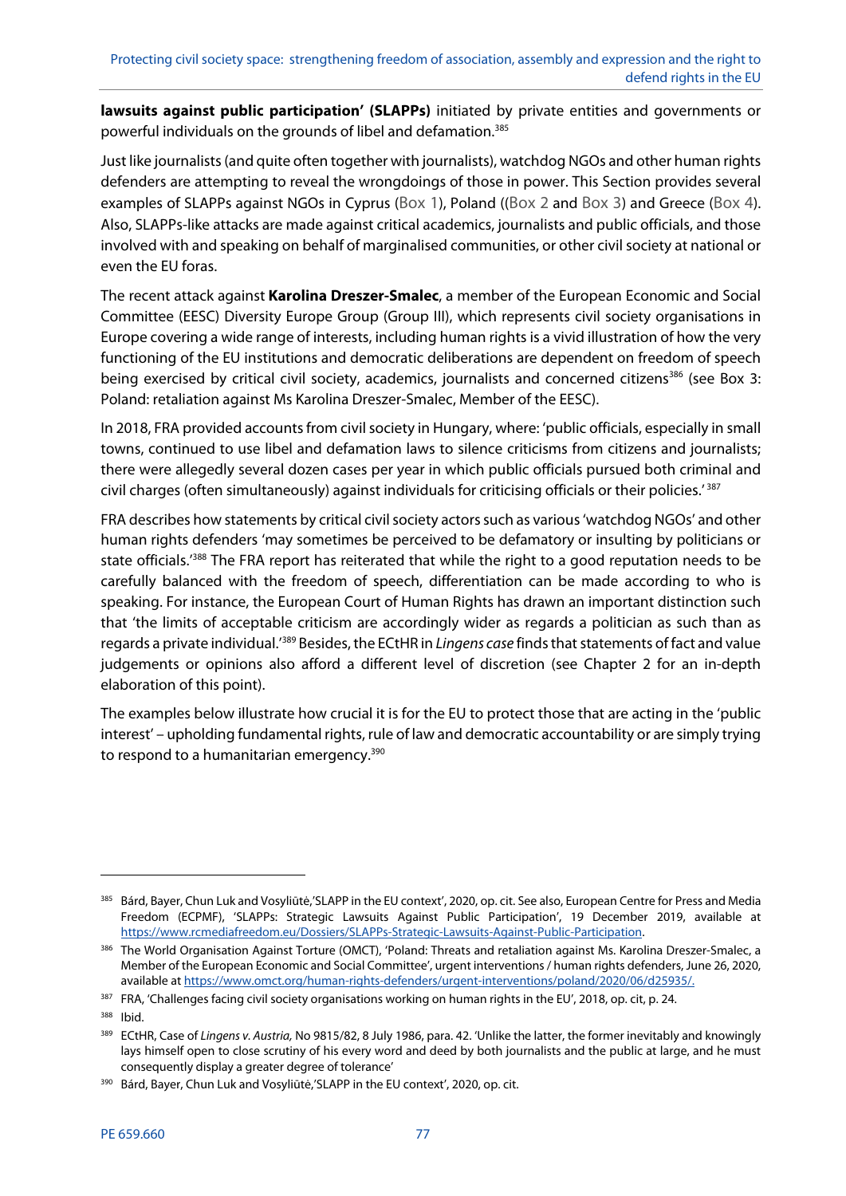**lawsuits against public participation' (SLAPPs)** initiated by private entities and governments or powerful individuals on the grounds of libel and defamation.[385]

Just like journalists (and quite often together with journalists), watchdog NGOs and other human rights defenders are attempting to reveal the wrongdoings of those in power. This Section provides several examples of SLAPPs against NGOs in Cyprus (Box 1), Poland ((Box 2 and Box 3) and Greece (Box 4). Also, SLAPPs-like attacks are made against critical academics, journalists and public officials, and those involved with and speaking on behalf of marginalised communities, or other civil society at national or even the EU foras.

The recent attack against **Karolina Dreszer-Smalec**, a member of the European Economic and Social Committee (EESC) Diversity Europe Group (Group III), which represents civil society organisations in Europe covering a wide range of interests, including human rights is a vivid illustration of how the very functioning of the EU institutions and democratic deliberations are dependent on freedom of speech being exercised by critical civil society, academics, journalists and concerned citizens[386] (see Box 3: Poland: retaliation against Ms Karolina Dreszer-Smalec, Member of the EESC).

In 2018, FRA provided accounts from civil society in Hungary, where: 'public officials, especially in small towns, continued to use libel and defamation laws to silence criticisms from citizens and journalists; there were allegedly several dozen cases per year in which public officials pursued both criminal and civil charges (often simultaneously) against individuals for criticising officials or their policies.'[387]

FRA describes how statements by critical civil society actors such as various 'watchdog NGOs' and other human rights defenders 'may sometimes be perceived to be defamatory or insulting by politicians or state officials.'[388] The FRA report has reiterated that while the right to a good reputation needs to be carefully balanced with the freedom of speech, differentiation can be made according to who is speaking. For instance, the European Court of Human Rights has drawn an important distinction such that 'the limits of acceptable criticism are accordingly wider as regards a politician as such than as regards a private individual.'[389] Besides, the ECtHR in *Lingens case* finds that statements of fact and value judgements or opinions also afford a different level of discretion (see Chapter 2 for an in-depth elaboration of this point).

The examples below illustrate how crucial it is for the EU to protect those that are acting in the 'public interest' – upholding fundamental rights, rule of law and democratic accountability or are simply trying to respond to a humanitarian emergency.[390]

---

[385] Bárd, Bayer, Chun Luk and Vosyliūtė,'SLAPP in the EU context', 2020, op. cit. See also, European Centre for Press and Media Freedom (ECPMF), 'SLAPPs: Strategic Lawsuits Against Public Participation', 19 December 2019, available at https://www.rcmediafreedom.eu/Dossiers/SLAPPs-Strategic-Lawsuits-Against-Public-Participation.

[386] The World Organisation Against Torture (OMCT), 'Poland: Threats and retaliation against Ms. Karolina Dreszer-Smalec, a Member of the European Economic and Social Committee', urgent interventions / human rights defenders, June 26, 2020, available at https://www.omct.org/human-rights-defenders/urgent-interventions/poland/2020/06/d25935/.

[387] FRA, 'Challenges facing civil society organisations working on human rights in the EU', 2018, op. cit, p. 24.

[388] Ibid.

[389] ECtHR, Case of *Lingens v. Austria,* No 9815/82, 8 July 1986, para. 42. 'Unlike the latter, the former inevitably and knowingly lays himself open to close scrutiny of his every word and deed by both journalists and the public at large, and he must consequently display a greater degree of tolerance'

[390] Bárd, Bayer, Chun Luk and Vosyliūtė,'SLAPP in the EU context', 2020, op. cit.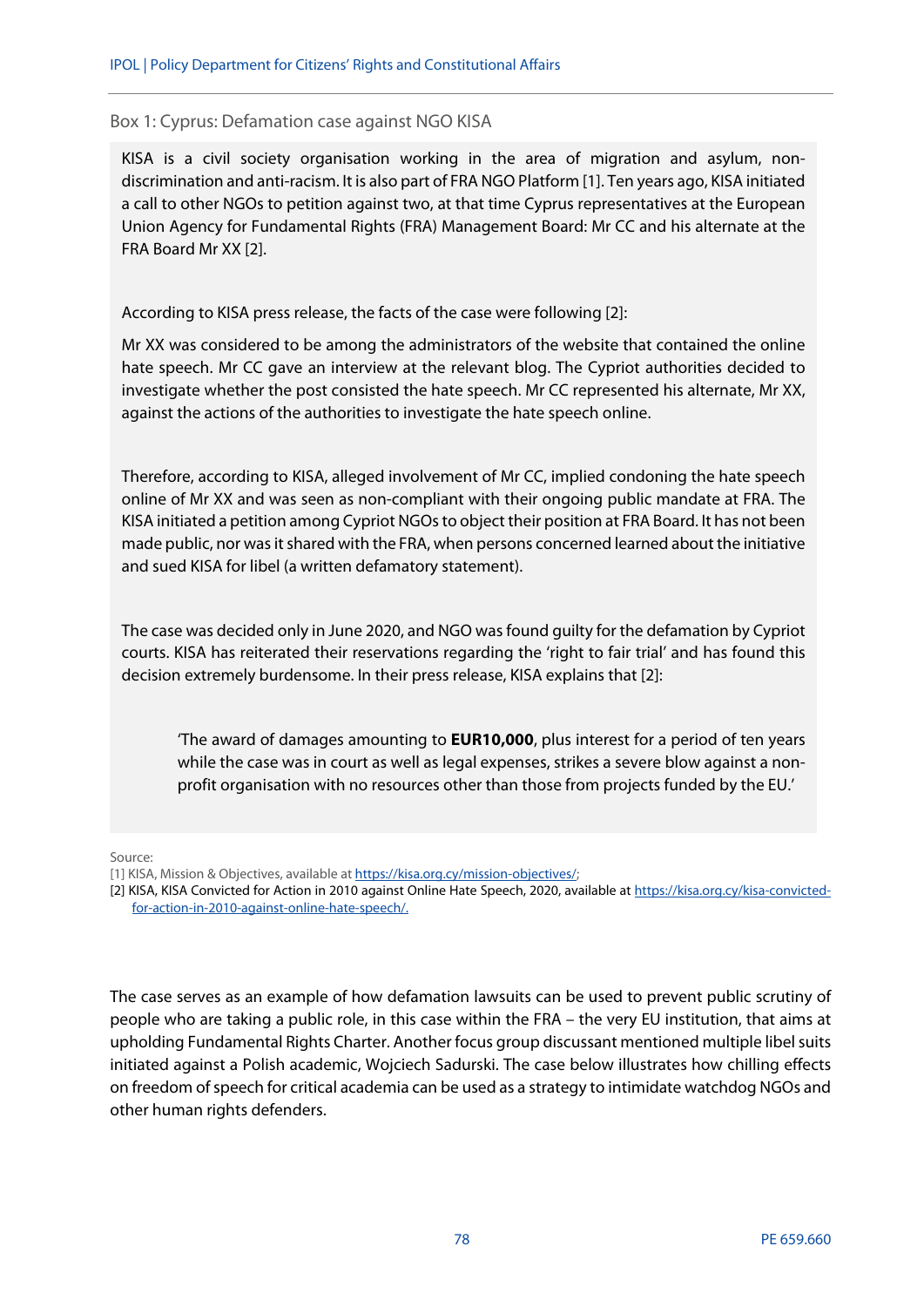Box 1: Cyprus: Defamation case against NGO KISA

KISA is a civil society organisation working in the area of migration and asylum, non-discrimination and anti-racism. It is also part of FRA NGO Platform [1]. Ten years ago, KISA initiated a call to other NGOs to petition against two, at that time Cyprus representatives at the European Union Agency for Fundamental Rights (FRA) Management Board: Mr CC and his alternate at the FRA Board Mr XX [2].

According to KISA press release, the facts of the case were following [2]:

Mr XX was considered to be among the administrators of the website that contained the online hate speech. Mr CC gave an interview at the relevant blog. The Cypriot authorities decided to investigate whether the post consisted the hate speech. Mr CC represented his alternate, Mr XX, against the actions of the authorities to investigate the hate speech online.

Therefore, according to KISA, alleged involvement of Mr CC, implied condoning the hate speech online of Mr XX and was seen as non-compliant with their ongoing public mandate at FRA. The KISA initiated a petition among Cypriot NGOs to object their position at FRA Board. It has not been made public, nor was it shared with the FRA, when persons concerned learned about the initiative and sued KISA for libel (a written defamatory statement).

The case was decided only in June 2020, and NGO was found guilty for the defamation by Cypriot courts. KISA has reiterated their reservations regarding the 'right to fair trial' and has found this decision extremely burdensome. In their press release, KISA explains that [2]:

> 'The award of damages amounting to **EUR10,000**, plus interest for a period of ten years while the case was in court as well as legal expenses, strikes a severe blow against a non-profit organisation with no resources other than those from projects funded by the EU.'

Source:

[1] KISA, Mission & Objectives, available at https://kisa.org.cy/mission-objectives/;

[2] KISA, KISA Convicted for Action in 2010 against Online Hate Speech, 2020, available at https://kisa.org.cy/kisa-convicted-for-action-in-2010-against-online-hate-speech/.

The case serves as an example of how defamation lawsuits can be used to prevent public scrutiny of people who are taking a public role, in this case within the FRA – the very EU institution, that aims at upholding Fundamental Rights Charter. Another focus group discussant mentioned multiple libel suits initiated against a Polish academic, Wojciech Sadurski. The case below illustrates how chilling effects on freedom of speech for critical academia can be used as a strategy to intimidate watchdog NGOs and other human rights defenders.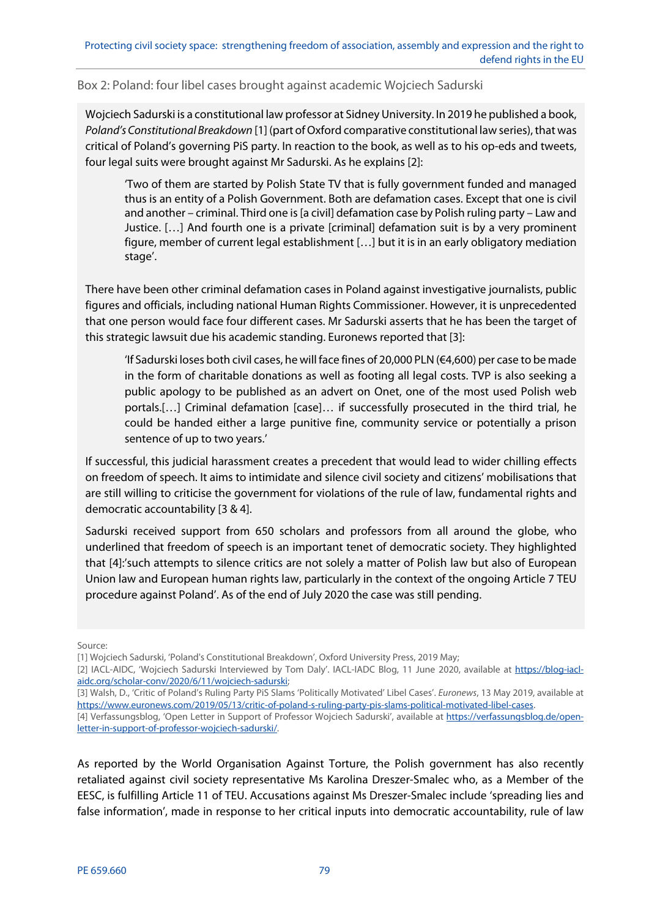Box 2: Poland: four libel cases brought against academic Wojciech Sadurski

Wojciech Sadurski is a constitutional law professor at Sidney University. In 2019 he published a book, *Poland's Constitutional Breakdown* [1] (part of Oxford comparative constitutional law series), that was critical of Poland's governing PiS party. In reaction to the book, as well as to his op-eds and tweets, four legal suits were brought against Mr Sadurski. As he explains [2]:

> 'Two of them are started by Polish State TV that is fully government funded and managed thus is an entity of a Polish Government. Both are defamation cases. Except that one is civil and another – criminal. Third one is [a civil] defamation case by Polish ruling party – Law and Justice. […] And fourth one is a private [criminal] defamation suit is by a very prominent figure, member of current legal establishment […] but it is in an early obligatory mediation stage'.

There have been other criminal defamation cases in Poland against investigative journalists, public figures and officials, including national Human Rights Commissioner. However, it is unprecedented that one person would face four different cases. Mr Sadurski asserts that he has been the target of this strategic lawsuit due his academic standing. Euronews reported that [3]:

> 'If Sadurski loses both civil cases, he will face fines of 20,000 PLN (€4,600) per case to be made in the form of charitable donations as well as footing all legal costs. TVP is also seeking a public apology to be published as an advert on Onet, one of the most used Polish web portals.[…] Criminal defamation [case]… if successfully prosecuted in the third trial, he could be handed either a large punitive fine, community service or potentially a prison sentence of up to two years.'

If successful, this judicial harassment creates a precedent that would lead to wider chilling effects on freedom of speech. It aims to intimidate and silence civil society and citizens' mobilisations that are still willing to criticise the government for violations of the rule of law, fundamental rights and democratic accountability [3 & 4].

Sadurski received support from 650 scholars and professors from all around the globe, who underlined that freedom of speech is an important tenet of democratic society. They highlighted that [4]:'such attempts to silence critics are not solely a matter of Polish law but also of European Union law and European human rights law, particularly in the context of the ongoing Article 7 TEU procedure against Poland'. As of the end of July 2020 the case was still pending.

Source:

[1] Wojciech Sadurski, 'Poland's Constitutional Breakdown', Oxford University Press, 2019 May;

[2] IACL-AIDC, 'Wojciech Sadurski Interviewed by Tom Daly'. IACL-IADC Blog, 11 June 2020, available at https://blog-iacl-aidc.org/scholar-conv/2020/6/11/wojciech-sadurski;

[3] Walsh, D., 'Critic of Poland's Ruling Party PiS Slams 'Politically Motivated' Libel Cases'. *Euronews*, 13 May 2019, available at https://www.euronews.com/2019/05/13/critic-of-poland-s-ruling-party-pis-slams-political-motivated-libel-cases.

[4] Verfassungsblog, 'Open Letter in Support of Professor Wojciech Sadurski', available at https://verfassungsblog.de/open-letter-in-support-of-professor-wojciech-sadurski/.

As reported by the World Organisation Against Torture, the Polish government has also recently retaliated against civil society representative Ms Karolina Dreszer-Smalec who, as a Member of the EESC, is fulfilling Article 11 of TEU. Accusations against Ms Dreszer-Smalec include 'spreading lies and false information', made in response to her critical inputs into democratic accountability, rule of law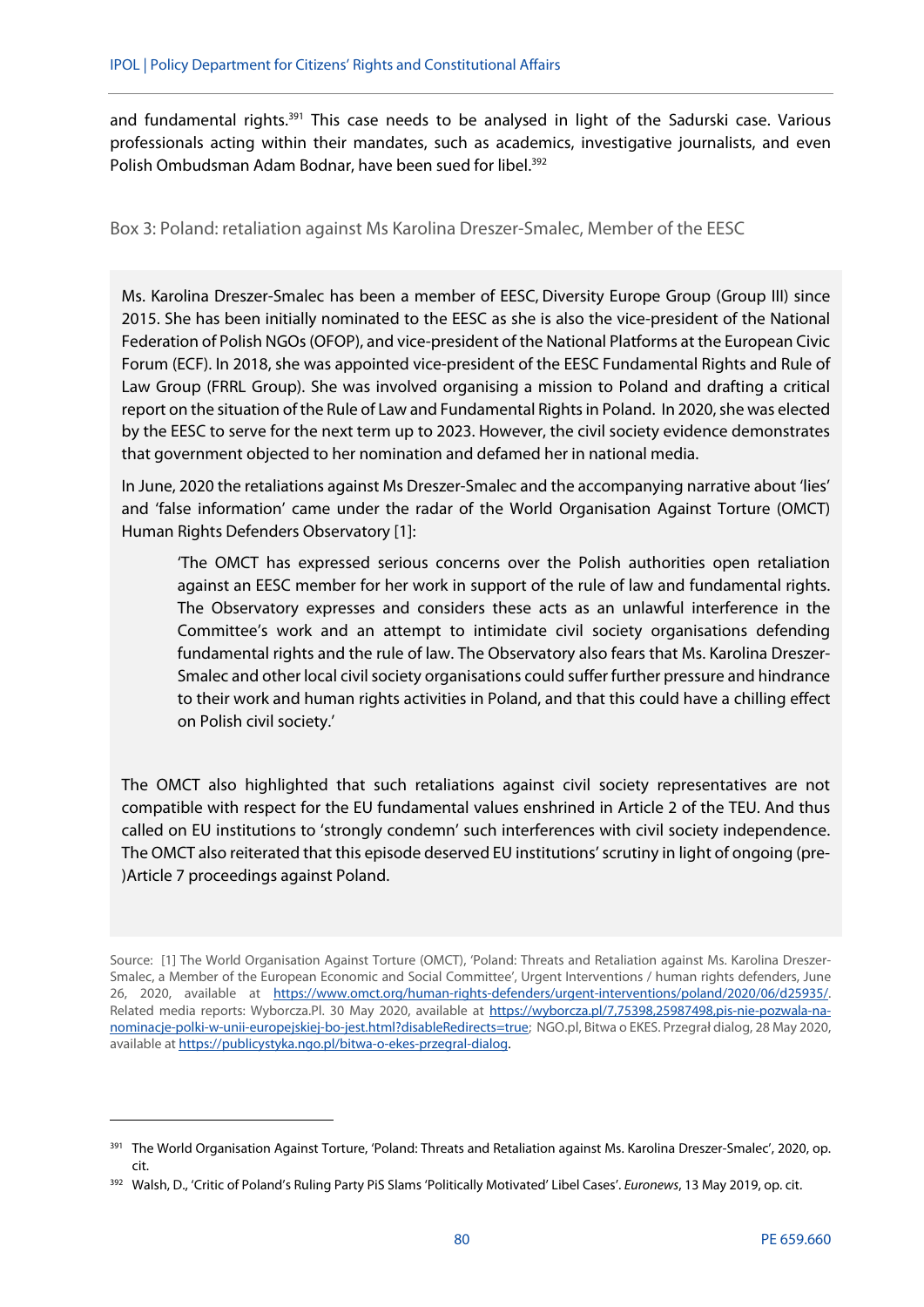and fundamental rights.[391] This case needs to be analysed in light of the Sadurski case. Various professionals acting within their mandates, such as academics, investigative journalists, and even Polish Ombudsman Adam Bodnar, have been sued for libel.[392]

### Box 3: Poland: retaliation against Ms Karolina Dreszer-Smalec, Member of the EESC

Ms. Karolina Dreszer-Smalec has been a member of EESC, Diversity Europe Group (Group III) since 2015. She has been initially nominated to the EESC as she is also the vice-president of the National Federation of Polish NGOs (OFOP), and vice-president of the National Platforms at the European Civic Forum (ECF). In 2018, she was appointed vice-president of the EESC Fundamental Rights and Rule of Law Group (FRRL Group). She was involved organising a mission to Poland and drafting a critical report on the situation of the Rule of Law and Fundamental Rights in Poland. In 2020, she was elected by the EESC to serve for the next term up to 2023. However, the civil society evidence demonstrates that government objected to her nomination and defamed her in national media.

In June, 2020 the retaliations against Ms Dreszer-Smalec and the accompanying narrative about 'lies' and 'false information' came under the radar of the World Organisation Against Torture (OMCT) Human Rights Defenders Observatory [1]:

> 'The OMCT has expressed serious concerns over the Polish authorities open retaliation against an EESC member for her work in support of the rule of law and fundamental rights. The Observatory expresses and considers these acts as an unlawful interference in the Committee's work and an attempt to intimidate civil society organisations defending fundamental rights and the rule of law. The Observatory also fears that Ms. Karolina Dreszer-Smalec and other local civil society organisations could suffer further pressure and hindrance to their work and human rights activities in Poland, and that this could have a chilling effect on Polish civil society.'

The OMCT also highlighted that such retaliations against civil society representatives are not compatible with respect for the EU fundamental values enshrined in Article 2 of the TEU. And thus called on EU institutions to 'strongly condemn' such interferences with civil society independence. The OMCT also reiterated that this episode deserved EU institutions' scrutiny in light of ongoing (pre-)Article 7 proceedings against Poland.

Source: [1] The World Organisation Against Torture (OMCT), 'Poland: Threats and Retaliation against Ms. Karolina Dreszer-Smalec, a Member of the European Economic and Social Committee', Urgent Interventions / human rights defenders, June 26, 2020, available at https://www.omct.org/human-rights-defenders/urgent-interventions/poland/2020/06/d25935/. Related media reports: Wyborcza.Pl. 30 May 2020, available at https://wyborcza.pl/7,75398,25987498,pis-nie-pozwala-na-nominacje-polki-w-unii-europejskiej-bo-jest.html?disableRedirects=true; NGO.pl, Bitwa o EKES. Przegrał dialog, 28 May 2020, available at https://publicystyka.ngo.pl/bitwa-o-ekes-przegral-dialog.

---

[391] The World Organisation Against Torture, 'Poland: Threats and Retaliation against Ms. Karolina Dreszer-Smalec', 2020, op. cit.

[392] Walsh, D., 'Critic of Poland's Ruling Party PiS Slams 'Politically Motivated' Libel Cases'. *Euronews*, 13 May 2019, op. cit.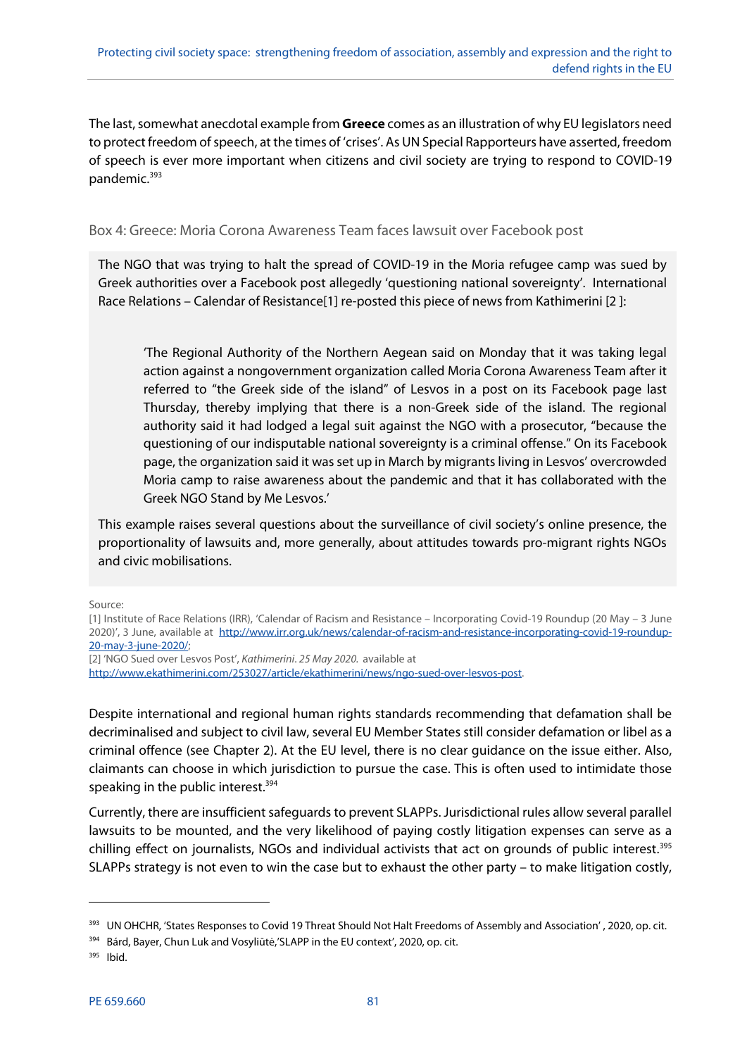The last, somewhat anecdotal example from **Greece** comes as an illustration of why EU legislators need to protect freedom of speech, at the times of 'crises'. As UN Special Rapporteurs have asserted, freedom of speech is ever more important when citizens and civil society are trying to respond to COVID-19 pandemic.[393]

### Box 4: Greece: Moria Corona Awareness Team faces lawsuit over Facebook post

The NGO that was trying to halt the spread of COVID-19 in the Moria refugee camp was sued by Greek authorities over a Facebook post allegedly 'questioning national sovereignty'. International Race Relations – Calendar of Resistance[1] re-posted this piece of news from Kathimerini [2 ]:

> 'The Regional Authority of the Northern Aegean said on Monday that it was taking legal action against a nongovernment organization called Moria Corona Awareness Team after it referred to "the Greek side of the island" of Lesvos in a post on its Facebook page last Thursday, thereby implying that there is a non-Greek side of the island. The regional authority said it had lodged a legal suit against the NGO with a prosecutor, "because the questioning of our indisputable national sovereignty is a criminal offense." On its Facebook page, the organization said it was set up in March by migrants living in Lesvos' overcrowded Moria camp to raise awareness about the pandemic and that it has collaborated with the Greek NGO Stand by Me Lesvos.'

This example raises several questions about the surveillance of civil society's online presence, the proportionality of lawsuits and, more generally, about attitudes towards pro-migrant rights NGOs and civic mobilisations.

Source:
[1] Institute of Race Relations (IRR), 'Calendar of Racism and Resistance – Incorporating Covid-19 Roundup (20 May – 3 June 2020)', 3 June, available at http://www.irr.org.uk/news/calendar-of-racism-and-resistance-incorporating-covid-19-roundup-20-may-3-june-2020/;
[2] 'NGO Sued over Lesvos Post', *Kathimerini*. *25 May 2020.* available at http://www.ekathimerini.com/253027/article/ekathimerini/news/ngo-sued-over-lesvos-post.

Despite international and regional human rights standards recommending that defamation shall be decriminalised and subject to civil law, several EU Member States still consider defamation or libel as a criminal offence (see Chapter 2). At the EU level, there is no clear guidance on the issue either. Also, claimants can choose in which jurisdiction to pursue the case. This is often used to intimidate those speaking in the public interest.[394]

Currently, there are insufficient safeguards to prevent SLAPPs. Jurisdictional rules allow several parallel lawsuits to be mounted, and the very likelihood of paying costly litigation expenses can serve as a chilling effect on journalists, NGOs and individual activists that act on grounds of public interest.[395] SLAPPs strategy is not even to win the case but to exhaust the other party – to make litigation costly,

---

[393] UN OHCHR, 'States Responses to Covid 19 Threat Should Not Halt Freedoms of Assembly and Association', 2020, op. cit.

[394] Bárd, Bayer, Chun Luk and Vosyliūtė,'SLAPP in the EU context', 2020, op. cit.

[395] Ibid.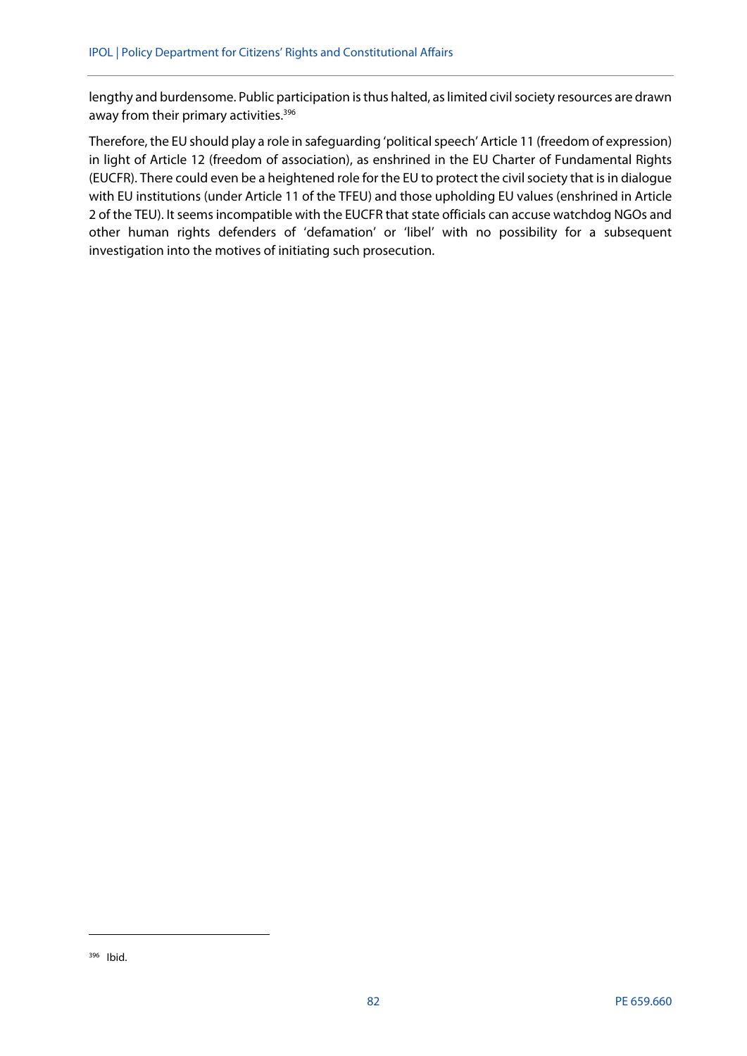lengthy and burdensome. Public participation is thus halted, as limited civil society resources are drawn away from their primary activities.[396]

Therefore, the EU should play a role in safeguarding 'political speech' Article 11 (freedom of expression) in light of Article 12 (freedom of association), as enshrined in the EU Charter of Fundamental Rights (EUCFR). There could even be a heightened role for the EU to protect the civil society that is in dialogue with EU institutions (under Article 11 of the TFEU) and those upholding EU values (enshrined in Article 2 of the TEU). It seems incompatible with the EUCFR that state officials can accuse watchdog NGOs and other human rights defenders of 'defamation' or 'libel' with no possibility for a subsequent investigation into the motives of initiating such prosecution.

[396] Ibid.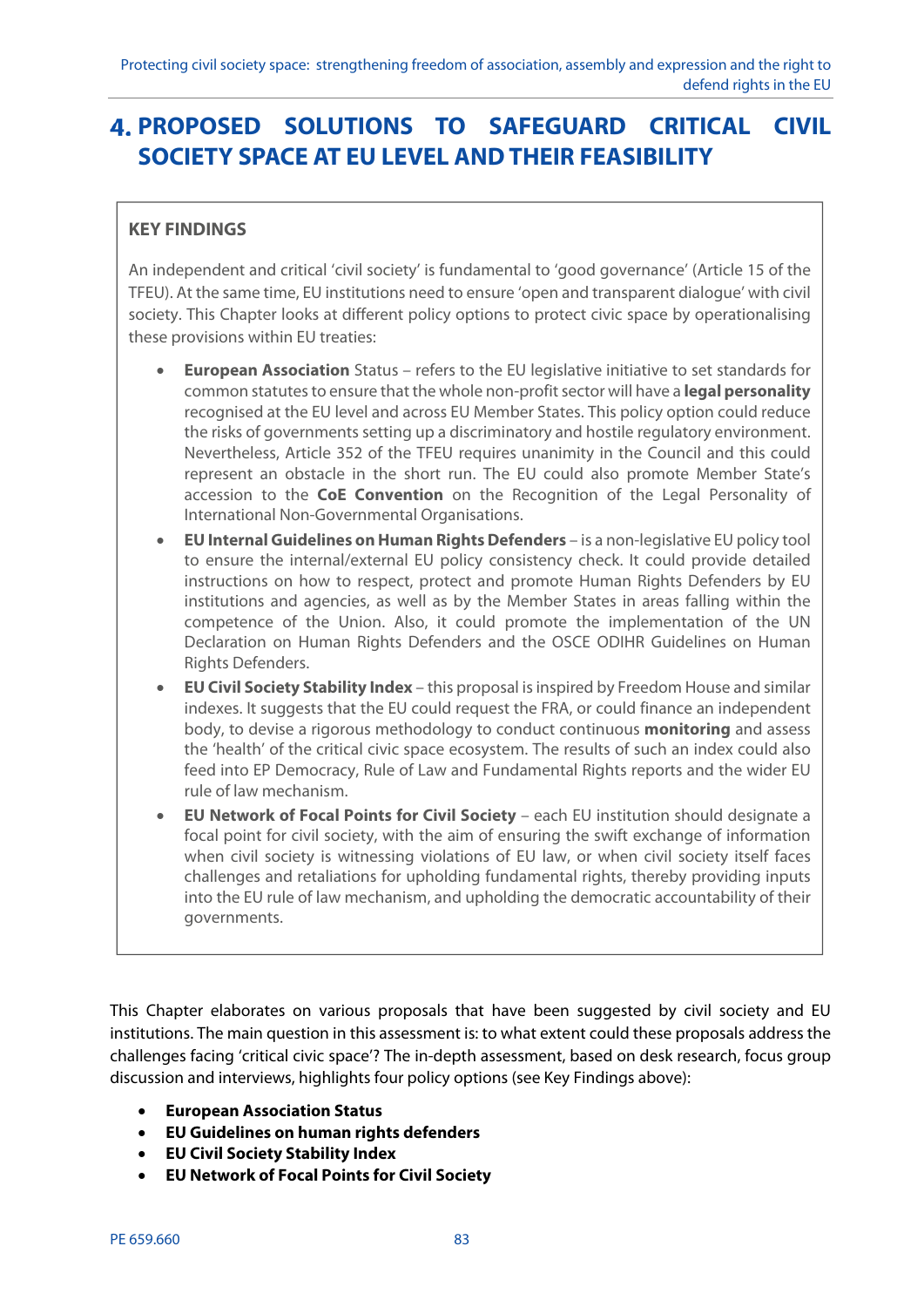# 4. PROPOSED SOLUTIONS TO SAFEGUARD CRITICAL CIVIL SOCIETY SPACE AT EU LEVEL AND THEIR FEASIBILITY

**KEY FINDINGS**

An independent and critical 'civil society' is fundamental to 'good governance' (Article 15 of the TFEU). At the same time, EU institutions need to ensure 'open and transparent dialogue' with civil society. This Chapter looks at different policy options to protect civic space by operationalising these provisions within EU treaties:

- **European Association** Status – refers to the EU legislative initiative to set standards for common statutes to ensure that the whole non-profit sector will have a **legal personality** recognised at the EU level and across EU Member States. This policy option could reduce the risks of governments setting up a discriminatory and hostile regulatory environment. Nevertheless, Article 352 of the TFEU requires unanimity in the Council and this could represent an obstacle in the short run. The EU could also promote Member State's accession to the **CoE Convention** on the Recognition of the Legal Personality of International Non-Governmental Organisations.
- **EU Internal Guidelines on Human Rights Defenders** – is a non-legislative EU policy tool to ensure the internal/external EU policy consistency check. It could provide detailed instructions on how to respect, protect and promote Human Rights Defenders by EU institutions and agencies, as well as by the Member States in areas falling within the competence of the Union. Also, it could promote the implementation of the UN Declaration on Human Rights Defenders and the OSCE ODIHR Guidelines on Human Rights Defenders.
- **EU Civil Society Stability Index** – this proposal is inspired by Freedom House and similar indexes. It suggests that the EU could request the FRA, or could finance an independent body, to devise a rigorous methodology to conduct continuous **monitoring** and assess the 'health' of the critical civic space ecosystem. The results of such an index could also feed into EP Democracy, Rule of Law and Fundamental Rights reports and the wider EU rule of law mechanism.
- **EU Network of Focal Points for Civil Society** – each EU institution should designate a focal point for civil society, with the aim of ensuring the swift exchange of information when civil society is witnessing violations of EU law, or when civil society itself faces challenges and retaliations for upholding fundamental rights, thereby providing inputs into the EU rule of law mechanism, and upholding the democratic accountability of their governments.

This Chapter elaborates on various proposals that have been suggested by civil society and EU institutions. The main question in this assessment is: to what extent could these proposals address the challenges facing 'critical civic space'? The in-depth assessment, based on desk research, focus group discussion and interviews, highlights four policy options (see Key Findings above):

- **European Association Status**
- **EU Guidelines on human rights defenders**
- **EU Civil Society Stability Index**
- **EU Network of Focal Points for Civil Society**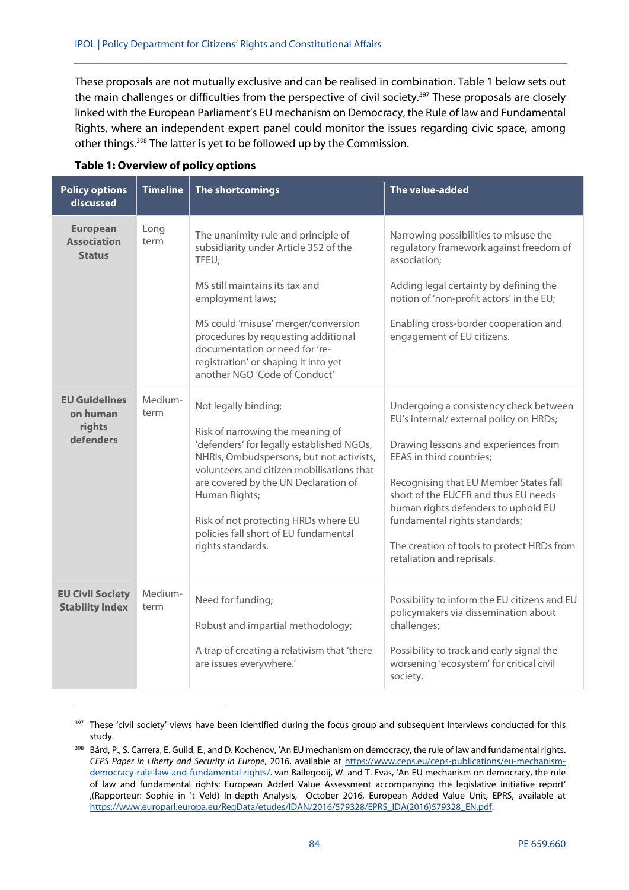These proposals are not mutually exclusive and can be realised in combination. Table 1 below sets out the main challenges or difficulties from the perspective of civil society.[397] These proposals are closely linked with the European Parliament's EU mechanism on Democracy, the Rule of law and Fundamental Rights, where an independent expert panel could monitor the issues regarding civic space, among other things.[398] The latter is yet to be followed up by the Commission.

**Table 1: Overview of policy options**

| Policy options discussed | Timeline | The shortcomings | The value-added |
|---|---|---|---|
| **European Association Status** | Long term | The unanimity rule and principle of subsidiarity under Article 352 of the TFEU;<br><br>MS still maintains its tax and employment laws;<br><br>MS could 'misuse' merger/conversion procedures by requesting additional documentation or need for 're-registration' or shaping it into yet another NGO 'Code of Conduct' | Narrowing possibilities to misuse the regulatory framework against freedom of association;<br><br>Adding legal certainty by defining the notion of 'non-profit actors' in the EU;<br><br>Enabling cross-border cooperation and engagement of EU citizens. |
| **EU Guidelines on human rights defenders** | Medium-term | Not legally binding;<br><br>Risk of narrowing the meaning of 'defenders' for legally established NGOs, NHRIs, Ombudspersons, but not activists, volunteers and citizen mobilisations that are covered by the UN Declaration of Human Rights;<br><br>Risk of not protecting HRDs where EU policies fall short of EU fundamental rights standards. | Undergoing a consistency check between EU's internal/ external policy on HRDs;<br><br>Drawing lessons and experiences from EEAS in third countries;<br><br>Recognising that EU Member States fall short of the EUCFR and thus EU needs human rights defenders to uphold EU fundamental rights standards;<br><br>The creation of tools to protect HRDs from retaliation and reprisals. |
| **EU Civil Society Stability Index** | Medium-term | Need for funding;<br><br>Robust and impartial methodology;<br><br>A trap of creating a relativism that 'there are issues everywhere.' | Possibility to inform the EU citizens and EU policymakers via dissemination about challenges;<br><br>Possibility to track and early signal the worsening 'ecosystem' for critical civil society. |

[397] These 'civil society' views have been identified during the focus group and subsequent interviews conducted for this study.

[398] Bárd, P., S. Carrera, E. Guild, E., and D. Kochenov, 'An EU mechanism on democracy, the rule of law and fundamental rights. *CEPS Paper in Liberty and Security in Europe*, 2016, available at https://www.ceps.eu/ceps-publications/eu-mechanism-democracy-rule-law-and-fundamental-rights/. van Ballegooij, W. and T. Evas, 'An EU mechanism on democracy, the rule of law and fundamental rights: European Added Value Assessment accompanying the legislative initiative report' ,(Rapporteur: Sophie in 't Veld) In-depth Analysis, October 2016, European Added Value Unit, EPRS, available at https://www.europarl.europa.eu/RegData/etudes/IDAN/2016/579328/EPRS_IDA(2016)579328_EN.pdf.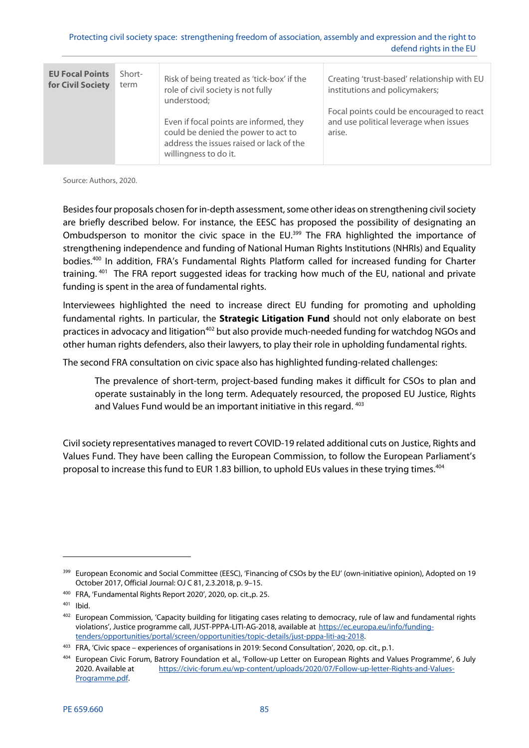| EU Focal Points for Civil Society | Short-term | Risk of being treated as 'tick-box' if the role of civil society is not fully understood;<br><br>Even if focal points are informed, they could be denied the power to act to address the issues raised or lack of the willingness to do it. | Creating 'trust-based' relationship with EU institutions and policymakers;<br><br>Focal points could be encouraged to react and use political leverage when issues arise. |
|---|---|---|---|

Source: Authors, 2020.

Besides four proposals chosen for in-depth assessment, some other ideas on strengthening civil society are briefly described below. For instance, the EESC has proposed the possibility of designating an Ombudsperson to monitor the civic space in the EU.[399] The FRA highlighted the importance of strengthening independence and funding of National Human Rights Institutions (NHRIs) and Equality bodies.[400] In addition, FRA's Fundamental Rights Platform called for increased funding for Charter training.[401] The FRA report suggested ideas for tracking how much of the EU, national and private funding is spent in the area of fundamental rights.

Interviewees highlighted the need to increase direct EU funding for promoting and upholding fundamental rights. In particular, the **Strategic Litigation Fund** should not only elaborate on best practices in advocacy and litigation[402] but also provide much-needed funding for watchdog NGOs and other human rights defenders, also their lawyers, to play their role in upholding fundamental rights.

The second FRA consultation on civic space also has highlighted funding-related challenges:

> The prevalence of short-term, project-based funding makes it difficult for CSOs to plan and operate sustainably in the long term. Adequately resourced, the proposed EU Justice, Rights and Values Fund would be an important initiative in this regard.[403]

Civil society representatives managed to revert COVID-19 related additional cuts on Justice, Rights and Values Fund. They have been calling the European Commission, to follow the European Parliament's proposal to increase this fund to EUR 1.83 billion, to uphold EUs values in these trying times.[404]

---

[399] European Economic and Social Committee (EESC), 'Financing of CSOs by the EU' (own-initiative opinion), Adopted on 19 October 2017, Official Journal: OJ C 81, 2.3.2018, p. 9–15.

[400] FRA, 'Fundamental Rights Report 2020', 2020, op. cit.,p. 25.

[401] Ibid.

[402] European Commission, 'Capacity building for litigating cases relating to democracy, rule of law and fundamental rights violations', Justice programme call, JUST-PPPA-LITI-AG-2018, available at https://ec.europa.eu/info/funding-tenders/opportunities/portal/screen/opportunities/topic-details/just-pppa-liti-ag-2018.

[403] FRA, 'Civic space – experiences of organisations in 2019: Second Consultation', 2020, op. cit., p.1.

[404] European Civic Forum, Batrory Foundation et al., 'Follow-up Letter on European Rights and Values Programme', 6 July 2020. Available at https://civic-forum.eu/wp-content/uploads/2020/07/Follow-up-letter-Rights-and-Values-Programme.pdf.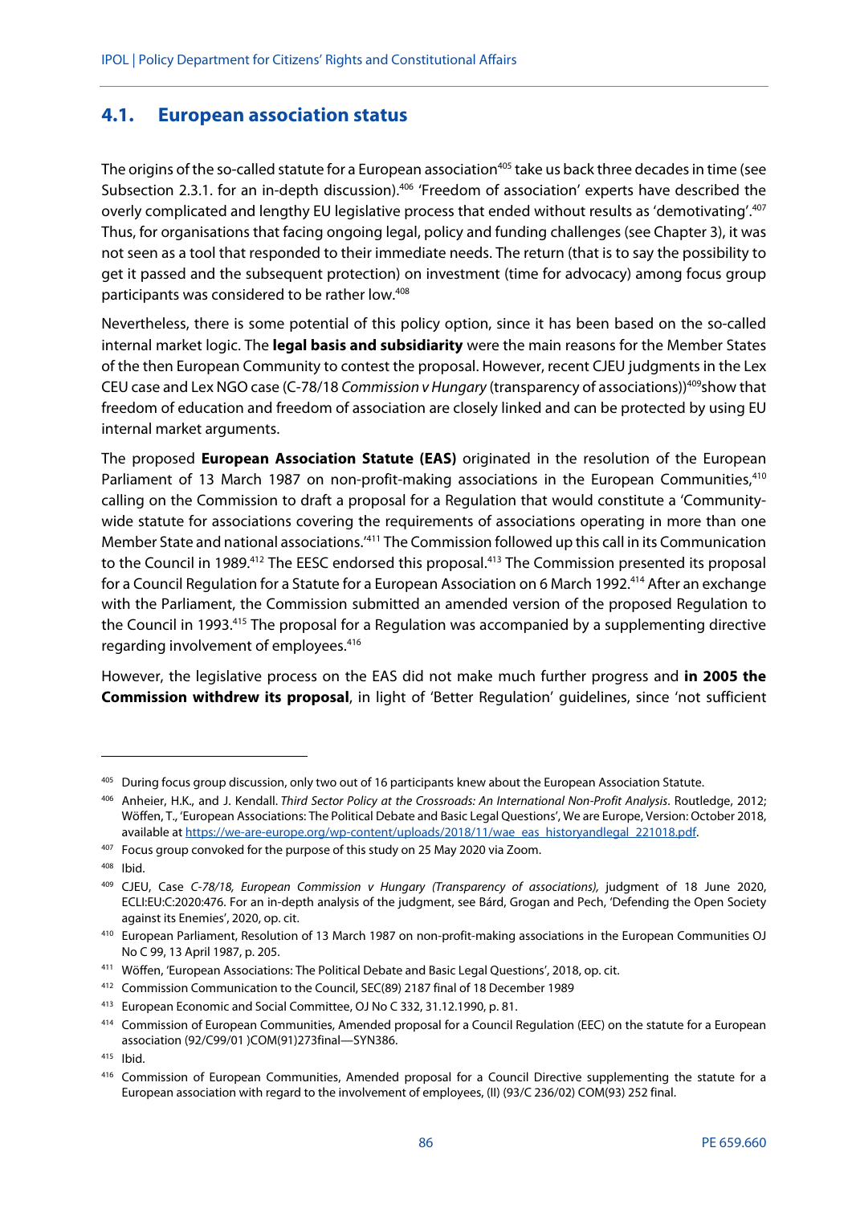## 4.1. European association status

The origins of the so-called statute for a European association[405] take us back three decades in time (see Subsection 2.3.1. for an in-depth discussion).[406] 'Freedom of association' experts have described the overly complicated and lengthy EU legislative process that ended without results as 'demotivating'.[407] Thus, for organisations that facing ongoing legal, policy and funding challenges (see Chapter 3), it was not seen as a tool that responded to their immediate needs. The return (that is to say the possibility to get it passed and the subsequent protection) on investment (time for advocacy) among focus group participants was considered to be rather low.[408]

Nevertheless, there is some potential of this policy option, since it has been based on the so-called internal market logic. The **legal basis and subsidiarity** were the main reasons for the Member States of the then European Community to contest the proposal. However, recent CJEU judgments in the Lex CEU case and Lex NGO case (C-78/18 *Commission v Hungary* (transparency of associations))[409]show that freedom of education and freedom of association are closely linked and can be protected by using EU internal market arguments.

The proposed **European Association Statute (EAS)** originated in the resolution of the European Parliament of 13 March 1987 on non-profit-making associations in the European Communities,[410] calling on the Commission to draft a proposal for a Regulation that would constitute a 'Community-wide statute for associations covering the requirements of associations operating in more than one Member State and national associations.'[411] The Commission followed up this call in its Communication to the Council in 1989.[412] The EESC endorsed this proposal.[413] The Commission presented its proposal for a Council Regulation for a Statute for a European Association on 6 March 1992.[414] After an exchange with the Parliament, the Commission submitted an amended version of the proposed Regulation to the Council in 1993.[415] The proposal for a Regulation was accompanied by a supplementing directive regarding involvement of employees.[416]

However, the legislative process on the EAS did not make much further progress and **in 2005 the Commission withdrew its proposal**, in light of 'Better Regulation' guidelines, since 'not sufficient

---

[405] During focus group discussion, only two out of 16 participants knew about the European Association Statute.

[406] Anheier, H.K., and J. Kendall. *Third Sector Policy at the Crossroads: An International Non-Profit Analysis*. Routledge, 2012; Wöffen, T., 'European Associations: The Political Debate and Basic Legal Questions', We are Europe, Version: October 2018, available at https://we-are-europe.org/wp-content/uploads/2018/11/wae_eas_historyandlegal_221018.pdf.

[407] Focus group convoked for the purpose of this study on 25 May 2020 via Zoom.

[408] Ibid.

[409] CJEU, Case *C-78/18, European Commission v Hungary (Transparency of associations),* judgment of 18 June 2020, ECLI:EU:C:2020:476. For an in-depth analysis of the judgment, see Bárd, Grogan and Pech, 'Defending the Open Society against its Enemies', 2020, op. cit.

[410] European Parliament, Resolution of 13 March 1987 on non-profit-making associations in the European Communities OJ No C 99, 13 April 1987, p. 205.

[411] Wöffen, 'European Associations: The Political Debate and Basic Legal Questions', 2018, op. cit.

[412] Commission Communication to the Council, SEC(89) 2187 final of 18 December 1989

[413] European Economic and Social Committee, OJ No C 332, 31.12.1990, p. 81.

[414] Commission of European Communities, Amended proposal for a Council Regulation (EEC) on the statute for a European association (92/C99/01 )COM(91)273final—SYN386.

[415] Ibid.

[416] Commission of European Communities, Amended proposal for a Council Directive supplementing the statute for a European association with regard to the involvement of employees, (II) (93/C 236/02) COM(93) 252 final.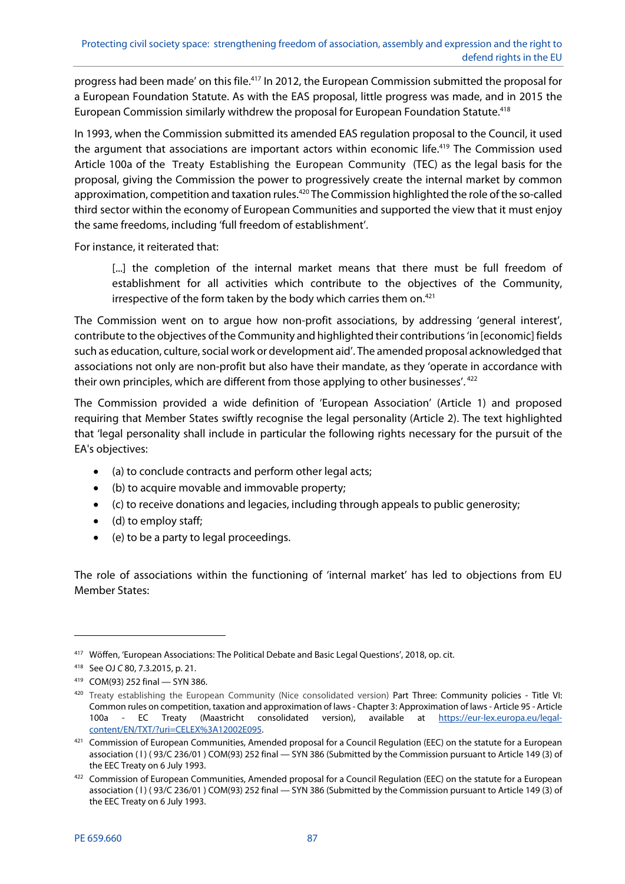progress had been made' on this file.[417] In 2012, the European Commission submitted the proposal for a European Foundation Statute. As with the EAS proposal, little progress was made, and in 2015 the European Commission similarly withdrew the proposal for European Foundation Statute.[418]

In 1993, when the Commission submitted its amended EAS regulation proposal to the Council, it used the argument that associations are important actors within economic life.[419] The Commission used Article 100a of the Treaty Establishing the European Community (TEC) as the legal basis for the proposal, giving the Commission the power to progressively create the internal market by common approximation, competition and taxation rules.[420] The Commission highlighted the role of the so-called third sector within the economy of European Communities and supported the view that it must enjoy the same freedoms, including 'full freedom of establishment'.

For instance, it reiterated that:

> [...] the completion of the internal market means that there must be full freedom of establishment for all activities which contribute to the objectives of the Community, irrespective of the form taken by the body which carries them on.[421]

The Commission went on to argue how non-profit associations, by addressing 'general interest', contribute to the objectives of the Community and highlighted their contributions 'in [economic] fields such as education, culture, social work or development aid'. The amended proposal acknowledged that associations not only are non-profit but also have their mandate, as they 'operate in accordance with their own principles, which are different from those applying to other businesses'.[422]

The Commission provided a wide definition of 'European Association' (Article 1) and proposed requiring that Member States swiftly recognise the legal personality (Article 2). The text highlighted that 'legal personality shall include in particular the following rights necessary for the pursuit of the EA's objectives:

- (a) to conclude contracts and perform other legal acts;
- (b) to acquire movable and immovable property;
- (c) to receive donations and legacies, including through appeals to public generosity;
- (d) to employ staff;
- (e) to be a party to legal proceedings.

The role of associations within the functioning of 'internal market' has led to objections from EU Member States:

---

[417] Wöffen, 'European Associations: The Political Debate and Basic Legal Questions', 2018, op. cit.

[418] See OJ *C* 80, 7.3.2015, p. 21.

[419] COM(93) 252 final — SYN 386.

[420] Treaty establishing the European Community (Nice consolidated version) Part Three: Community policies - Title VI: Common rules on competition, taxation and approximation of laws - Chapter 3: Approximation of laws - Article 95 - Article 100a - EC Treaty (Maastricht consolidated version), available at https://eur-lex.europa.eu/legal-content/EN/TXT/?uri=CELEX%3A12002E095.

[421] Commission of European Communities, Amended proposal for a Council Regulation (EEC) on the statute for a European association ( I ) ( 93/C 236/01 ) COM(93) 252 final — SYN 386 (Submitted by the Commission pursuant to Article 149 (3) of the EEC Treaty on 6 July 1993.

[422] Commission of European Communities, Amended proposal for a Council Regulation (EEC) on the statute for a European association ( I ) ( 93/C 236/01 ) COM(93) 252 final — SYN 386 (Submitted by the Commission pursuant to Article 149 (3) of the EEC Treaty on 6 July 1993.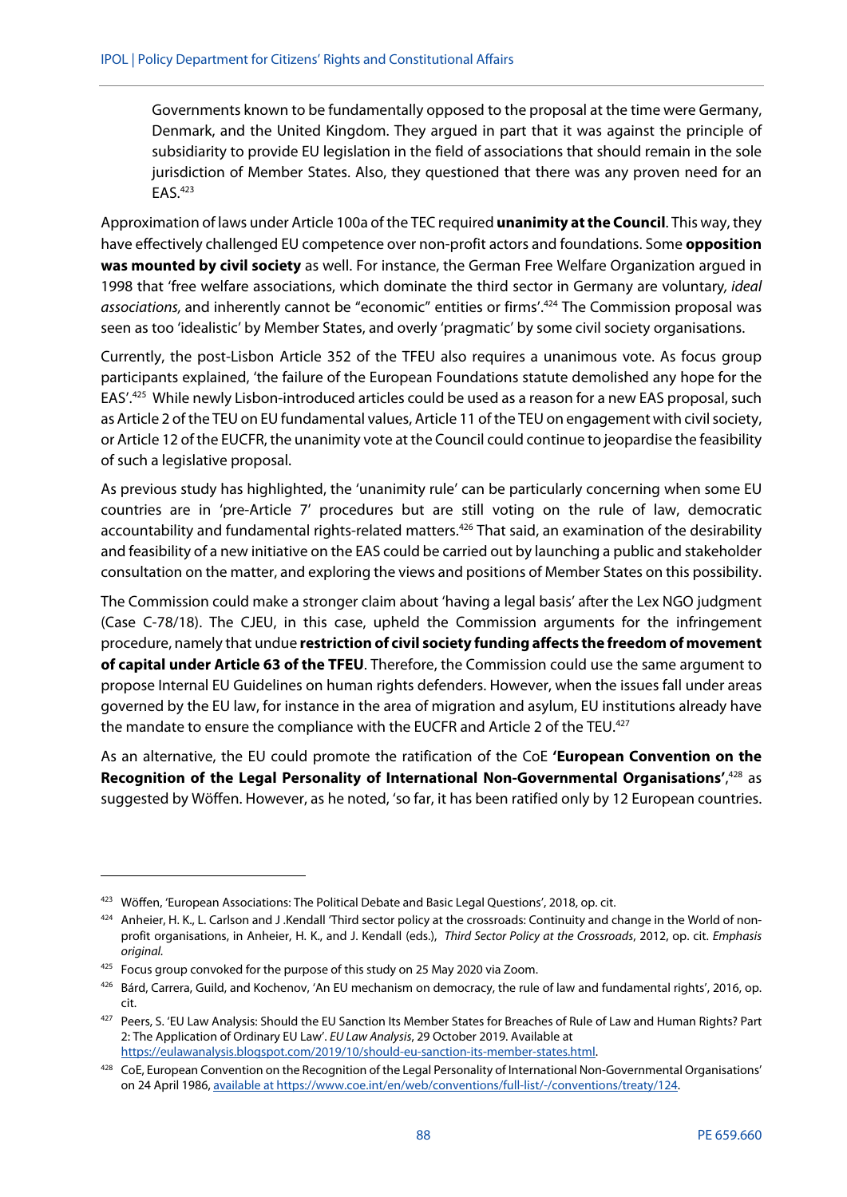> Governments known to be fundamentally opposed to the proposal at the time were Germany, Denmark, and the United Kingdom. They argued in part that it was against the principle of subsidiarity to provide EU legislation in the field of associations that should remain in the sole jurisdiction of Member States. Also, they questioned that there was any proven need for an EAS.[423]

Approximation of laws under Article 100a of the TEC required **unanimity at the Council**. This way, they have effectively challenged EU competence over non-profit actors and foundations. Some **opposition was mounted by civil society** as well. For instance, the German Free Welfare Organization argued in 1998 that 'free welfare associations, which dominate the third sector in Germany are voluntary, *ideal associations,* and inherently cannot be "economic" entities or firms'.[424] The Commission proposal was seen as too 'idealistic' by Member States, and overly 'pragmatic' by some civil society organisations.

Currently, the post-Lisbon Article 352 of the TFEU also requires a unanimous vote. As focus group participants explained, 'the failure of the European Foundations statute demolished any hope for the EAS'.[425] While newly Lisbon-introduced articles could be used as a reason for a new EAS proposal, such as Article 2 of the TEU on EU fundamental values, Article 11 of the TEU on engagement with civil society, or Article 12 of the EUCFR, the unanimity vote at the Council could continue to jeopardise the feasibility of such a legislative proposal.

As previous study has highlighted, the 'unanimity rule' can be particularly concerning when some EU countries are in 'pre-Article 7' procedures but are still voting on the rule of law, democratic accountability and fundamental rights-related matters.[426] That said, an examination of the desirability and feasibility of a new initiative on the EAS could be carried out by launching a public and stakeholder consultation on the matter, and exploring the views and positions of Member States on this possibility.

The Commission could make a stronger claim about 'having a legal basis' after the Lex NGO judgment (Case C-78/18). The CJEU, in this case, upheld the Commission arguments for the infringement procedure, namely that undue **restriction of civil society funding affects the freedom of movement of capital under Article 63 of the TFEU**. Therefore, the Commission could use the same argument to propose Internal EU Guidelines on human rights defenders. However, when the issues fall under areas governed by the EU law, for instance in the area of migration and asylum, EU institutions already have the mandate to ensure the compliance with the EUCFR and Article 2 of the TEU.[427]

As an alternative, the EU could promote the ratification of the CoE **'European Convention on the Recognition of the Legal Personality of International Non-Governmental Organisations'**,[428] as suggested by Wöffen. However, as he noted, 'so far, it has been ratified only by 12 European countries.

---

[423] Wöffen, 'European Associations: The Political Debate and Basic Legal Questions', 2018, op. cit.

[424] Anheier, H. K., L. Carlson and J .Kendall 'Third sector policy at the crossroads: Continuity and change in the World of non-profit organisations, in Anheier, H. K., and J. Kendall (eds.), *Third Sector Policy at the Crossroads*, 2012, op. cit. *Emphasis original.*

[425] Focus group convoked for the purpose of this study on 25 May 2020 via Zoom.

[426] Bárd, Carrera, Guild, and Kochenov, 'An EU mechanism on democracy, the rule of law and fundamental rights', 2016, op. cit.

[427] Peers, S. 'EU Law Analysis: Should the EU Sanction Its Member States for Breaches of Rule of Law and Human Rights? Part 2: The Application of Ordinary EU Law'. *EU Law Analysis*, 29 October 2019. Available at https://eulawanalysis.blogspot.com/2019/10/should-eu-sanction-its-member-states.html.

[428] CoE, European Convention on the Recognition of the Legal Personality of International Non-Governmental Organisations' on 24 April 1986, available at https://www.coe.int/en/web/conventions/full-list/-/conventions/treaty/124.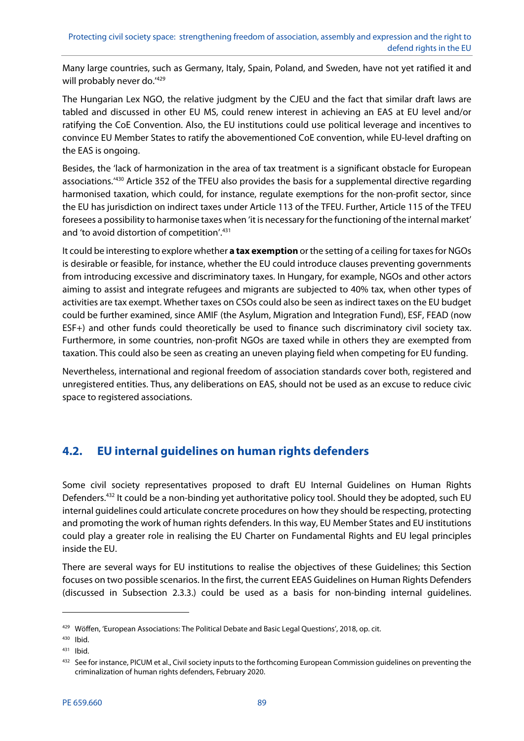Many large countries, such as Germany, Italy, Spain, Poland, and Sweden, have not yet ratified it and will probably never do.'[429]

The Hungarian Lex NGO, the relative judgment by the CJEU and the fact that similar draft laws are tabled and discussed in other EU MS, could renew interest in achieving an EAS at EU level and/or ratifying the CoE Convention. Also, the EU institutions could use political leverage and incentives to convince EU Member States to ratify the abovementioned CoE convention, while EU-level drafting on the EAS is ongoing.

Besides, the 'lack of harmonization in the area of tax treatment is a significant obstacle for European associations.'[430] Article 352 of the TFEU also provides the basis for a supplemental directive regarding harmonised taxation, which could, for instance, regulate exemptions for the non-profit sector, since the EU has jurisdiction on indirect taxes under Article 113 of the TFEU. Further, Article 115 of the TFEU foresees a possibility to harmonise taxes when 'it is necessary for the functioning of the internal market' and 'to avoid distortion of competition'.[431]

It could be interesting to explore whether **a tax exemption** or the setting of a ceiling for taxes for NGOs is desirable or feasible, for instance, whether the EU could introduce clauses preventing governments from introducing excessive and discriminatory taxes. In Hungary, for example, NGOs and other actors aiming to assist and integrate refugees and migrants are subjected to 40% tax, when other types of activities are tax exempt. Whether taxes on CSOs could also be seen as indirect taxes on the EU budget could be further examined, since AMIF (the Asylum, Migration and Integration Fund), ESF, FEAD (now ESF+) and other funds could theoretically be used to finance such discriminatory civil society tax. Furthermore, in some countries, non-profit NGOs are taxed while in others they are exempted from taxation. This could also be seen as creating an uneven playing field when competing for EU funding.

Nevertheless, international and regional freedom of association standards cover both, registered and unregistered entities. Thus, any deliberations on EAS, should not be used as an excuse to reduce civic space to registered associations.

## 4.2. EU internal guidelines on human rights defenders

Some civil society representatives proposed to draft EU Internal Guidelines on Human Rights Defenders.[432] It could be a non-binding yet authoritative policy tool. Should they be adopted, such EU internal guidelines could articulate concrete procedures on how they should be respecting, protecting and promoting the work of human rights defenders. In this way, EU Member States and EU institutions could play a greater role in realising the EU Charter on Fundamental Rights and EU legal principles inside the EU.

There are several ways for EU institutions to realise the objectives of these Guidelines; this Section focuses on two possible scenarios. In the first, the current EEAS Guidelines on Human Rights Defenders (discussed in Subsection 2.3.3.) could be used as a basis for non-binding internal guidelines.

---

[429] Wöffen, 'European Associations: The Political Debate and Basic Legal Questions', 2018, op. cit.

[430] Ibid.

[431] Ibid.

[432] See for instance, PICUM et al., Civil society inputs to the forthcoming European Commission guidelines on preventing the criminalization of human rights defenders, February 2020.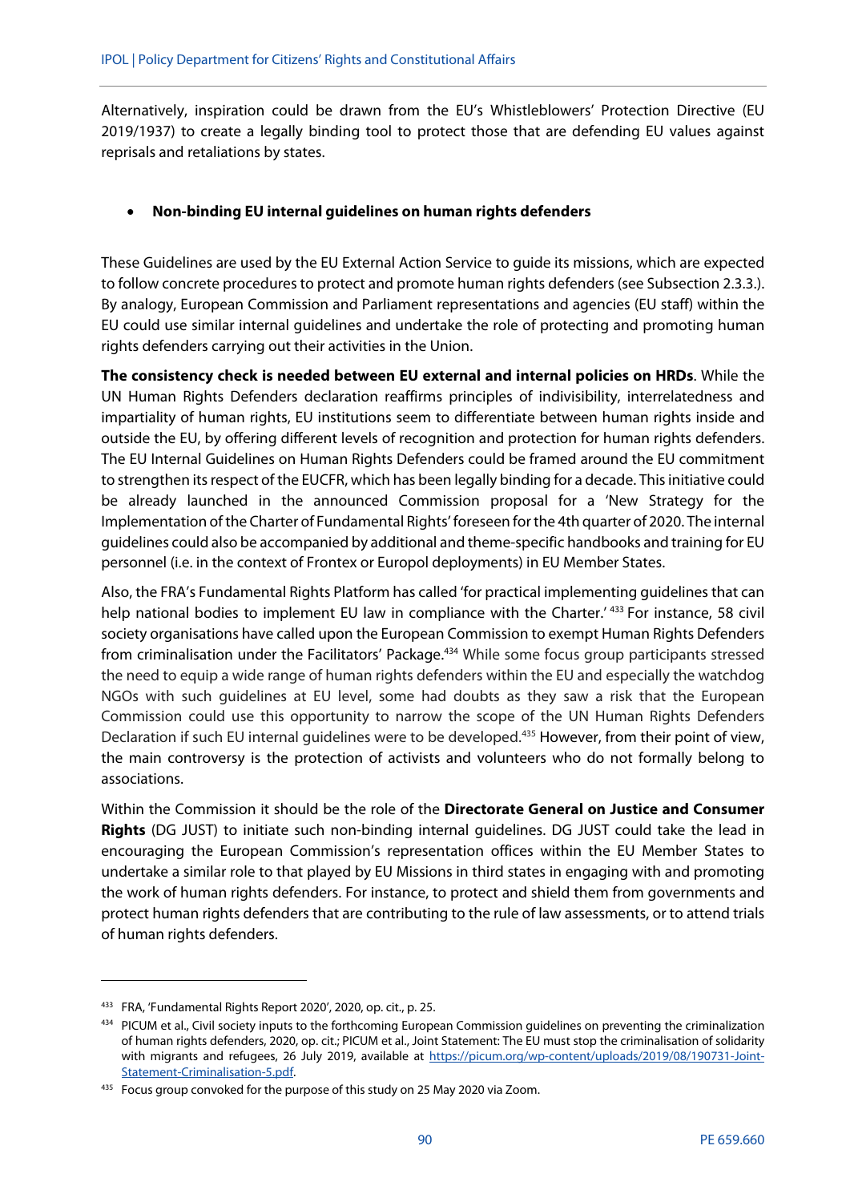Alternatively, inspiration could be drawn from the EU's Whistleblowers' Protection Directive (EU 2019/1937) to create a legally binding tool to protect those that are defending EU values against reprisals and retaliations by states.

- **Non-binding EU internal guidelines on human rights defenders**

These Guidelines are used by the EU External Action Service to guide its missions, which are expected to follow concrete procedures to protect and promote human rights defenders (see Subsection 2.3.3.). By analogy, European Commission and Parliament representations and agencies (EU staff) within the EU could use similar internal guidelines and undertake the role of protecting and promoting human rights defenders carrying out their activities in the Union.

**The consistency check is needed between EU external and internal policies on HRDs**. While the UN Human Rights Defenders declaration reaffirms principles of indivisibility, interrelatedness and impartiality of human rights, EU institutions seem to differentiate between human rights inside and outside the EU, by offering different levels of recognition and protection for human rights defenders. The EU Internal Guidelines on Human Rights Defenders could be framed around the EU commitment to strengthen its respect of the EUCFR, which has been legally binding for a decade. This initiative could be already launched in the announced Commission proposal for a 'New Strategy for the Implementation of the Charter of Fundamental Rights' foreseen for the 4th quarter of 2020. The internal guidelines could also be accompanied by additional and theme-specific handbooks and training for EU personnel (i.e. in the context of Frontex or Europol deployments) in EU Member States.

Also, the FRA's Fundamental Rights Platform has called 'for practical implementing guidelines that can help national bodies to implement EU law in compliance with the Charter.'[433] For instance, 58 civil society organisations have called upon the European Commission to exempt Human Rights Defenders from criminalisation under the Facilitators' Package.[434] While some focus group participants stressed the need to equip a wide range of human rights defenders within the EU and especially the watchdog NGOs with such guidelines at EU level, some had doubts as they saw a risk that the European Commission could use this opportunity to narrow the scope of the UN Human Rights Defenders Declaration if such EU internal guidelines were to be developed.[435] However, from their point of view, the main controversy is the protection of activists and volunteers who do not formally belong to associations.

Within the Commission it should be the role of the **Directorate General on Justice and Consumer Rights** (DG JUST) to initiate such non-binding internal guidelines. DG JUST could take the lead in encouraging the European Commission's representation offices within the EU Member States to undertake a similar role to that played by EU Missions in third states in engaging with and promoting the work of human rights defenders. For instance, to protect and shield them from governments and protect human rights defenders that are contributing to the rule of law assessments, or to attend trials of human rights defenders.

---

[433] FRA, 'Fundamental Rights Report 2020', 2020, op. cit., p. 25.

[434] PICUM et al., Civil society inputs to the forthcoming European Commission guidelines on preventing the criminalization of human rights defenders, 2020, op. cit.; PICUM et al., Joint Statement: The EU must stop the criminalisation of solidarity with migrants and refugees, 26 July 2019, available at https://picum.org/wp-content/uploads/2019/08/190731-Joint-Statement-Criminalisation-5.pdf.

[435] Focus group convoked for the purpose of this study on 25 May 2020 via Zoom.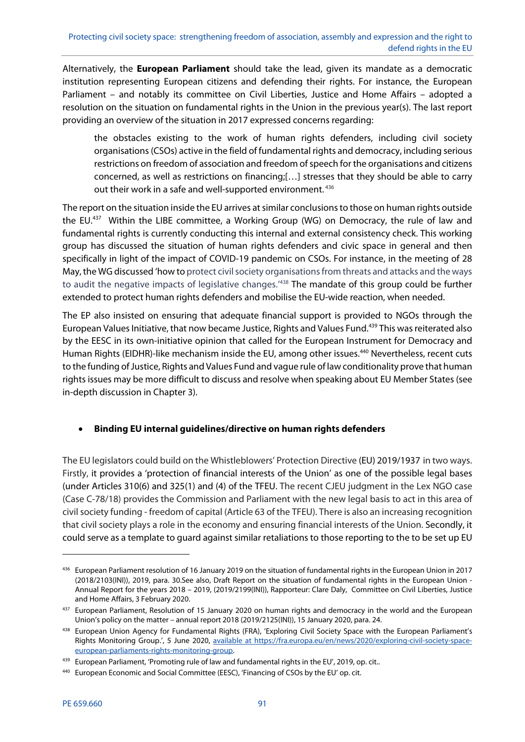Alternatively, the **European Parliament** should take the lead, given its mandate as a democratic institution representing European citizens and defending their rights. For instance, the European Parliament – and notably its committee on Civil Liberties, Justice and Home Affairs – adopted a resolution on the situation on fundamental rights in the Union in the previous year(s). The last report providing an overview of the situation in 2017 expressed concerns regarding:

> the obstacles existing to the work of human rights defenders, including civil society organisations (CSOs) active in the field of fundamental rights and democracy, including serious restrictions on freedom of association and freedom of speech for the organisations and citizens concerned, as well as restrictions on financing;[…] stresses that they should be able to carry out their work in a safe and well-supported environment.[436]

The report on the situation inside the EU arrives at similar conclusions to those on human rights outside the EU.[437] Within the LIBE committee, a Working Group (WG) on Democracy, the rule of law and fundamental rights is currently conducting this internal and external consistency check. This working group has discussed the situation of human rights defenders and civic space in general and then specifically in light of the impact of COVID-19 pandemic on CSOs. For instance, in the meeting of 28 May, the WG discussed 'how to protect civil society organisations from threats and attacks and the ways to audit the negative impacts of legislative changes.'[438] The mandate of this group could be further extended to protect human rights defenders and mobilise the EU-wide reaction, when needed.

The EP also insisted on ensuring that adequate financial support is provided to NGOs through the European Values Initiative, that now became Justice, Rights and Values Fund.[439] This was reiterated also by the EESC in its own-initiative opinion that called for the European Instrument for Democracy and Human Rights (EIDHR)-like mechanism inside the EU, among other issues.[440] Nevertheless, recent cuts to the funding of Justice, Rights and Values Fund and vague rule of law conditionality prove that human rights issues may be more difficult to discuss and resolve when speaking about EU Member States (see in-depth discussion in Chapter 3).

- **Binding EU internal guidelines/directive on human rights defenders**

The EU legislators could build on the Whistleblowers' Protection Directive (EU) 2019/1937 in two ways. Firstly, it provides a 'protection of financial interests of the Union' as one of the possible legal bases (under Articles 310(6) and 325(1) and (4) of the TFEU. The recent CJEU judgment in the Lex NGO case (Case C-78/18) provides the Commission and Parliament with the new legal basis to act in this area of civil society funding - freedom of capital (Article 63 of the TFEU). There is also an increasing recognition that civil society plays a role in the economy and ensuring financial interests of the Union. Secondly, it could serve as a template to guard against similar retaliations to those reporting to the to be set up EU

---

[436] European Parliament resolution of 16 January 2019 on the situation of fundamental rights in the European Union in 2017 (2018/2103(INI)), 2019, para. 30.See also, Draft Report on the situation of fundamental rights in the European Union - Annual Report for the years 2018 – 2019, (2019/2199(INI)), Rapporteur: Clare Daly, Committee on Civil Liberties, Justice and Home Affairs, 3 February 2020.

[437] European Parliament, Resolution of 15 January 2020 on human rights and democracy in the world and the European Union's policy on the matter – annual report 2018 (2019/2125(INI)), 15 January 2020, para. 24.

[438] European Union Agency for Fundamental Rights (FRA), 'Exploring Civil Society Space with the European Parliament's Rights Monitoring Group.', 5 June 2020, available at https://fra.europa.eu/en/news/2020/exploring-civil-society-space-european-parliaments-rights-monitoring-group.

[439] European Parliament, 'Promoting rule of law and fundamental rights in the EU', 2019, op. cit..

[440] European Economic and Social Committee (EESC), 'Financing of CSOs by the EU' op. cit.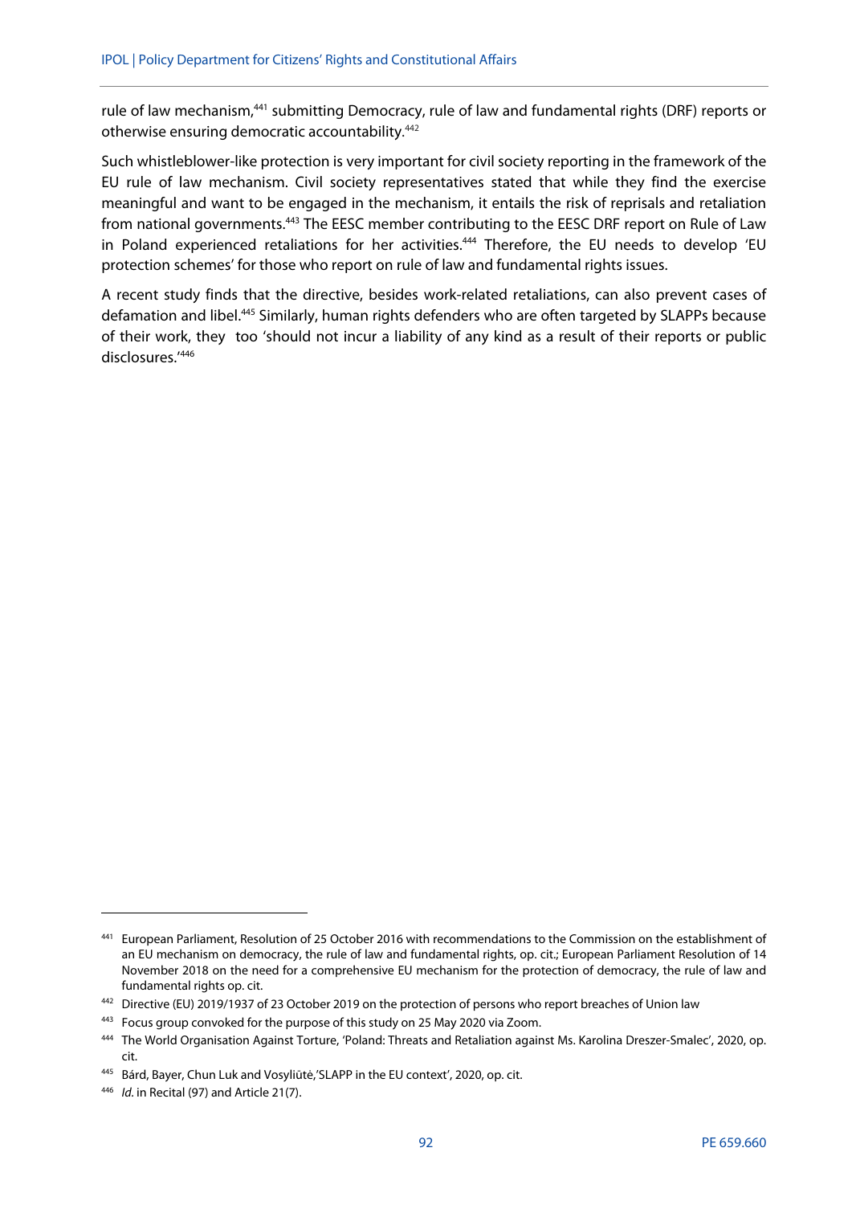rule of law mechanism,[441] submitting Democracy, rule of law and fundamental rights (DRF) reports or otherwise ensuring democratic accountability.[442]

Such whistleblower-like protection is very important for civil society reporting in the framework of the EU rule of law mechanism. Civil society representatives stated that while they find the exercise meaningful and want to be engaged in the mechanism, it entails the risk of reprisals and retaliation from national governments.[443] The EESC member contributing to the EESC DRF report on Rule of Law in Poland experienced retaliations for her activities.[444] Therefore, the EU needs to develop 'EU protection schemes' for those who report on rule of law and fundamental rights issues.

A recent study finds that the directive, besides work-related retaliations, can also prevent cases of defamation and libel.[445] Similarly, human rights defenders who are often targeted by SLAPPs because of their work, they too 'should not incur a liability of any kind as a result of their reports or public disclosures.'[446]

---

[441] European Parliament, Resolution of 25 October 2016 with recommendations to the Commission on the establishment of an EU mechanism on democracy, the rule of law and fundamental rights, op. cit.; European Parliament Resolution of 14 November 2018 on the need for a comprehensive EU mechanism for the protection of democracy, the rule of law and fundamental rights op. cit.

[442] Directive (EU) 2019/1937 of 23 October 2019 on the protection of persons who report breaches of Union law

[443] Focus group convoked for the purpose of this study on 25 May 2020 via Zoom.

[444] The World Organisation Against Torture, 'Poland: Threats and Retaliation against Ms. Karolina Dreszer-Smalec', 2020, op. cit.

[445] Bárd, Bayer, Chun Luk and Vosyliūtė,'SLAPP in the EU context', 2020, op. cit.

[446] *Id.* in Recital (97) and Article 21(7).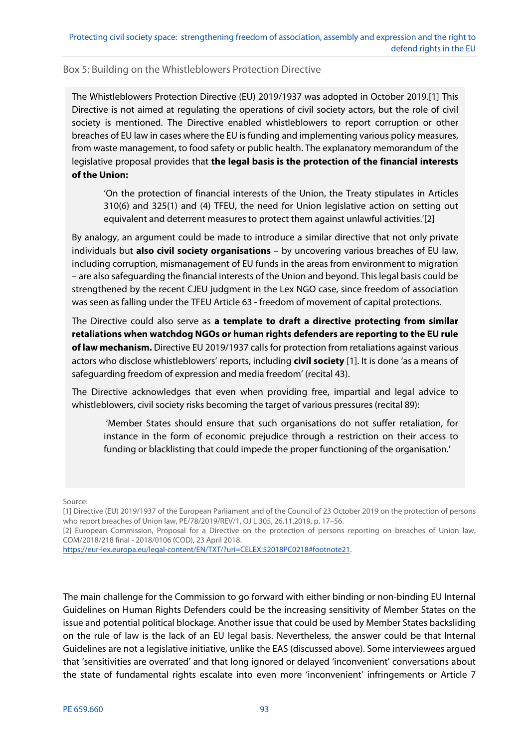Box 5: Building on the Whistleblowers Protection Directive

The Whistleblowers Protection Directive (EU) 2019/1937 was adopted in October 2019.[1] This Directive is not aimed at regulating the operations of civil society actors, but the role of civil society is mentioned. The Directive enabled whistleblowers to report corruption or other breaches of EU law in cases where the EU is funding and implementing various policy measures, from waste management, to food safety or public health. The explanatory memorandum of the legislative proposal provides that **the legal basis is the protection of the financial interests of the Union:**

> 'On the protection of financial interests of the Union, the Treaty stipulates in Articles 310(6) and 325(1) and (4) TFEU, the need for Union legislative action on setting out equivalent and deterrent measures to protect them against unlawful activities.'[2]

By analogy, an argument could be made to introduce a similar directive that not only private individuals but **also civil society organisations** – by uncovering various breaches of EU law, including corruption, mismanagement of EU funds in the areas from environment to migration – are also safeguarding the financial interests of the Union and beyond. This legal basis could be strengthened by the recent CJEU judgment in the Lex NGO case, since freedom of association was seen as falling under the TFEU Article 63 - freedom of movement of capital protections.

The Directive could also serve as **a template to draft a directive protecting from similar retaliations when watchdog NGOs or human rights defenders are reporting to the EU rule of law mechanism.** Directive EU 2019/1937 calls for protection from retaliations against various actors who disclose whistleblowers' reports, including **civil society** [1]. It is done 'as a means of safeguarding freedom of expression and media freedom' (recital 43).

The Directive acknowledges that even when providing free, impartial and legal advice to whistleblowers, civil society risks becoming the target of various pressures (recital 89):

> 'Member States should ensure that such organisations do not suffer retaliation, for instance in the form of economic prejudice through a restriction on their access to funding or blacklisting that could impede the proper functioning of the organisation.'

Source:

[1] Directive (EU) 2019/1937 of the European Parliament and of the Council of 23 October 2019 on the protection of persons who report breaches of Union law, PE/78/2019/REV/1, OJ L 305, 26.11.2019, p. 17–56.

[2} European Commission, Proposal for a Directive on the protection of persons reporting on breaches of Union law, COM/2018/218 final - 2018/0106 (COD), 23 April 2018. https://eur-lex.europa.eu/legal-content/EN/TXT/?uri=CELEX:52018PC0218#footnote21.

The main challenge for the Commission to go forward with either binding or non-binding EU Internal Guidelines on Human Rights Defenders could be the increasing sensitivity of Member States on the issue and potential political blockage. Another issue that could be used by Member States backsliding on the rule of law is the lack of an EU legal basis. Nevertheless, the answer could be that Internal Guidelines are not a legislative initiative, unlike the EAS (discussed above). Some interviewees argued that 'sensitivities are overrated' and that long ignored or delayed 'inconvenient' conversations about the state of fundamental rights escalate into even more 'inconvenient' infringements or Article 7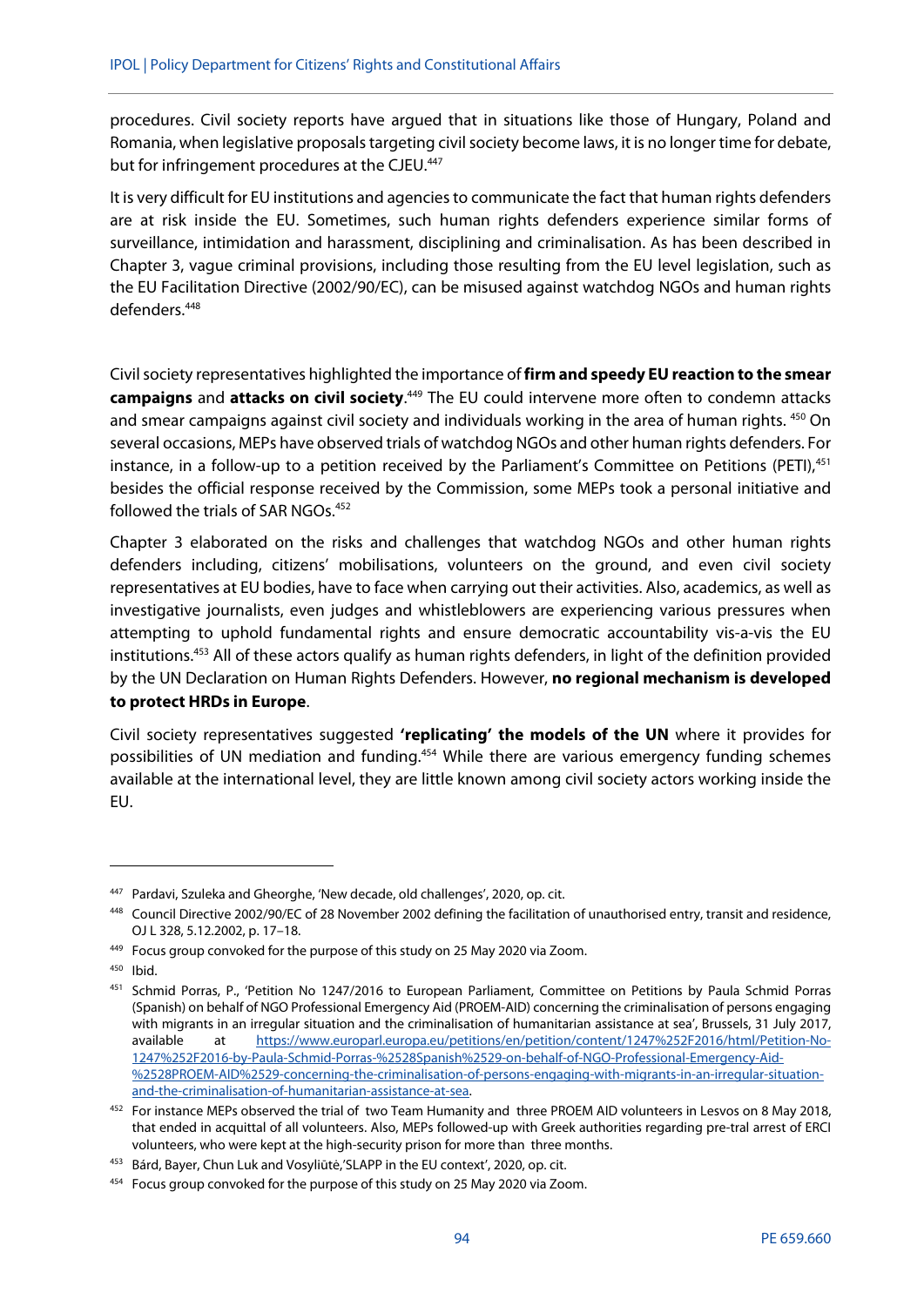procedures. Civil society reports have argued that in situations like those of Hungary, Poland and Romania, when legislative proposals targeting civil society become laws, it is no longer time for debate, but for infringement procedures at the CJEU.[447]

It is very difficult for EU institutions and agencies to communicate the fact that human rights defenders are at risk inside the EU. Sometimes, such human rights defenders experience similar forms of surveillance, intimidation and harassment, disciplining and criminalisation. As has been described in Chapter 3, vague criminal provisions, including those resulting from the EU level legislation, such as the EU Facilitation Directive (2002/90/EC), can be misused against watchdog NGOs and human rights defenders.[448]

Civil society representatives highlighted the importance of **firm and speedy EU reaction to the smear campaigns** and **attacks on civil society**.[449] The EU could intervene more often to condemn attacks and smear campaigns against civil society and individuals working in the area of human rights. [450] On several occasions, MEPs have observed trials of watchdog NGOs and other human rights defenders. For instance, in a follow-up to a petition received by the Parliament's Committee on Petitions (PETI),[451] besides the official response received by the Commission, some MEPs took a personal initiative and followed the trials of SAR NGOs.[452]

Chapter 3 elaborated on the risks and challenges that watchdog NGOs and other human rights defenders including, citizens' mobilisations, volunteers on the ground, and even civil society representatives at EU bodies, have to face when carrying out their activities. Also, academics, as well as investigative journalists, even judges and whistleblowers are experiencing various pressures when attempting to uphold fundamental rights and ensure democratic accountability vis-a-vis the EU institutions.[453] All of these actors qualify as human rights defenders, in light of the definition provided by the UN Declaration on Human Rights Defenders. However, **no regional mechanism is developed to protect HRDs in Europe**.

Civil society representatives suggested **'replicating' the models of the UN** where it provides for possibilities of UN mediation and funding.[454] While there are various emergency funding schemes available at the international level, they are little known among civil society actors working inside the EU.

---

[447] Pardavi, Szuleka and Gheorghe, 'New decade, old challenges', 2020, op. cit.

[448] Council Directive 2002/90/EC of 28 November 2002 defining the facilitation of unauthorised entry, transit and residence, OJ L 328, 5.12.2002, p. 17–18.

[449] Focus group convoked for the purpose of this study on 25 May 2020 via Zoom.

[450] Ibid.

[451] Schmid Porras, P., 'Petition No 1247/2016 to European Parliament, Committee on Petitions by Paula Schmid Porras (Spanish) on behalf of NGO Professional Emergency Aid (PROEM-AID) concerning the criminalisation of persons engaging with migrants in an irregular situation and the criminalisation of humanitarian assistance at sea', Brussels, 31 July 2017, available at https://www.europarl.europa.eu/petitions/en/petition/content/1247%252F2016/html/Petition-No-1247%252F2016-by-Paula-Schmid-Porras-%2528Spanish%2529-on-behalf-of-NGO-Professional-Emergency-Aid-%2528PROEM-AID%2529-concerning-the-criminalisation-of-persons-engaging-with-migrants-in-an-irregular-situation-and-the-criminalisation-of-humanitarian-assistance-at-sea.

[452] For instance MEPs observed the trial of two Team Humanity and three PROEM AID volunteers in Lesvos on 8 May 2018, that ended in acquittal of all volunteers. Also, MEPs followed-up with Greek authorities regarding pre-tral arrest of ERCI volunteers, who were kept at the high-security prison for more than three months.

[453] Bárd, Bayer, Chun Luk and Vosyliūtė,'SLAPP in the EU context', 2020, op. cit.

[454] Focus group convoked for the purpose of this study on 25 May 2020 via Zoom.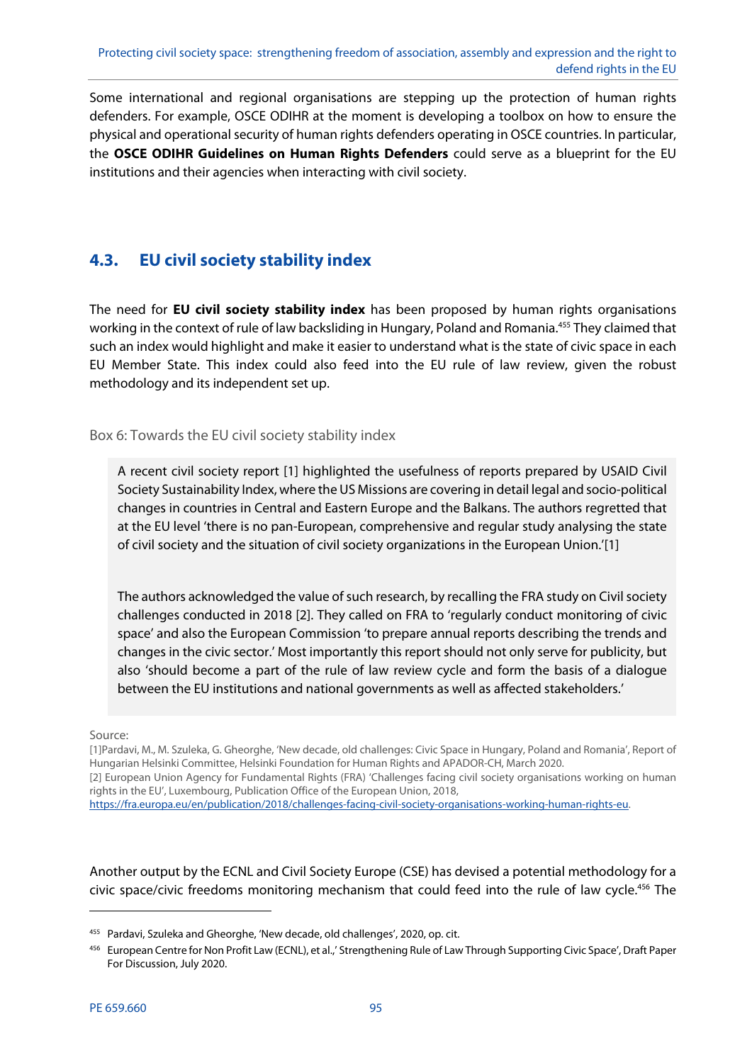Some international and regional organisations are stepping up the protection of human rights defenders. For example, OSCE ODIHR at the moment is developing a toolbox on how to ensure the physical and operational security of human rights defenders operating in OSCE countries. In particular, the **OSCE ODIHR Guidelines on Human Rights Defenders** could serve as a blueprint for the EU institutions and their agencies when interacting with civil society.

## 4.3. EU civil society stability index

The need for **EU civil society stability index** has been proposed by human rights organisations working in the context of rule of law backsliding in Hungary, Poland and Romania.[455] They claimed that such an index would highlight and make it easier to understand what is the state of civic space in each EU Member State. This index could also feed into the EU rule of law review, given the robust methodology and its independent set up.

Box 6: Towards the EU civil society stability index

> A recent civil society report [1] highlighted the usefulness of reports prepared by USAID Civil Society Sustainability Index, where the US Missions are covering in detail legal and socio-political changes in countries in Central and Eastern Europe and the Balkans. The authors regretted that at the EU level 'there is no pan-European, comprehensive and regular study analysing the state of civil society and the situation of civil society organizations in the European Union.'[1]
>
> The authors acknowledged the value of such research, by recalling the FRA study on Civil society challenges conducted in 2018 [2]. They called on FRA to 'regularly conduct monitoring of civic space' and also the European Commission 'to prepare annual reports describing the trends and changes in the civic sector.' Most importantly this report should not only serve for publicity, but also 'should become a part of the rule of law review cycle and form the basis of a dialogue between the EU institutions and national governments as well as affected stakeholders.'

Source:
[1]Pardavi, M., M. Szuleka, G. Gheorghe, 'New decade, old challenges: Civic Space in Hungary, Poland and Romania', Report of Hungarian Helsinki Committee, Helsinki Foundation for Human Rights and APADOR-CH, March 2020.
[2] European Union Agency for Fundamental Rights (FRA) 'Challenges facing civil society organisations working on human rights in the EU', Luxembourg, Publication Office of the European Union, 2018, https://fra.europa.eu/en/publication/2018/challenges-facing-civil-society-organisations-working-human-rights-eu.

Another output by the ECNL and Civil Society Europe (CSE) has devised a potential methodology for a civic space/civic freedoms monitoring mechanism that could feed into the rule of law cycle.[456] The

[455] Pardavi, Szuleka and Gheorghe, 'New decade, old challenges', 2020, op. cit.

[456] European Centre for Non Profit Law (ECNL), et al.,' Strengthening Rule of Law Through Supporting Civic Space', Draft Paper For Discussion, July 2020.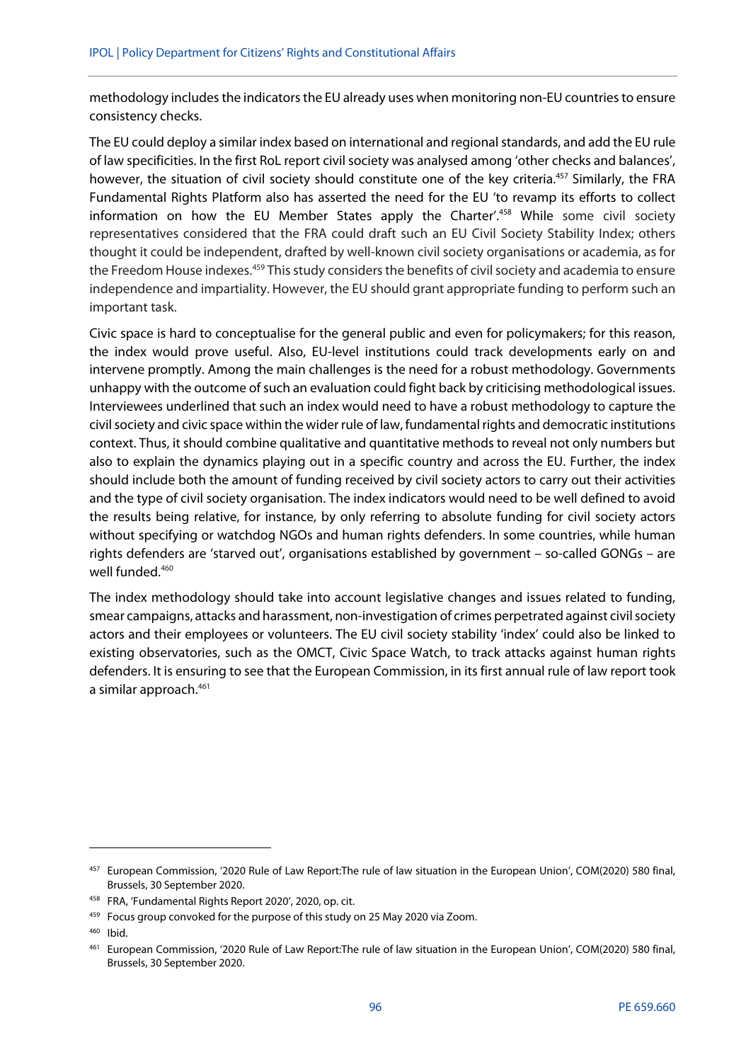methodology includes the indicators the EU already uses when monitoring non-EU countries to ensure consistency checks.

The EU could deploy a similar index based on international and regional standards, and add the EU rule of law specificities. In the first RoL report civil society was analysed among 'other checks and balances', however, the situation of civil society should constitute one of the key criteria.[457] Similarly, the FRA Fundamental Rights Platform also has asserted the need for the EU 'to revamp its efforts to collect information on how the EU Member States apply the Charter'.[458] While some civil society representatives considered that the FRA could draft such an EU Civil Society Stability Index; others thought it could be independent, drafted by well-known civil society organisations or academia, as for the Freedom House indexes.[459] This study considers the benefits of civil society and academia to ensure independence and impartiality. However, the EU should grant appropriate funding to perform such an important task.

Civic space is hard to conceptualise for the general public and even for policymakers; for this reason, the index would prove useful. Also, EU-level institutions could track developments early on and intervene promptly. Among the main challenges is the need for a robust methodology. Governments unhappy with the outcome of such an evaluation could fight back by criticising methodological issues. Interviewees underlined that such an index would need to have a robust methodology to capture the civil society and civic space within the wider rule of law, fundamental rights and democratic institutions context. Thus, it should combine qualitative and quantitative methods to reveal not only numbers but also to explain the dynamics playing out in a specific country and across the EU. Further, the index should include both the amount of funding received by civil society actors to carry out their activities and the type of civil society organisation. The index indicators would need to be well defined to avoid the results being relative, for instance, by only referring to absolute funding for civil society actors without specifying or watchdog NGOs and human rights defenders. In some countries, while human rights defenders are 'starved out', organisations established by government – so-called GONGs – are well funded.[460]

The index methodology should take into account legislative changes and issues related to funding, smear campaigns, attacks and harassment, non-investigation of crimes perpetrated against civil society actors and their employees or volunteers. The EU civil society stability 'index' could also be linked to existing observatories, such as the OMCT, Civic Space Watch, to track attacks against human rights defenders. It is ensuring to see that the European Commission, in its first annual rule of law report took a similar approach.[461]

---

[457] European Commission, '2020 Rule of Law Report:The rule of law situation in the European Union', COM(2020) 580 final, Brussels, 30 September 2020.

[458] FRA, 'Fundamental Rights Report 2020', 2020, op. cit.

[459] Focus group convoked for the purpose of this study on 25 May 2020 via Zoom.

[460] Ibid.

[461] European Commission, '2020 Rule of Law Report:The rule of law situation in the European Union', COM(2020) 580 final, Brussels, 30 September 2020.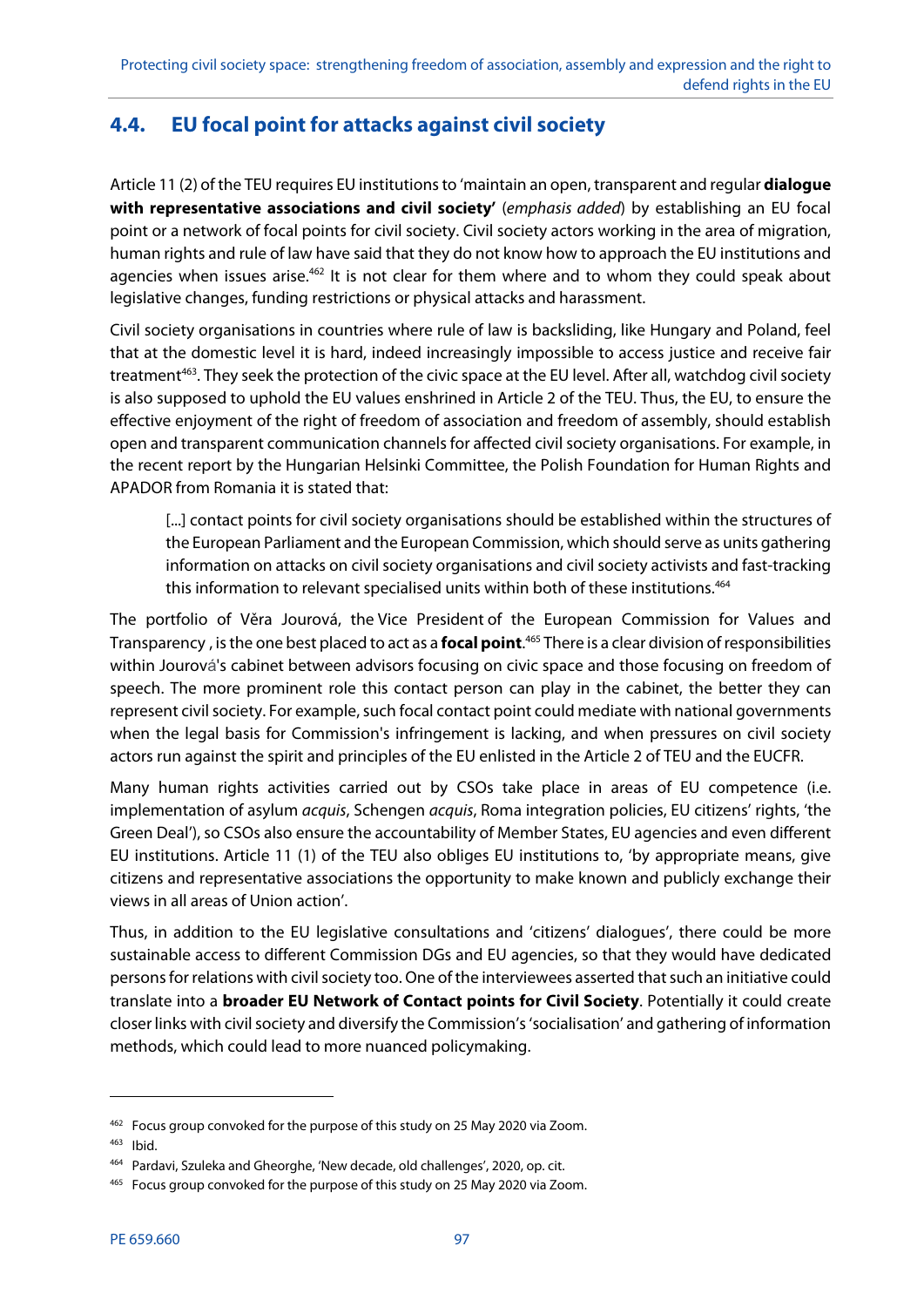## 4.4. EU focal point for attacks against civil society

Article 11 (2) of the TEU requires EU institutions to 'maintain an open, transparent and regular **dialogue with representative associations and civil society'** (*emphasis added*) by establishing an EU focal point or a network of focal points for civil society. Civil society actors working in the area of migration, human rights and rule of law have said that they do not know how to approach the EU institutions and agencies when issues arise.[462] It is not clear for them where and to whom they could speak about legislative changes, funding restrictions or physical attacks and harassment.

Civil society organisations in countries where rule of law is backsliding, like Hungary and Poland, feel that at the domestic level it is hard, indeed increasingly impossible to access justice and receive fair treatment[463]. They seek the protection of the civic space at the EU level. After all, watchdog civil society is also supposed to uphold the EU values enshrined in Article 2 of the TEU. Thus, the EU, to ensure the effective enjoyment of the right of freedom of association and freedom of assembly, should establish open and transparent communication channels for affected civil society organisations. For example, in the recent report by the Hungarian Helsinki Committee, the Polish Foundation for Human Rights and APADOR from Romania it is stated that:

> [...] contact points for civil society organisations should be established within the structures of the European Parliament and the European Commission, which should serve as units gathering information on attacks on civil society organisations and civil society activists and fast-tracking this information to relevant specialised units within both of these institutions.[464]

The portfolio of Věra Jourová, the Vice President of the European Commission for Values and Transparency , is the one best placed to act as a **focal point**.[465] There is a clear division of responsibilities within Jourová's cabinet between advisors focusing on civic space and those focusing on freedom of speech. The more prominent role this contact person can play in the cabinet, the better they can represent civil society. For example, such focal contact point could mediate with national governments when the legal basis for Commission's infringement is lacking, and when pressures on civil society actors run against the spirit and principles of the EU enlisted in the Article 2 of TEU and the EUCFR.

Many human rights activities carried out by CSOs take place in areas of EU competence (i.e. implementation of asylum *acquis*, Schengen *acquis*, Roma integration policies, EU citizens' rights, 'the Green Deal'), so CSOs also ensure the accountability of Member States, EU agencies and even different EU institutions. Article 11 (1) of the TEU also obliges EU institutions to, 'by appropriate means, give citizens and representative associations the opportunity to make known and publicly exchange their views in all areas of Union action'.

Thus, in addition to the EU legislative consultations and 'citizens' dialogues', there could be more sustainable access to different Commission DGs and EU agencies, so that they would have dedicated persons for relations with civil society too. One of the interviewees asserted that such an initiative could translate into a **broader EU Network of Contact points for Civil Society**. Potentially it could create closer links with civil society and diversify the Commission's 'socialisation' and gathering of information methods, which could lead to more nuanced policymaking.

---

[462] Focus group convoked for the purpose of this study on 25 May 2020 via Zoom.

[463] Ibid.

[464] Pardavi, Szuleka and Gheorghe, 'New decade, old challenges', 2020, op. cit.

[465] Focus group convoked for the purpose of this study on 25 May 2020 via Zoom.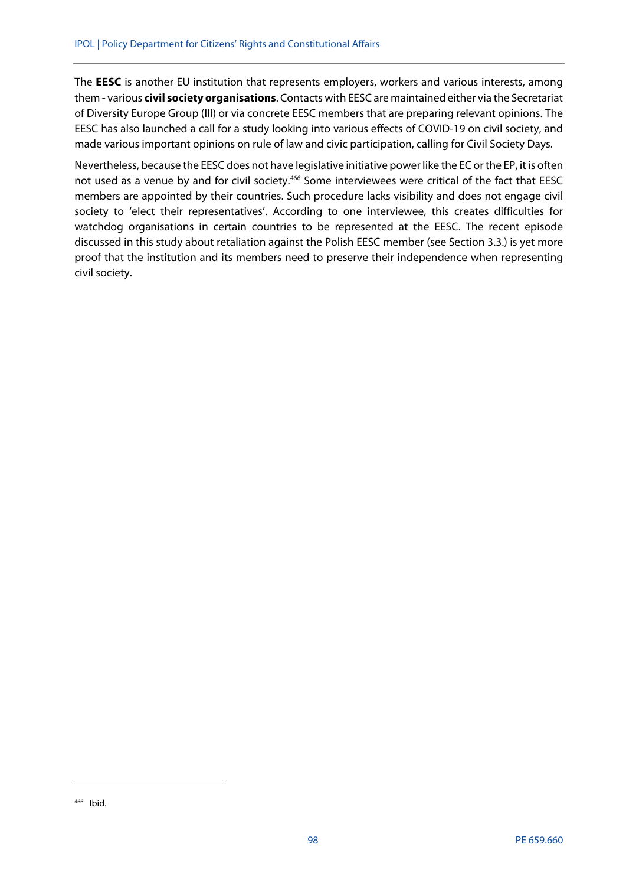The **EESC** is another EU institution that represents employers, workers and various interests, among them - various **civil society organisations**. Contacts with EESC are maintained either via the Secretariat of Diversity Europe Group (III) or via concrete EESC members that are preparing relevant opinions. The EESC has also launched a call for a study looking into various effects of COVID-19 on civil society, and made various important opinions on rule of law and civic participation, calling for Civil Society Days.

Nevertheless, because the EESC does not have legislative initiative power like the EC or the EP, it is often not used as a venue by and for civil society.[466] Some interviewees were critical of the fact that EESC members are appointed by their countries. Such procedure lacks visibility and does not engage civil society to 'elect their representatives'. According to one interviewee, this creates difficulties for watchdog organisations in certain countries to be represented at the EESC. The recent episode discussed in this study about retaliation against the Polish EESC member (see Section 3.3.) is yet more proof that the institution and its members need to preserve their independence when representing civil society.

---

[466] Ibid.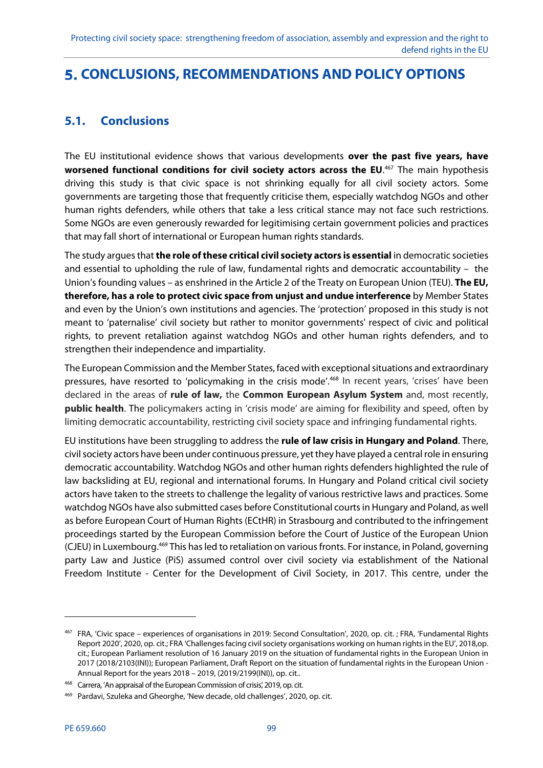# 5. CONCLUSIONS, RECOMMENDATIONS AND POLICY OPTIONS

## 5.1. Conclusions

The EU institutional evidence shows that various developments **over the past five years, have worsened functional conditions for civil society actors across the EU**.[467] The main hypothesis driving this study is that civic space is not shrinking equally for all civil society actors. Some governments are targeting those that frequently criticise them, especially watchdog NGOs and other human rights defenders, while others that take a less critical stance may not face such restrictions. Some NGOs are even generously rewarded for legitimising certain government policies and practices that may fall short of international or European human rights standards.

The study argues that **the role of these critical civil society actors is essential** in democratic societies and essential to upholding the rule of law, fundamental rights and democratic accountability – the Union's founding values – as enshrined in the Article 2 of the Treaty on European Union (TEU). **The EU, therefore, has a role to protect civic space from unjust and undue interference** by Member States and even by the Union's own institutions and agencies. The 'protection' proposed in this study is not meant to 'paternalise' civil society but rather to monitor governments' respect of civic and political rights, to prevent retaliation against watchdog NGOs and other human rights defenders, and to strengthen their independence and impartiality.

The European Commission and the Member States, faced with exceptional situations and extraordinary pressures, have resorted to 'policymaking in the crisis mode'.[468] In recent years, 'crises' have been declared in the areas of **rule of law,** the **Common European Asylum System** and, most recently, **public health**. The policymakers acting in 'crisis mode' are aiming for flexibility and speed, often by limiting democratic accountability, restricting civil society space and infringing fundamental rights.

EU institutions have been struggling to address the **rule of law crisis in Hungary and Poland**. There, civil society actors have been under continuous pressure, yet they have played a central role in ensuring democratic accountability. Watchdog NGOs and other human rights defenders highlighted the rule of law backsliding at EU, regional and international forums. In Hungary and Poland critical civil society actors have taken to the streets to challenge the legality of various restrictive laws and practices. Some watchdog NGOs have also submitted cases before Constitutional courts in Hungary and Poland, as well as before European Court of Human Rights (ECtHR) in Strasbourg and contributed to the infringement proceedings started by the European Commission before the Court of Justice of the European Union (CJEU) in Luxembourg.[469] This has led to retaliation on various fronts. For instance, in Poland, governing party Law and Justice (PiS) assumed control over civil society via establishment of the National Freedom Institute - Center for the Development of Civil Society, in 2017. This centre, under the

---

[467] FRA, 'Civic space – experiences of organisations in 2019: Second Consultation', 2020, op. cit. ; FRA, 'Fundamental Rights Report 2020', 2020, op. cit.; FRA 'Challenges facing civil society organisations working on human rights in the EU', 2018,op. cit.; European Parliament resolution of 16 January 2019 on the situation of fundamental rights in the European Union in 2017 (2018/2103(INI)); European Parliament, Draft Report on the situation of fundamental rights in the European Union - Annual Report for the years 2018 – 2019, (2019/2199(INI)), op. cit..

[468] Carrera, 'An appraisal of the European Commission of crisis', 2019, op. cit.

[469] Pardavi, Szuleka and Gheorghe, 'New decade, old challenges', 2020, op. cit.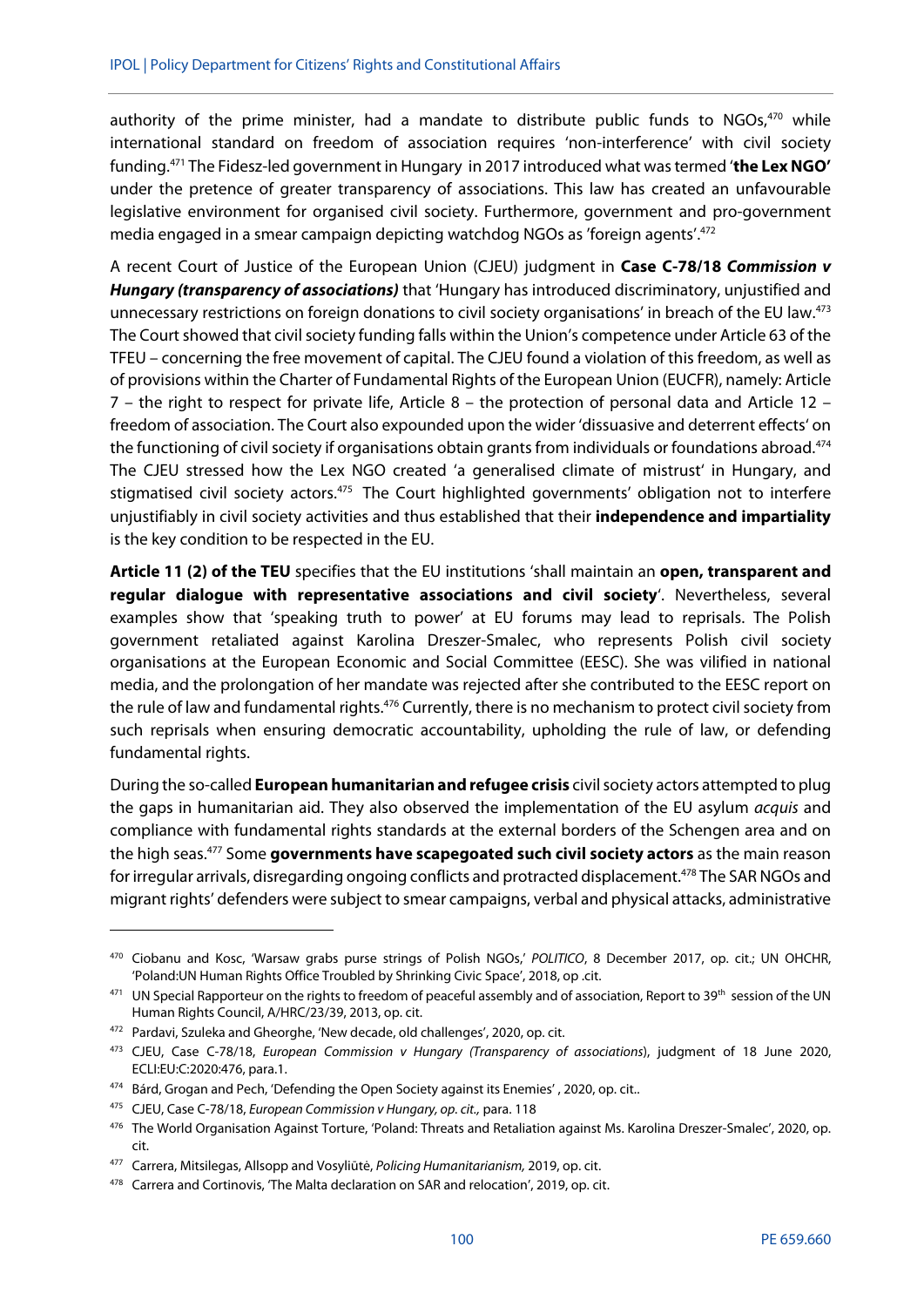authority of the prime minister, had a mandate to distribute public funds to NGOs,[470] while international standard on freedom of association requires 'non-interference' with civil society funding.[471] The Fidesz-led government in Hungary in 2017 introduced what was termed '**the Lex NGO'** under the pretence of greater transparency of associations. This law has created an unfavourable legislative environment for organised civil society. Furthermore, government and pro-government media engaged in a smear campaign depicting watchdog NGOs as 'foreign agents'.[472]

A recent Court of Justice of the European Union (CJEU) judgment in **Case C-78/18 *Commission v Hungary (transparency of associations)*** that 'Hungary has introduced discriminatory, unjustified and unnecessary restrictions on foreign donations to civil society organisations' in breach of the EU law.[473] The Court showed that civil society funding falls within the Union's competence under Article 63 of the TFEU – concerning the free movement of capital. The CJEU found a violation of this freedom, as well as of provisions within the Charter of Fundamental Rights of the European Union (EUCFR), namely: Article 7 – the right to respect for private life, Article 8 – the protection of personal data and Article 12 – freedom of association. The Court also expounded upon the wider 'dissuasive and deterrent effects' on the functioning of civil society if organisations obtain grants from individuals or foundations abroad.[474] The CJEU stressed how the Lex NGO created 'a generalised climate of mistrust' in Hungary, and stigmatised civil society actors.[475] The Court highlighted governments' obligation not to interfere unjustifiably in civil society activities and thus established that their **independence and impartiality** is the key condition to be respected in the EU.

**Article 11 (2) of the TEU** specifies that the EU institutions 'shall maintain an **open, transparent and regular dialogue with representative associations and civil society**'. Nevertheless, several examples show that 'speaking truth to power' at EU forums may lead to reprisals. The Polish government retaliated against Karolina Dreszer-Smalec, who represents Polish civil society organisations at the European Economic and Social Committee (EESC). She was vilified in national media, and the prolongation of her mandate was rejected after she contributed to the EESC report on the rule of law and fundamental rights.[476] Currently, there is no mechanism to protect civil society from such reprisals when ensuring democratic accountability, upholding the rule of law, or defending fundamental rights.

During the so-called **European humanitarian and refugee crisis** civil society actors attempted to plug the gaps in humanitarian aid. They also observed the implementation of the EU asylum *acquis* and compliance with fundamental rights standards at the external borders of the Schengen area and on the high seas.[477] Some **governments have scapegoated such civil society actors** as the main reason for irregular arrivals, disregarding ongoing conflicts and protracted displacement.[478] The SAR NGOs and migrant rights' defenders were subject to smear campaigns, verbal and physical attacks, administrative

---

[470] Ciobanu and Kosc, 'Warsaw grabs purse strings of Polish NGOs,' *POLITICO*, 8 December 2017, op. cit.; UN OHCHR, 'Poland:UN Human Rights Office Troubled by Shrinking Civic Space', 2018, op .cit.

[471] UN Special Rapporteur on the rights to freedom of peaceful assembly and of association, Report to 39th session of the UN Human Rights Council, A/HRC/23/39, 2013, op. cit.

[472] Pardavi, Szuleka and Gheorghe, 'New decade, old challenges', 2020, op. cit.

[473] CJEU, Case C-78/18, *European Commission v Hungary (Transparency of associations*), judgment of 18 June 2020, ECLI:EU:C:2020:476, para.1.

[474] Bárd, Grogan and Pech, 'Defending the Open Society against its Enemies' , 2020, op. cit..

[475] CJEU, Case C-78/18, *European Commission v Hungary, op. cit.,* para. 118

[476] The World Organisation Against Torture, 'Poland: Threats and Retaliation against Ms. Karolina Dreszer-Smalec', 2020, op. cit.

[477] Carrera, Mitsilegas, Allsopp and Vosyliūtė, *Policing Humanitarianism,* 2019, op. cit.

[478] Carrera and Cortinovis, 'The Malta declaration on SAR and relocation', 2019, op. cit.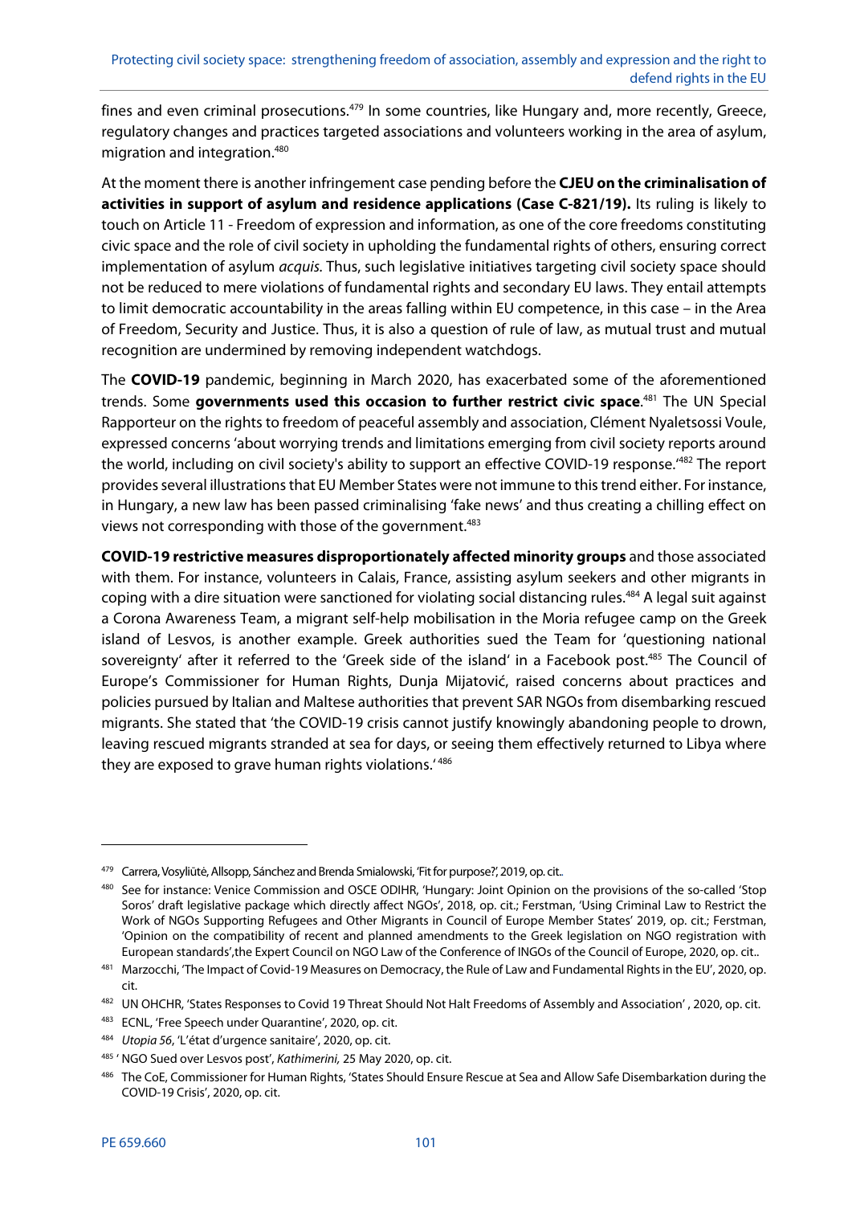fines and even criminal prosecutions.[479] In some countries, like Hungary and, more recently, Greece, regulatory changes and practices targeted associations and volunteers working in the area of asylum, migration and integration.[480]

At the moment there is another infringement case pending before the **CJEU on the criminalisation of activities in support of asylum and residence applications (Case C-821/19).** Its ruling is likely to touch on Article 11 - Freedom of expression and information, as one of the core freedoms constituting civic space and the role of civil society in upholding the fundamental rights of others, ensuring correct implementation of asylum *acquis*. Thus, such legislative initiatives targeting civil society space should not be reduced to mere violations of fundamental rights and secondary EU laws. They entail attempts to limit democratic accountability in the areas falling within EU competence, in this case – in the Area of Freedom, Security and Justice. Thus, it is also a question of rule of law, as mutual trust and mutual recognition are undermined by removing independent watchdogs.

The **COVID-19** pandemic, beginning in March 2020, has exacerbated some of the aforementioned trends. Some **governments used this occasion to further restrict civic space**.[481] The UN Special Rapporteur on the rights to freedom of peaceful assembly and association, Clément Nyaletsossi Voule, expressed concerns 'about worrying trends and limitations emerging from civil society reports around the world, including on civil society's ability to support an effective COVID-19 response.'[482] The report provides several illustrations that EU Member States were not immune to this trend either. For instance, in Hungary, a new law has been passed criminalising 'fake news' and thus creating a chilling effect on views not corresponding with those of the government.[483]

**COVID-19 restrictive measures disproportionately affected minority groups** and those associated with them. For instance, volunteers in Calais, France, assisting asylum seekers and other migrants in coping with a dire situation were sanctioned for violating social distancing rules.[484] A legal suit against a Corona Awareness Team, a migrant self-help mobilisation in the Moria refugee camp on the Greek island of Lesvos, is another example. Greek authorities sued the Team for 'questioning national sovereignty' after it referred to the 'Greek side of the island' in a Facebook post.[485] The Council of Europe's Commissioner for Human Rights, Dunja Mijatović, raised concerns about practices and policies pursued by Italian and Maltese authorities that prevent SAR NGOs from disembarking rescued migrants. She stated that 'the COVID-19 crisis cannot justify knowingly abandoning people to drown, leaving rescued migrants stranded at sea for days, or seeing them effectively returned to Libya where they are exposed to grave human rights violations.'[486]

---

[479] Carrera, Vosyliūtė, Allsopp, Sánchez and Brenda Smialowski, 'Fit for purpose?', 2019, op. cit..

[480] See for instance: Venice Commission and OSCE ODIHR, 'Hungary: Joint Opinion on the provisions of the so-called 'Stop Soros' draft legislative package which directly affect NGOs', 2018, op. cit.; Ferstman, 'Using Criminal Law to Restrict the Work of NGOs Supporting Refugees and Other Migrants in Council of Europe Member States' 2019, op. cit.; Ferstman, 'Opinion on the compatibility of recent and planned amendments to the Greek legislation on NGO registration with European standards',the Expert Council on NGO Law of the Conference of INGOs of the Council of Europe, 2020, op. cit..

[481] Marzocchi, 'The Impact of Covid-19 Measures on Democracy, the Rule of Law and Fundamental Rights in the EU', 2020, op. cit.

[482] UN OHCHR, 'States Responses to Covid 19 Threat Should Not Halt Freedoms of Assembly and Association' , 2020, op. cit.

[483] ECNL, 'Free Speech under Quarantine', 2020, op. cit.

[484] *Utopia 56*, 'L'état d'urgence sanitaire', 2020, op. cit.

[485] ' NGO Sued over Lesvos post', *Kathimerini,* 25 May 2020, op. cit.

[486] The CoE, Commissioner for Human Rights, 'States Should Ensure Rescue at Sea and Allow Safe Disembarkation during the COVID-19 Crisis', 2020, op. cit.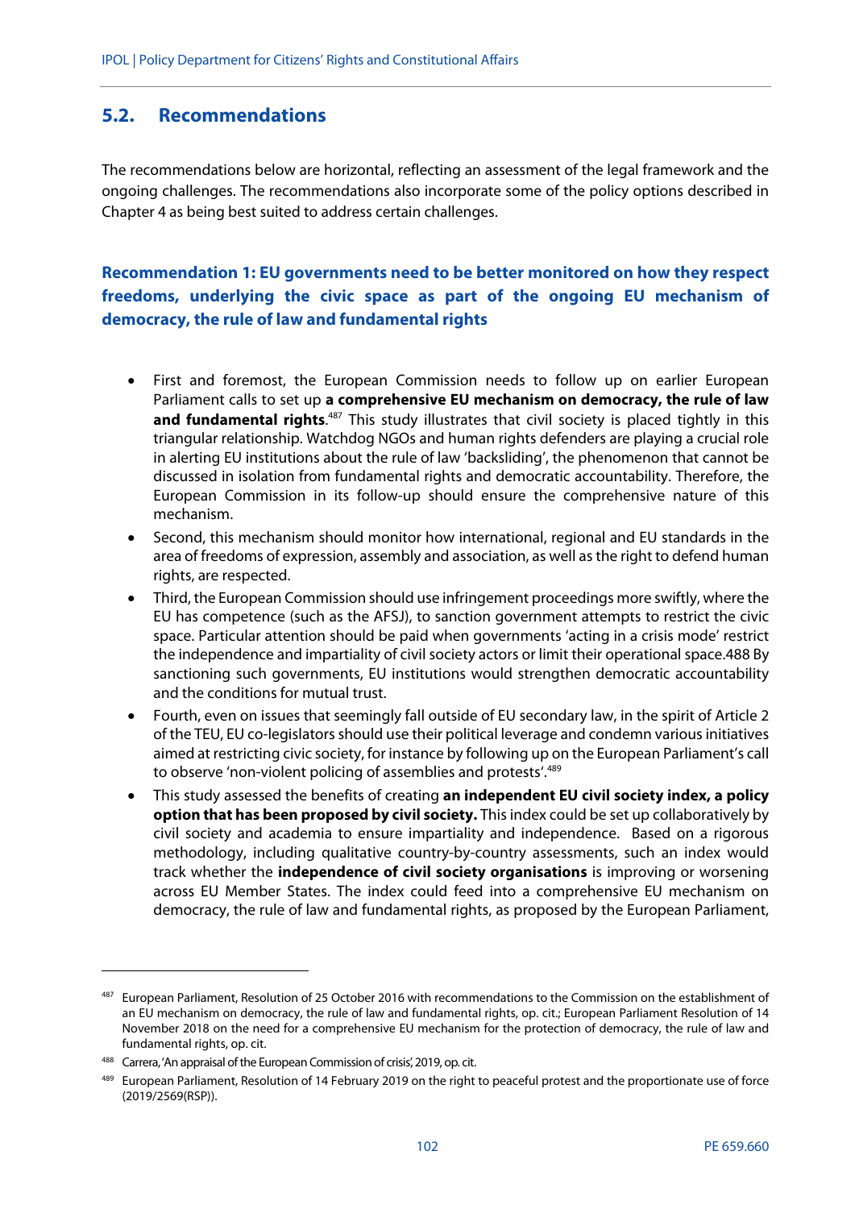## 5.2. Recommendations

The recommendations below are horizontal, reflecting an assessment of the legal framework and the ongoing challenges. The recommendations also incorporate some of the policy options described in Chapter 4 as being best suited to address certain challenges.

### Recommendation 1: EU governments need to be better monitored on how they respect freedoms, underlying the civic space as part of the ongoing EU mechanism of democracy, the rule of law and fundamental rights

- First and foremost, the European Commission needs to follow up on earlier European Parliament calls to set up **a comprehensive EU mechanism on democracy, the rule of law and fundamental rights**.[487] This study illustrates that civil society is placed tightly in this triangular relationship. Watchdog NGOs and human rights defenders are playing a crucial role in alerting EU institutions about the rule of law 'backsliding', the phenomenon that cannot be discussed in isolation from fundamental rights and democratic accountability. Therefore, the European Commission in its follow-up should ensure the comprehensive nature of this mechanism.
- Second, this mechanism should monitor how international, regional and EU standards in the area of freedoms of expression, assembly and association, as well as the right to defend human rights, are respected.
- Third, the European Commission should use infringement proceedings more swiftly, where the EU has competence (such as the AFSJ), to sanction government attempts to restrict the civic space. Particular attention should be paid when governments 'acting in a crisis mode' restrict the independence and impartiality of civil society actors or limit their operational space.488 By sanctioning such governments, EU institutions would strengthen democratic accountability and the conditions for mutual trust.
- Fourth, even on issues that seemingly fall outside of EU secondary law, in the spirit of Article 2 of the TEU, EU co-legislators should use their political leverage and condemn various initiatives aimed at restricting civic society, for instance by following up on the European Parliament's call to observe 'non-violent policing of assemblies and protests'.[489]
- This study assessed the benefits of creating **an independent EU civil society index, a policy option that has been proposed by civil society.** This index could be set up collaboratively by civil society and academia to ensure impartiality and independence. Based on a rigorous methodology, including qualitative country-by-country assessments, such an index would track whether the **independence of civil society organisations** is improving or worsening across EU Member States. The index could feed into a comprehensive EU mechanism on democracy, the rule of law and fundamental rights, as proposed by the European Parliament,

---

487 European Parliament, Resolution of 25 October 2016 with recommendations to the Commission on the establishment of an EU mechanism on democracy, the rule of law and fundamental rights, op. cit.; European Parliament Resolution of 14 November 2018 on the need for a comprehensive EU mechanism for the protection of democracy, the rule of law and fundamental rights, op. cit.

488 Carrera, 'An appraisal of the European Commission of crisis', 2019, op. cit.

489 European Parliament, Resolution of 14 February 2019 on the right to peaceful protest and the proportionate use of force (2019/2569(RSP)).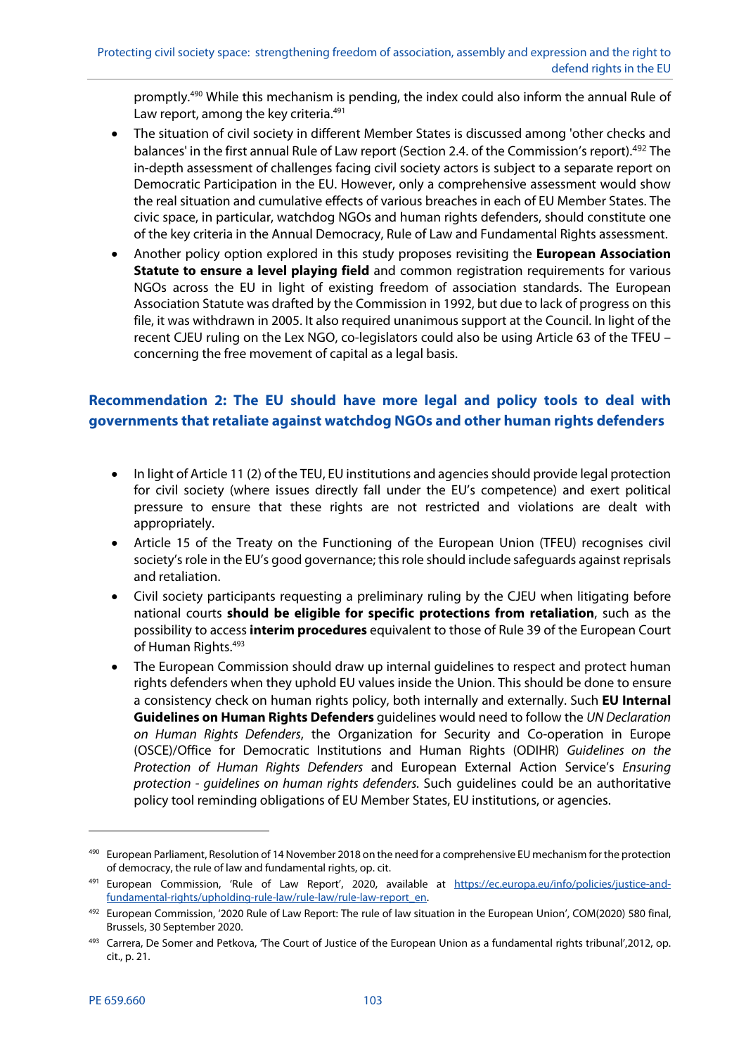promptly.[490] While this mechanism is pending, the index could also inform the annual Rule of Law report, among the key criteria.[491]

- The situation of civil society in different Member States is discussed among 'other checks and balances' in the first annual Rule of Law report (Section 2.4. of the Commission's report).[492] The in-depth assessment of challenges facing civil society actors is subject to a separate report on Democratic Participation in the EU. However, only a comprehensive assessment would show the real situation and cumulative effects of various breaches in each of EU Member States. The civic space, in particular, watchdog NGOs and human rights defenders, should constitute one of the key criteria in the Annual Democracy, Rule of Law and Fundamental Rights assessment.
- Another policy option explored in this study proposes revisiting the **European Association Statute to ensure a level playing field** and common registration requirements for various NGOs across the EU in light of existing freedom of association standards. The European Association Statute was drafted by the Commission in 1992, but due to lack of progress on this file, it was withdrawn in 2005. It also required unanimous support at the Council. In light of the recent CJEU ruling on the Lex NGO, co-legislators could also be using Article 63 of the TFEU – concerning the free movement of capital as a legal basis.

### Recommendation 2: The EU should have more legal and policy tools to deal with governments that retaliate against watchdog NGOs and other human rights defenders

- In light of Article 11 (2) of the TEU, EU institutions and agencies should provide legal protection for civil society (where issues directly fall under the EU's competence) and exert political pressure to ensure that these rights are not restricted and violations are dealt with appropriately.
- Article 15 of the Treaty on the Functioning of the European Union (TFEU) recognises civil society's role in the EU's good governance; this role should include safeguards against reprisals and retaliation.
- Civil society participants requesting a preliminary ruling by the CJEU when litigating before national courts **should be eligible for specific protections from retaliation**, such as the possibility to access **interim procedures** equivalent to those of Rule 39 of the European Court of Human Rights.[493]
- The European Commission should draw up internal guidelines to respect and protect human rights defenders when they uphold EU values inside the Union. This should be done to ensure a consistency check on human rights policy, both internally and externally. Such **EU Internal Guidelines on Human Rights Defenders** guidelines would need to follow the *UN Declaration on Human Rights Defenders*, the Organization for Security and Co-operation in Europe (OSCE)/Office for Democratic Institutions and Human Rights (ODIHR) *Guidelines on the Protection of Human Rights Defenders* and European External Action Service's *Ensuring protection - guidelines on human rights defenders.* Such guidelines could be an authoritative policy tool reminding obligations of EU Member States, EU institutions, or agencies.

---

[490] European Parliament, Resolution of 14 November 2018 on the need for a comprehensive EU mechanism for the protection of democracy, the rule of law and fundamental rights, op. cit.

[491] European Commission, 'Rule of Law Report', 2020, available at https://ec.europa.eu/info/policies/justice-and-fundamental-rights/upholding-rule-law/rule-law/rule-law-report_en.

[492] European Commission, '2020 Rule of Law Report: The rule of law situation in the European Union', COM(2020) 580 final, Brussels, 30 September 2020.

[493] Carrera, De Somer and Petkova, 'The Court of Justice of the European Union as a fundamental rights tribunal',2012, op. cit., p. 21.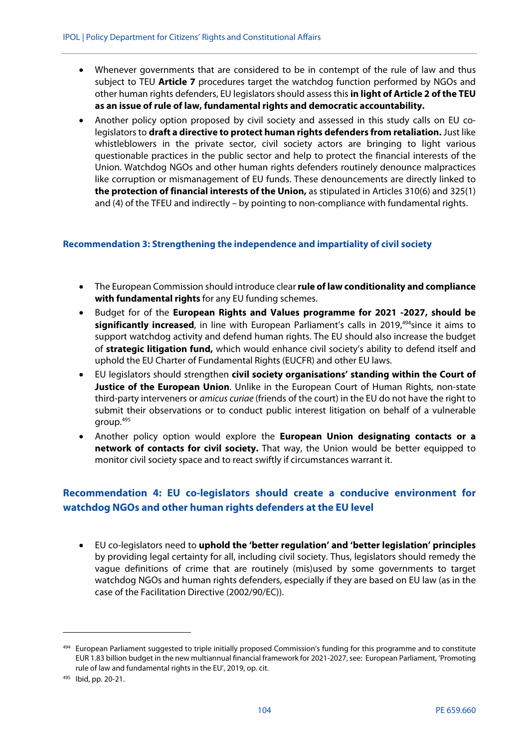- Whenever governments that are considered to be in contempt of the rule of law and thus subject to TEU **Article 7** procedures target the watchdog function performed by NGOs and other human rights defenders, EU legislators should assess this **in light of Article 2 of the TEU as an issue of rule of law, fundamental rights and democratic accountability.**
- Another policy option proposed by civil society and assessed in this study calls on EU co-legislators to **draft a directive to protect human rights defenders from retaliation.** Just like whistleblowers in the private sector, civil society actors are bringing to light various questionable practices in the public sector and help to protect the financial interests of the Union. Watchdog NGOs and other human rights defenders routinely denounce malpractices like corruption or mismanagement of EU funds. These denouncements are directly linked to **the protection of financial interests of the Union,** as stipulated in Articles 310(6) and 325(1) and (4) of the TFEU and indirectly – by pointing to non-compliance with fundamental rights.

### Recommendation 3: Strengthening the independence and impartiality of civil society

- The European Commission should introduce clear **rule of law conditionality and compliance with fundamental rights** for any EU funding schemes.
- Budget for of the **European Rights and Values programme for 2021 -2027, should be significantly increased**, in line with European Parliament's calls in 2019,[494]since it aims to support watchdog activity and defend human rights. The EU should also increase the budget of **strategic litigation fund,** which would enhance civil society's ability to defend itself and uphold the EU Charter of Fundamental Rights (EUCFR) and other EU laws.
- EU legislators should strengthen **civil society organisations' standing within the Court of Justice of the European Union**. Unlike in the European Court of Human Rights, non-state third-party interveners or *amicus curiae* (friends of the court) in the EU do not have the right to submit their observations or to conduct public interest litigation on behalf of a vulnerable group.[495]
- Another policy option would explore the **European Union designating contacts or a network of contacts for civil society.** That way, the Union would be better equipped to monitor civil society space and to react swiftly if circumstances warrant it.

## Recommendation 4: EU co-legislators should create a conducive environment for watchdog NGOs and other human rights defenders at the EU level

- EU co-legislators need to **uphold the 'better regulation' and 'better legislation' principles** by providing legal certainty for all, including civil society. Thus, legislators should remedy the vague definitions of crime that are routinely (mis)used by some governments to target watchdog NGOs and human rights defenders, especially if they are based on EU law (as in the case of the Facilitation Directive (2002/90/EC)).

---

[494] European Parliament suggested to triple initially proposed Commission's funding for this programme and to constitute EUR 1.83 billion budget in the new multiannual financial framework for 2021-2027, see: European Parliament, 'Promoting rule of law and fundamental rights in the EU', 2019, op. cit.

[495] Ibid, pp. 20-21.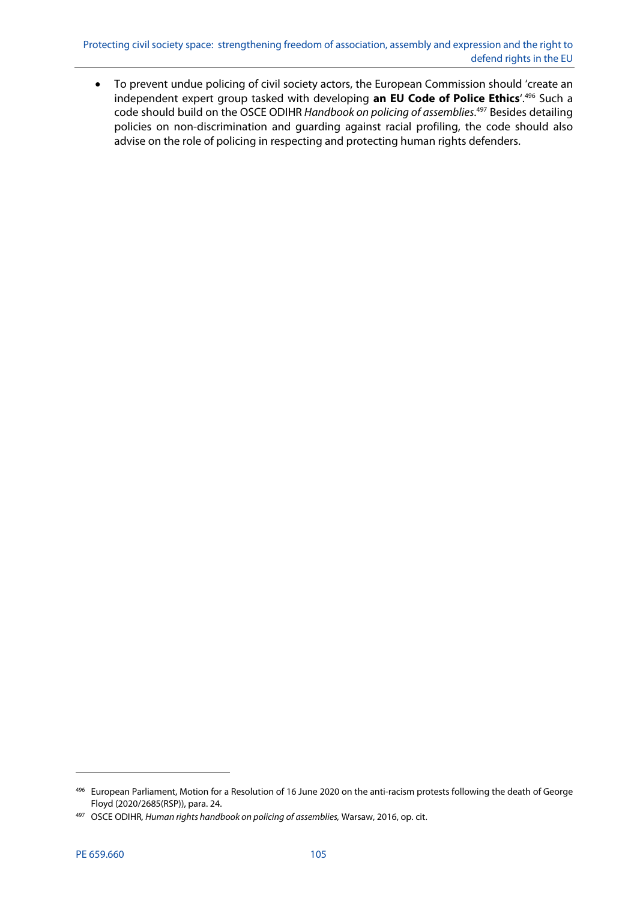- To prevent undue policing of civil society actors, the European Commission should 'create an independent expert group tasked with developing **an EU Code of Police Ethics**'.[496] Such a code should build on the OSCE ODIHR *Handbook on policing of assemblies*.[497] Besides detailing policies on non-discrimination and guarding against racial profiling, the code should also advise on the role of policing in respecting and protecting human rights defenders.

---

[496] European Parliament, Motion for a Resolution of 16 June 2020 on the anti-racism protests following the death of George Floyd (2020/2685(RSP)), para. 24.

[497] OSCE ODIHR, *Human rights handbook on policing of assemblies,* Warsaw, 2016, op. cit.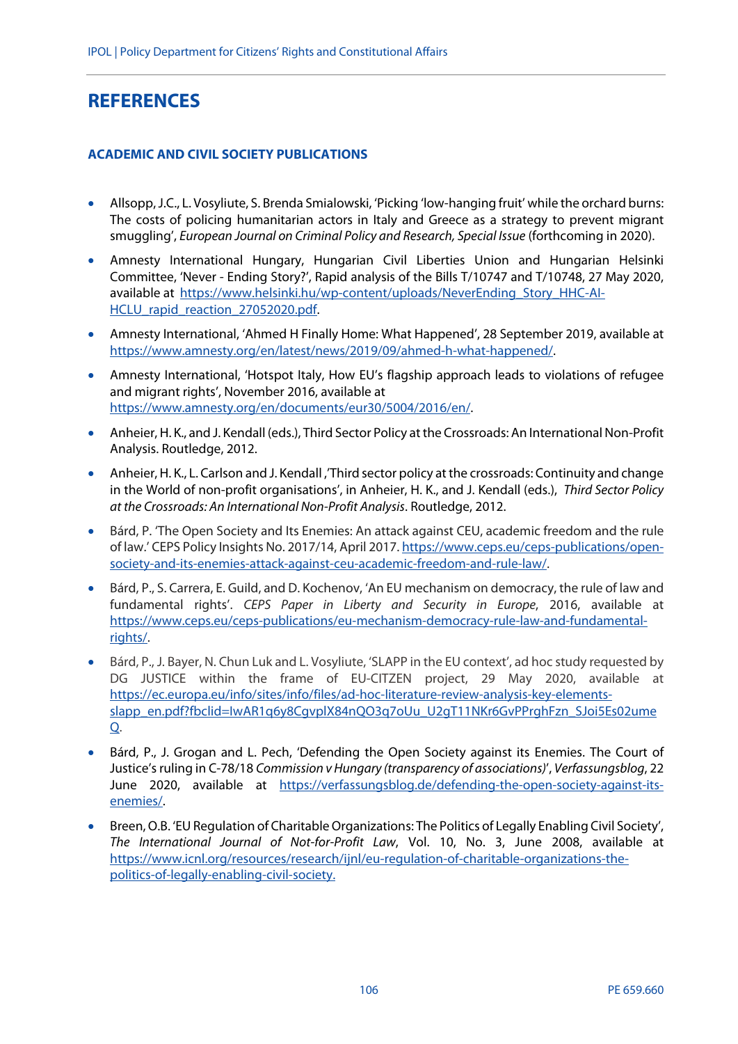# REFERENCES

## ACADEMIC AND CIVIL SOCIETY PUBLICATIONS

- Allsopp, J.C., L. Vosyliute, S. Brenda Smialowski, 'Picking 'low-hanging fruit' while the orchard burns: The costs of policing humanitarian actors in Italy and Greece as a strategy to prevent migrant smuggling', *European Journal on Criminal Policy and Research, Special Issue* (forthcoming in 2020).
- Amnesty International Hungary, Hungarian Civil Liberties Union and Hungarian Helsinki Committee, 'Never - Ending Story?', Rapid analysis of the Bills T/10747 and T/10748, 27 May 2020, available at https://www.helsinki.hu/wp-content/uploads/NeverEnding_Story_HHC-AI-HCLU_rapid_reaction_27052020.pdf.
- Amnesty International, 'Ahmed H Finally Home: What Happened', 28 September 2019, available at https://www.amnesty.org/en/latest/news/2019/09/ahmed-h-what-happened/.
- Amnesty International, 'Hotspot Italy, How EU's flagship approach leads to violations of refugee and migrant rights', November 2016, available at https://www.amnesty.org/en/documents/eur30/5004/2016/en/.
- Anheier, H. K., and J. Kendall (eds.), Third Sector Policy at the Crossroads: An International Non-Profit Analysis. Routledge, 2012.
- Anheier, H. K., L. Carlson and J. Kendall ,'Third sector policy at the crossroads: Continuity and change in the World of non-profit organisations', in Anheier, H. K., and J. Kendall (eds.), *Third Sector Policy at the Crossroads: An International Non-Profit Analysis*. Routledge, 2012.
- Bárd, P. 'The Open Society and Its Enemies: An attack against CEU, academic freedom and the rule of law.' CEPS Policy Insights No. 2017/14, April 2017. https://www.ceps.eu/ceps-publications/open-society-and-its-enemies-attack-against-ceu-academic-freedom-and-rule-law/.
- Bárd, P., S. Carrera, E. Guild, and D. Kochenov, 'An EU mechanism on democracy, the rule of law and fundamental rights'. *CEPS Paper in Liberty and Security in Europe*, 2016, available at https://www.ceps.eu/ceps-publications/eu-mechanism-democracy-rule-law-and-fundamental-rights/.
- Bárd, P., J. Bayer, N. Chun Luk and L. Vosyliute, 'SLAPP in the EU context', ad hoc study requested by DG JUSTICE within the frame of EU-CITZEN project, 29 May 2020, available at https://ec.europa.eu/info/sites/info/files/ad-hoc-literature-review-analysis-key-elements-slapp_en.pdf?fbclid=IwAR1q6y8CgvplX84nQO3q7oUu_U2gT11NKr6GvPPrghFzn_SJoi5Es02umeQ.
- Bárd, P., J. Grogan and L. Pech, 'Defending the Open Society against its Enemies. The Court of Justice's ruling in C-78/18 *Commission v Hungary (transparency of associations)*', *Verfassungsblog*, 22 June 2020, available at https://verfassungsblog.de/defending-the-open-society-against-its-enemies/.
- Breen, O.B. 'EU Regulation of Charitable Organizations: The Politics of Legally Enabling Civil Society', *The International Journal of Not-for-Profit Law*, Vol. 10, No. 3, June 2008, available at https://www.icnl.org/resources/research/ijnl/eu-regulation-of-charitable-organizations-the-politics-of-legally-enabling-civil-society.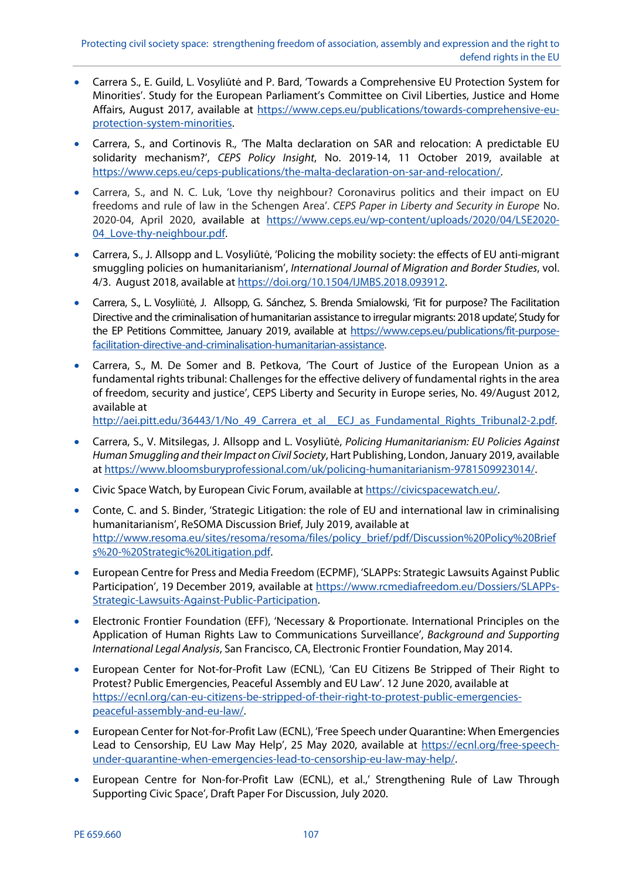- Carrera S., E. Guild, L. Vosyliūtė and P. Bard, 'Towards a Comprehensive EU Protection System for Minorities'. Study for the European Parliament's Committee on Civil Liberties, Justice and Home Affairs, August 2017, available at https://www.ceps.eu/publications/towards-comprehensive-eu-protection-system-minorities.

- Carrera, S., and Cortinovis R., 'The Malta declaration on SAR and relocation: A predictable EU solidarity mechanism?', *CEPS Policy Insight*, No. 2019-14, 11 October 2019, available at https://www.ceps.eu/ceps-publications/the-malta-declaration-on-sar-and-relocation/.

- Carrera, S., and N. C. Luk, 'Love thy neighbour? Coronavirus politics and their impact on EU freedoms and rule of law in the Schengen Area'. *CEPS Paper in Liberty and Security in Europe* No. 2020-04, April 2020, available at https://www.ceps.eu/wp-content/uploads/2020/04/LSE2020-04_Love-thy-neighbour.pdf.

- Carrera, S., J. Allsopp and L. Vosyliūtė, 'Policing the mobility society: the effects of EU anti-migrant smuggling policies on humanitarianism', *International Journal of Migration and Border Studies*, vol. 4/3. August 2018, available at https://doi.org/10.1504/IJMBS.2018.093912.

- Carrera, S., L. Vosyliūtė, J. Allsopp, G. Sánchez, S. Brenda Smialowski, 'Fit for purpose? The Facilitation Directive and the criminalisation of humanitarian assistance to irregular migrants: 2018 update', Study for the EP Petitions Committee, January 2019, available at https://www.ceps.eu/publications/fit-purpose-facilitation-directive-and-criminalisation-humanitarian-assistance.

- Carrera, S., M. De Somer and B. Petkova, 'The Court of Justice of the European Union as a fundamental rights tribunal: Challenges for the effective delivery of fundamental rights in the area of freedom, security and justice', CEPS Liberty and Security in Europe series, No. 49/August 2012, available at http://aei.pitt.edu/36443/1/No_49_Carrera_et_al__ECJ_as_Fundamental_Rights_Tribunal2-2.pdf.

- Carrera, S., V. Mitsilegas, J. Allsopp and L. Vosyliūtė, *Policing Humanitarianism: EU Policies Against Human Smuggling and their Impact on Civil Society*, Hart Publishing, London, January 2019, available at https://www.bloomsburyprofessional.com/uk/policing-humanitarianism-9781509923014/.

- Civic Space Watch, by European Civic Forum, available at https://civicspacewatch.eu/.

- Conte, C. and S. Binder, 'Strategic Litigation: the role of EU and international law in criminalising humanitarianism', ReSOMA Discussion Brief, July 2019, available at http://www.resoma.eu/sites/resoma/resoma/files/policy_brief/pdf/Discussion%20Policy%20Briefs%20-%20Strategic%20Litigation.pdf.

- European Centre for Press and Media Freedom (ECPMF), 'SLAPPs: Strategic Lawsuits Against Public Participation', 19 December 2019, available at https://www.rcmediafreedom.eu/Dossiers/SLAPPs-Strategic-Lawsuits-Against-Public-Participation.

- Electronic Frontier Foundation (EFF), 'Necessary & Proportionate. International Principles on the Application of Human Rights Law to Communications Surveillance', *Background and Supporting International Legal Analysis*, San Francisco, CA, Electronic Frontier Foundation, May 2014.

- European Center for Not-for-Profit Law (ECNL), 'Can EU Citizens Be Stripped of Their Right to Protest? Public Emergencies, Peaceful Assembly and EU Law'. 12 June 2020, available at https://ecnl.org/can-eu-citizens-be-stripped-of-their-right-to-protest-public-emergencies-peaceful-assembly-and-eu-law/.

- European Center for Not-for-Profit Law (ECNL), 'Free Speech under Quarantine: When Emergencies Lead to Censorship, EU Law May Help', 25 May 2020, available at https://ecnl.org/free-speech-under-quarantine-when-emergencies-lead-to-censorship-eu-law-may-help/.

- European Centre for Non-for-Profit Law (ECNL), et al.,' Strengthening Rule of Law Through Supporting Civic Space', Draft Paper For Discussion, July 2020.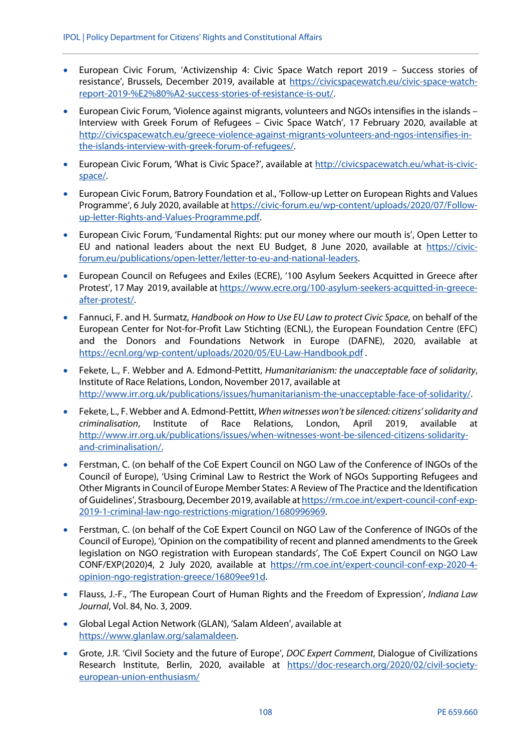- European Civic Forum, 'Activizenship 4: Civic Space Watch report 2019 – Success stories of resistance', Brussels, December 2019, available at https://civicspacewatch.eu/civic-space-watch-report-2019-%E2%80%A2-success-stories-of-resistance-is-out/.

- European Civic Forum, 'Violence against migrants, volunteers and NGOs intensifies in the islands – Interview with Greek Forum of Refugees – Civic Space Watch', 17 February 2020, available at http://civicspacewatch.eu/greece-violence-against-migrants-volunteers-and-ngos-intensifies-in-the-islands-interview-with-greek-forum-of-refugees/.

- European Civic Forum, 'What is Civic Space?', available at http://civicspacewatch.eu/what-is-civic-space/.

- European Civic Forum, Batrory Foundation et al., 'Follow-up Letter on European Rights and Values Programme', 6 July 2020, available at https://civic-forum.eu/wp-content/uploads/2020/07/Follow-up-letter-Rights-and-Values-Programme.pdf.

- European Civic Forum, 'Fundamental Rights: put our money where our mouth is', Open Letter to EU and national leaders about the next EU Budget, 8 June 2020, available at https://civic-forum.eu/publications/open-letter/letter-to-eu-and-national-leaders.

- European Council on Refugees and Exiles (ECRE), '100 Asylum Seekers Acquitted in Greece after Protest', 17 May 2019, available at https://www.ecre.org/100-asylum-seekers-acquitted-in-greece-after-protest/.

- Fannuci, F. and H. Surmatz, *Handbook on How to Use EU Law to protect Civic Space*, on behalf of the European Center for Not-for-Profit Law Stichting (ECNL), the European Foundation Centre (EFC) and the Donors and Foundations Network in Europe (DAFNE), 2020, available at https://ecnl.org/wp-content/uploads/2020/05/EU-Law-Handbook.pdf .

- Fekete, L., F. Webber and A. Edmond-Pettitt, *Humanitarianism: the unacceptable face of solidarity*, Institute of Race Relations, London, November 2017, available at http://www.irr.org.uk/publications/issues/humanitarianism-the-unacceptable-face-of-solidarity/.

- Fekete, L., F. Webber and A. Edmond-Pettitt, *When witnesses won't be silenced: citizens' solidarity and criminalisation*, Institute of Race Relations, London, April 2019, available at http://www.irr.org.uk/publications/issues/when-witnesses-wont-be-silenced-citizens-solidarity-and-criminalisation/.

- Ferstman, C. (on behalf of the CoE Expert Council on NGO Law of the Conference of INGOs of the Council of Europe), 'Using Criminal Law to Restrict the Work of NGOs Supporting Refugees and Other Migrants in Council of Europe Member States: A Review of The Practice and the Identification of Guidelines', Strasbourg, December 2019, available at https://rm.coe.int/expert-council-conf-exp-2019-1-criminal-law-ngo-restrictions-migration/1680996969.

- Ferstman, C. (on behalf of the CoE Expert Council on NGO Law of the Conference of INGOs of the Council of Europe), 'Opinion on the compatibility of recent and planned amendments to the Greek legislation on NGO registration with European standards', The CoE Expert Council on NGO Law CONF/EXP(2020)4, 2 July 2020, available at https://rm.coe.int/expert-council-conf-exp-2020-4-opinion-ngo-registration-greece/16809ee91d.

- Flauss, J.-F., 'The European Court of Human Rights and the Freedom of Expression', *Indiana Law Journal*, Vol. 84, No. 3, 2009.

- Global Legal Action Network (GLAN), 'Salam Aldeen', available at https://www.glanlaw.org/salamaldeen.

- Grote, J.R. 'Civil Society and the future of Europe', *DOC Expert Comment*, Dialogue of Civilizations Research Institute, Berlin, 2020, available at https://doc-research.org/2020/02/civil-society-european-union-enthusiasm/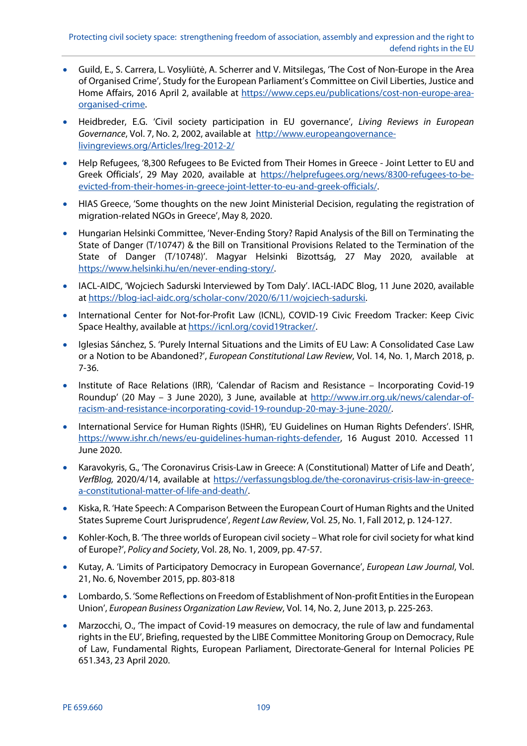- Guild, E., S. Carrera, L. Vosyliūtė, A. Scherrer and V. Mitsilegas, 'The Cost of Non-Europe in the Area of Organised Crime', Study for the European Parliament's Committee on Civil Liberties, Justice and Home Affairs, 2016 April 2, available at https://www.ceps.eu/publications/cost-non-europe-area-organised-crime.

- Heidbreder, E.G. 'Civil society participation in EU governance', *Living Reviews in European Governance*, Vol. 7, No. 2, 2002, available at http://www.europeangovernance-livingreviews.org/Articles/lreg-2012-2/

- Help Refugees, '8,300 Refugees to Be Evicted from Their Homes in Greece - Joint Letter to EU and Greek Officials', 29 May 2020, available at https://helprefugees.org/news/8300-refugees-to-be-evicted-from-their-homes-in-greece-joint-letter-to-eu-and-greek-officials/.

- HIAS Greece, 'Some thoughts on the new Joint Ministerial Decision, regulating the registration of migration-related NGOs in Greece', May 8, 2020.

- Hungarian Helsinki Committee, 'Never-Ending Story? Rapid Analysis of the Bill on Terminating the State of Danger (T/10747) & the Bill on Transitional Provisions Related to the Termination of the State of Danger (T/10748)'. Magyar Helsinki Bizottság, 27 May 2020, available at https://www.helsinki.hu/en/never-ending-story/.

- IACL-AIDC, 'Wojciech Sadurski Interviewed by Tom Daly'. IACL-IADC Blog, 11 June 2020, available at https://blog-iacl-aidc.org/scholar-conv/2020/6/11/wojciech-sadurski.

- International Center for Not-for-Profit Law (ICNL), COVID-19 Civic Freedom Tracker: Keep Civic Space Healthy, available at https://icnl.org/covid19tracker/.

- Iglesias Sánchez, S. 'Purely Internal Situations and the Limits of EU Law: A Consolidated Case Law or a Notion to be Abandoned?', *European Constitutional Law Review*, Vol. 14, No. 1, March 2018, p. 7-36.

- Institute of Race Relations (IRR), 'Calendar of Racism and Resistance – Incorporating Covid-19 Roundup' (20 May – 3 June 2020), 3 June, available at http://www.irr.org.uk/news/calendar-of-racism-and-resistance-incorporating-covid-19-roundup-20-may-3-june-2020/.

- International Service for Human Rights (ISHR), 'EU Guidelines on Human Rights Defenders'. ISHR, https://www.ishr.ch/news/eu-guidelines-human-rights-defender, 16 August 2010. Accessed 11 June 2020.

- Karavokyris, G., 'The Coronavirus Crisis-Law in Greece: A (Constitutional) Matter of Life and Death', *VerfBlog,* 2020/4/14, available at https://verfassungsblog.de/the-coronavirus-crisis-law-in-greece-a-constitutional-matter-of-life-and-death/.

- Kiska, R. 'Hate Speech: A Comparison Between the European Court of Human Rights and the United States Supreme Court Jurisprudence', *Regent Law Review*, Vol. 25, No. 1, Fall 2012, p. 124-127.

- Kohler-Koch, B. 'The three worlds of European civil society – What role for civil society for what kind of Europe?', *Policy and Society*, Vol. 28, No. 1, 2009, pp. 47-57.

- Kutay, A. 'Limits of Participatory Democracy in European Governance', *European Law Journal*, Vol. 21, No. 6, November 2015, pp. 803-818

- Lombardo, S. 'Some Reflections on Freedom of Establishment of Non-profit Entities in the European Union', *European Business Organization Law Review*, Vol. 14, No. 2, June 2013, p. 225-263.

- Marzocchi, O., 'The impact of Covid-19 measures on democracy, the rule of law and fundamental rights in the EU', Briefing, requested by the LIBE Committee Monitoring Group on Democracy, Rule of Law, Fundamental Rights, European Parliament, Directorate-General for Internal Policies PE 651.343, 23 April 2020.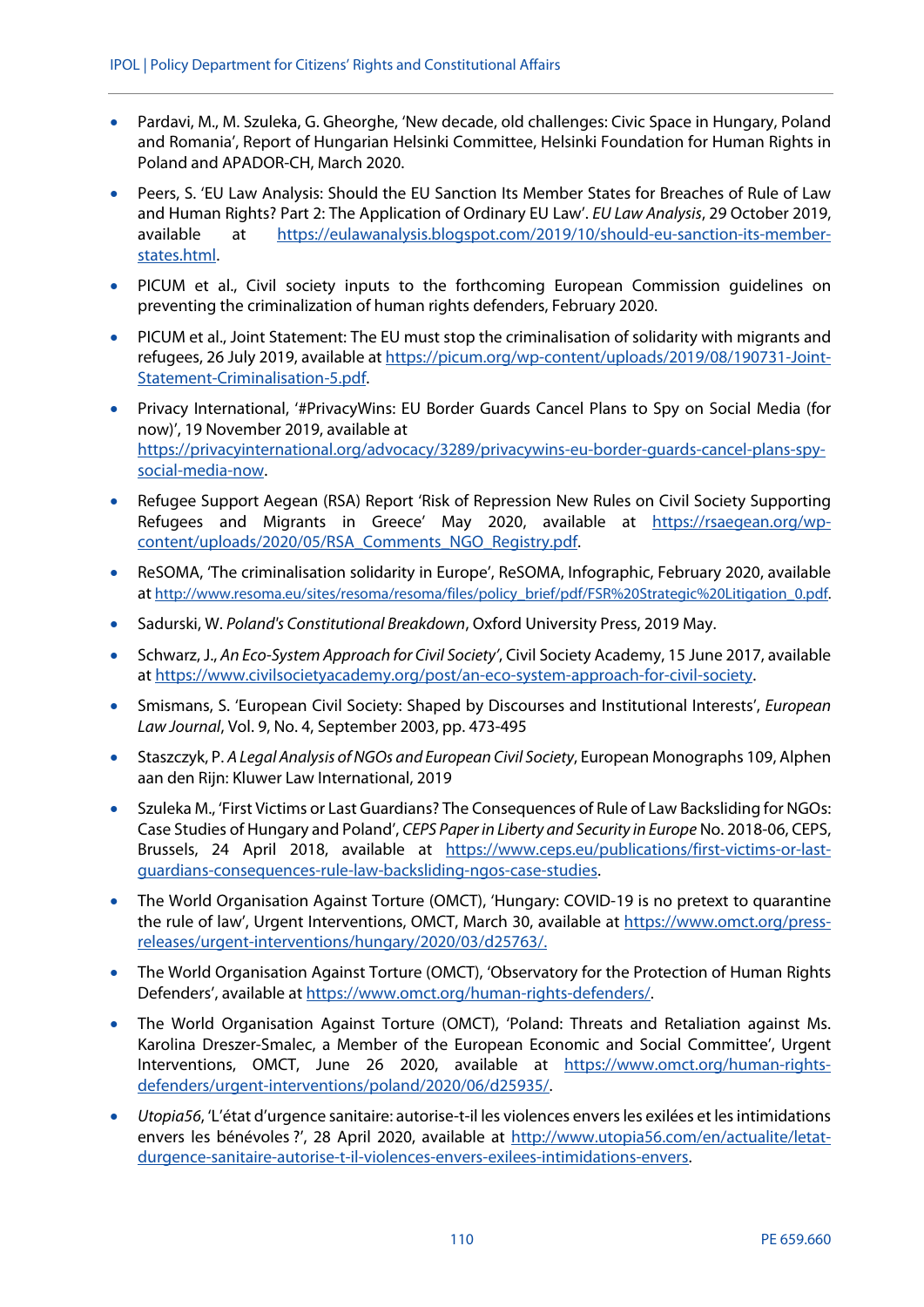- Pardavi, M., M. Szuleka, G. Gheorghe, 'New decade, old challenges: Civic Space in Hungary, Poland and Romania', Report of Hungarian Helsinki Committee, Helsinki Foundation for Human Rights in Poland and APADOR-CH, March 2020.
- Peers, S. 'EU Law Analysis: Should the EU Sanction Its Member States for Breaches of Rule of Law and Human Rights? Part 2: The Application of Ordinary EU Law'. *EU Law Analysis*, 29 October 2019, available at [https://eulawanalysis.blogspot.com/2019/10/should-eu-sanction-its-member-states.html](https://eulawanalysis.blogspot.com/2019/10/should-eu-sanction-its-member-states.html).
- PICUM et al., Civil society inputs to the forthcoming European Commission guidelines on preventing the criminalization of human rights defenders, February 2020.
- PICUM et al., Joint Statement: The EU must stop the criminalisation of solidarity with migrants and refugees, 26 July 2019, available at [https://picum.org/wp-content/uploads/2019/08/190731-Joint-Statement-Criminalisation-5.pdf](https://picum.org/wp-content/uploads/2019/08/190731-Joint-Statement-Criminalisation-5.pdf).
- Privacy International, '#PrivacyWins: EU Border Guards Cancel Plans to Spy on Social Media (for now)', 19 November 2019, available at [https://privacyinternational.org/advocacy/3289/privacywins-eu-border-guards-cancel-plans-spy-social-media-now](https://privacyinternational.org/advocacy/3289/privacywins-eu-border-guards-cancel-plans-spy-social-media-now).
- Refugee Support Aegean (RSA) Report 'Risk of Repression New Rules on Civil Society Supporting Refugees and Migrants in Greece' May 2020, available at [https://rsaegean.org/wp-content/uploads/2020/05/RSA_Comments_NGO_Registry.pdf](https://rsaegean.org/wp-content/uploads/2020/05/RSA_Comments_NGO_Registry.pdf).
- ReSOMA, 'The criminalisation solidarity in Europe', ReSOMA, Infographic, February 2020, available at [http://www.resoma.eu/sites/resoma/resoma/files/policy_brief/pdf/FSR%20Strategic%20Litigation_0.pdf](http://www.resoma.eu/sites/resoma/resoma/files/policy_brief/pdf/FSR%20Strategic%20Litigation_0.pdf).
- Sadurski, W. *Poland's Constitutional Breakdown*, Oxford University Press, 2019 May.
- Schwarz, J., *An Eco-System Approach for Civil Society'*, Civil Society Academy, 15 June 2017, available at [https://www.civilsocietyacademy.org/post/an-eco-system-approach-for-civil-society](https://www.civilsocietyacademy.org/post/an-eco-system-approach-for-civil-society).
- Smismans, S. 'European Civil Society: Shaped by Discourses and Institutional Interests', *European Law Journal*, Vol. 9, No. 4, September 2003, pp. 473-495
- Staszczyk, P. *A Legal Analysis of NGOs and European Civil Society*, European Monographs 109, Alphen aan den Rijn: Kluwer Law International, 2019
- Szuleka M., 'First Victims or Last Guardians? The Consequences of Rule of Law Backsliding for NGOs: Case Studies of Hungary and Poland', *CEPS Paper in Liberty and Security in Europe* No. 2018-06, CEPS, Brussels, 24 April 2018, available at [https://www.ceps.eu/publications/first-victims-or-last-guardians-consequences-rule-law-backsliding-ngos-case-studies](https://www.ceps.eu/publications/first-victims-or-last-guardians-consequences-rule-law-backsliding-ngos-case-studies).
- The World Organisation Against Torture (OMCT), 'Hungary: COVID-19 is no pretext to quarantine the rule of law', Urgent Interventions, OMCT, March 30, available at [https://www.omct.org/press-releases/urgent-interventions/hungary/2020/03/d25763/](https://www.omct.org/press-releases/urgent-interventions/hungary/2020/03/d25763/).
- The World Organisation Against Torture (OMCT), 'Observatory for the Protection of Human Rights Defenders', available at [https://www.omct.org/human-rights-defenders/](https://www.omct.org/human-rights-defenders/).
- The World Organisation Against Torture (OMCT), 'Poland: Threats and Retaliation against Ms. Karolina Dreszer-Smalec, a Member of the European Economic and Social Committee', Urgent Interventions, OMCT, June 26 2020, available at [https://www.omct.org/human-rights-defenders/urgent-interventions/poland/2020/06/d25935/](https://www.omct.org/human-rights-defenders/urgent-interventions/poland/2020/06/d25935/).
- *Utopia56*, 'L'état d'urgence sanitaire: autorise-t-il les violences envers les exilées et les intimidations envers les bénévoles ?', 28 April 2020, available at [http://www.utopia56.com/en/actualite/letat-durgence-sanitaire-autorise-t-il-violences-envers-exilees-intimidations-envers](http://www.utopia56.com/en/actualite/letat-durgence-sanitaire-autorise-t-il-violences-envers-exilees-intimidations-envers).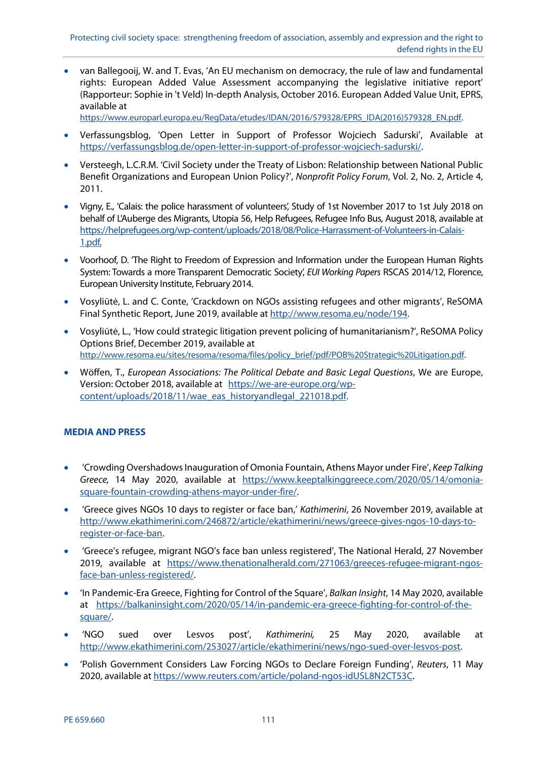- van Ballegooij, W. and T. Evas, 'An EU mechanism on democracy, the rule of law and fundamental rights: European Added Value Assessment accompanying the legislative initiative report' (Rapporteur: Sophie in 't Veld) In-depth Analysis, October 2016. European Added Value Unit, EPRS, available at https://www.europarl.europa.eu/RegData/etudes/IDAN/2016/579328/EPRS_IDA(2016)579328_EN.pdf.
- Verfassungsblog, 'Open Letter in Support of Professor Wojciech Sadurski', Available at https://verfassungsblog.de/open-letter-in-support-of-professor-wojciech-sadurski/.
- Versteegh, L.C.R.M. 'Civil Society under the Treaty of Lisbon: Relationship between National Public Benefit Organizations and European Union Policy?', *Nonprofit Policy Forum*, Vol. 2, No. 2, Article 4, 2011.
- Vigny, E., 'Calais: the police harassment of volunteers', Study of 1st November 2017 to 1st July 2018 on behalf of L'Auberge des Migrants, Utopia 56, Help Refugees, Refugee Info Bus, August 2018, available at https://helprefugees.org/wp-content/uploads/2018/08/Police-Harrassment-of-Volunteers-in-Calais-1.pdf.
- Voorhoof, D. 'The Right to Freedom of Expression and Information under the European Human Rights System: Towards a more Transparent Democratic Society', *EUI Working Papers* RSCAS 2014/12, Florence, European University Institute, February 2014.
- Vosyliūtė, L. and C. Conte, 'Crackdown on NGOs assisting refugees and other migrants', ReSOMA Final Synthetic Report, June 2019, available at http://www.resoma.eu/node/194.
- Vosyliūtė, L., 'How could strategic litigation prevent policing of humanitarianism?', ReSOMA Policy Options Brief, December 2019, available at http://www.resoma.eu/sites/resoma/resoma/files/policy_brief/pdf/POB%20Strategic%20Litigation.pdf.
- Wöffen, T., *European Associations: The Political Debate and Basic Legal Questions*, We are Europe, Version: October 2018, available at https://we-are-europe.org/wp-content/uploads/2018/11/wae_eas_historyandlegal_221018.pdf.

## MEDIA AND PRESS

- 'Crowding Overshadows Inauguration of Omonia Fountain, Athens Mayor under Fire', *Keep Talking Greece,* 14 May 2020, available at https://www.keeptalkinggreece.com/2020/05/14/omonia-square-fountain-crowding-athens-mayor-under-fire/.
- 'Greece gives NGOs 10 days to register or face ban,' *Kathimerini*, 26 November 2019, available at http://www.ekathimerini.com/246872/article/ekathimerini/news/greece-gives-ngos-10-days-to-register-or-face-ban.
- 'Greece's refugee, migrant NGO's face ban unless registered', The National Herald, 27 November 2019, available at https://www.thenationalherald.com/271063/greeces-refugee-migrant-ngos-face-ban-unless-registered/.
- 'In Pandemic-Era Greece, Fighting for Control of the Square', *Balkan Insight*, 14 May 2020, available at https://balkaninsight.com/2020/05/14/in-pandemic-era-greece-fighting-for-control-of-the-square/.
- 'NGO sued over Lesvos post', *Kathimerini,* 25 May 2020, available at http://www.ekathimerini.com/253027/article/ekathimerini/news/ngo-sued-over-lesvos-post.
- 'Polish Government Considers Law Forcing NGOs to Declare Foreign Funding', *Reuters*, 11 May 2020, available at https://www.reuters.com/article/poland-ngos-idUSL8N2CT53C.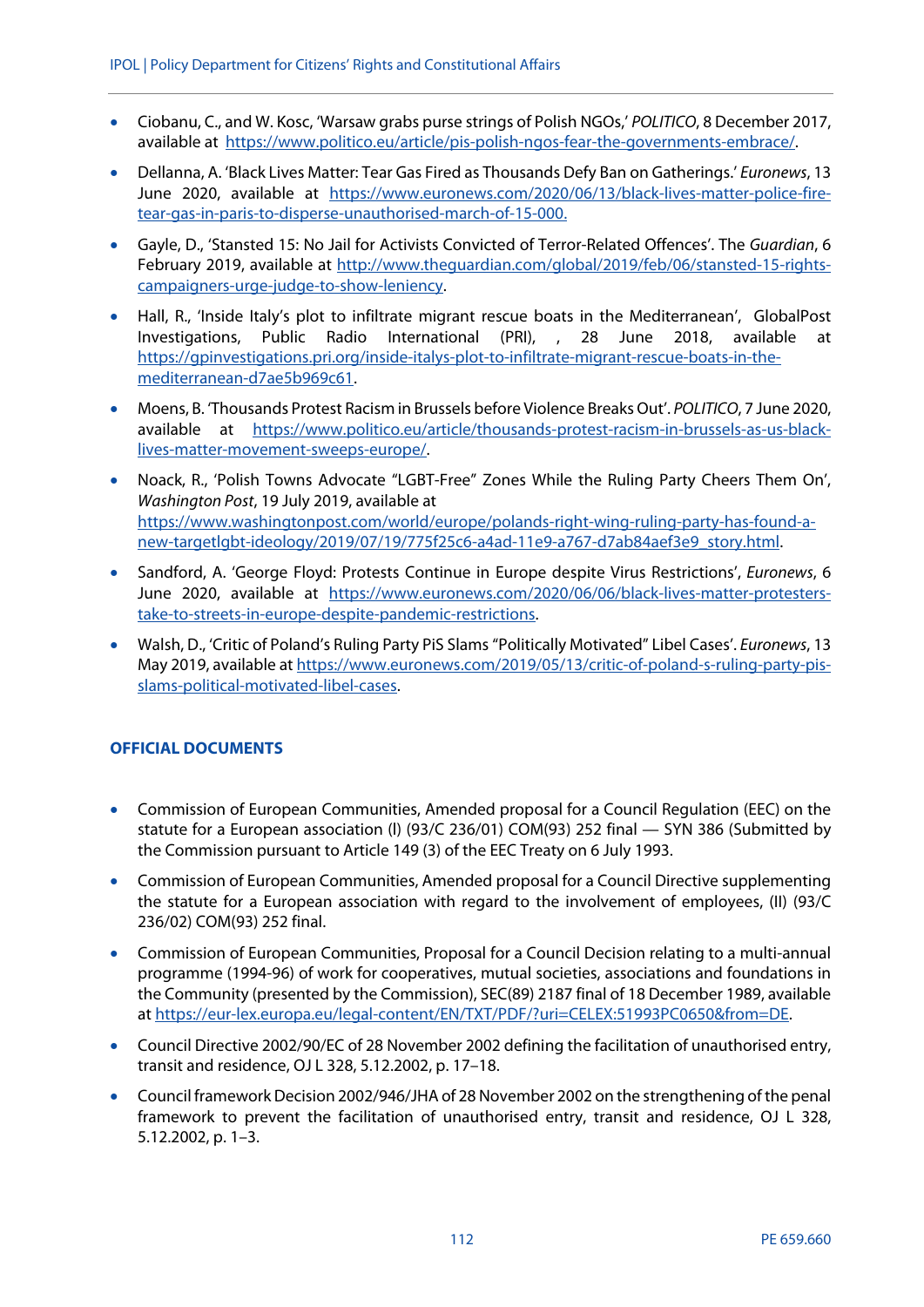- Ciobanu, C., and W. Kosc, 'Warsaw grabs purse strings of Polish NGOs,' *POLITICO*, 8 December 2017, available at https://www.politico.eu/article/pis-polish-ngos-fear-the-governments-embrace/.
- Dellanna, A. 'Black Lives Matter: Tear Gas Fired as Thousands Defy Ban on Gatherings.' *Euronews*, 13 June 2020, available at https://www.euronews.com/2020/06/13/black-lives-matter-police-fire-tear-gas-in-paris-to-disperse-unauthorised-march-of-15-000.
- Gayle, D., 'Stansted 15: No Jail for Activists Convicted of Terror-Related Offences'. The *Guardian*, 6 February 2019, available at http://www.theguardian.com/global/2019/feb/06/stansted-15-rights-campaigners-urge-judge-to-show-leniency.
- Hall, R., 'Inside Italy's plot to infiltrate migrant rescue boats in the Mediterranean', GlobalPost Investigations, Public Radio International (PRI), , 28 June 2018, available at https://gpinvestigations.pri.org/inside-italys-plot-to-infiltrate-migrant-rescue-boats-in-the-mediterranean-d7ae5b969c61.
- Moens, B. 'Thousands Protest Racism in Brussels before Violence Breaks Out'. *POLITICO*, 7 June 2020, available at https://www.politico.eu/article/thousands-protest-racism-in-brussels-as-us-black-lives-matter-movement-sweeps-europe/.
- Noack, R., 'Polish Towns Advocate "LGBT-Free" Zones While the Ruling Party Cheers Them On', *Washington Post*, 19 July 2019, available at https://www.washingtonpost.com/world/europe/polands-right-wing-ruling-party-has-found-a-new-targetlgbt-ideology/2019/07/19/775f25c6-a4ad-11e9-a767-d7ab84aef3e9_story.html.
- Sandford, A. 'George Floyd: Protests Continue in Europe despite Virus Restrictions', *Euronews*, 6 June 2020, available at https://www.euronews.com/2020/06/06/black-lives-matter-protesters-take-to-streets-in-europe-despite-pandemic-restrictions.
- Walsh, D., 'Critic of Poland's Ruling Party PiS Slams "Politically Motivated" Libel Cases'. *Euronews*, 13 May 2019, available at https://www.euronews.com/2019/05/13/critic-of-poland-s-ruling-party-pis-slams-political-motivated-libel-cases.

## OFFICIAL DOCUMENTS

- Commission of European Communities, Amended proposal for a Council Regulation (EEC) on the statute for a European association (I) (93/C 236/01) COM(93) 252 final — SYN 386 (Submitted by the Commission pursuant to Article 149 (3) of the EEC Treaty on 6 July 1993.
- Commission of European Communities, Amended proposal for a Council Directive supplementing the statute for a European association with regard to the involvement of employees, (II) (93/C 236/02) COM(93) 252 final.
- Commission of European Communities, Proposal for a Council Decision relating to a multi-annual programme (1994-96) of work for cooperatives, mutual societies, associations and foundations in the Community (presented by the Commission), SEC(89) 2187 final of 18 December 1989, available at https://eur-lex.europa.eu/legal-content/EN/TXT/PDF/?uri=CELEX:51993PC0650&from=DE.
- Council Directive 2002/90/EC of 28 November 2002 defining the facilitation of unauthorised entry, transit and residence, OJ L 328, 5.12.2002, p. 17–18.
- Council framework Decision 2002/946/JHA of 28 November 2002 on the strengthening of the penal framework to prevent the facilitation of unauthorised entry, transit and residence, OJ L 328, 5.12.2002, p. 1–3.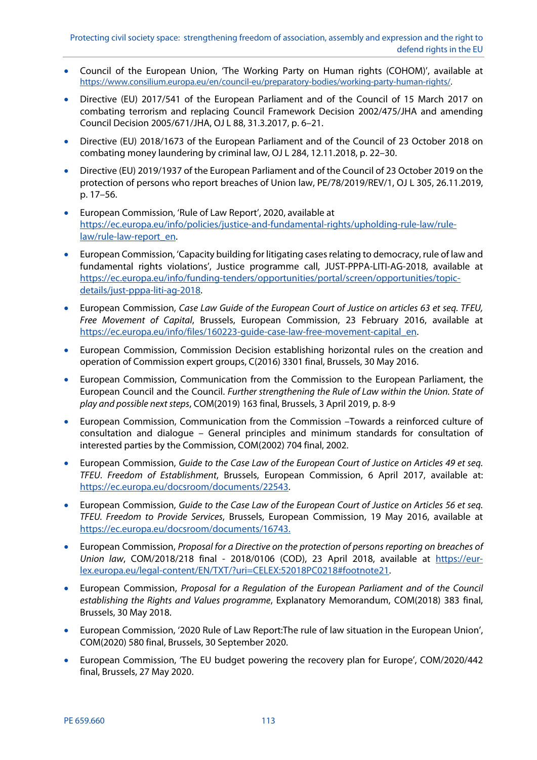- Council of the European Union, 'The Working Party on Human rights (COHOM)', available at https://www.consilium.europa.eu/en/council-eu/preparatory-bodies/working-party-human-rights/.
- Directive (EU) 2017/541 of the European Parliament and of the Council of 15 March 2017 on combating terrorism and replacing Council Framework Decision 2002/475/JHA and amending Council Decision 2005/671/JHA, OJ L 88, 31.3.2017, p. 6–21.
- Directive (EU) 2018/1673 of the European Parliament and of the Council of 23 October 2018 on combating money laundering by criminal law, OJ L 284, 12.11.2018, p. 22–30.
- Directive (EU) 2019/1937 of the European Parliament and of the Council of 23 October 2019 on the protection of persons who report breaches of Union law, PE/78/2019/REV/1, OJ L 305, 26.11.2019, p. 17–56.
- European Commission, 'Rule of Law Report', 2020, available at https://ec.europa.eu/info/policies/justice-and-fundamental-rights/upholding-rule-law/rule-law/rule-law-report_en.
- European Commission, 'Capacity building for litigating cases relating to democracy, rule of law and fundamental rights violations', Justice programme call, JUST-PPPA-LITI-AG-2018, available at https://ec.europa.eu/info/funding-tenders/opportunities/portal/screen/opportunities/topic-details/just-pppa-liti-ag-2018.
- European Commission, *Case Law Guide of the European Court of Justice on articles 63 et seq. TFEU, Free Movement of Capital*, Brussels, European Commission, 23 February 2016, available at https://ec.europa.eu/info/files/160223-guide-case-law-free-movement-capital_en.
- European Commission, Commission Decision establishing horizontal rules on the creation and operation of Commission expert groups, C(2016) 3301 final, Brussels, 30 May 2016.
- European Commission, Communication from the Commission to the European Parliament, the European Council and the Council. *Further strengthening the Rule of Law within the Union. State of play and possible next steps*, COM(2019) 163 final, Brussels, 3 April 2019, p. 8-9
- European Commission, Communication from the Commission –Towards a reinforced culture of consultation and dialogue – General principles and minimum standards for consultation of interested parties by the Commission, COM(2002) 704 final, 2002.
- European Commission, *Guide to the Case Law of the European Court of Justice on Articles 49 et seq. TFEU. Freedom of Establishment*, Brussels, European Commission, 6 April 2017, available at: https://ec.europa.eu/docsroom/documents/22543.
- European Commission, *Guide to the Case Law of the European Court of Justice on Articles 56 et seq. TFEU. Freedom to Provide Services*, Brussels, European Commission, 19 May 2016, available at https://ec.europa.eu/docsroom/documents/16743.
- European Commission, *Proposal for a Directive on the protection of persons reporting on breaches of Union law*, COM/2018/218 final - 2018/0106 (COD), 23 April 2018, available at https://eur-lex.europa.eu/legal-content/EN/TXT/?uri=CELEX:52018PC0218#footnote21.
- European Commission, *Proposal for a Regulation of the European Parliament and of the Council establishing the Rights and Values programme*, Explanatory Memorandum, COM(2018) 383 final, Brussels, 30 May 2018.
- European Commission, '2020 Rule of Law Report:The rule of law situation in the European Union', COM(2020) 580 final, Brussels, 30 September 2020.
- European Commission, 'The EU budget powering the recovery plan for Europe', COM/2020/442 final, Brussels, 27 May 2020.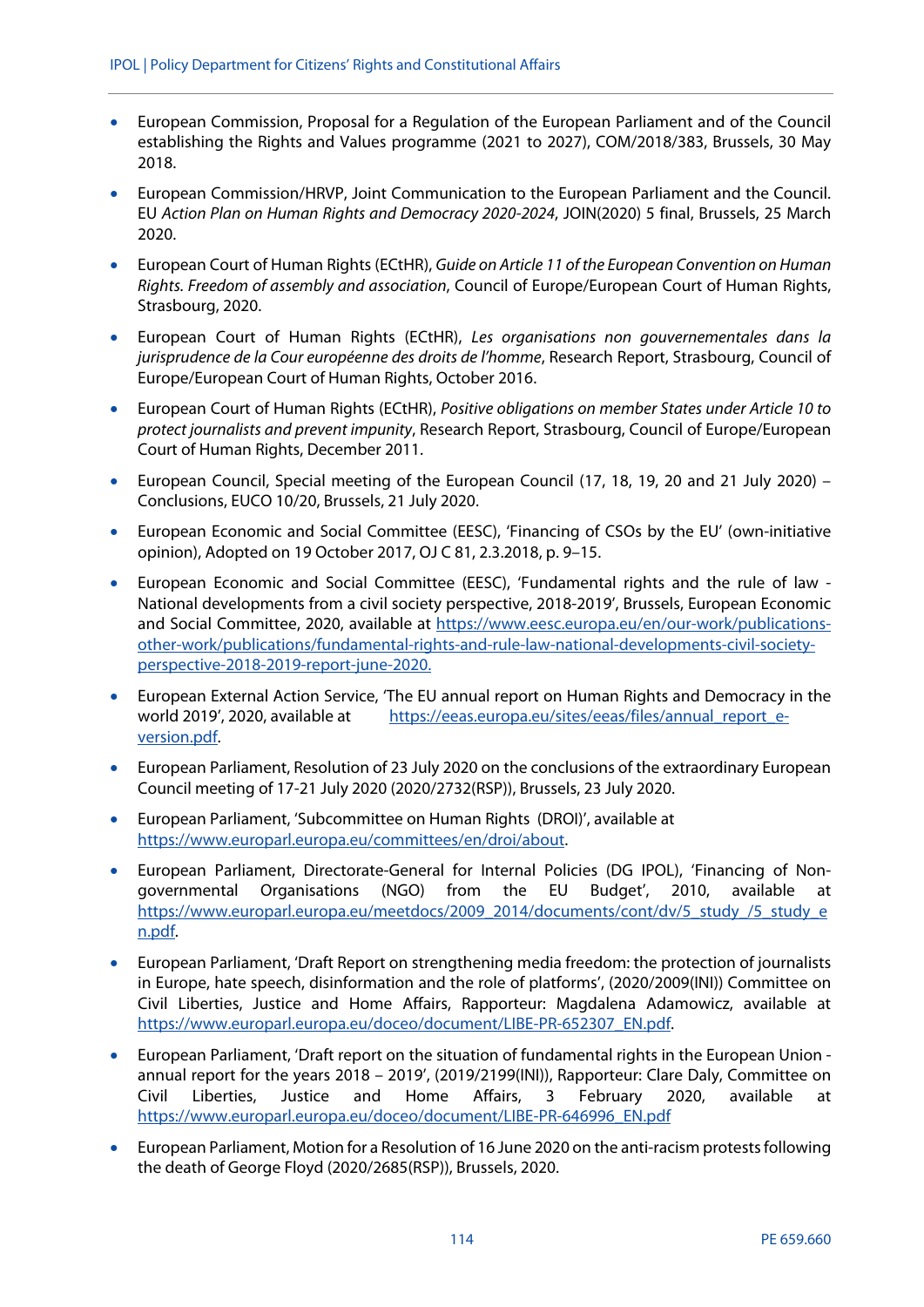- European Commission, Proposal for a Regulation of the European Parliament and of the Council establishing the Rights and Values programme (2021 to 2027), COM/2018/383, Brussels, 30 May 2018.
- European Commission/HRVP, Joint Communication to the European Parliament and the Council. EU *Action Plan on Human Rights and Democracy 2020-2024*, JOIN(2020) 5 final, Brussels, 25 March 2020.
- European Court of Human Rights (ECtHR), *Guide on Article 11 of the European Convention on Human Rights. Freedom of assembly and association*, Council of Europe/European Court of Human Rights, Strasbourg, 2020.
- European Court of Human Rights (ECtHR), *Les organisations non gouvernementales dans la jurisprudence de la Cour européenne des droits de l'homme*, Research Report, Strasbourg, Council of Europe/European Court of Human Rights, October 2016.
- European Court of Human Rights (ECtHR), *Positive obligations on member States under Article 10 to protect journalists and prevent impunity*, Research Report, Strasbourg, Council of Europe/European Court of Human Rights, December 2011.
- European Council, Special meeting of the European Council (17, 18, 19, 20 and 21 July 2020) – Conclusions, EUCO 10/20, Brussels, 21 July 2020.
- European Economic and Social Committee (EESC), 'Financing of CSOs by the EU' (own-initiative opinion), Adopted on 19 October 2017, OJ C 81, 2.3.2018, p. 9–15.
- European Economic and Social Committee (EESC), 'Fundamental rights and the rule of law - National developments from a civil society perspective, 2018-2019', Brussels, European Economic and Social Committee, 2020, available at https://www.eesc.europa.eu/en/our-work/publications-other-work/publications/fundamental-rights-and-rule-law-national-developments-civil-society-perspective-2018-2019-report-june-2020.
- European External Action Service, 'The EU annual report on Human Rights and Democracy in the world 2019', 2020, available at https://eeas.europa.eu/sites/eeas/files/annual_report_e-version.pdf.
- European Parliament, Resolution of 23 July 2020 on the conclusions of the extraordinary European Council meeting of 17-21 July 2020 (2020/2732(RSP)), Brussels, 23 July 2020.
- European Parliament, 'Subcommittee on Human Rights (DROI)', available at https://www.europarl.europa.eu/committees/en/droi/about.
- European Parliament, Directorate-General for Internal Policies (DG IPOL), 'Financing of Non-governmental Organisations (NGO) from the EU Budget', 2010, available at https://www.europarl.europa.eu/meetdocs/2009_2014/documents/cont/dv/5_study_/5_study_en.pdf.
- European Parliament, 'Draft Report on strengthening media freedom: the protection of journalists in Europe, hate speech, disinformation and the role of platforms', (2020/2009(INI)) Committee on Civil Liberties, Justice and Home Affairs, Rapporteur: Magdalena Adamowicz, available at https://www.europarl.europa.eu/doceo/document/LIBE-PR-652307_EN.pdf.
- European Parliament, 'Draft report on the situation of fundamental rights in the European Union - annual report for the years 2018 – 2019', (2019/2199(INI)), Rapporteur: Clare Daly, Committee on Civil Liberties, Justice and Home Affairs, 3 February 2020, available at https://www.europarl.europa.eu/doceo/document/LIBE-PR-646996_EN.pdf
- European Parliament, Motion for a Resolution of 16 June 2020 on the anti-racism protests following the death of George Floyd (2020/2685(RSP)), Brussels, 2020.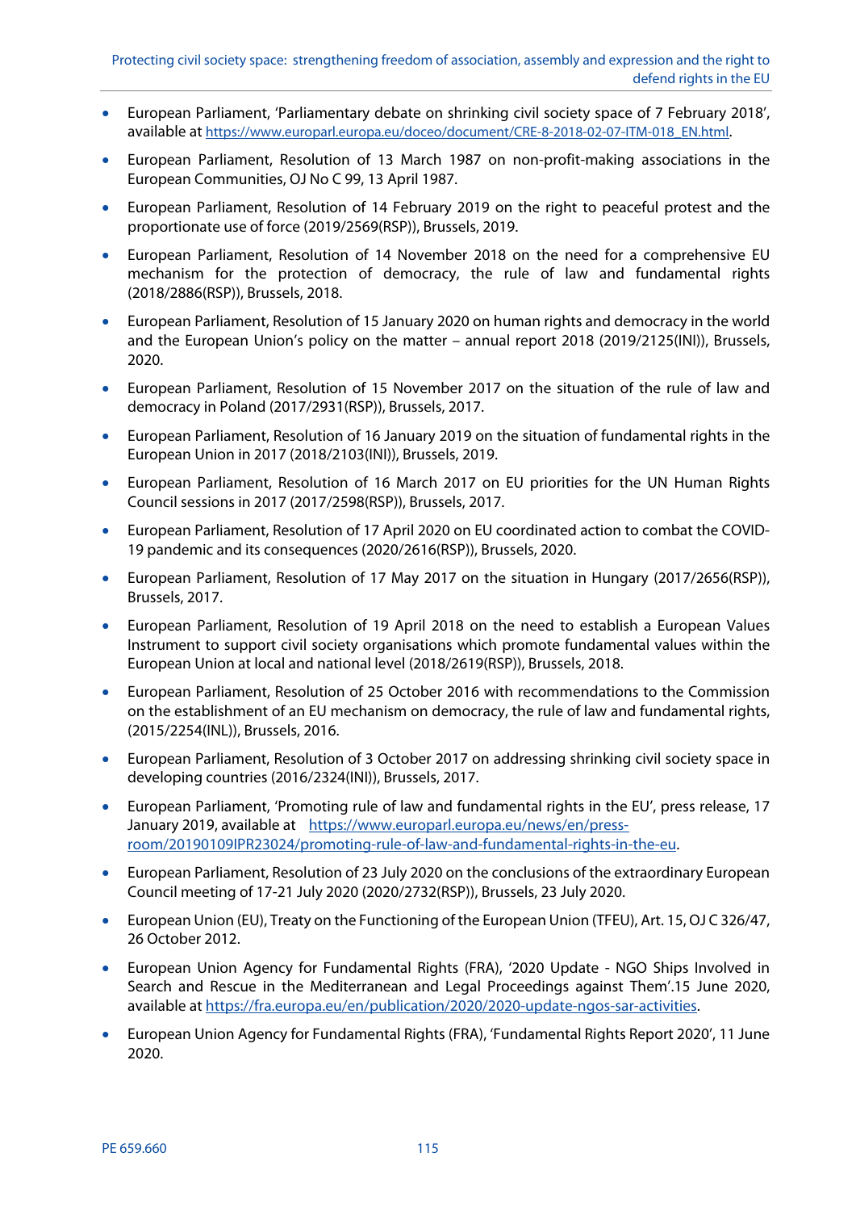- European Parliament, 'Parliamentary debate on shrinking civil society space of 7 February 2018', available at https://www.europarl.europa.eu/doceo/document/CRE-8-2018-02-07-ITM-018_EN.html.
- European Parliament, Resolution of 13 March 1987 on non-profit-making associations in the European Communities, OJ No C 99, 13 April 1987.
- European Parliament, Resolution of 14 February 2019 on the right to peaceful protest and the proportionate use of force (2019/2569(RSP)), Brussels, 2019.
- European Parliament, Resolution of 14 November 2018 on the need for a comprehensive EU mechanism for the protection of democracy, the rule of law and fundamental rights (2018/2886(RSP)), Brussels, 2018.
- European Parliament, Resolution of 15 January 2020 on human rights and democracy in the world and the European Union's policy on the matter – annual report 2018 (2019/2125(INI)), Brussels, 2020.
- European Parliament, Resolution of 15 November 2017 on the situation of the rule of law and democracy in Poland (2017/2931(RSP)), Brussels, 2017.
- European Parliament, Resolution of 16 January 2019 on the situation of fundamental rights in the European Union in 2017 (2018/2103(INI)), Brussels, 2019.
- European Parliament, Resolution of 16 March 2017 on EU priorities for the UN Human Rights Council sessions in 2017 (2017/2598(RSP)), Brussels, 2017.
- European Parliament, Resolution of 17 April 2020 on EU coordinated action to combat the COVID-19 pandemic and its consequences (2020/2616(RSP)), Brussels, 2020.
- European Parliament, Resolution of 17 May 2017 on the situation in Hungary (2017/2656(RSP)), Brussels, 2017.
- European Parliament, Resolution of 19 April 2018 on the need to establish a European Values Instrument to support civil society organisations which promote fundamental values within the European Union at local and national level (2018/2619(RSP)), Brussels, 2018.
- European Parliament, Resolution of 25 October 2016 with recommendations to the Commission on the establishment of an EU mechanism on democracy, the rule of law and fundamental rights, (2015/2254(INL)), Brussels, 2016.
- European Parliament, Resolution of 3 October 2017 on addressing shrinking civil society space in developing countries (2016/2324(INI)), Brussels, 2017.
- European Parliament, 'Promoting rule of law and fundamental rights in the EU', press release, 17 January 2019, available at https://www.europarl.europa.eu/news/en/press-room/20190109IPR23024/promoting-rule-of-law-and-fundamental-rights-in-the-eu.
- European Parliament, Resolution of 23 July 2020 on the conclusions of the extraordinary European Council meeting of 17-21 July 2020 (2020/2732(RSP)), Brussels, 23 July 2020.
- European Union (EU), Treaty on the Functioning of the European Union (TFEU), Art. 15, OJ C 326/47, 26 October 2012.
- European Union Agency for Fundamental Rights (FRA), '2020 Update - NGO Ships Involved in Search and Rescue in the Mediterranean and Legal Proceedings against Them'.15 June 2020, available at https://fra.europa.eu/en/publication/2020/2020-update-ngos-sar-activities.
- European Union Agency for Fundamental Rights (FRA), 'Fundamental Rights Report 2020', 11 June 2020.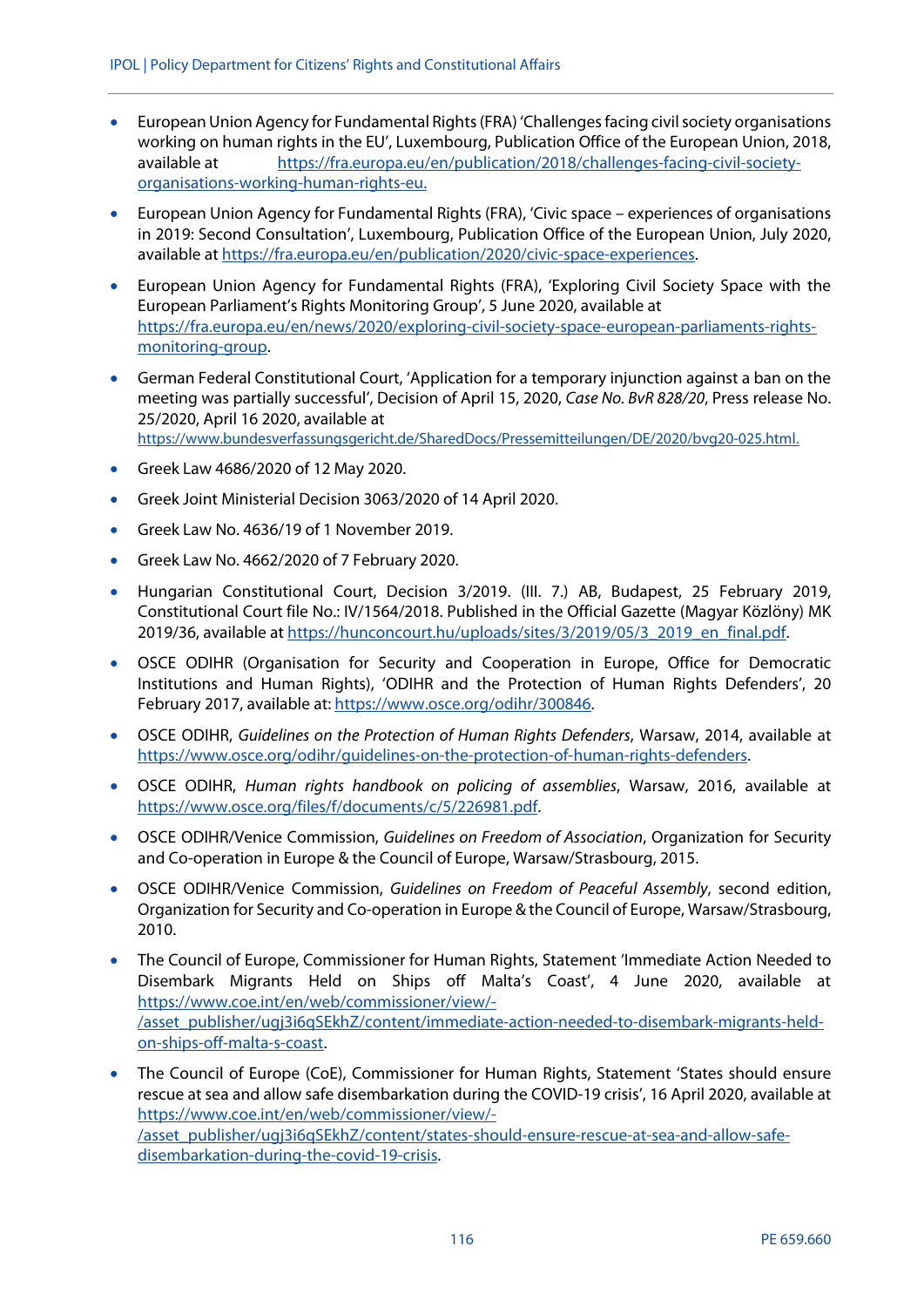- European Union Agency for Fundamental Rights (FRA) 'Challenges facing civil society organisations working on human rights in the EU', Luxembourg, Publication Office of the European Union, 2018, available at https://fra.europa.eu/en/publication/2018/challenges-facing-civil-society-organisations-working-human-rights-eu.

- European Union Agency for Fundamental Rights (FRA), 'Civic space – experiences of organisations in 2019: Second Consultation', Luxembourg, Publication Office of the European Union, July 2020, available at https://fra.europa.eu/en/publication/2020/civic-space-experiences.

- European Union Agency for Fundamental Rights (FRA), 'Exploring Civil Society Space with the European Parliament's Rights Monitoring Group', 5 June 2020, available at https://fra.europa.eu/en/news/2020/exploring-civil-society-space-european-parliaments-rights-monitoring-group.

- German Federal Constitutional Court, 'Application for a temporary injunction against a ban on the meeting was partially successful', Decision of April 15, 2020, *Case No. BvR 828/20*, Press release No. 25/2020, April 16 2020, available at https://www.bundesverfassungsgericht.de/SharedDocs/Pressemitteilungen/DE/2020/bvg20-025.html.

- Greek Law 4686/2020 of 12 May 2020.

- Greek Joint Ministerial Decision 3063/2020 of 14 April 2020.

- Greek Law No. 4636/19 of 1 November 2019.

- Greek Law No. 4662/2020 of 7 February 2020.

- Hungarian Constitutional Court, Decision 3/2019. (III. 7.) AB, Budapest, 25 February 2019, Constitutional Court file No.: IV/1564/2018. Published in the Official Gazette (Magyar Közlöny) MK 2019/36, available at https://hunconcourt.hu/uploads/sites/3/2019/05/3_2019_en_final.pdf.

- OSCE ODIHR (Organisation for Security and Cooperation in Europe, Office for Democratic Institutions and Human Rights), 'ODIHR and the Protection of Human Rights Defenders', 20 February 2017, available at: https://www.osce.org/odihr/300846.

- OSCE ODIHR, *Guidelines on the Protection of Human Rights Defenders*, Warsaw, 2014, available at https://www.osce.org/odihr/guidelines-on-the-protection-of-human-rights-defenders.

- OSCE ODIHR, *Human rights handbook on policing of assemblies*, Warsaw, 2016, available at https://www.osce.org/files/f/documents/c/5/226981.pdf.

- OSCE ODIHR/Venice Commission, *Guidelines on Freedom of Association*, Organization for Security and Co-operation in Europe & the Council of Europe, Warsaw/Strasbourg, 2015.

- OSCE ODIHR/Venice Commission, *Guidelines on Freedom of Peaceful Assembly*, second edition, Organization for Security and Co-operation in Europe & the Council of Europe, Warsaw/Strasbourg, 2010.

- The Council of Europe, Commissioner for Human Rights, Statement 'Immediate Action Needed to Disembark Migrants Held on Ships off Malta's Coast', 4 June 2020, available at https://www.coe.int/en/web/commissioner/view/-/asset_publisher/ugj3i6qSEkhZ/content/immediate-action-needed-to-disembark-migrants-held-on-ships-off-malta-s-coast.

- The Council of Europe (CoE), Commissioner for Human Rights, Statement 'States should ensure rescue at sea and allow safe disembarkation during the COVID-19 crisis', 16 April 2020, available at https://www.coe.int/en/web/commissioner/view/-/asset_publisher/ugj3i6qSEkhZ/content/states-should-ensure-rescue-at-sea-and-allow-safe-disembarkation-during-the-covid-19-crisis.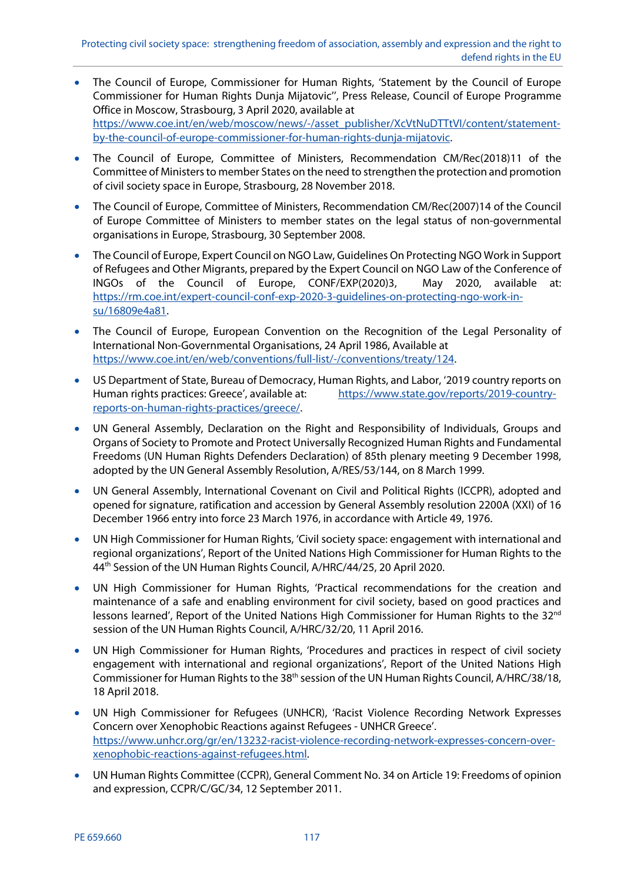- The Council of Europe, Commissioner for Human Rights, 'Statement by the Council of Europe Commissioner for Human Rights Dunja Mijatovic'', Press Release, Council of Europe Programme Office in Moscow, Strasbourg, 3 April 2020, available at https://www.coe.int/en/web/moscow/news/-/asset_publisher/XcVtNuDTTtVI/content/statement-by-the-council-of-europe-commissioner-for-human-rights-dunja-mijatovic.
- The Council of Europe, Committee of Ministers, Recommendation CM/Rec(2018)11 of the Committee of Ministers to member States on the need to strengthen the protection and promotion of civil society space in Europe, Strasbourg, 28 November 2018.
- The Council of Europe, Committee of Ministers, Recommendation CM/Rec(2007)14 of the Council of Europe Committee of Ministers to member states on the legal status of non-governmental organisations in Europe, Strasbourg, 30 September 2008.
- The Council of Europe, Expert Council on NGO Law, Guidelines On Protecting NGO Work in Support of Refugees and Other Migrants, prepared by the Expert Council on NGO Law of the Conference of INGOs of the Council of Europe, CONF/EXP(2020)3, May 2020, available at: https://rm.coe.int/expert-council-conf-exp-2020-3-guidelines-on-protecting-ngo-work-in-su/16809e4a81.
- The Council of Europe, European Convention on the Recognition of the Legal Personality of International Non-Governmental Organisations, 24 April 1986, Available at https://www.coe.int/en/web/conventions/full-list/-/conventions/treaty/124.
- US Department of State, Bureau of Democracy, Human Rights, and Labor, '2019 country reports on Human rights practices: Greece', available at: https://www.state.gov/reports/2019-country-reports-on-human-rights-practices/greece/.
- UN General Assembly, Declaration on the Right and Responsibility of Individuals, Groups and Organs of Society to Promote and Protect Universally Recognized Human Rights and Fundamental Freedoms (UN Human Rights Defenders Declaration) of 85th plenary meeting 9 December 1998, adopted by the UN General Assembly Resolution, A/RES/53/144, on 8 March 1999.
- UN General Assembly, International Covenant on Civil and Political Rights (ICCPR), adopted and opened for signature, ratification and accession by General Assembly resolution 2200A (XXI) of 16 December 1966 entry into force 23 March 1976, in accordance with Article 49, 1976.
- UN High Commissioner for Human Rights, 'Civil society space: engagement with international and regional organizations', Report of the United Nations High Commissioner for Human Rights to the 44th Session of the UN Human Rights Council, A/HRC/44/25, 20 April 2020.
- UN High Commissioner for Human Rights, 'Practical recommendations for the creation and maintenance of a safe and enabling environment for civil society, based on good practices and lessons learned', Report of the United Nations High Commissioner for Human Rights to the 32nd session of the UN Human Rights Council, A/HRC/32/20, 11 April 2016.
- UN High Commissioner for Human Rights, 'Procedures and practices in respect of civil society engagement with international and regional organizations', Report of the United Nations High Commissioner for Human Rights to the 38th session of the UN Human Rights Council, A/HRC/38/18, 18 April 2018.
- UN High Commissioner for Refugees (UNHCR), 'Racist Violence Recording Network Expresses Concern over Xenophobic Reactions against Refugees - UNHCR Greece'. https://www.unhcr.org/gr/en/13232-racist-violence-recording-network-expresses-concern-over-xenophobic-reactions-against-refugees.html.
- UN Human Rights Committee (CCPR), General Comment No. 34 on Article 19: Freedoms of opinion and expression, CCPR/C/GC/34, 12 September 2011.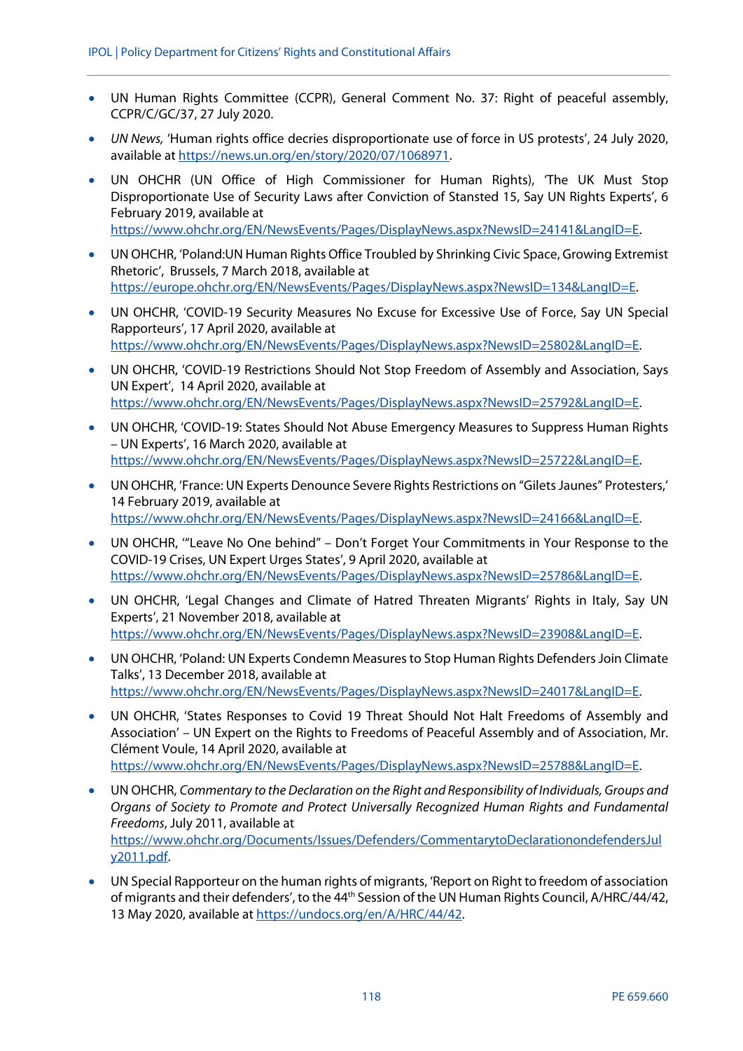- UN Human Rights Committee (CCPR), General Comment No. 37: Right of peaceful assembly, CCPR/C/GC/37, 27 July 2020.
- *UN News,* 'Human rights office decries disproportionate use of force in US protests', 24 July 2020, available at https://news.un.org/en/story/2020/07/1068971.
- UN OHCHR (UN Office of High Commissioner for Human Rights), 'The UK Must Stop Disproportionate Use of Security Laws after Conviction of Stansted 15, Say UN Rights Experts', 6 February 2019, available at https://www.ohchr.org/EN/NewsEvents/Pages/DisplayNews.aspx?NewsID=24141&LangID=E.
- UN OHCHR, 'Poland:UN Human Rights Office Troubled by Shrinking Civic Space, Growing Extremist Rhetoric', Brussels, 7 March 2018, available at https://europe.ohchr.org/EN/NewsEvents/Pages/DisplayNews.aspx?NewsID=134&LangID=E.
- UN OHCHR, 'COVID-19 Security Measures No Excuse for Excessive Use of Force, Say UN Special Rapporteurs', 17 April 2020, available at https://www.ohchr.org/EN/NewsEvents/Pages/DisplayNews.aspx?NewsID=25802&LangID=E.
- UN OHCHR, 'COVID-19 Restrictions Should Not Stop Freedom of Assembly and Association, Says UN Expert', 14 April 2020, available at https://www.ohchr.org/EN/NewsEvents/Pages/DisplayNews.aspx?NewsID=25792&LangID=E.
- UN OHCHR, 'COVID-19: States Should Not Abuse Emergency Measures to Suppress Human Rights – UN Experts', 16 March 2020, available at https://www.ohchr.org/EN/NewsEvents/Pages/DisplayNews.aspx?NewsID=25722&LangID=E.
- UN OHCHR, 'France: UN Experts Denounce Severe Rights Restrictions on "Gilets Jaunes" Protesters,' 14 February 2019, available at https://www.ohchr.org/EN/NewsEvents/Pages/DisplayNews.aspx?NewsID=24166&LangID=E.
- UN OHCHR, '"Leave No One behind" – Don't Forget Your Commitments in Your Response to the COVID-19 Crises, UN Expert Urges States', 9 April 2020, available at https://www.ohchr.org/EN/NewsEvents/Pages/DisplayNews.aspx?NewsID=25786&LangID=E.
- UN OHCHR, 'Legal Changes and Climate of Hatred Threaten Migrants' Rights in Italy, Say UN Experts', 21 November 2018, available at https://www.ohchr.org/EN/NewsEvents/Pages/DisplayNews.aspx?NewsID=23908&LangID=E.
- UN OHCHR, 'Poland: UN Experts Condemn Measures to Stop Human Rights Defenders Join Climate Talks', 13 December 2018, available at https://www.ohchr.org/EN/NewsEvents/Pages/DisplayNews.aspx?NewsID=24017&LangID=E.
- UN OHCHR, 'States Responses to Covid 19 Threat Should Not Halt Freedoms of Assembly and Association' – UN Expert on the Rights to Freedoms of Peaceful Assembly and of Association, Mr. Clément Voule, 14 April 2020, available at https://www.ohchr.org/EN/NewsEvents/Pages/DisplayNews.aspx?NewsID=25788&LangID=E.
- UN OHCHR, *Commentary to the Declaration on the Right and Responsibility of Individuals, Groups and Organs of Society to Promote and Protect Universally Recognized Human Rights and Fundamental Freedoms*, July 2011, available at https://www.ohchr.org/Documents/Issues/Defenders/CommentarytoDeclarationondefendersJuly2011.pdf.
- UN Special Rapporteur on the human rights of migrants, 'Report on Right to freedom of association of migrants and their defenders', to the 44th Session of the UN Human Rights Council, A/HRC/44/42, 13 May 2020, available at https://undocs.org/en/A/HRC/44/42.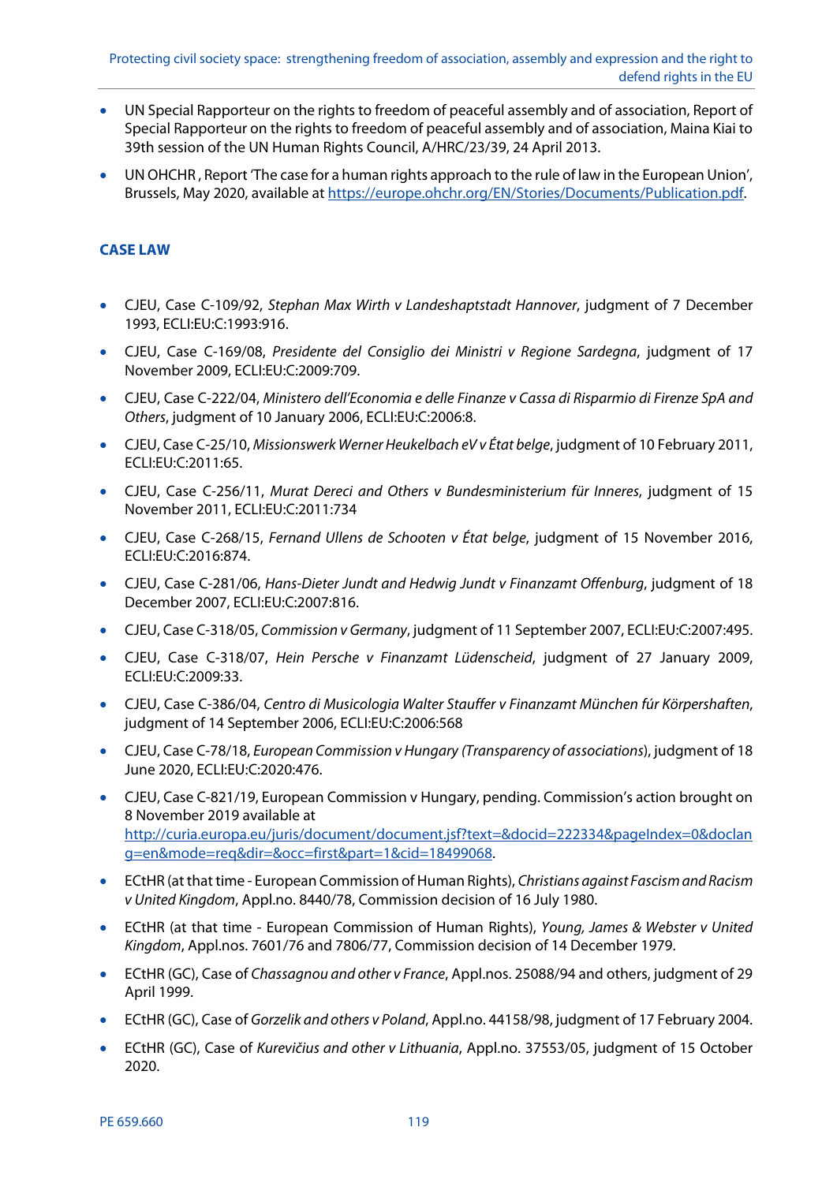- UN Special Rapporteur on the rights to freedom of peaceful assembly and of association, Report of Special Rapporteur on the rights to freedom of peaceful assembly and of association, Maina Kiai to 39th session of the UN Human Rights Council, A/HRC/23/39, 24 April 2013.
- UN OHCHR , Report 'The case for a human rights approach to the rule of law in the European Union', Brussels, May 2020, available at https://europe.ohchr.org/EN/Stories/Documents/Publication.pdf.

## CASE LAW

- CJEU, Case C-109/92, *Stephan Max Wirth v Landeshaptstadt Hannover*, judgment of 7 December 1993, ECLI:EU:C:1993:916.
- CJEU, Case C-169/08, *Presidente del Consiglio dei Ministri v Regione Sardegna*, judgment of 17 November 2009, ECLI:EU:C:2009:709.
- CJEU, Case C-222/04, *Ministero dell'Economia e delle Finanze v Cassa di Risparmio di Firenze SpA and Others*, judgment of 10 January 2006, ECLI:EU:C:2006:8.
- CJEU, Case C-25/10, *Missionswerk Werner Heukelbach eV v État belge*, judgment of 10 February 2011, ECLI:EU:C:2011:65.
- CJEU, Case C-256/11, *Murat Dereci and Others v Bundesministerium für Inneres*, judgment of 15 November 2011, ECLI:EU:C:2011:734
- CJEU, Case C-268/15, *Fernand Ullens de Schooten v État belge*, judgment of 15 November 2016, ECLI:EU:C:2016:874.
- CJEU, Case C-281/06, *Hans-Dieter Jundt and Hedwig Jundt v Finanzamt Offenburg*, judgment of 18 December 2007, ECLI:EU:C:2007:816.
- CJEU, Case C-318/05, *Commission v Germany*, judgment of 11 September 2007, ECLI:EU:C:2007:495.
- CJEU, Case C-318/07, *Hein Persche v Finanzamt Lüdenscheid*, judgment of 27 January 2009, ECLI:EU:C:2009:33.
- CJEU, Case C-386/04, *Centro di Musicologia Walter Stauffer v Finanzamt München fúr Körpershaften*, judgment of 14 September 2006, ECLI:EU:C:2006:568
- CJEU, Case C-78/18, *European Commission v Hungary (Transparency of associations*), judgment of 18 June 2020, ECLI:EU:C:2020:476.
- CJEU, Case C-821/19, European Commission v Hungary, pending. Commission's action brought on 8 November 2019 available at http://curia.europa.eu/juris/document/document.jsf?text=&docid=222334&pageIndex=0&doclang=en&mode=req&dir=&occ=first&part=1&cid=18499068.
- ECtHR (at that time - European Commission of Human Rights), *Christians against Fascism and Racism v United Kingdom*, Appl.no. 8440/78, Commission decision of 16 July 1980.
- ECtHR (at that time - European Commission of Human Rights), *Young, James & Webster v United Kingdom*, Appl.nos. 7601/76 and 7806/77, Commission decision of 14 December 1979.
- ECtHR (GC), Case of *Chassagnou and other v France*, Appl.nos. 25088/94 and others, judgment of 29 April 1999.
- ECtHR (GC), Case of *Gorzelik and others v Poland*, Appl.no. 44158/98, judgment of 17 February 2004.
- ECtHR (GC), Case of *Kurevičius and other v Lithuania*, Appl.no. 37553/05, judgment of 15 October 2020.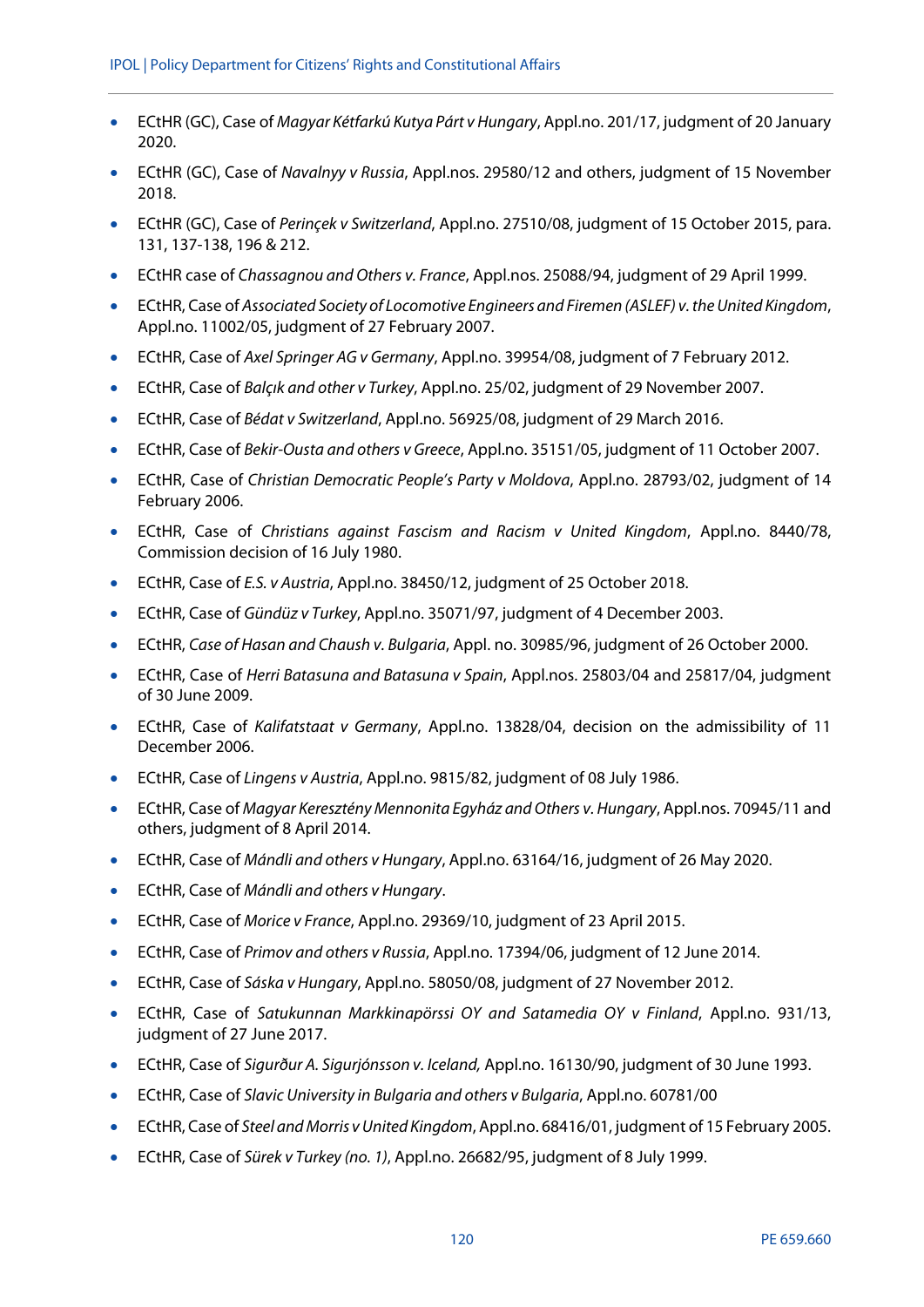- ECtHR (GC), Case of *Magyar Kétfarkú Kutya Párt v Hungary*, Appl.no. 201/17, judgment of 20 January 2020.
- ECtHR (GC), Case of *Navalnyy v Russia*, Appl.nos. 29580/12 and others, judgment of 15 November 2018.
- ECtHR (GC), Case of *Perinçek v Switzerland*, Appl.no. 27510/08, judgment of 15 October 2015, para. 131, 137-138, 196 & 212.
- ECtHR case of *Chassagnou and Others v. France*, Appl.nos. 25088/94, judgment of 29 April 1999.
- ECtHR, Case of *Associated Society of Locomotive Engineers and Firemen (ASLEF) v. the United Kingdom*, Appl.no. 11002/05, judgment of 27 February 2007.
- ECtHR, Case of *Axel Springer AG v Germany*, Appl.no. 39954/08, judgment of 7 February 2012.
- ECtHR, Case of *Balçık and other v Turkey*, Appl.no. 25/02, judgment of 29 November 2007.
- ECtHR, Case of *Bédat v Switzerland*, Appl.no. 56925/08, judgment of 29 March 2016.
- ECtHR, Case of *Bekir-Ousta and others v Greece*, Appl.no. 35151/05, judgment of 11 October 2007.
- ECtHR, Case of *Christian Democratic People's Party v Moldova*, Appl.no. 28793/02, judgment of 14 February 2006.
- ECtHR, Case of *Christians against Fascism and Racism v United Kingdom*, Appl.no. 8440/78, Commission decision of 16 July 1980.
- ECtHR, Case of *E.S. v Austria*, Appl.no. 38450/12, judgment of 25 October 2018.
- ECtHR, Case of *Gündüz v Turkey*, Appl.no. 35071/97, judgment of 4 December 2003.
- ECtHR, *Case of Hasan and Chaush v. Bulgaria*, Appl. no. 30985/96, judgment of 26 October 2000.
- ECtHR, Case of *Herri Batasuna and Batasuna v Spain*, Appl.nos. 25803/04 and 25817/04, judgment of 30 June 2009.
- ECtHR, Case of *Kalifatstaat v Germany*, Appl.no. 13828/04, decision on the admissibility of 11 December 2006.
- ECtHR, Case of *Lingens v Austria*, Appl.no. 9815/82, judgment of 08 July 1986.
- ECtHR, Case of *Magyar Keresztény Mennonita Egyház and Others v. Hungary*, Appl.nos. 70945/11 and others, judgment of 8 April 2014.
- ECtHR, Case of *Mándli and others v Hungary*, Appl.no. 63164/16, judgment of 26 May 2020.
- ECtHR, Case of *Mándli and others v Hungary*.
- ECtHR, Case of *Morice v France*, Appl.no. 29369/10, judgment of 23 April 2015.
- ECtHR, Case of *Primov and others v Russia*, Appl.no. 17394/06, judgment of 12 June 2014.
- ECtHR, Case of *Sáska v Hungary*, Appl.no. 58050/08, judgment of 27 November 2012.
- ECtHR, Case of *Satukunnan Markkinapörssi OY and Satamedia OY v Finland*, Appl.no. 931/13, judgment of 27 June 2017.
- ECtHR, Case of *Sigurður A. Sigurjónsson v. Iceland,* Appl.no. 16130/90, judgment of 30 June 1993.
- ECtHR, Case of *Slavic University in Bulgaria and others v Bulgaria*, Appl.no. 60781/00
- ECtHR, Case of *Steel and Morris v United Kingdom*, Appl.no. 68416/01, judgment of 15 February 2005.
- ECtHR, Case of *Sürek v Turkey (no. 1)*, Appl.no. 26682/95, judgment of 8 July 1999.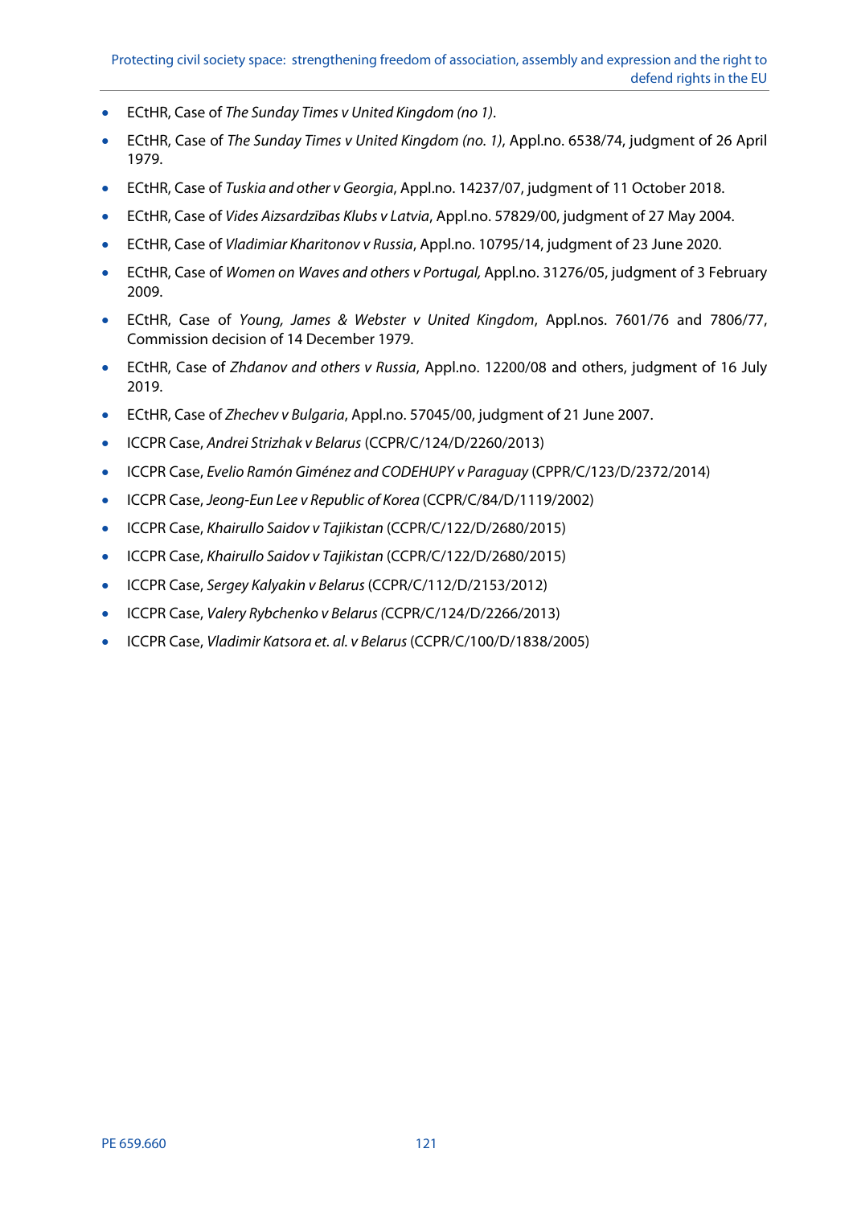- ECtHR, Case of *The Sunday Times v United Kingdom (no 1)*.
- ECtHR, Case of *The Sunday Times v United Kingdom (no. 1)*, Appl.no. 6538/74, judgment of 26 April 1979.
- ECtHR, Case of *Tuskia and other v Georgia*, Appl.no. 14237/07, judgment of 11 October 2018.
- ECtHR, Case of *Vides Aizsardzības Klubs v Latvia*, Appl.no. 57829/00, judgment of 27 May 2004.
- ECtHR, Case of *Vladimiar Kharitonov v Russia*, Appl.no. 10795/14, judgment of 23 June 2020.
- ECtHR, Case of *Women on Waves and others v Portugal,* Appl.no. 31276/05, judgment of 3 February 2009.
- ECtHR, Case of *Young, James & Webster v United Kingdom*, Appl.nos. 7601/76 and 7806/77, Commission decision of 14 December 1979.
- ECtHR, Case of *Zhdanov and others v Russia*, Appl.no. 12200/08 and others, judgment of 16 July 2019.
- ECtHR, Case of *Zhechev v Bulgaria*, Appl.no. 57045/00, judgment of 21 June 2007.
- ICCPR Case, *Andrei Strizhak v Belarus* (CCPR/C/124/D/2260/2013)
- ICCPR Case, *Evelio Ramón Giménez and CODEHUPY v Paraguay* (CPPR/C/123/D/2372/2014)
- ICCPR Case, *Jeong-Eun Lee v Republic of Korea* (CCPR/C/84/D/1119/2002)
- ICCPR Case, *Khairullo Saidov v Tajikistan* (CCPR/C/122/D/2680/2015)
- ICCPR Case, *Khairullo Saidov v Tajikistan* (CCPR/C/122/D/2680/2015)
- ICCPR Case, *Sergey Kalyakin v Belarus* (CCPR/C/112/D/2153/2012)
- ICCPR Case, *Valery Rybchenko v Belarus (*CCPR/C/124/D/2266/2013)
- ICCPR Case, *Vladimir Katsora et. al. v Belarus* (CCPR/C/100/D/1838/2005)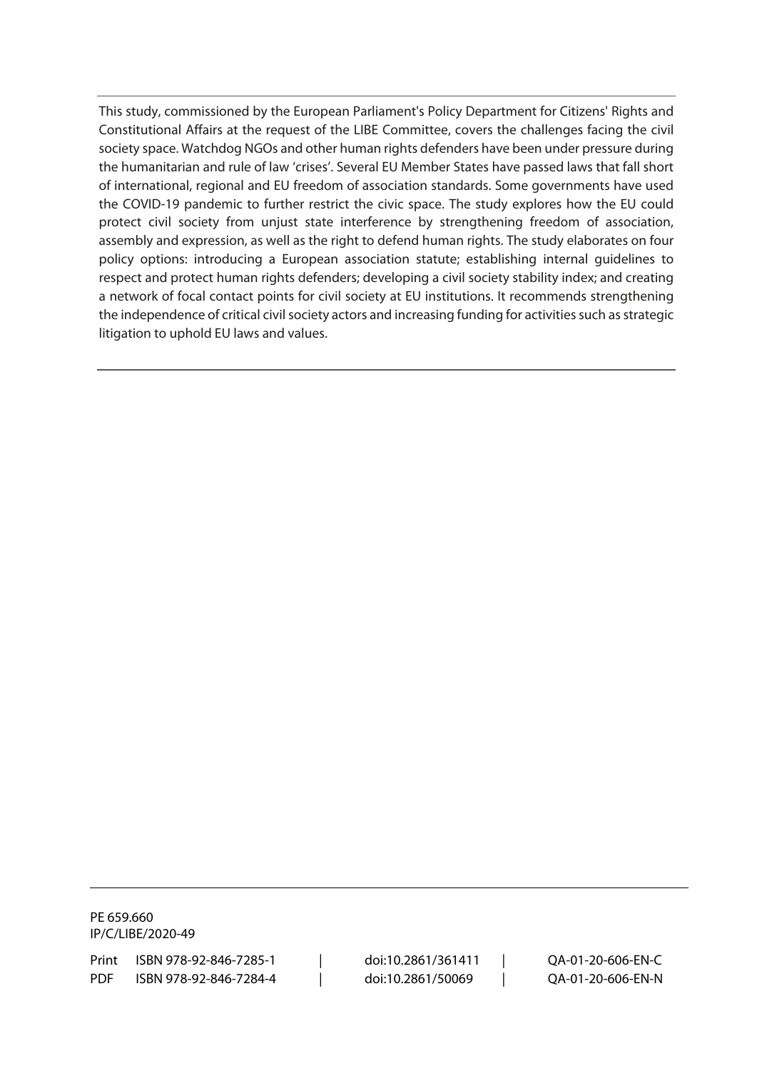This study, commissioned by the European Parliament's Policy Department for Citizens' Rights and Constitutional Affairs at the request of the LIBE Committee, covers the challenges facing the civil society space. Watchdog NGOs and other human rights defenders have been under pressure during the humanitarian and rule of law 'crises'. Several EU Member States have passed laws that fall short of international, regional and EU freedom of association standards. Some governments have used the COVID-19 pandemic to further restrict the civic space. The study explores how the EU could protect civil society from unjust state interference by strengthening freedom of association, assembly and expression, as well as the right to defend human rights. The study elaborates on four policy options: introducing a European association statute; establishing internal guidelines to respect and protect human rights defenders; developing a civil society stability index; and creating a network of focal contact points for civil society at EU institutions. It recommends strengthening the independence of critical civil society actors and increasing funding for activities such as strategic litigation to uphold EU laws and values.

PE 659.660
IP/C/LIBE/2020-49

| | | | |
|---|---|---|---|
| Print | ISBN 978-92-846-7285-1 | doi:10.2861/361411 | QA-01-20-606-EN-C |
| PDF | ISBN 978-92-846-7284-4 | doi:10.2861/50069 | QA-01-20-606-EN-N |